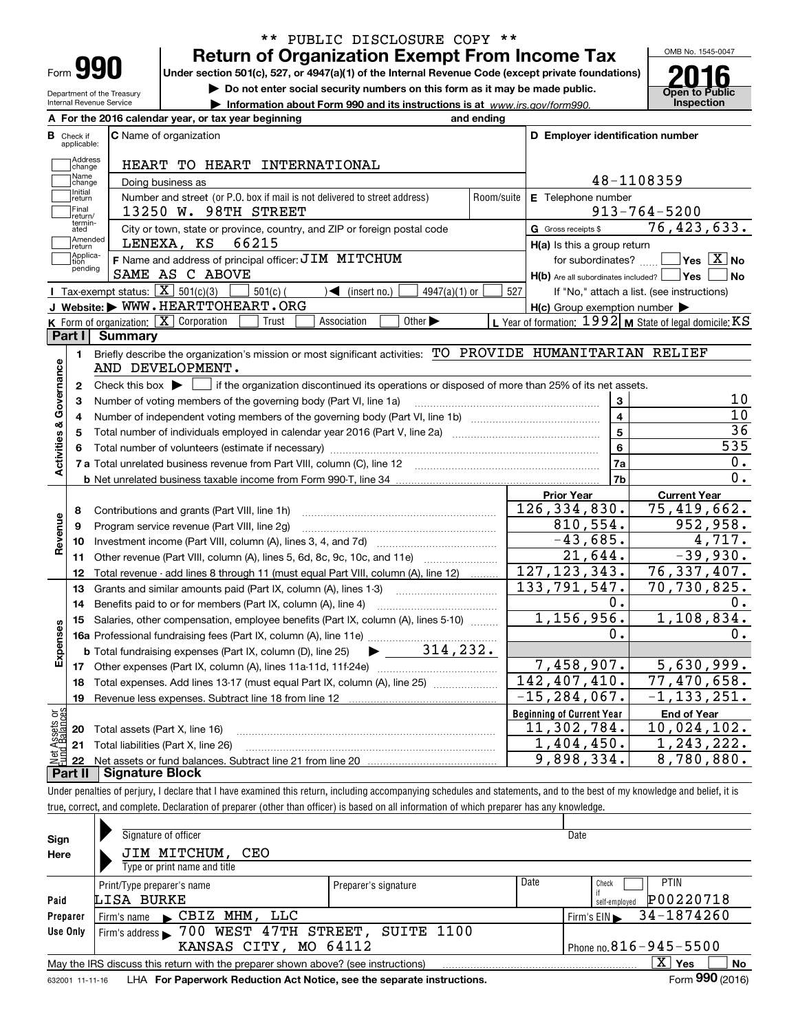\*\* PUBLIC DISCLOSURE COPY \*\*

# Form 990 — Return of Organization Exempt From Income Tax

Under section 501(c), 527, or 4947(a)(1) of the Internal Revenue Code (except private foundations)

▶ Do not enter social security numbers on this form as it may be made public.

▶ Information about Form 990 and its instructions is at www.irs.gov/form990.

Department of the Treasury
Internal Revenue Service

OMB No. 1545-0047

**2016**

**Open to Public Inspection**

**A** For the 2016 calendar year, or tax year beginning and ending

**B** Check if applicable: Address change, Name change, Initial return, Final return/terminated, Amended return, Application pending

**C** Name of organization: HEART TO HEART INTERNATIONAL

Doing business as

Number and street (or P.O. box if mail is not delivered to street address): 13250 W. 98TH STREET — Room/suite

City or town, state or province, country, and ZIP or foreign postal code: LENEXA, KS 66215

**D** Employer identification number: 48-1108359

**E** Telephone number: 913-764-5200

**G** Gross receipts $ 76,423,633.

**F** Name and address of principal officer: JIM MITCHUM, SAME AS C ABOVE

**H(a)** Is this a group return for subordinates? ☐ Yes ☒ No

**H(b)** Are all subordinates included? ☐ Yes ☐ No — If "No," attach a list. (see instructions)

**H(c)** Group exemption number ▶

**I** Tax-exempt status: ☒ 501(c)(3) ☐ 501(c) ( ) ◀ (insert no.) ☐ 4947(a)(1) or ☐ 527

**J** Website: ▶ WWW.HEARTTOHEART.ORG

**K** Form of organization: ☒ Corporation ☐ Trust ☐ Association ☐ Other ▶

**L** Year of formation: 1992 **M** State of legal domicile: KS

## Part I Summary

**Activities & Governance**

1. Briefly describe the organization's mission or most significant activities: TO PROVIDE HUMANITARIAN RELIEF AND DEVELOPMENT.
2. Check this box ▶ ☐ if the organization discontinued its operations or disposed of more than 25% of its net assets.

| | | Line | |
|---|---|---|---|
| 3 | Number of voting members of the governing body (Part VI, line 1a) | 3 | 10 |
| 4 | Number of independent voting members of the governing body (Part VI, line 1b) | 4 | 10 |
| 5 | Total number of individuals employed in calendar year 2016 (Part V, line 2a) | 5 | 36 |
| 6 | Total number of volunteers (estimate if necessary) | 6 | 535 |
| 7a | Total unrelated business revenue from Part VIII, column (C), line 12 | 7a | 0. |
| b | Net unrelated business taxable income from Form 990-T, line 34 | 7b | 0. |

| | | | Prior Year | Current Year |
|---|---|---|---|---|
| **Revenue** | 8 | Contributions and grants (Part VIII, line 1h) | 126,334,830. | 75,419,662. |
| | 9 | Program service revenue (Part VIII, line 2g) | 810,554. | 952,958. |
| | 10 | Investment income (Part VIII, column (A), lines 3, 4, and 7d) | -43,685. | 4,717. |
| | 11 | Other revenue (Part VIII, column (A), lines 5, 6d, 8c, 9c, 10c, and 11e) | 21,644. | -39,930. |
| | 12 | Total revenue - add lines 8 through 11 (must equal Part VIII, column (A), line 12) | 127,123,343. | 76,337,407. |
| **Expenses** | 13 | Grants and similar amounts paid (Part IX, column (A), lines 1-3) | 133,791,547. | 70,730,825. |
| | 14 | Benefits paid to or for members (Part IX, column (A), line 4) | 0. | 0. |
| | 15 | Salaries, other compensation, employee benefits (Part IX, column (A), lines 5-10) | 1,156,956. | 1,108,834. |
| | 16a | Professional fundraising fees (Part IX, column (A), line 11e) | 0. | 0. |
| | b | Total fundraising expenses (Part IX, column (D), line 25) ▶ 314,232. | | |
| | 17 | Other expenses (Part IX, column (A), lines 11a-11d, 11f-24e) | 7,458,907. | 5,630,999. |
| | 18 | Total expenses. Add lines 13-17 (must equal Part IX, column (A), line 25) | 142,407,410. | 77,470,658. |
| | 19 | Revenue less expenses. Subtract line 18 from line 12 | -15,284,067. | -1,133,251. |

| | | | Beginning of Current Year | End of Year |
|---|---|---|---|---|
| **Net Assets or Fund Balances** | 20 | Total assets (Part X, line 16) | 11,302,784. | 10,024,102. |
| | 21 | Total liabilities (Part X, line 26) | 1,404,450. | 1,243,222. |
| | 22 | Net assets or fund balances. Subtract line 21 from line 20 | 9,898,334. | 8,780,880. |

## Part II Signature Block

Under penalties of perjury, I declare that I have examined this return, including accompanying schedules and statements, and to the best of my knowledge and belief, it is true, correct, and complete. Declaration of preparer (other than officer) is based on all information of which preparer has any knowledge.

**Sign Here**

Signature of officer — Date

JIM MITCHUM, CEO
Type or print name and title

**Paid Preparer Use Only**

| Print/Type preparer's name | Preparer's signature | Date | Check ☐ if self-employed | PTIN |
|---|---|---|---|---|
| LISA BURKE | | | | P00220718 |

Firm's name ▶ CBIZ MHM, LLC — Firm's EIN ▶ 34-1874260

Firm's address ▶ 700 WEST 47TH STREET, SUITE 1100, KANSAS CITY, MO 64112 — Phone no. 816-945-5500

May the IRS discuss this return with the preparer shown above? (see instructions) ☒ Yes ☐ No

632001 11-11-16 LHA For Paperwork Reduction Act Notice, see the separate instructions. Form **990** (2016)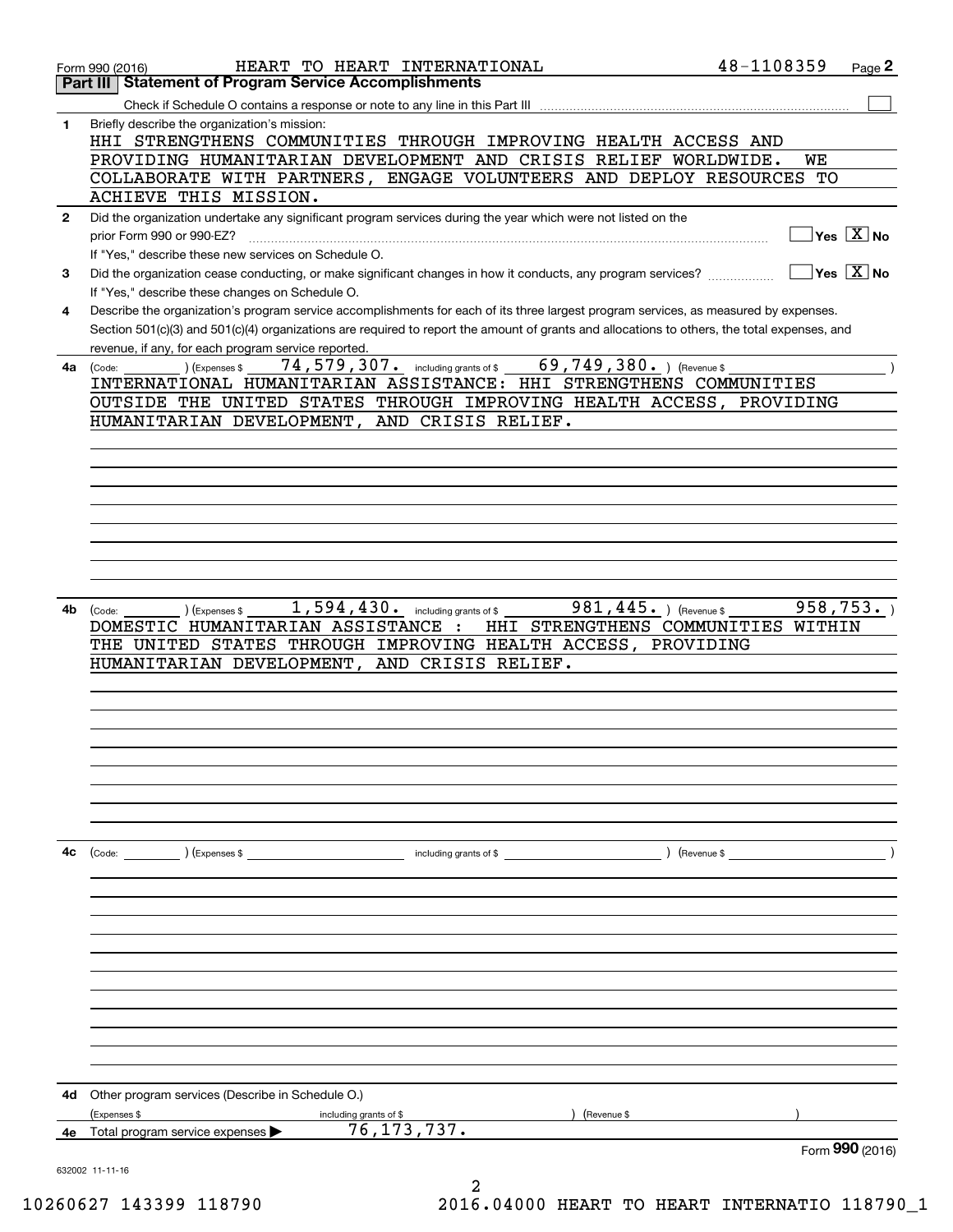Form 990 (2016) HEART TO HEART INTERNATIONAL 48-1108359

## Part III Statement of Program Service Accomplishments

Check if Schedule O contains a response or note to any line in this Part III ☐

**1** Briefly describe the organization's mission:

HHI STRENGTHENS COMMUNITIES THROUGH IMPROVING HEALTH ACCESS AND PROVIDING HUMANITARIAN DEVELOPMENT AND CRISIS RELIEF WORLDWIDE. WE COLLABORATE WITH PARTNERS, ENGAGE VOLUNTEERS AND DEPLOY RESOURCES TO ACHIEVE THIS MISSION.

**2** Did the organization undertake any significant program services during the year which were not listed on the prior Form 990 or 990-EZ? ☐ Yes ☒ No

If "Yes," describe these new services on Schedule O.

**3** Did the organization cease conducting, or make significant changes in how it conducts, any program services? ☐ Yes ☒ No

If "Yes," describe these changes on Schedule O.

**4** Describe the organization's program service accomplishments for each of its three largest program services, as measured by expenses. Section 501(c)(3) and 501(c)(4) organizations are required to report the amount of grants and allocations to others, the total expenses, and revenue, if any, for each program service reported.

**4a** (Code: ) (Expenses $ 74,579,307. including grants of $ 69,749,380. ) (Revenue $ )

INTERNATIONAL HUMANITARIAN ASSISTANCE: HHI STRENGTHENS COMMUNITIES OUTSIDE THE UNITED STATES THROUGH IMPROVING HEALTH ACCESS, PROVIDING HUMANITARIAN DEVELOPMENT, AND CRISIS RELIEF.

**4b** (Code: ) (Expenses $ 1,594,430. including grants of $ 981,445. ) (Revenue $ 958,753. )

DOMESTIC HUMANITARIAN ASSISTANCE : HHI STRENGTHENS COMMUNITIES WITHIN THE UNITED STATES THROUGH IMPROVING HEALTH ACCESS, PROVIDING HUMANITARIAN DEVELOPMENT, AND CRISIS RELIEF.

**4c** (Code: ) (Expenses $ including grants of $ ) (Revenue $ )

**4d** Other program services (Describe in Schedule O.)

(Expenses $ including grants of $ ) (Revenue $ )

**4e** Total program service expenses ▶ 76,173,737.

Form **990** (2016)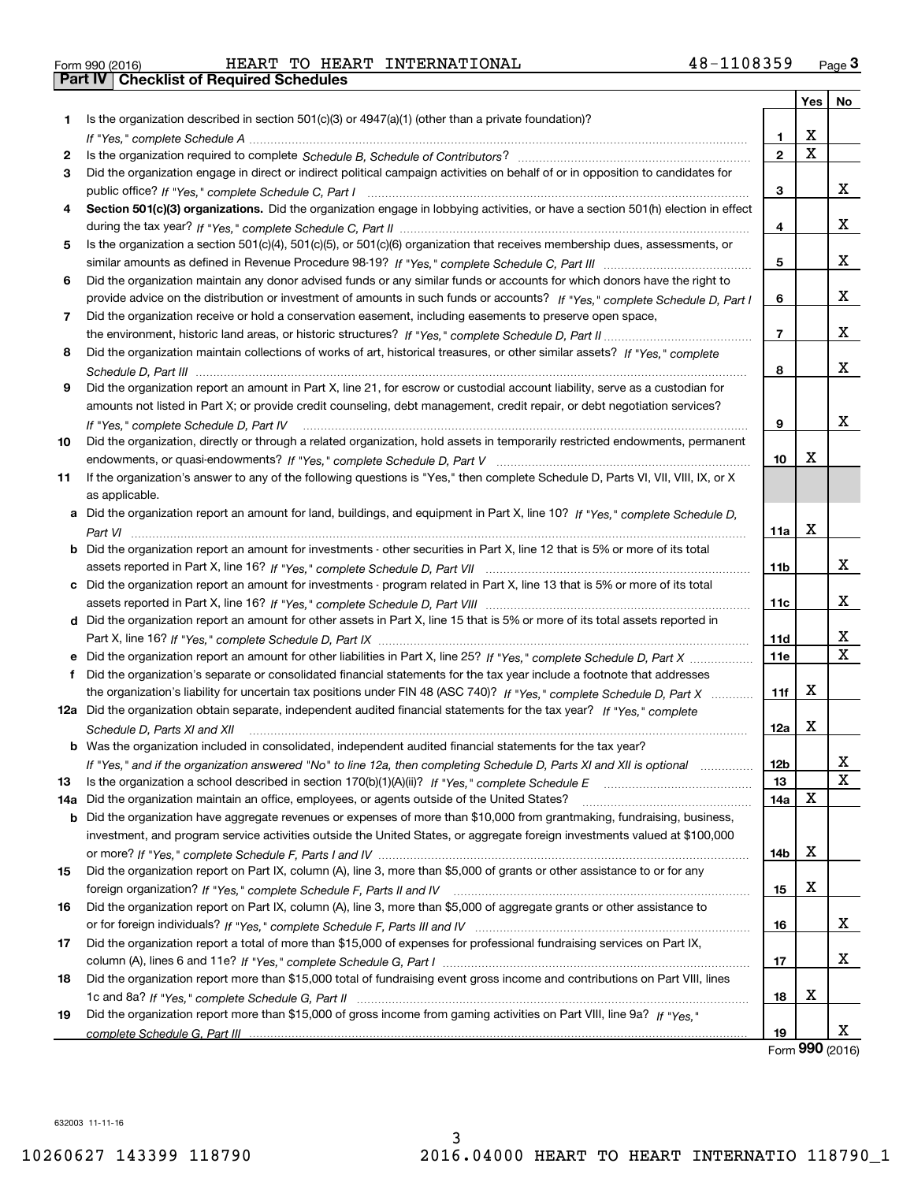Form 990 (2016) HEART TO HEART INTERNATIONAL 48-1108359

## Part IV Checklist of Required Schedules

| | | | Yes | No |
|---|---|---|---|---|
| 1 | Is the organization described in section 501(c)(3) or 4947(a)(1) (other than a private foundation)? *If "Yes," complete Schedule A* | 1 | X | |
| 2 | Is the organization required to complete *Schedule B, Schedule of Contributors*? | 2 | X | |
| 3 | Did the organization engage in direct or indirect political campaign activities on behalf of or in opposition to candidates for public office? *If "Yes," complete Schedule C, Part I* | 3 | | X |
| 4 | **Section 501(c)(3) organizations.** Did the organization engage in lobbying activities, or have a section 501(h) election in effect during the tax year? *If "Yes," complete Schedule C, Part II* | 4 | | X |
| 5 | Is the organization a section 501(c)(4), 501(c)(5), or 501(c)(6) organization that receives membership dues, assessments, or similar amounts as defined in Revenue Procedure 98-19? *If "Yes," complete Schedule C, Part III* | 5 | | X |
| 6 | Did the organization maintain any donor advised funds or any similar funds or accounts for which donors have the right to provide advice on the distribution or investment of amounts in such funds or accounts? *If "Yes," complete Schedule D, Part I* | 6 | | X |
| 7 | Did the organization receive or hold a conservation easement, including easements to preserve open space, the environment, historic land areas, or historic structures? *If "Yes," complete Schedule D, Part II* | 7 | | X |
| 8 | Did the organization maintain collections of works of art, historical treasures, or other similar assets? *If "Yes," complete Schedule D, Part III* | 8 | | X |
| 9 | Did the organization report an amount in Part X, line 21, for escrow or custodial account liability, serve as a custodian for amounts not listed in Part X; or provide credit counseling, debt management, credit repair, or debt negotiation services? *If "Yes," complete Schedule D, Part IV* | 9 | | X |
| 10 | Did the organization, directly or through a related organization, hold assets in temporarily restricted endowments, permanent endowments, or quasi-endowments? *If "Yes," complete Schedule D, Part V* | 10 | X | |
| 11 | If the organization's answer to any of the following questions is "Yes," then complete Schedule D, Parts VI, VII, VIII, IX, or X as applicable. | | | |
| a | Did the organization report an amount for land, buildings, and equipment in Part X, line 10? *If "Yes," complete Schedule D, Part VI* | 11a | X | |
| b | Did the organization report an amount for investments - other securities in Part X, line 12 that is 5% or more of its total assets reported in Part X, line 16? *If "Yes," complete Schedule D, Part VII* | 11b | | X |
| c | Did the organization report an amount for investments - program related in Part X, line 13 that is 5% or more of its total assets reported in Part X, line 16? *If "Yes," complete Schedule D, Part VIII* | 11c | | X |
| d | Did the organization report an amount for other assets in Part X, line 15 that is 5% or more of its total assets reported in Part X, line 16? *If "Yes," complete Schedule D, Part IX* | 11d | | X |
| e | Did the organization report an amount for other liabilities in Part X, line 25? *If "Yes," complete Schedule D, Part X* | 11e | | X |
| f | Did the organization's separate or consolidated financial statements for the tax year include a footnote that addresses the organization's liability for uncertain tax positions under FIN 48 (ASC 740)? *If "Yes," complete Schedule D, Part X* | 11f | X | |
| 12a | Did the organization obtain separate, independent audited financial statements for the tax year? *If "Yes," complete Schedule D, Parts XI and XII* | 12a | X | |
| b | Was the organization included in consolidated, independent audited financial statements for the tax year? *If "Yes," and if the organization answered "No" to line 12a, then completing Schedule D, Parts XI and XII is optional* | 12b | | X |
| 13 | Is the organization a school described in section 170(b)(1)(A)(ii)? *If "Yes," complete Schedule E* | 13 | | X |
| 14a | Did the organization maintain an office, employees, or agents outside of the United States? | 14a | X | |
| b | Did the organization have aggregate revenues or expenses of more than $10,000 from grantmaking, fundraising, business, investment, and program service activities outside the United States, or aggregate foreign investments valued at $100,000 or more? *If "Yes," complete Schedule F, Parts I and IV* | 14b | X | |
| 15 | Did the organization report on Part IX, column (A), line 3, more than $5,000 of grants or other assistance to or for any foreign organization? *If "Yes," complete Schedule F, Parts II and IV* | 15 | X | |
| 16 | Did the organization report on Part IX, column (A), line 3, more than $5,000 of aggregate grants or other assistance to or for foreign individuals? *If "Yes," complete Schedule F, Parts III and IV* | 16 | | X |
| 17 | Did the organization report a total of more than $15,000 of expenses for professional fundraising services on Part IX, column (A), lines 6 and 11e? *If "Yes," complete Schedule G, Part I* | 17 | | X |
| 18 | Did the organization report more than $15,000 total of fundraising event gross income and contributions on Part VIII, lines 1c and 8a? *If "Yes," complete Schedule G, Part II* | 18 | X | |
| 19 | Did the organization report more than $15,000 of gross income from gaming activities on Part VIII, line 9a? *If "Yes," complete Schedule G, Part III* | 19 | | X |

Form **990** (2016)

632003 11-11-16

10260627 143399 118790 2016.04000 HEART TO HEART INTERNATIO 118790_1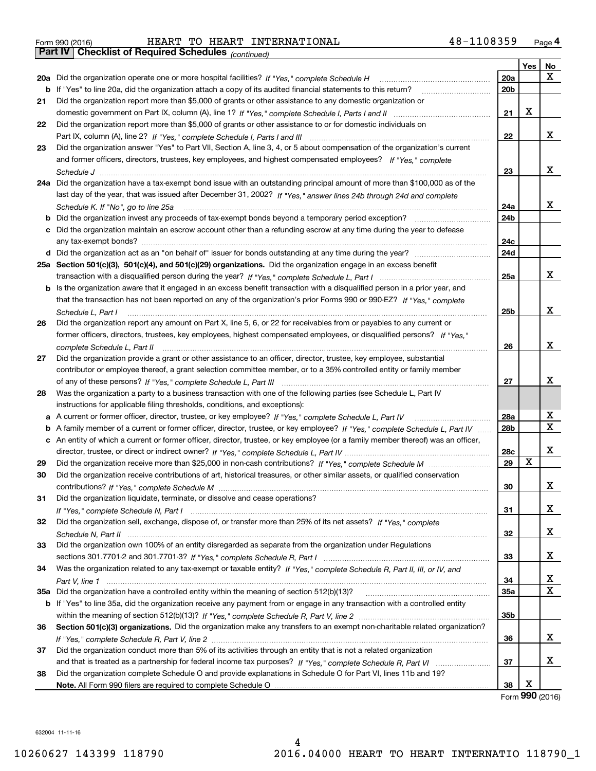Form 990 (2016) HEART TO HEART INTERNATIONAL 48-1108359 Page 4

**Part IV Checklist of Required Schedules** *(continued)*

| | | | Yes | No |
|---|---|---|---|---|
| 20a | Did the organization operate one or more hospital facilities? *If "Yes," complete Schedule H* | 20a | | X |
| b | If "Yes" to line 20a, did the organization attach a copy of its audited financial statements to this return? | 20b | | |
| 21 | Did the organization report more than $5,000 of grants or other assistance to any domestic organization or domestic government on Part IX, column (A), line 1? *If "Yes," complete Schedule I, Parts I and II* | 21 | X | |
| 22 | Did the organization report more than $5,000 of grants or other assistance to or for domestic individuals on Part IX, column (A), line 2? *If "Yes," complete Schedule I, Parts I and III* | 22 | | X |
| 23 | Did the organization answer "Yes" to Part VII, Section A, line 3, 4, or 5 about compensation of the organization's current and former officers, directors, trustees, key employees, and highest compensated employees? *If "Yes," complete Schedule J* | 23 | | X |
| 24a | Did the organization have a tax-exempt bond issue with an outstanding principal amount of more than $100,000 as of the last day of the year, that was issued after December 31, 2002? *If "Yes," answer lines 24b through 24d and complete Schedule K. If "No", go to line 25a* | 24a | | X |
| b | Did the organization invest any proceeds of tax-exempt bonds beyond a temporary period exception? | 24b | | |
| c | Did the organization maintain an escrow account other than a refunding escrow at any time during the year to defease any tax-exempt bonds? | 24c | | |
| d | Did the organization act as an "on behalf of" issuer for bonds outstanding at any time during the year? | 24d | | |
| 25a | **Section 501(c)(3), 501(c)(4), and 501(c)(29) organizations.** Did the organization engage in an excess benefit transaction with a disqualified person during the year? *If "Yes," complete Schedule L, Part I* | 25a | | X |
| b | Is the organization aware that it engaged in an excess benefit transaction with a disqualified person in a prior year, and that the transaction has not been reported on any of the organization's prior Forms 990 or 990-EZ? *If "Yes," complete Schedule L, Part I* | 25b | | X |
| 26 | Did the organization report any amount on Part X, line 5, 6, or 22 for receivables from or payables to any current or former officers, directors, trustees, key employees, highest compensated employees, or disqualified persons? *If "Yes," complete Schedule L, Part II* | 26 | | X |
| 27 | Did the organization provide a grant or other assistance to an officer, director, trustee, key employee, substantial contributor or employee thereof, a grant selection committee member, or to a 35% controlled entity or family member of any of these persons? *If "Yes," complete Schedule L, Part III* | 27 | | X |
| 28 | Was the organization a party to a business transaction with one of the following parties (see Schedule L, Part IV instructions for applicable filing thresholds, conditions, and exceptions): | | | |
| a | A current or former officer, director, trustee, or key employee? *If "Yes," complete Schedule L, Part IV* | 28a | | X |
| b | A family member of a current or former officer, director, trustee, or key employee? *If "Yes," complete Schedule L, Part IV* | 28b | | X |
| c | An entity of which a current or former officer, director, trustee, or key employee (or a family member thereof) was an officer, director, trustee, or direct or indirect owner? *If "Yes," complete Schedule L, Part IV* | 28c | | X |
| 29 | Did the organization receive more than $25,000 in non-cash contributions? *If "Yes," complete Schedule M* | 29 | X | |
| 30 | Did the organization receive contributions of art, historical treasures, or other similar assets, or qualified conservation contributions? *If "Yes," complete Schedule M* | 30 | | X |
| 31 | Did the organization liquidate, terminate, or dissolve and cease operations? *If "Yes," complete Schedule N, Part I* | 31 | | X |
| 32 | Did the organization sell, exchange, dispose of, or transfer more than 25% of its net assets? *If "Yes," complete Schedule N, Part II* | 32 | | X |
| 33 | Did the organization own 100% of an entity disregarded as separate from the organization under Regulations sections 301.7701-2 and 301.7701-3? *If "Yes," complete Schedule R, Part I* | 33 | | X |
| 34 | Was the organization related to any tax-exempt or taxable entity? *If "Yes," complete Schedule R, Part II, III, or IV, and Part V, line 1* | 34 | | X |
| 35a | Did the organization have a controlled entity within the meaning of section 512(b)(13)? | 35a | | X |
| b | If "Yes" to line 35a, did the organization receive any payment from or engage in any transaction with a controlled entity within the meaning of section 512(b)(13)? *If "Yes," complete Schedule R, Part V, line 2* | 35b | | |
| 36 | **Section 501(c)(3) organizations.** Did the organization make any transfers to an exempt non-charitable related organization? *If "Yes," complete Schedule R, Part V, line 2* | 36 | | X |
| 37 | Did the organization conduct more than 5% of its activities through an entity that is not a related organization and that is treated as a partnership for federal income tax purposes? *If "Yes," complete Schedule R, Part VI* | 37 | | X |
| 38 | Did the organization complete Schedule O and provide explanations in Schedule O for Part VI, lines 11b and 19? **Note.** All Form 990 filers are required to complete Schedule O | 38 | X | |

Form **990** (2016)

632004 11-11-16

10260627 143399 118790 2016.04000 HEART TO HEART INTERNATIO 118790_1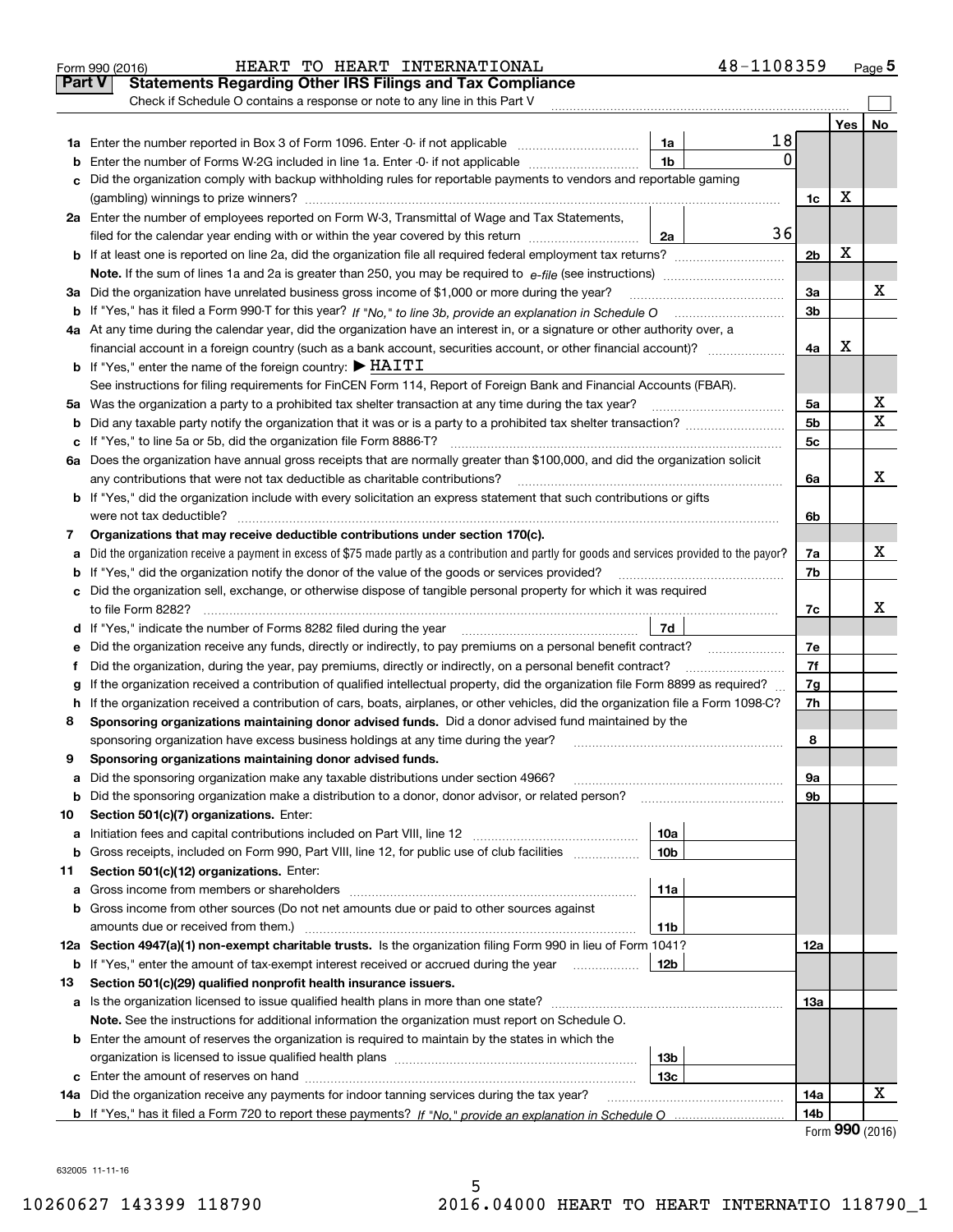Form 990 (2016) HEART TO HEART INTERNATIONAL 48-1108359 Page 5

## Part V Statements Regarding Other IRS Filings and Tax Compliance

Check if Schedule O contains a response or note to any line in this Part V

| | | | | | Yes | No |
|---|---|---|---|---|---|---|
| 1a | Enter the number reported in Box 3 of Form 1096. Enter -0- if not applicable | 1a | 18 | | | |
| b | Enter the number of Forms W-2G included in line 1a. Enter -0- if not applicable | 1b | 0 | | | |
| c | Did the organization comply with backup withholding rules for reportable payments to vendors and reportable gaming (gambling) winnings to prize winners? | | | 1c | X | |
| 2a | Enter the number of employees reported on Form W-3, Transmittal of Wage and Tax Statements, filed for the calendar year ending with or within the year covered by this return | 2a | 36 | | | |
| b | If at least one is reported on line 2a, did the organization file all required federal employment tax returns? | | | 2b | X | |
| | **Note.** If the sum of lines 1a and 2a is greater than 250, you may be required to *e-file* (see instructions) | | | | | |
| 3a | Did the organization have unrelated business gross income of $1,000 or more during the year? | | | 3a | | X |
| b | If "Yes," has it filed a Form 990-T for this year? *If "No," to line 3b, provide an explanation in Schedule O* | | | 3b | | |
| 4a | At any time during the calendar year, did the organization have an interest in, or a signature or other authority over, a financial account in a foreign country (such as a bank account, securities account, or other financial account)? | | | 4a | X | |
| b | If "Yes," enter the name of the foreign country: ▶ HAITI | | | | | |
| | See instructions for filing requirements for FinCEN Form 114, Report of Foreign Bank and Financial Accounts (FBAR). | | | | | |
| 5a | Was the organization a party to a prohibited tax shelter transaction at any time during the tax year? | | | 5a | | X |
| b | Did any taxable party notify the organization that it was or is a party to a prohibited tax shelter transaction? | | | 5b | | X |
| c | If "Yes," to line 5a or 5b, did the organization file Form 8886-T? | | | 5c | | |
| 6a | Does the organization have annual gross receipts that are normally greater than $100,000, and did the organization solicit any contributions that were not tax deductible as charitable contributions? | | | 6a | | X |
| b | If "Yes," did the organization include with every solicitation an express statement that such contributions or gifts were not tax deductible? | | | 6b | | |
| 7 | **Organizations that may receive deductible contributions under section 170(c).** | | | | | |
| a | Did the organization receive a payment in excess of $75 made partly as a contribution and partly for goods and services provided to the payor? | | | 7a | | X |
| b | If "Yes," did the organization notify the donor of the value of the goods or services provided? | | | 7b | | |
| c | Did the organization sell, exchange, or otherwise dispose of tangible personal property for which it was required to file Form 8282? | | | 7c | | X |
| d | If "Yes," indicate the number of Forms 8282 filed during the year | 7d | | | | |
| e | Did the organization receive any funds, directly or indirectly, to pay premiums on a personal benefit contract? | | | 7e | | |
| f | Did the organization, during the year, pay premiums, directly or indirectly, on a personal benefit contract? | | | 7f | | |
| g | If the organization received a contribution of qualified intellectual property, did the organization file Form 8899 as required? | | | 7g | | |
| h | If the organization received a contribution of cars, boats, airplanes, or other vehicles, did the organization file a Form 1098-C? | | | 7h | | |
| 8 | **Sponsoring organizations maintaining donor advised funds.** Did a donor advised fund maintained by the sponsoring organization have excess business holdings at any time during the year? | | | 8 | | |
| 9 | **Sponsoring organizations maintaining donor advised funds.** | | | | | |
| a | Did the sponsoring organization make any taxable distributions under section 4966? | | | 9a | | |
| b | Did the sponsoring organization make a distribution to a donor, donor advisor, or related person? | | | 9b | | |
| 10 | **Section 501(c)(7) organizations.** Enter: | | | | | |
| a | Initiation fees and capital contributions included on Part VIII, line 12 | 10a | | | | |
| b | Gross receipts, included on Form 990, Part VIII, line 12, for public use of club facilities | 10b | | | | |
| 11 | **Section 501(c)(12) organizations.** Enter: | | | | | |
| a | Gross income from members or shareholders | 11a | | | | |
| b | Gross income from other sources (Do not net amounts due or paid to other sources against amounts due or received from them.) | 11b | | | | |
| 12a | **Section 4947(a)(1) non-exempt charitable trusts.** Is the organization filing Form 990 in lieu of Form 1041? | | | 12a | | |
| b | If "Yes," enter the amount of tax-exempt interest received or accrued during the year | 12b | | | | |
| 13 | **Section 501(c)(29) qualified nonprofit health insurance issuers.** | | | | | |
| a | Is the organization licensed to issue qualified health plans in more than one state? | | | 13a | | |
| | **Note.** See the instructions for additional information the organization must report on Schedule O. | | | | | |
| b | Enter the amount of reserves the organization is required to maintain by the states in which the organization is licensed to issue qualified health plans | 13b | | | | |
| c | Enter the amount of reserves on hand | 13c | | | | |
| 14a | Did the organization receive any payments for indoor tanning services during the tax year? | | | 14a | | X |
| b | If "Yes," has it filed a Form 720 to report these payments? *If "No," provide an explanation in Schedule O* | | | 14b | | |

Form **990** (2016)

632005 11-11-16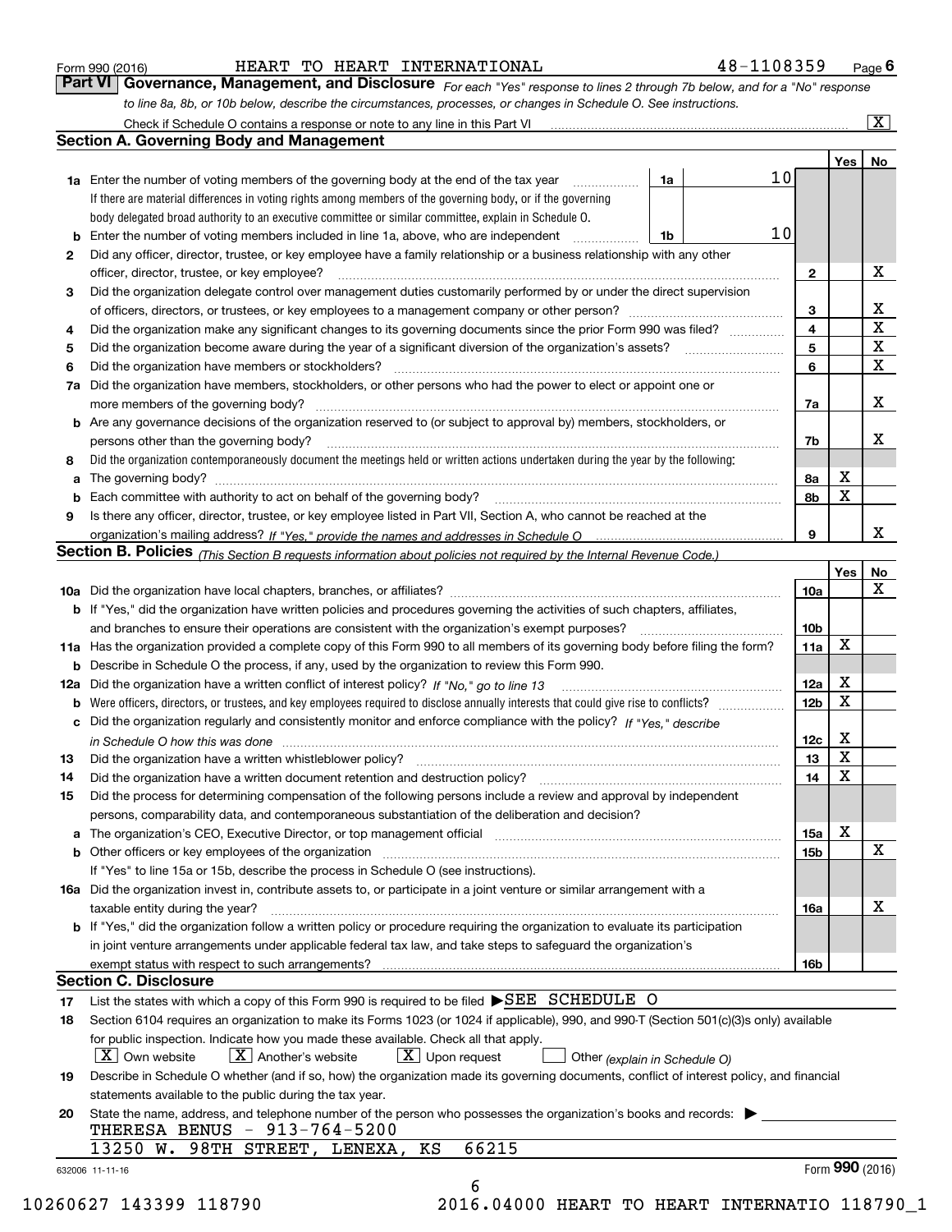Form 990 (2016) HEART TO HEART INTERNATIONAL 48-1108359

## Part VI Governance, Management, and Disclosure

*For each "Yes" response to lines 2 through 7b below, and for a "No" response to line 8a, 8b, or 10b below, describe the circumstances, processes, or changes in Schedule O. See instructions.*

Check if Schedule O contains a response or note to any line in this Part VI [X]

### Section A. Governing Body and Management

| | | | | Yes | No |
|---|---|---|---|---|---|
| 1a | Enter the number of voting members of the governing body at the end of the tax year. If there are material differences in voting rights among members of the governing body, or if the governing body delegated broad authority to an executive committee or similar committee, explain in Schedule O. | 1a | 10 | | |
| b | Enter the number of voting members included in line 1a, above, who are independent | 1b | 10 | | |
| 2 | Did any officer, director, trustee, or key employee have a family relationship or a business relationship with any other officer, director, trustee, or key employee? | 2 | | | X |
| 3 | Did the organization delegate control over management duties customarily performed by or under the direct supervision of officers, directors, or trustees, or key employees to a management company or other person? | 3 | | | X |
| 4 | Did the organization make any significant changes to its governing documents since the prior Form 990 was filed? | 4 | | | X |
| 5 | Did the organization become aware during the year of a significant diversion of the organization's assets? | 5 | | | X |
| 6 | Did the organization have members or stockholders? | 6 | | | X |
| 7a | Did the organization have members, stockholders, or other persons who had the power to elect or appoint one or more members of the governing body? | 7a | | | X |
| b | Are any governance decisions of the organization reserved to (or subject to approval by) members, stockholders, or persons other than the governing body? | 7b | | | X |
| 8 | Did the organization contemporaneously document the meetings held or written actions undertaken during the year by the following: | | | | |
| a | The governing body? | 8a | | X | |
| b | Each committee with authority to act on behalf of the governing body? | 8b | | X | |
| 9 | Is there any officer, director, trustee, or key employee listed in Part VII, Section A, who cannot be reached at the organization's mailing address? *If "Yes," provide the names and addresses in Schedule O* | 9 | | | X |

### Section B. Policies *(This Section B requests information about policies not required by the Internal Revenue Code.)*

| | | | Yes | No |
|---|---|---|---|---|
| 10a | Did the organization have local chapters, branches, or affiliates? | 10a | | X |
| b | If "Yes," did the organization have written policies and procedures governing the activities of such chapters, affiliates, and branches to ensure their operations are consistent with the organization's exempt purposes? | 10b | | |
| 11a | Has the organization provided a complete copy of this Form 990 to all members of its governing body before filing the form? | 11a | X | |
| b | Describe in Schedule O the process, if any, used by the organization to review this Form 990. | | | |
| 12a | Did the organization have a written conflict of interest policy? *If "No," go to line 13* | 12a | X | |
| b | Were officers, directors, or trustees, and key employees required to disclose annually interests that could give rise to conflicts? | 12b | X | |
| c | Did the organization regularly and consistently monitor and enforce compliance with the policy? *If "Yes," describe in Schedule O how this was done* | 12c | X | |
| 13 | Did the organization have a written whistleblower policy? | 13 | X | |
| 14 | Did the organization have a written document retention and destruction policy? | 14 | X | |
| 15 | Did the process for determining compensation of the following persons include a review and approval by independent persons, comparability data, and contemporaneous substantiation of the deliberation and decision? | | | |
| a | The organization's CEO, Executive Director, or top management official | 15a | X | |
| b | Other officers or key employees of the organization | 15b | | X |
| | If "Yes" to line 15a or 15b, describe the process in Schedule O (see instructions). | | | |
| 16a | Did the organization invest in, contribute assets to, or participate in a joint venture or similar arrangement with a taxable entity during the year? | 16a | | X |
| b | If "Yes," did the organization follow a written policy or procedure requiring the organization to evaluate its participation in joint venture arrangements under applicable federal tax law, and take steps to safeguard the organization's exempt status with respect to such arrangements? | 16b | | |

### Section C. Disclosure

17 List the states with which a copy of this Form 990 is required to be filed ▶SEE SCHEDULE O

18 Section 6104 requires an organization to make its Forms 1023 (or 1024 if applicable), 990, and 990-T (Section 501(c)(3)s only) available for public inspection. Indicate how you made these available. Check all that apply.

[X] Own website [X] Another's website [X] Upon request [ ] Other *(explain in Schedule O)*

19 Describe in Schedule O whether (and if so, how) the organization made its governing documents, conflict of interest policy, and financial statements available to the public during the tax year.

20 State the name, address, and telephone number of the person who possesses the organization's books and records: ▶

THERESA BENUS - 913-764-5200
13250 W. 98TH STREET, LENEXA, KS 66215

632006 11-11-16

Form **990** (2016)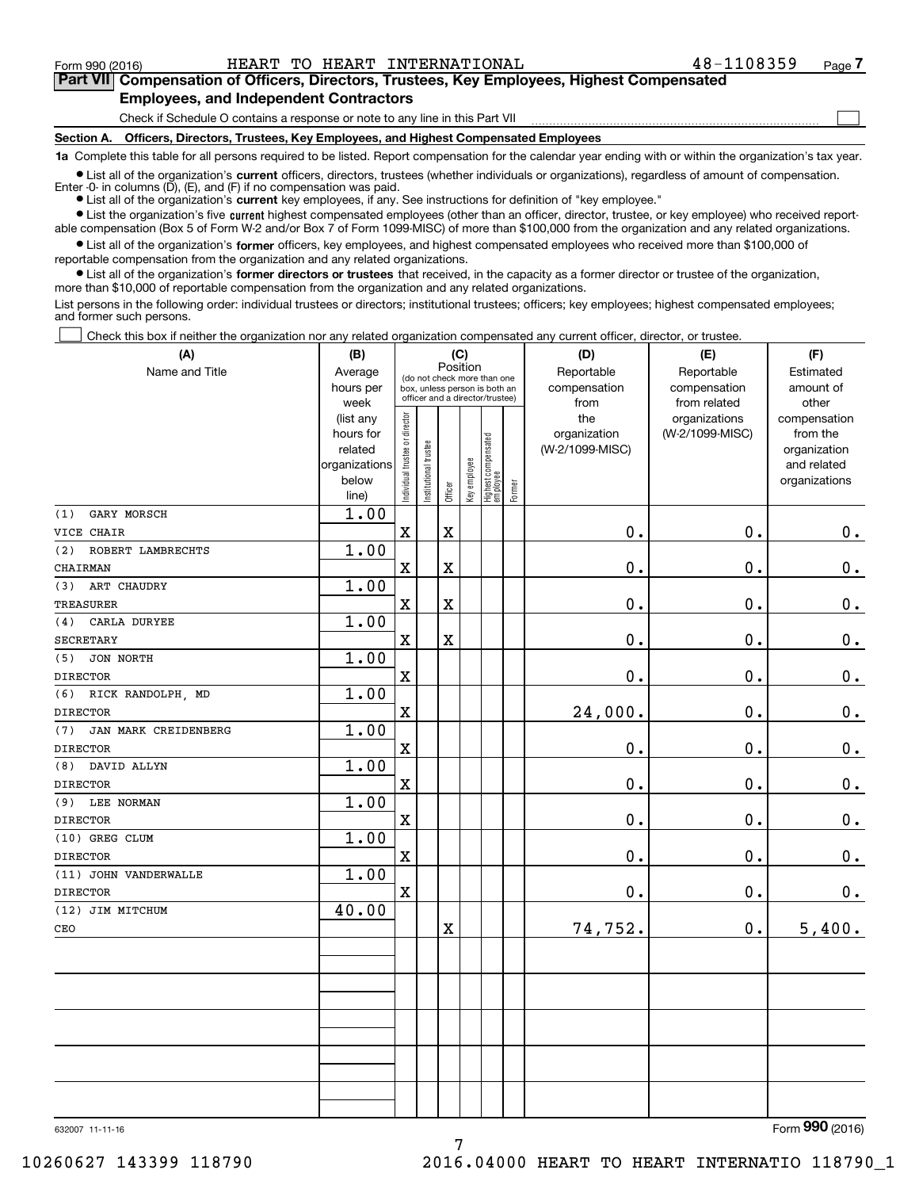Form 990 (2016) HEART TO HEART INTERNATIONAL 48-1108359

## Part VII Compensation of Officers, Directors, Trustees, Key Employees, Highest Compensated Employees, and Independent Contractors

Check if Schedule O contains a response or note to any line in this Part VII ☐

**Section A. Officers, Directors, Trustees, Key Employees, and Highest Compensated Employees**

**1a** Complete this table for all persons required to be listed. Report compensation for the calendar year ending with or within the organization's tax year.

- List all of the organization's **current** officers, directors, trustees (whether individuals or organizations), regardless of amount of compensation. Enter -0- in columns (D), (E), and (F) if no compensation was paid.
- List all of the organization's **current** key employees, if any. See instructions for definition of "key employee."
- List the organization's five **current** highest compensated employees (other than an officer, director, trustee, or key employee) who received reportable compensation (Box 5 of Form W-2 and/or Box 7 of Form 1099-MISC) of more than $100,000 from the organization and any related organizations.
- List all of the organization's **former** officers, key employees, and highest compensated employees who received more than $100,000 of reportable compensation from the organization and any related organizations.
- List all of the organization's **former directors or trustees** that received, in the capacity as a former director or trustee of the organization, more than $10,000 of reportable compensation from the organization and any related organizations.

List persons in the following order: individual trustees or directors; institutional trustees; officers; key employees; highest compensated employees; and former such persons.

☐ Check this box if neither the organization nor any related organization compensated any current officer, director, or trustee.

| (A) Name and Title | (B) Average hours per week (list any hours for related organizations below line) | (C) Position: Individual trustee or director | Institutional trustee | Officer | Key employee | Highest compensated employee | Former | (D) Reportable compensation from the organization (W-2/1099-MISC) | (E) Reportable compensation from related organizations (W-2/1099-MISC) | (F) Estimated amount of other compensation from the organization and related organizations |
|---|---|---|---|---|---|---|---|---|---|---|
| (1) GARY MORSCH<br>VICE CHAIR | 1.00 | X | | X | | | | 0. | 0. | 0. |
| (2) ROBERT LAMBRECHTS<br>CHAIRMAN | 1.00 | X | | X | | | | 0. | 0. | 0. |
| (3) ART CHAUDRY<br>TREASURER | 1.00 | X | | X | | | | 0. | 0. | 0. |
| (4) CARLA DURYEE<br>SECRETARY | 1.00 | X | | X | | | | 0. | 0. | 0. |
| (5) JON NORTH<br>DIRECTOR | 1.00 | X | | | | | | 0. | 0. | 0. |
| (6) RICK RANDOLPH, MD<br>DIRECTOR | 1.00 | X | | | | | | 24,000. | 0. | 0. |
| (7) JAN MARK CREIDENBERG<br>DIRECTOR | 1.00 | X | | | | | | 0. | 0. | 0. |
| (8) DAVID ALLYN<br>DIRECTOR | 1.00 | X | | | | | | 0. | 0. | 0. |
| (9) LEE NORMAN<br>DIRECTOR | 1.00 | X | | | | | | 0. | 0. | 0. |
| (10) GREG CLUM<br>DIRECTOR | 1.00 | X | | | | | | 0. | 0. | 0. |
| (11) JOHN VANDERWALLE<br>DIRECTOR | 1.00 | X | | | | | | 0. | 0. | 0. |
| (12) JIM MITCHUM<br>CEO | 40.00 | | | X | | | | 74,752. | 0. | 5,400. |
| | | | | | | | | | | |
| | | | | | | | | | | |
| | | | | | | | | | | |
| | | | | | | | | | | |
| | | | | | | | | | | |

632007 11-11-16 Form **990** (2016)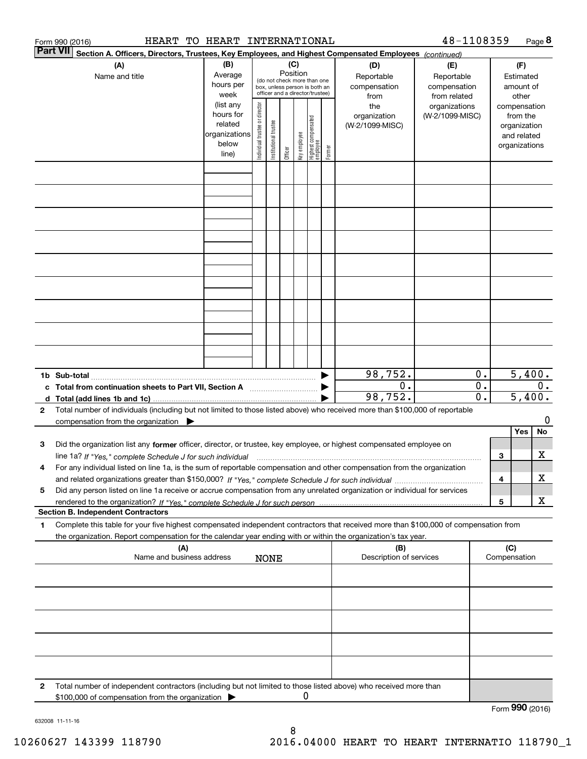Form 990 (2016) HEART TO HEART INTERNATIONAL 48-1108359 Page 8

**Part VII Section A. Officers, Directors, Trustees, Key Employees, and Highest Compensated Employees** *(continued)*

| (A) Name and title | (B) Average hours per week (list any hours for related organizations below line) | (C) Position (do not check more than one box, unless person is both an officer and a director/trustee): Individual trustee or director | Institutional trustee | Officer | Key employee | Highest compensated employee | Former | (D) Reportable compensation from the organization (W-2/1099-MISC) | (E) Reportable compensation from related organizations (W-2/1099-MISC) | (F) Estimated amount of other compensation from the organization and related organizations |
|---|---|---|---|---|---|---|---|---|---|---|
| | | | | | | | | | | |
| | | | | | | | | | | |
| | | | | | | | | | | |
| | | | | | | | | | | |
| | | | | | | | | | | |
| | | | | | | | | | | |
| | | | | | | | | | | |
| | | | | | | | | | | |
| | | | | | | | | | | |
| **1b Sub-total** | | | | | | | ▶ | 98,752. | 0. | 5,400. |
| **c Total from continuation sheets to Part VII, Section A** | | | | | | | ▶ | 0. | 0. | 0. |
| **d Total (add lines 1b and 1c)** | | | | | | | ▶ | 98,752. | 0. | 5,400. |

**2** Total number of individuals (including but not limited to those listed above) who received more than $100,000 of reportable compensation from the organization ▶ 0

| | | | Yes | No |
|---|---|---|---|---|
| **3** | Did the organization list any **former** officer, director, or trustee, key employee, or highest compensated employee on line 1a? *If "Yes," complete Schedule J for such individual* | 3 | | X |
| **4** | For any individual listed on line 1a, is the sum of reportable compensation and other compensation from the organization and related organizations greater than $150,000? *If "Yes," complete Schedule J for such individual* | 4 | | X |
| **5** | Did any person listed on line 1a receive or accrue compensation from any unrelated organization or individual for services rendered to the organization? *If "Yes," complete Schedule J for such person* | 5 | | X |

**Section B. Independent Contractors**

**1** Complete this table for your five highest compensated independent contractors that received more than $100,000 of compensation from the organization. Report compensation for the calendar year ending with or within the organization's tax year.

| (A) Name and business address NONE | (B) Description of services | (C) Compensation |
|---|---|---|
| | | |
| | | |
| | | |
| | | |
| | | |

**2** Total number of independent contractors (including but not limited to those listed above) who received more than $100,000 of compensation from the organization ▶ 0

Form **990** (2016)

632008 11-11-16

10260627 143399 118790 2016.04000 HEART TO HEART INTERNATIO 118790_1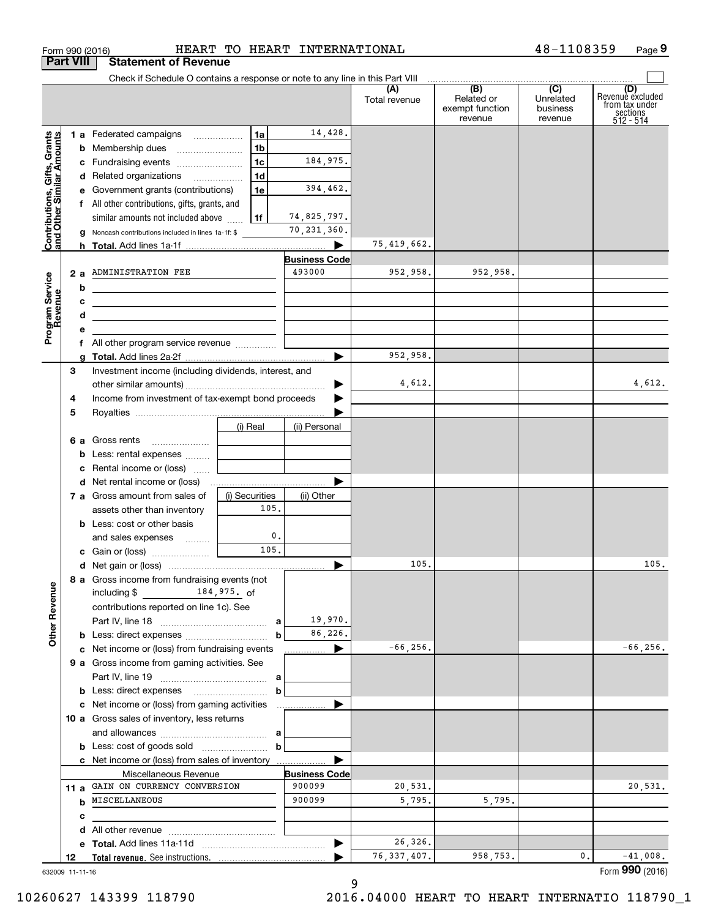Form 990 (2016) HEART TO HEART INTERNATIONAL 48-1108359

## Part VIII Statement of Revenue

Check if Schedule O contains a response or note to any line in this Part VIII

| | | | (A) Total revenue | (B) Related or exempt function revenue | (C) Unrelated business revenue | (D) Revenue excluded from tax under sections 512 - 514 |
|---|---|---|---|---|---|---|
| **Contributions, Gifts, Grants and Other Similar Amounts** | | | | | | |
| 1 a | Federated campaigns (1a) | 14,428. | | | | |
| b | Membership dues (1b) | | | | | |
| c | Fundraising events (1c) | 184,975. | | | | |
| d | Related organizations (1d) | | | | | |
| e | Government grants (contributions) (1e) | 394,462. | | | | |
| f | All other contributions, gifts, grants, and similar amounts not included above (1f) | 74,825,797. | | | | |
| g | Noncash contributions included in lines 1a-1f: $ | 70,231,360. | | | | |
| h | **Total.** Add lines 1a-1f | | 75,419,662. | | | |
| **Program Service Revenue** | | **Business Code** | | | | |
| 2 a | ADMINISTRATION FEE | 493000 | 952,958. | 952,958. | | |
| b | | | | | | |
| c | | | | | | |
| d | | | | | | |
| e | | | | | | |
| f | All other program service revenue | | | | | |
| g | **Total.** Add lines 2a-2f | | 952,958. | | | |
| 3 | Investment income (including dividends, interest, and other similar amounts) | | 4,612. | | | 4,612. |
| 4 | Income from investment of tax-exempt bond proceeds | | | | | |
| 5 | Royalties | | | | | |
| | | (i) Real / (ii) Personal | | | | |
| 6 a | Gross rents | | | | | |
| b | Less: rental expenses | | | | | |
| c | Rental income or (loss) | | | | | |
| d | Net rental income or (loss) | | | | | |
| | | (i) Securities / (ii) Other | | | | |
| 7 a | Gross amount from sales of assets other than inventory | (i) 105. | | | | |
| b | Less: cost or other basis and sales expenses | (i) 0. | | | | |
| c | Gain or (loss) | (i) 105. | | | | |
| d | Net gain or (loss) | | 105. | | | 105. |
| **Other Revenue** | | | | | | |
| 8 a | Gross income from fundraising events (not including $ 184,975. of contributions reported on line 1c). See Part IV, line 18 (a) | 19,970. | | | | |
| b | Less: direct expenses (b) | 86,226. | | | | |
| c | Net income or (loss) from fundraising events | | -66,256. | | | -66,256. |
| 9 a | Gross income from gaming activities. See Part IV, line 19 (a) | | | | | |
| b | Less: direct expenses (b) | | | | | |
| c | Net income or (loss) from gaming activities | | | | | |
| 10 a | Gross sales of inventory, less returns and allowances (a) | | | | | |
| b | Less: cost of goods sold (b) | | | | | |
| c | Net income or (loss) from sales of inventory | | | | | |
| | Miscellaneous Revenue | **Business Code** | | | | |
| 11 a | GAIN ON CURRENCY CONVERSION | 900099 | 20,531. | | | 20,531. |
| b | MISCELLANEOUS | 900099 | 5,795. | 5,795. | | |
| c | | | | | | |
| d | All other revenue | | | | | |
| e | **Total.** Add lines 11a-11d | | 26,326. | | | |
| 12 | **Total revenue.** See instructions. | | 76,337,407. | 958,753. | 0. | -41,008. |

632009 11-11-16 Form **990** (2016)

10260627 143399 118790 2016.04000 HEART TO HEART INTERNATIO 118790_1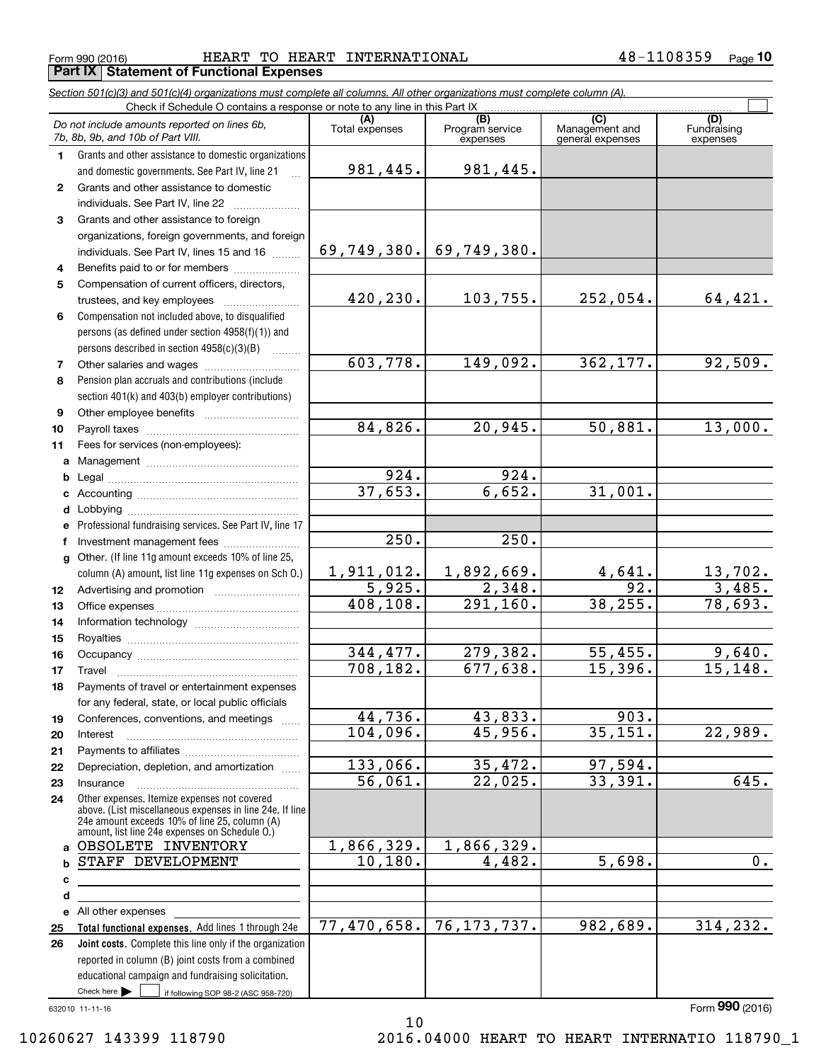Form 990 (2016) HEART TO HEART INTERNATIONAL 48-1108359

## Part IX Statement of Functional Expenses

*Section 501(c)(3) and 501(c)(4) organizations must complete all columns. All other organizations must complete column (A).*

Check if Schedule O contains a response or note to any line in this Part IX ☐

| *Do not include amounts reported on lines 6b, 7b, 8b, 9b, and 10b of Part VIII.* | (A) Total expenses | (B) Program service expenses | (C) Management and general expenses | (D) Fundraising expenses |
|---|---|---|---|---|
| 1 Grants and other assistance to domestic organizations and domestic governments. See Part IV, line 21 | 981,445. | 981,445. | | |
| 2 Grants and other assistance to domestic individuals. See Part IV, line 22 | | | | |
| 3 Grants and other assistance to foreign organizations, foreign governments, and foreign individuals. See Part IV, lines 15 and 16 | 69,749,380. | 69,749,380. | | |
| 4 Benefits paid to or for members | | | | |
| 5 Compensation of current officers, directors, trustees, and key employees | 420,230. | 103,755. | 252,054. | 64,421. |
| 6 Compensation not included above, to disqualified persons (as defined under section 4958(f)(1)) and persons described in section 4958(c)(3)(B) | | | | |
| 7 Other salaries and wages | 603,778. | 149,092. | 362,177. | 92,509. |
| 8 Pension plan accruals and contributions (include section 401(k) and 403(b) employer contributions) | | | | |
| 9 Other employee benefits | | | | |
| 10 Payroll taxes | 84,826. | 20,945. | 50,881. | 13,000. |
| 11 Fees for services (non-employees): | | | | |
| a Management | | | | |
| b Legal | 924. | 924. | | |
| c Accounting | 37,653. | 6,652. | 31,001. | |
| d Lobbying | | | | |
| e Professional fundraising services. See Part IV, line 17 | | | | |
| f Investment management fees | 250. | 250. | | |
| g Other. (If line 11g amount exceeds 10% of line 25, column (A) amount, list line 11g expenses on Sch O.) | 1,911,012. | 1,892,669. | 4,641. | 13,702. |
| 12 Advertising and promotion | 5,925. | 2,348. | 92. | 3,485. |
| 13 Office expenses | 408,108. | 291,160. | 38,255. | 78,693. |
| 14 Information technology | | | | |
| 15 Royalties | | | | |
| 16 Occupancy | 344,477. | 279,382. | 55,455. | 9,640. |
| 17 Travel | 708,182. | 677,638. | 15,396. | 15,148. |
| 18 Payments of travel or entertainment expenses for any federal, state, or local public officials | | | | |
| 19 Conferences, conventions, and meetings | 44,736. | 43,833. | 903. | |
| 20 Interest | 104,096. | 45,956. | 35,151. | 22,989. |
| 21 Payments to affiliates | | | | |
| 22 Depreciation, depletion, and amortization | 133,066. | 35,472. | 97,594. | |
| 23 Insurance | 56,061. | 22,025. | 33,391. | 645. |
| 24 Other expenses. Itemize expenses not covered above. (List miscellaneous expenses in line 24e. If line 24e amount exceeds 10% of line 25, column (A) amount, list line 24e expenses on Schedule O.) | | | | |
| a OBSOLETE INVENTORY | 1,866,329. | 1,866,329. | | |
| b STAFF DEVELOPMENT | 10,180. | 4,482. | 5,698. | 0. |
| c | | | | |
| d | | | | |
| e All other expenses | | | | |
| 25 **Total functional expenses.** Add lines 1 through 24e | 77,470,658. | 76,173,737. | 982,689. | 314,232. |
| 26 **Joint costs.** Complete this line only if the organization reported in column (B) joint costs from a combined educational campaign and fundraising solicitation. Check here ☐ if following SOP 98-2 (ASC 958-720) | | | | |

632010 11-11-16

Form **990** (2016)

10260627 143399 118790 2016.04000 HEART TO HEART INTERNATIO 118790_1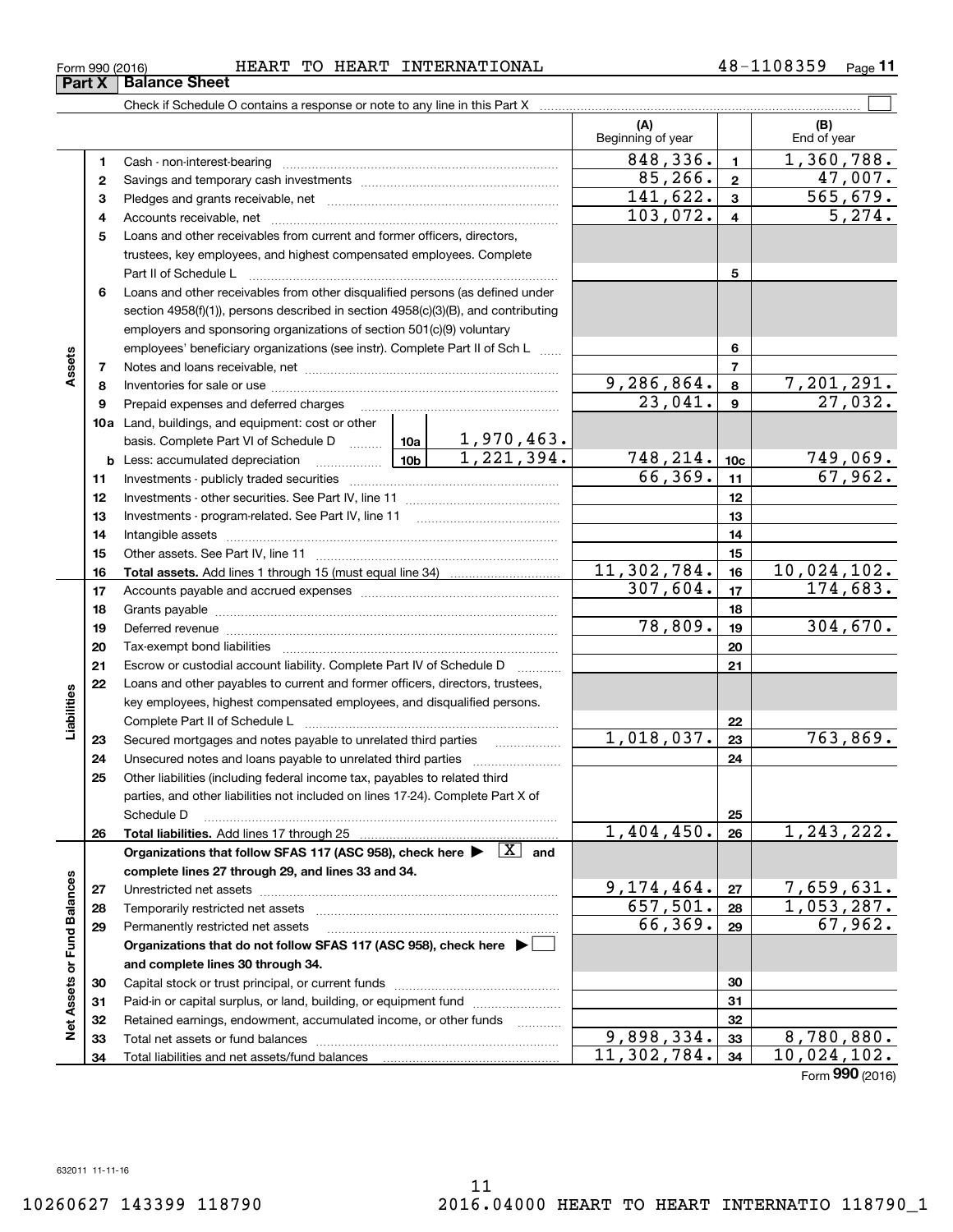Form 990 (2016) HEART TO HEART INTERNATIONAL 48-1108359

## Part X Balance Sheet

Check if Schedule O contains a response or note to any line in this Part X

| | | | | (A) Beginning of year | | (B) End of year |
|---|---|---|---|---|---|---|
| **Assets** | 1 | Cash - non-interest-bearing | | 848,336. | 1 | 1,360,788. |
| | 2 | Savings and temporary cash investments | | 85,266. | 2 | 47,007. |
| | 3 | Pledges and grants receivable, net | | 141,622. | 3 | 565,679. |
| | 4 | Accounts receivable, net | | 103,072. | 4 | 5,274. |
| | 5 | Loans and other receivables from current and former officers, directors, trustees, key employees, and highest compensated employees. Complete Part II of Schedule L | | | 5 | |
| | 6 | Loans and other receivables from other disqualified persons (as defined under section 4958(f)(1)), persons described in section 4958(c)(3)(B), and contributing employers and sponsoring organizations of section 501(c)(9) voluntary employees' beneficiary organizations (see instr). Complete Part II of Sch L | | | 6 | |
| | 7 | Notes and loans receivable, net | | | 7 | |
| | 8 | Inventories for sale or use | | 9,286,864. | 8 | 7,201,291. |
| | 9 | Prepaid expenses and deferred charges | | 23,041. | 9 | 27,032. |
| | 10a | Land, buildings, and equipment: cost or other basis. Complete Part VI of Schedule D | 10a 1,970,463. | | | |
| | b | Less: accumulated depreciation | 10b 1,221,394. | 748,214. | 10c | 749,069. |
| | 11 | Investments - publicly traded securities | | 66,369. | 11 | 67,962. |
| | 12 | Investments - other securities. See Part IV, line 11 | | | 12 | |
| | 13 | Investments - program-related. See Part IV, line 11 | | | 13 | |
| | 14 | Intangible assets | | | 14 | |
| | 15 | Other assets. See Part IV, line 11 | | | 15 | |
| | 16 | **Total assets.** Add lines 1 through 15 (must equal line 34) | | 11,302,784. | 16 | 10,024,102. |
| **Liabilities** | 17 | Accounts payable and accrued expenses | | 307,604. | 17 | 174,683. |
| | 18 | Grants payable | | | 18 | |
| | 19 | Deferred revenue | | 78,809. | 19 | 304,670. |
| | 20 | Tax-exempt bond liabilities | | | 20 | |
| | 21 | Escrow or custodial account liability. Complete Part IV of Schedule D | | | 21 | |
| | 22 | Loans and other payables to current and former officers, directors, trustees, key employees, highest compensated employees, and disqualified persons. Complete Part II of Schedule L | | | 22 | |
| | 23 | Secured mortgages and notes payable to unrelated third parties | | 1,018,037. | 23 | 763,869. |
| | 24 | Unsecured notes and loans payable to unrelated third parties | | | 24 | |
| | 25 | Other liabilities (including federal income tax, payables to related third parties, and other liabilities not included on lines 17-24). Complete Part X of Schedule D | | | 25 | |
| | 26 | **Total liabilities.** Add lines 17 through 25 | | 1,404,450. | 26 | 1,243,222. |
| **Net Assets or Fund Balances** | | **Organizations that follow SFAS 117 (ASC 958), check here ▶ [X] and complete lines 27 through 29, and lines 33 and 34.** | | | | |
| | 27 | Unrestricted net assets | | 9,174,464. | 27 | 7,659,631. |
| | 28 | Temporarily restricted net assets | | 657,501. | 28 | 1,053,287. |
| | 29 | Permanently restricted net assets | | 66,369. | 29 | 67,962. |
| | | **Organizations that do not follow SFAS 117 (ASC 958), check here ▶ [ ] and complete lines 30 through 34.** | | | | |
| | 30 | Capital stock or trust principal, or current funds | | | 30 | |
| | 31 | Paid-in or capital surplus, or land, building, or equipment fund | | | 31 | |
| | 32 | Retained earnings, endowment, accumulated income, or other funds | | | 32 | |
| | 33 | Total net assets or fund balances | | 9,898,334. | 33 | 8,780,880. |
| | 34 | Total liabilities and net assets/fund balances | | 11,302,784. | 34 | 10,024,102. |

Form **990** (2016)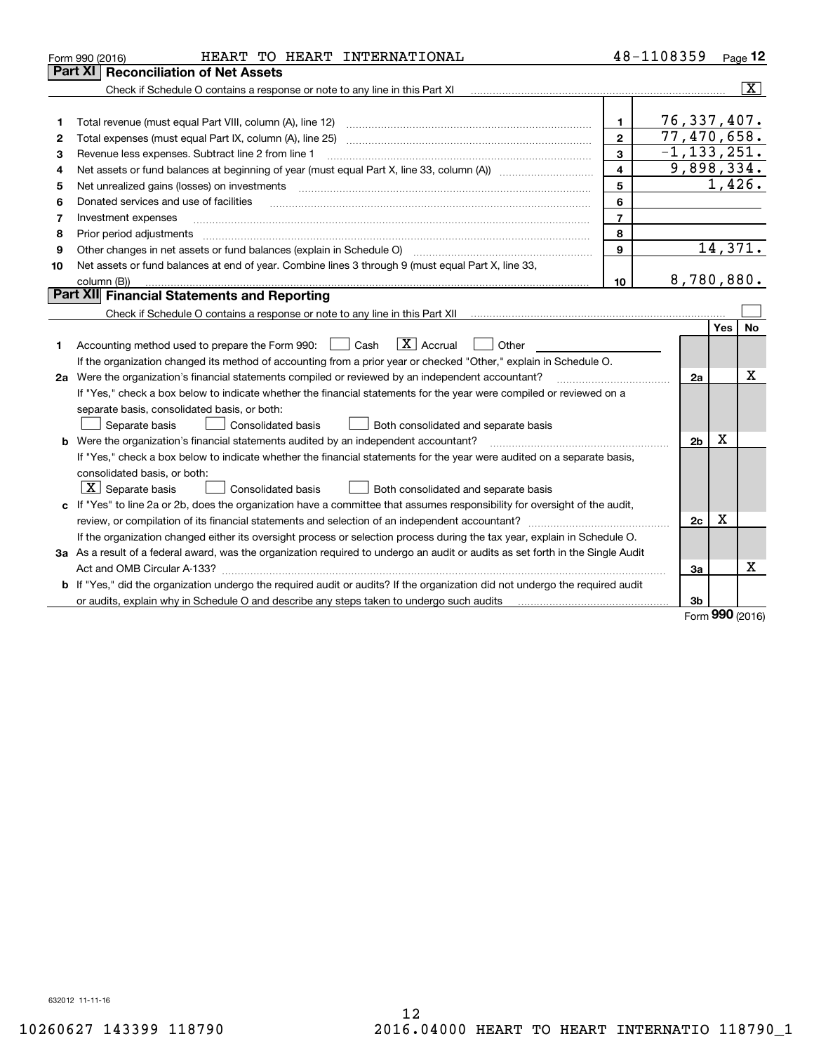Form 990 (2016) HEART TO HEART INTERNATIONAL 48-1108359

## Part XI Reconciliation of Net Assets

Check if Schedule O contains a response or note to any line in this Part XI [X]

| | | | |
|---|---|---|---|
| 1 | Total revenue (must equal Part VIII, column (A), line 12) | 1 | 76,337,407. |
| 2 | Total expenses (must equal Part IX, column (A), line 25) | 2 | 77,470,658. |
| 3 | Revenue less expenses. Subtract line 2 from line 1 | 3 | -1,133,251. |
| 4 | Net assets or fund balances at beginning of year (must equal Part X, line 33, column (A)) | 4 | 9,898,334. |
| 5 | Net unrealized gains (losses) on investments | 5 | 1,426. |
| 6 | Donated services and use of facilities | 6 | |
| 7 | Investment expenses | 7 | |
| 8 | Prior period adjustments | 8 | |
| 9 | Other changes in net assets or fund balances (explain in Schedule O) | 9 | 14,371. |
| 10 | Net assets or fund balances at end of year. Combine lines 3 through 9 (must equal Part X, line 33, column (B)) | 10 | 8,780,880. |

## Part XII Financial Statements and Reporting

Check if Schedule O contains a response or note to any line in this Part XII [ ]

| | | | Yes | No |
|---|---|---|---|---|
| 1 | Accounting method used to prepare the Form 990: [ ] Cash [X] Accrual [ ] Other | | | |
| | If the organization changed its method of accounting from a prior year or checked "Other," explain in Schedule O. | | | |
| 2a | Were the organization's financial statements compiled or reviewed by an independent accountant? | 2a | | X |
| | If "Yes," check a box below to indicate whether the financial statements for the year were compiled or reviewed on a separate basis, consolidated basis, or both: [ ] Separate basis [ ] Consolidated basis [ ] Both consolidated and separate basis | | | |
| b | Were the organization's financial statements audited by an independent accountant? | 2b | X | |
| | If "Yes," check a box below to indicate whether the financial statements for the year were audited on a separate basis, consolidated basis, or both: [X] Separate basis [ ] Consolidated basis [ ] Both consolidated and separate basis | | | |
| c | If "Yes" to line 2a or 2b, does the organization have a committee that assumes responsibility for oversight of the audit, review, or compilation of its financial statements and selection of an independent accountant? | 2c | X | |
| | If the organization changed either its oversight process or selection process during the tax year, explain in Schedule O. | | | |
| 3a | As a result of a federal award, was the organization required to undergo an audit or audits as set forth in the Single Audit Act and OMB Circular A-133? | 3a | | X |
| b | If "Yes," did the organization undergo the required audit or audits? If the organization did not undergo the required audit or audits, explain why in Schedule O and describe any steps taken to undergo such audits | 3b | | |

Form 990 (2016)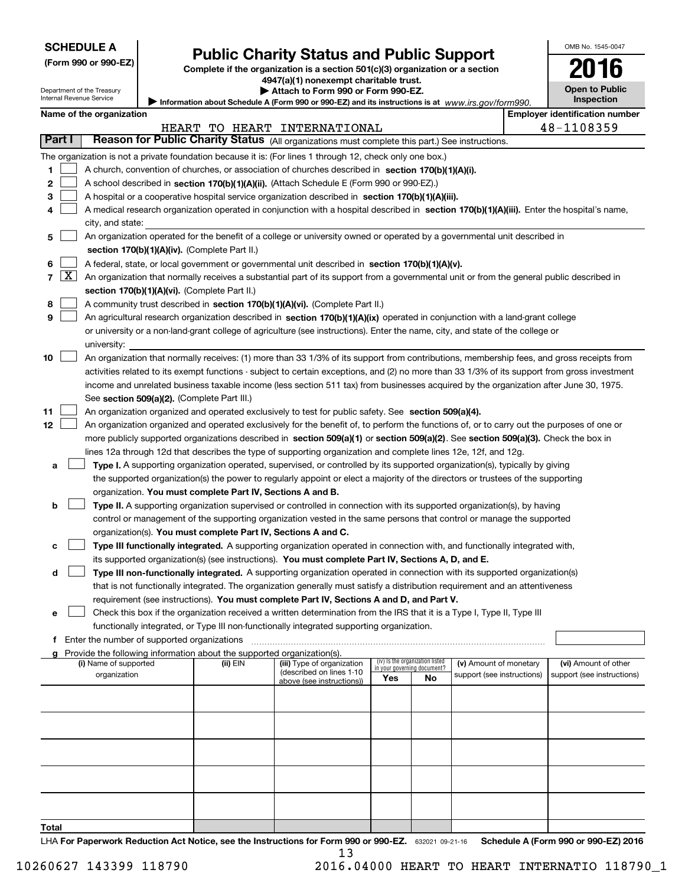**SCHEDULE A**
**(Form 990 or 990-EZ)**

Department of the Treasury
Internal Revenue Service

# Public Charity Status and Public Support

**Complete if the organization is a section 501(c)(3) organization or a section 4947(a)(1) nonexempt charitable trust.**
**▶ Attach to Form 990 or Form 990-EZ.**
**▶ Information about Schedule A (Form 990 or 990-EZ) and its instructions is at** *www.irs.gov/form990.*

OMB No. 1545-0047
**2016**
**Open to Public Inspection**

**Name of the organization:** HEART TO HEART INTERNATIONAL
**Employer identification number:** 48-1108359

## Part I — Reason for Public Charity Status (All organizations must complete this part.) See instructions.

The organization is not a private foundation because it is: (For lines 1 through 12, check only one box.)

1. ☐ A church, convention of churches, or association of churches described in **section 170(b)(1)(A)(i).**
2. ☐ A school described in **section 170(b)(1)(A)(ii).** (Attach Schedule E (Form 990 or 990-EZ).)
3. ☐ A hospital or a cooperative hospital service organization described in **section 170(b)(1)(A)(iii).**
4. ☐ A medical research organization operated in conjunction with a hospital described in **section 170(b)(1)(A)(iii).** Enter the hospital's name, city, and state:
5. ☐ An organization operated for the benefit of a college or university owned or operated by a governmental unit described in **section 170(b)(1)(A)(iv).** (Complete Part II.)
6. ☐ A federal, state, or local government or governmental unit described in **section 170(b)(1)(A)(v).**
7. ☒ An organization that normally receives a substantial part of its support from a governmental unit or from the general public described in **section 170(b)(1)(A)(vi).** (Complete Part II.)
8. ☐ A community trust described in **section 170(b)(1)(A)(vi).** (Complete Part II.)
9. ☐ An agricultural research organization described in **section 170(b)(1)(A)(ix)** operated in conjunction with a land-grant college or university or a non-land-grant college of agriculture (see instructions). Enter the name, city, and state of the college or university:
10. ☐ An organization that normally receives: (1) more than 33 1/3% of its support from contributions, membership fees, and gross receipts from activities related to its exempt functions - subject to certain exceptions, and (2) no more than 33 1/3% of its support from gross investment income and unrelated business taxable income (less section 511 tax) from businesses acquired by the organization after June 30, 1975. See **section 509(a)(2).** (Complete Part III.)
11. ☐ An organization organized and operated exclusively to test for public safety. See **section 509(a)(4).**
12. ☐ An organization organized and operated exclusively for the benefit of, to perform the functions of, or to carry out the purposes of one or more publicly supported organizations described in **section 509(a)(1)** or **section 509(a)(2)**. See **section 509(a)(3).** Check the box in lines 12a through 12d that describes the type of supporting organization and complete lines 12e, 12f, and 12g.
   - **a** ☐ **Type I.** A supporting organization operated, supervised, or controlled by its supported organization(s), typically by giving the supported organization(s) the power to regularly appoint or elect a majority of the directors or trustees of the supporting organization. **You must complete Part IV, Sections A and B.**
   - **b** ☐ **Type II.** A supporting organization supervised or controlled in connection with its supported organization(s), by having control or management of the supporting organization vested in the same persons that control or manage the supported organization(s). **You must complete Part IV, Sections A and C.**
   - **c** ☐ **Type III functionally integrated.** A supporting organization operated in connection with, and functionally integrated with, its supported organization(s) (see instructions). **You must complete Part IV, Sections A, D, and E.**
   - **d** ☐ **Type III non-functionally integrated.** A supporting organization operated in connection with its supported organization(s) that is not functionally integrated. The organization generally must satisfy a distribution requirement and an attentiveness requirement (see instructions). **You must complete Part IV, Sections A and D, and Part V.**
   - **e** ☐ Check this box if the organization received a written determination from the IRS that it is a Type I, Type II, Type III functionally integrated, or Type III non-functionally integrated supporting organization.
   - **f** Enter the number of supported organizations
   - **g** Provide the following information about the supported organization(s).

| (i) Name of supported organization | (ii) EIN | (iii) Type of organization (described on lines 1-10 above (see instructions)) | (iv) Is the organization listed in your governing document? Yes | No | (v) Amount of monetary support (see instructions) | (vi) Amount of other support (see instructions) |
|---|---|---|---|---|---|---|
| | | | | | | |
| | | | | | | |
| | | | | | | |
| | | | | | | |
| | | | | | | |
| **Total** | | | | | | |

LHA **For Paperwork Reduction Act Notice, see the Instructions for Form 990 or 990-EZ.** 632021 09-21-16 **Schedule A (Form 990 or 990-EZ) 2016**

10260627 143399 118790 2016.04000 HEART TO HEART INTERNATIO 118790_1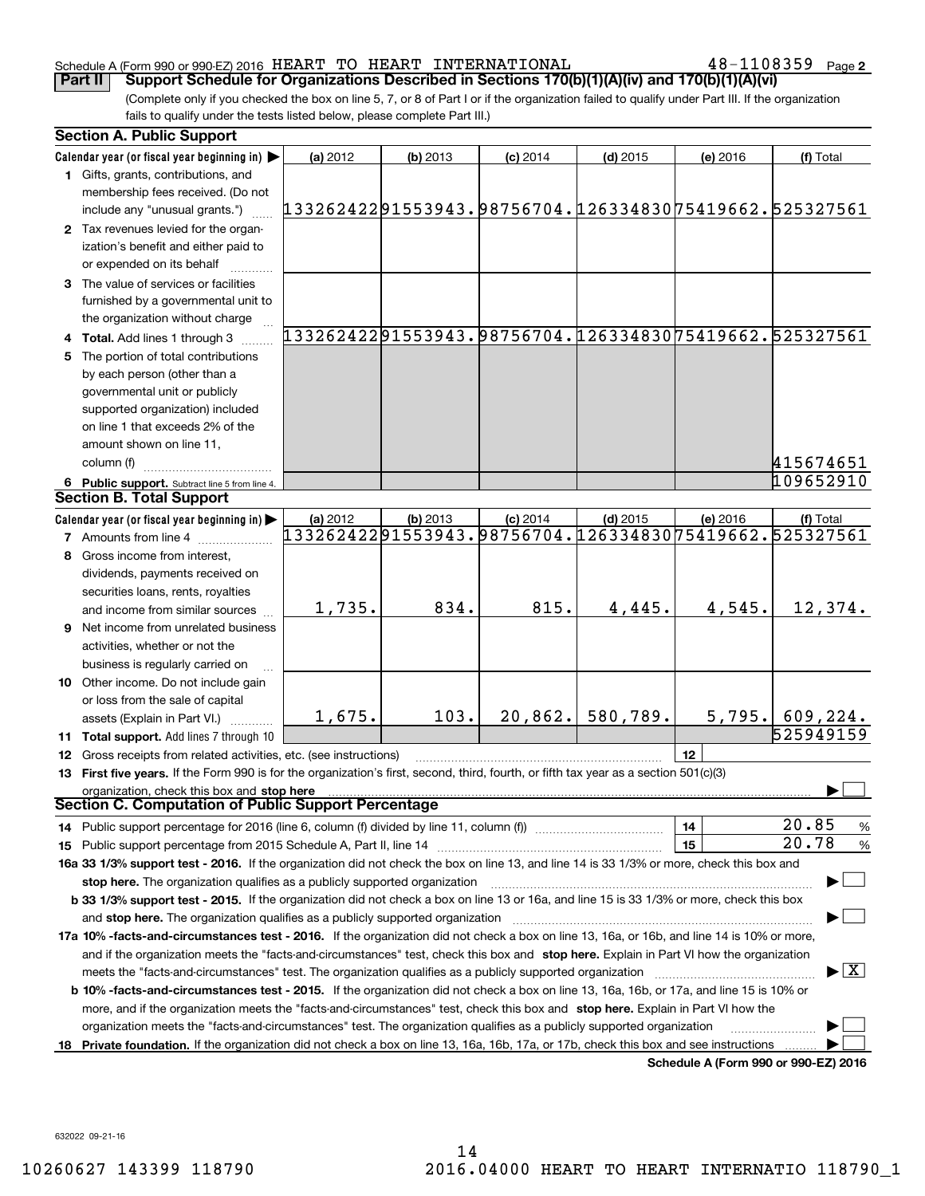Schedule A (Form 990 or 990-EZ) 2016 HEART TO HEART INTERNATIONAL 48-1108359 Page 2

**Part II Support Schedule for Organizations Described in Sections 170(b)(1)(A)(iv) and 170(b)(1)(A)(vi)**

(Complete only if you checked the box on line 5, 7, or 8 of Part I or if the organization failed to qualify under Part III. If the organization fails to qualify under the tests listed below, please complete Part III.)

**Section A. Public Support**

| Calendar year (or fiscal year beginning in) ▶ | (a) 2012 | (b) 2013 | (c) 2014 | (d) 2015 | (e) 2016 | (f) Total |
|---|---|---|---|---|---|---|
| 1 Gifts, grants, contributions, and membership fees received. (Do not include any "unusual grants.") | 133262422 | 91553943. | 98756704. | 126334830 | 75419662. | 525327561 |
| 2 Tax revenues levied for the organization's benefit and either paid to or expended on its behalf | | | | | | |
| 3 The value of services or facilities furnished by a governmental unit to the organization without charge | | | | | | |
| 4 Total. Add lines 1 through 3 | 133262422 | 91553943. | 98756704. | 126334830 | 75419662. | 525327561 |
| 5 The portion of total contributions by each person (other than a governmental unit or publicly supported organization) included on line 1 that exceeds 2% of the amount shown on line 11, column (f) | | | | | | 415674651 |
| 6 Public support. Subtract line 5 from line 4. | | | | | | 109652910 |

**Section B. Total Support**

| Calendar year (or fiscal year beginning in) ▶ | (a) 2012 | (b) 2013 | (c) 2014 | (d) 2015 | (e) 2016 | (f) Total |
|---|---|---|---|---|---|---|
| 7 Amounts from line 4 | 133262422 | 91553943. | 98756704. | 126334830 | 75419662. | 525327561 |
| 8 Gross income from interest, dividends, payments received on securities loans, rents, royalties and income from similar sources | 1,735. | 834. | 815. | 4,445. | 4,545. | 12,374. |
| 9 Net income from unrelated business activities, whether or not the business is regularly carried on | | | | | | |
| 10 Other income. Do not include gain or loss from the sale of capital assets (Explain in Part VI.) | 1,675. | 103. | 20,862. | 580,789. | 5,795. | 609,224. |
| 11 Total support. Add lines 7 through 10 | | | | | | 525949159 |

12 Gross receipts from related activities, etc. (see instructions) | 12 |

13 **First five years.** If the Form 990 is for the organization's first, second, third, fourth, or fifth tax year as a section 501(c)(3) organization, check this box and **stop here** ▶ ☐

**Section C. Computation of Public Support Percentage**

14 Public support percentage for 2016 (line 6, column (f) divided by line 11, column (f)) | 14 | 20.85 %

15 Public support percentage from 2015 Schedule A, Part II, line 14 | 15 | 20.78 %

**16a 33 1/3% support test - 2016.** If the organization did not check the box on line 13, and line 14 is 33 1/3% or more, check this box and **stop here.** The organization qualifies as a publicly supported organization ▶ ☐

**b 33 1/3% support test - 2015.** If the organization did not check a box on line 13 or 16a, and line 15 is 33 1/3% or more, check this box and **stop here.** The organization qualifies as a publicly supported organization ▶ ☐

**17a 10% -facts-and-circumstances test - 2016.** If the organization did not check a box on line 13, 16a, or 16b, and line 14 is 10% or more, and if the organization meets the "facts-and-circumstances" test, check this box and **stop here.** Explain in Part VI how the organization meets the "facts-and-circumstances" test. The organization qualifies as a publicly supported organization ▶ ☒

**b 10% -facts-and-circumstances test - 2015.** If the organization did not check a box on line 13, 16a, 16b, or 17a, and line 15 is 10% or more, and if the organization meets the "facts-and-circumstances" test, check this box and **stop here.** Explain in Part VI how the organization meets the "facts-and-circumstances" test. The organization qualifies as a publicly supported organization ▶ ☐

**18 Private foundation.** If the organization did not check a box on line 13, 16a, 16b, 17a, or 17b, check this box and see instructions ▶ ☐

**Schedule A (Form 990 or 990-EZ) 2016**

632022 09-21-16

10260627 143399 118790 2016.04000 HEART TO HEART INTERNATIO 118790_1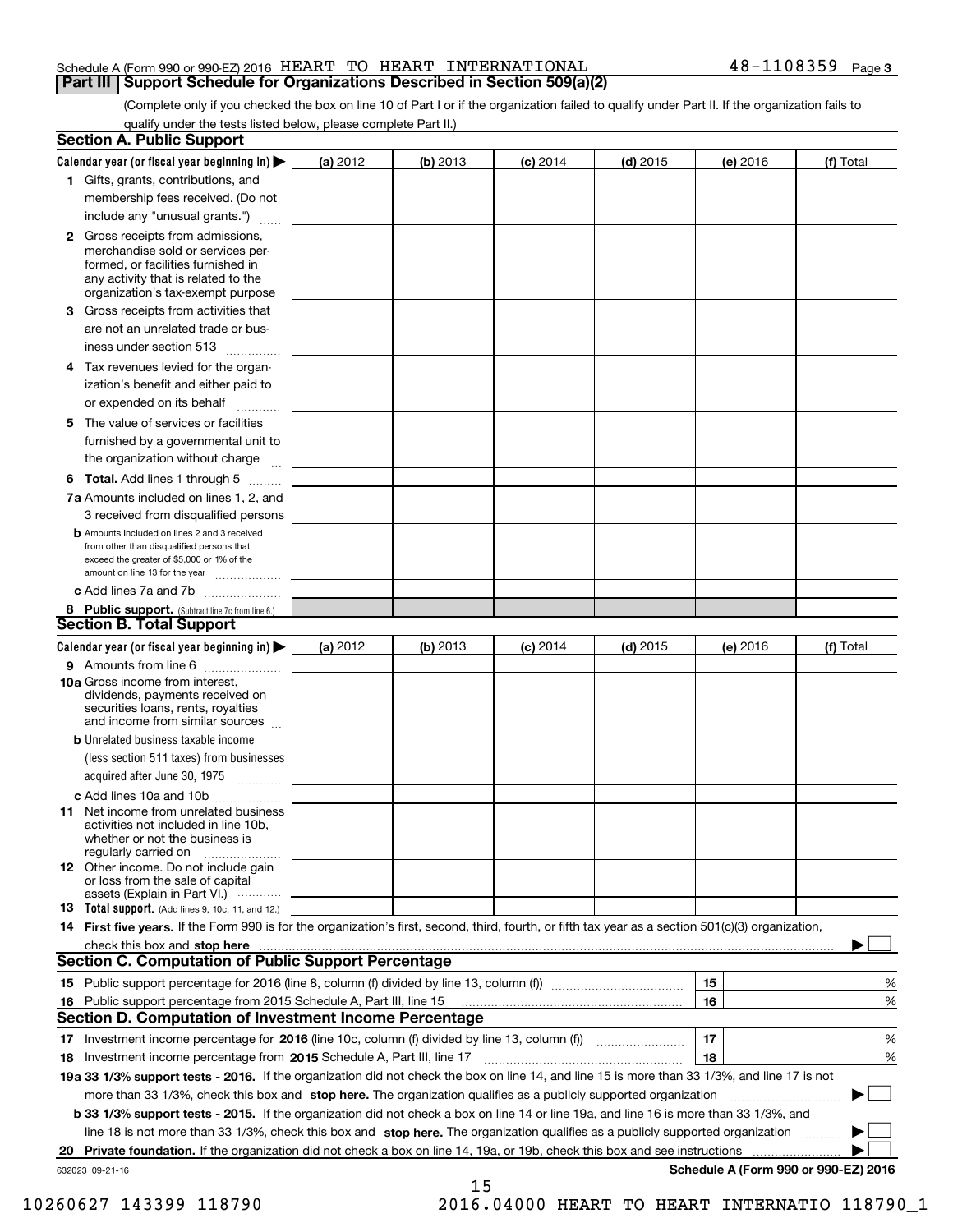Schedule A (Form 990 or 990-EZ) 2016 HEART TO HEART INTERNATIONAL 48-1108359 Page 3

## Part III Support Schedule for Organizations Described in Section 509(a)(2)

(Complete only if you checked the box on line 10 of Part I or if the organization failed to qualify under Part II. If the organization fails to qualify under the tests listed below, please complete Part II.)

### Section A. Public Support

| Calendar year (or fiscal year beginning in) | (a) 2012 | (b) 2013 | (c) 2014 | (d) 2015 | (e) 2016 | (f) Total |
|---|---|---|---|---|---|---|
| 1 Gifts, grants, contributions, and membership fees received. (Do not include any "unusual grants.") | | | | | | |
| 2 Gross receipts from admissions, merchandise sold or services performed, or facilities furnished in any activity that is related to the organization's tax-exempt purpose | | | | | | |
| 3 Gross receipts from activities that are not an unrelated trade or business under section 513 | | | | | | |
| 4 Tax revenues levied for the organization's benefit and either paid to or expended on its behalf | | | | | | |
| 5 The value of services or facilities furnished by a governmental unit to the organization without charge | | | | | | |
| 6 **Total.** Add lines 1 through 5 | | | | | | |
| 7a Amounts included on lines 1, 2, and 3 received from disqualified persons | | | | | | |
| b Amounts included on lines 2 and 3 received from other than disqualified persons that exceed the greater of \$5,000 or 1% of the amount on line 13 for the year | | | | | | |
| c Add lines 7a and 7b | | | | | | |
| 8 **Public support.** (Subtract line 7c from line 6.) | | | | | | |

### Section B. Total Support

| Calendar year (or fiscal year beginning in) | (a) 2012 | (b) 2013 | (c) 2014 | (d) 2015 | (e) 2016 | (f) Total |
|---|---|---|---|---|---|---|
| 9 Amounts from line 6 | | | | | | |
| 10a Gross income from interest, dividends, payments received on securities loans, rents, royalties and income from similar sources | | | | | | |
| b Unrelated business taxable income (less section 511 taxes) from businesses acquired after June 30, 1975 | | | | | | |
| c Add lines 10a and 10b | | | | | | |
| 11 Net income from unrelated business activities not included in line 10b, whether or not the business is regularly carried on | | | | | | |
| 12 Other income. Do not include gain or loss from the sale of capital assets (Explain in Part VI.) | | | | | | |
| 13 **Total support.** (Add lines 9, 10c, 11, and 12.) | | | | | | |

14 **First five years.** If the Form 990 is for the organization's first, second, third, fourth, or fifth tax year as a section 501(c)(3) organization, check this box and **stop here** ☐

### Section C. Computation of Public Support Percentage

| | | | |
|---|---|---|---|
| 15 Public support percentage for 2016 (line 8, column (f) divided by line 13, column (f)) | 15 | | % |
| 16 Public support percentage from 2015 Schedule A, Part III, line 15 | 16 | | % |

### Section D. Computation of Investment Income Percentage

| | | | |
|---|---|---|---|
| 17 Investment income percentage for **2016** (line 10c, column (f) divided by line 13, column (f)) | 17 | | % |
| 18 Investment income percentage from **2015** Schedule A, Part III, line 17 | 18 | | % |

**19a 33 1/3% support tests - 2016.** If the organization did not check the box on line 14, and line 15 is more than 33 1/3%, and line 17 is not more than 33 1/3%, check this box and **stop here.** The organization qualifies as a publicly supported organization ☐

**b 33 1/3% support tests - 2015.** If the organization did not check a box on line 14 or line 19a, and line 16 is more than 33 1/3%, and line 18 is not more than 33 1/3%, check this box and **stop here.** The organization qualifies as a publicly supported organization ☐

**20 Private foundation.** If the organization did not check a box on line 14, 19a, or 19b, check this box and see instructions ☐

632023 09-21-16 **Schedule A (Form 990 or 990-EZ) 2016**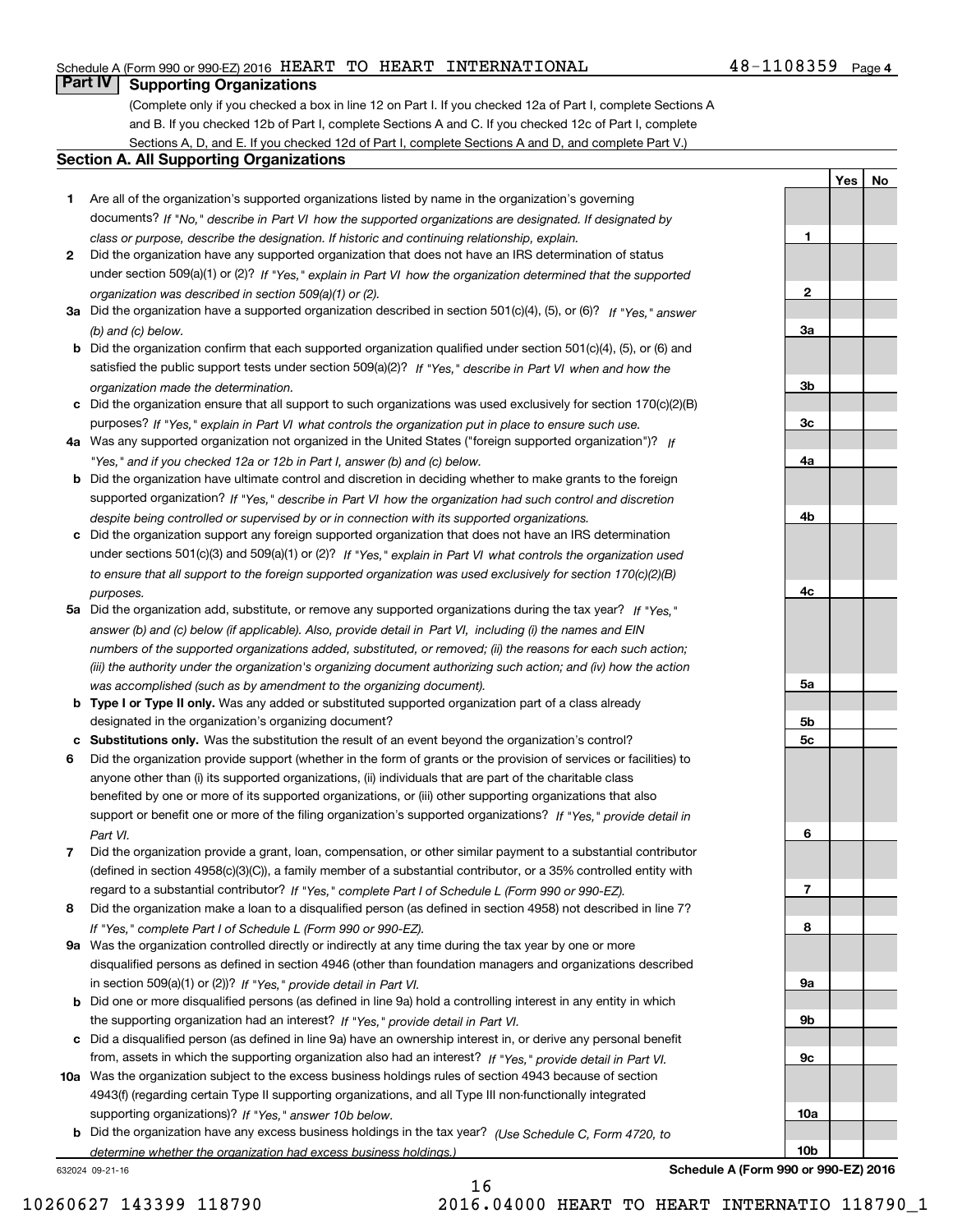Schedule A (Form 990 or 990-EZ) 2016 HEART TO HEART INTERNATIONAL 48-1108359 Page 4

## Part IV Supporting Organizations

(Complete only if you checked a box in line 12 on Part I. If you checked 12a of Part I, complete Sections A and B. If you checked 12b of Part I, complete Sections A and C. If you checked 12c of Part I, complete Sections A, D, and E. If you checked 12d of Part I, complete Sections A and D, and complete Part V.)

### Section A. All Supporting Organizations

| | | | Yes | No |
|---|---|---|---|---|
| **1** | Are all of the organization's supported organizations listed by name in the organization's governing documents? *If "No," describe in Part VI how the supported organizations are designated. If designated by class or purpose, describe the designation. If historic and continuing relationship, explain.* | 1 | | |
| **2** | Did the organization have any supported organization that does not have an IRS determination of status under section 509(a)(1) or (2)? *If "Yes," explain in Part VI how the organization determined that the supported organization was described in section 509(a)(1) or (2).* | 2 | | |
| **3a** | Did the organization have a supported organization described in section 501(c)(4), (5), or (6)? *If "Yes," answer (b) and (c) below.* | 3a | | |
| **b** | Did the organization confirm that each supported organization qualified under section 501(c)(4), (5), or (6) and satisfied the public support tests under section 509(a)(2)? *If "Yes," describe in Part VI when and how the organization made the determination.* | 3b | | |
| **c** | Did the organization ensure that all support to such organizations was used exclusively for section 170(c)(2)(B) purposes? *If "Yes," explain in Part VI what controls the organization put in place to ensure such use.* | 3c | | |
| **4a** | Was any supported organization not organized in the United States ("foreign supported organization")? *If "Yes," and if you checked 12a or 12b in Part I, answer (b) and (c) below.* | 4a | | |
| **b** | Did the organization have ultimate control and discretion in deciding whether to make grants to the foreign supported organization? *If "Yes," describe in Part VI how the organization had such control and discretion despite being controlled or supervised by or in connection with its supported organizations.* | 4b | | |
| **c** | Did the organization support any foreign supported organization that does not have an IRS determination under sections 501(c)(3) and 509(a)(1) or (2)? *If "Yes," explain in Part VI what controls the organization used to ensure that all support to the foreign supported organization was used exclusively for section 170(c)(2)(B) purposes.* | 4c | | |
| **5a** | Did the organization add, substitute, or remove any supported organizations during the tax year? *If "Yes," answer (b) and (c) below (if applicable). Also, provide detail in Part VI, including (i) the names and EIN numbers of the supported organizations added, substituted, or removed; (ii) the reasons for each such action; (iii) the authority under the organization's organizing document authorizing such action; and (iv) how the action was accomplished (such as by amendment to the organizing document).* | 5a | | |
| **b** | **Type I or Type II only.** Was any added or substituted supported organization part of a class already designated in the organization's organizing document? | 5b | | |
| **c** | **Substitutions only.** Was the substitution the result of an event beyond the organization's control? | 5c | | |
| **6** | Did the organization provide support (whether in the form of grants or the provision of services or facilities) to anyone other than (i) its supported organizations, (ii) individuals that are part of the charitable class benefited by one or more of its supported organizations, or (iii) other supporting organizations that also support or benefit one or more of the filing organization's supported organizations? *If "Yes," provide detail in Part VI.* | 6 | | |
| **7** | Did the organization provide a grant, loan, compensation, or other similar payment to a substantial contributor (defined in section 4958(c)(3)(C)), a family member of a substantial contributor, or a 35% controlled entity with regard to a substantial contributor? *If "Yes," complete Part I of Schedule L (Form 990 or 990-EZ).* | 7 | | |
| **8** | Did the organization make a loan to a disqualified person (as defined in section 4958) not described in line 7? *If "Yes," complete Part I of Schedule L (Form 990 or 990-EZ).* | 8 | | |
| **9a** | Was the organization controlled directly or indirectly at any time during the tax year by one or more disqualified persons as defined in section 4946 (other than foundation managers and organizations described in section 509(a)(1) or (2))? *If "Yes," provide detail in Part VI.* | 9a | | |
| **b** | Did one or more disqualified persons (as defined in line 9a) hold a controlling interest in any entity in which the supporting organization had an interest? *If "Yes," provide detail in Part VI.* | 9b | | |
| **c** | Did a disqualified person (as defined in line 9a) have an ownership interest in, or derive any personal benefit from, assets in which the supporting organization also had an interest? *If "Yes," provide detail in Part VI.* | 9c | | |
| **10a** | Was the organization subject to the excess business holdings rules of section 4943 because of section 4943(f) (regarding certain Type II supporting organizations, and all Type III non-functionally integrated supporting organizations)? *If "Yes," answer 10b below.* | 10a | | |
| **b** | Did the organization have any excess business holdings in the tax year? *(Use Schedule C, Form 4720, to determine whether the organization had excess business holdings.)* | 10b | | |

632024 09-21-16 **Schedule A (Form 990 or 990-EZ) 2016**

10260627 143399 118790 2016.04000 HEART TO HEART INTERNATIO 118790_1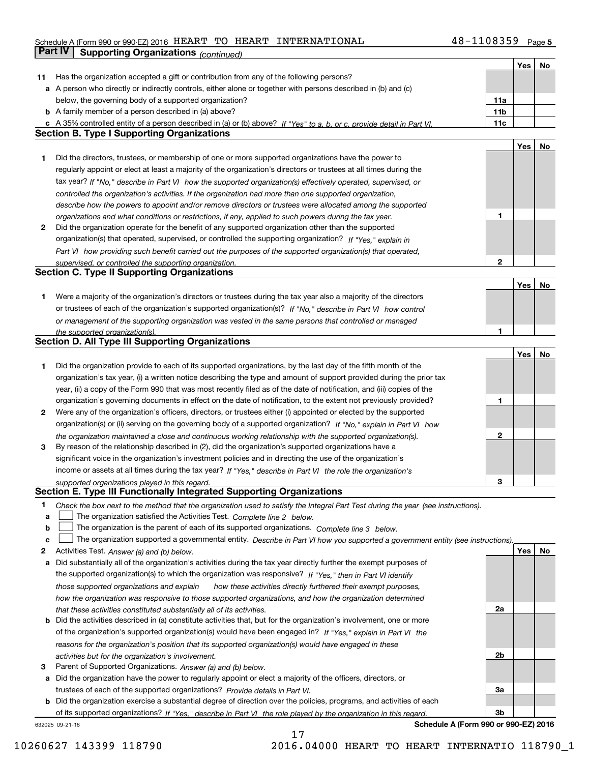Schedule A (Form 990 or 990-EZ) 2016 HEART TO HEART INTERNATIONAL 48-1108359 Page 5

## Part IV Supporting Organizations *(continued)*

| | | | Yes | No |
|---|---|---|---|---|
| **11** | Has the organization accepted a gift or contribution from any of the following persons? | | | |
| **a** | A person who directly or indirectly controls, either alone or together with persons described in (b) and (c) below, the governing body of a supported organization? | 11a | | |
| **b** | A family member of a person described in (a) above? | 11b | | |
| **c** | A 35% controlled entity of a person described in (a) or (b) above? *If "Yes" to a, b, or c, provide detail in Part VI.* | 11c | | |

### Section B. Type I Supporting Organizations

| | | | Yes | No |
|---|---|---|---|---|
| **1** | Did the directors, trustees, or membership of one or more supported organizations have the power to regularly appoint or elect at least a majority of the organization's directors or trustees at all times during the tax year? *If "No," describe in Part VI how the supported organization(s) effectively operated, supervised, or controlled the organization's activities. If the organization had more than one supported organization, describe how the powers to appoint and/or remove directors or trustees were allocated among the supported organizations and what conditions or restrictions, if any, applied to such powers during the tax year.* | 1 | | |
| **2** | Did the organization operate for the benefit of any supported organization other than the supported organization(s) that operated, supervised, or controlled the supporting organization? *If "Yes," explain in Part VI how providing such benefit carried out the purposes of the supported organization(s) that operated, supervised, or controlled the supporting organization.* | 2 | | |

### Section C. Type II Supporting Organizations

| | | | Yes | No |
|---|---|---|---|---|
| **1** | Were a majority of the organization's directors or trustees during the tax year also a majority of the directors or trustees of each of the organization's supported organization(s)? *If "No," describe in Part VI how control or management of the supporting organization was vested in the same persons that controlled or managed the supported organization(s).* | 1 | | |

### Section D. All Type III Supporting Organizations

| | | | Yes | No |
|---|---|---|---|---|
| **1** | Did the organization provide to each of its supported organizations, by the last day of the fifth month of the organization's tax year, (i) a written notice describing the type and amount of support provided during the prior tax year, (ii) a copy of the Form 990 that was most recently filed as of the date of notification, and (iii) copies of the organization's governing documents in effect on the date of notification, to the extent not previously provided? | 1 | | |
| **2** | Were any of the organization's officers, directors, or trustees either (i) appointed or elected by the supported organization(s) or (ii) serving on the governing body of a supported organization? *If "No," explain in Part VI how the organization maintained a close and continuous working relationship with the supported organization(s).* | 2 | | |
| **3** | By reason of the relationship described in (2), did the organization's supported organizations have a significant voice in the organization's investment policies and in directing the use of the organization's income or assets at all times during the tax year? *If "Yes," describe in Part VI the role the organization's supported organizations played in this regard.* | 3 | | |

### Section E. Type III Functionally Integrated Supporting Organizations

**1** *Check the box next to the method that the organization used to satisfy the Integral Part Test during the year (see instructions).*

**a** ☐ The organization satisfied the Activities Test. *Complete line 2 below.*

**b** ☐ The organization is the parent of each of its supported organizations. *Complete line 3 below.*

**c** ☐ The organization supported a governmental entity. *Describe in Part VI how you supported a government entity (see instructions).*

| | | | Yes | No |
|---|---|---|---|---|
| **2** | Activities Test. *Answer (a) and (b) below.* | | | |
| **a** | Did substantially all of the organization's activities during the tax year directly further the exempt purposes of the supported organization(s) to which the organization was responsive? *If "Yes," then in Part VI identify those supported organizations and explain how these activities directly furthered their exempt purposes, how the organization was responsive to those supported organizations, and how the organization determined that these activities constituted substantially all of its activities.* | 2a | | |
| **b** | Did the activities described in (a) constitute activities that, but for the organization's involvement, one or more of the organization's supported organization(s) would have been engaged in? *If "Yes," explain in Part VI the reasons for the organization's position that its supported organization(s) would have engaged in these activities but for the organization's involvement.* | 2b | | |
| **3** | Parent of Supported Organizations. *Answer (a) and (b) below.* | | | |
| **a** | Did the organization have the power to regularly appoint or elect a majority of the officers, directors, or trustees of each of the supported organizations? *Provide details in Part VI.* | 3a | | |
| **b** | Did the organization exercise a substantial degree of direction over the policies, programs, and activities of each of its supported organizations? *If "Yes," describe in Part VI the role played by the organization in this regard.* | 3b | | |

632025 09-21-16 **Schedule A (Form 990 or 990-EZ) 2016**

10260627 143399 118790 2016.04000 HEART TO HEART INTERNATIO 118790_1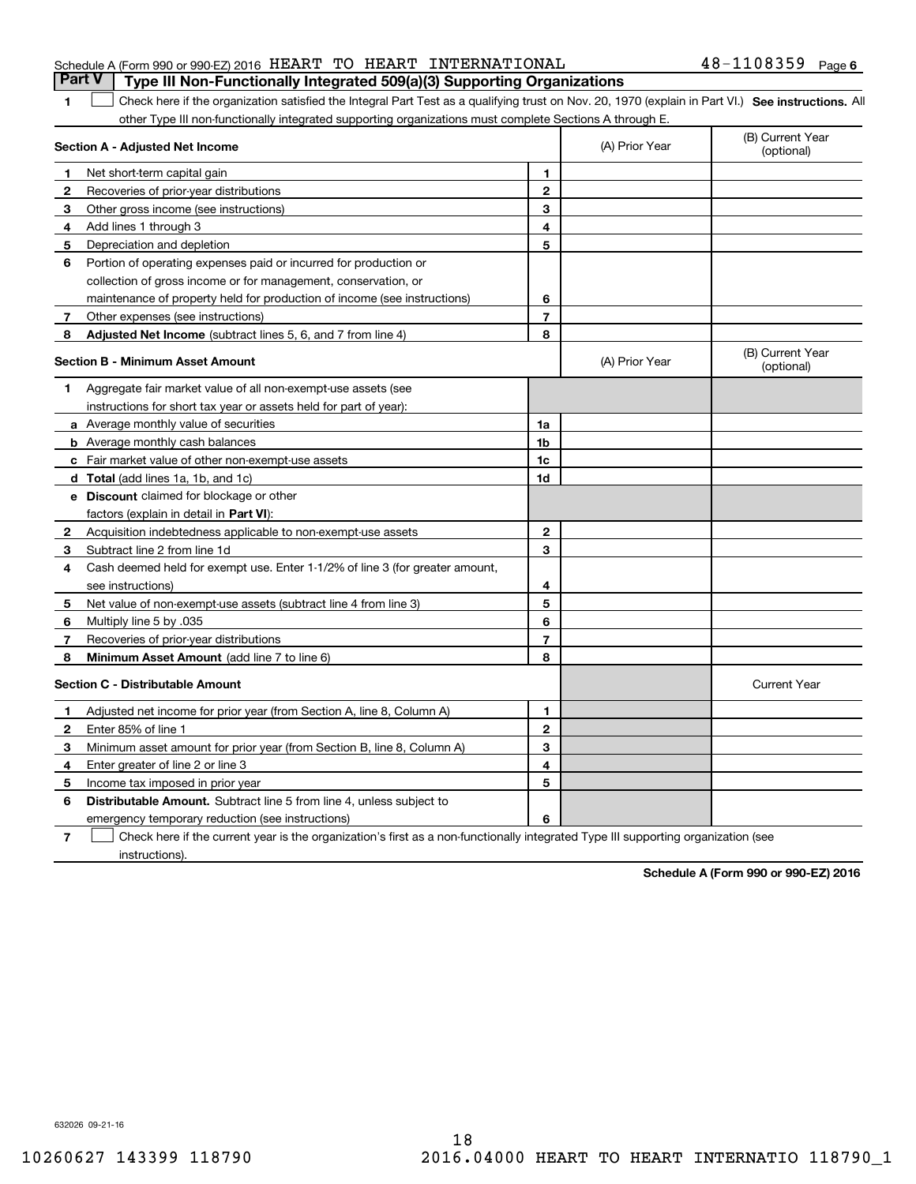Schedule A (Form 990 or 990-EZ) 2016 HEART TO HEART INTERNATIONAL 48-1108359 Page 6

**Part V | Type III Non-Functionally Integrated 509(a)(3) Supporting Organizations**

1 ☐ Check here if the organization satisfied the Integral Part Test as a qualifying trust on Nov. 20, 1970 (explain in Part VI.) **See instructions.** All other Type III non-functionally integrated supporting organizations must complete Sections A through E.

| **Section A - Adjusted Net Income** | | | (A) Prior Year | (B) Current Year (optional) |
|---|---|---|---|---|
| 1 | Net short-term capital gain | 1 | | |
| 2 | Recoveries of prior-year distributions | 2 | | |
| 3 | Other gross income (see instructions) | 3 | | |
| 4 | Add lines 1 through 3 | 4 | | |
| 5 | Depreciation and depletion | 5 | | |
| 6 | Portion of operating expenses paid or incurred for production or collection of gross income or for management, conservation, or maintenance of property held for production of income (see instructions) | 6 | | |
| 7 | Other expenses (see instructions) | 7 | | |
| 8 | **Adjusted Net Income** (subtract lines 5, 6, and 7 from line 4) | 8 | | |

| **Section B - Minimum Asset Amount** | | | (A) Prior Year | (B) Current Year (optional) |
|---|---|---|---|---|
| 1 | Aggregate fair market value of all non-exempt-use assets (see instructions for short tax year or assets held for part of year): | | | |
| a | Average monthly value of securities | 1a | | |
| b | Average monthly cash balances | 1b | | |
| c | Fair market value of other non-exempt-use assets | 1c | | |
| d | **Total** (add lines 1a, 1b, and 1c) | 1d | | |
| e | **Discount** claimed for blockage or other factors (explain in detail in **Part VI**): | | | |
| 2 | Acquisition indebtedness applicable to non-exempt-use assets | 2 | | |
| 3 | Subtract line 2 from line 1d | 3 | | |
| 4 | Cash deemed held for exempt use. Enter 1-1/2% of line 3 (for greater amount, see instructions) | 4 | | |
| 5 | Net value of non-exempt-use assets (subtract line 4 from line 3) | 5 | | |
| 6 | Multiply line 5 by .035 | 6 | | |
| 7 | Recoveries of prior-year distributions | 7 | | |
| 8 | **Minimum Asset Amount** (add line 7 to line 6) | 8 | | |

| **Section C - Distributable Amount** | | | | Current Year |
|---|---|---|---|---|
| 1 | Adjusted net income for prior year (from Section A, line 8, Column A) | 1 | | |
| 2 | Enter 85% of line 1 | 2 | | |
| 3 | Minimum asset amount for prior year (from Section B, line 8, Column A) | 3 | | |
| 4 | Enter greater of line 2 or line 3 | 4 | | |
| 5 | Income tax imposed in prior year | 5 | | |
| 6 | **Distributable Amount.** Subtract line 5 from line 4, unless subject to emergency temporary reduction (see instructions) | 6 | | |

7 ☐ Check here if the current year is the organization's first as a non-functionally integrated Type III supporting organization (see instructions).

**Schedule A (Form 990 or 990-EZ) 2016**

632026 09-21-16

10260627 143399 118790 2016.04000 HEART TO HEART INTERNATIO 118790_1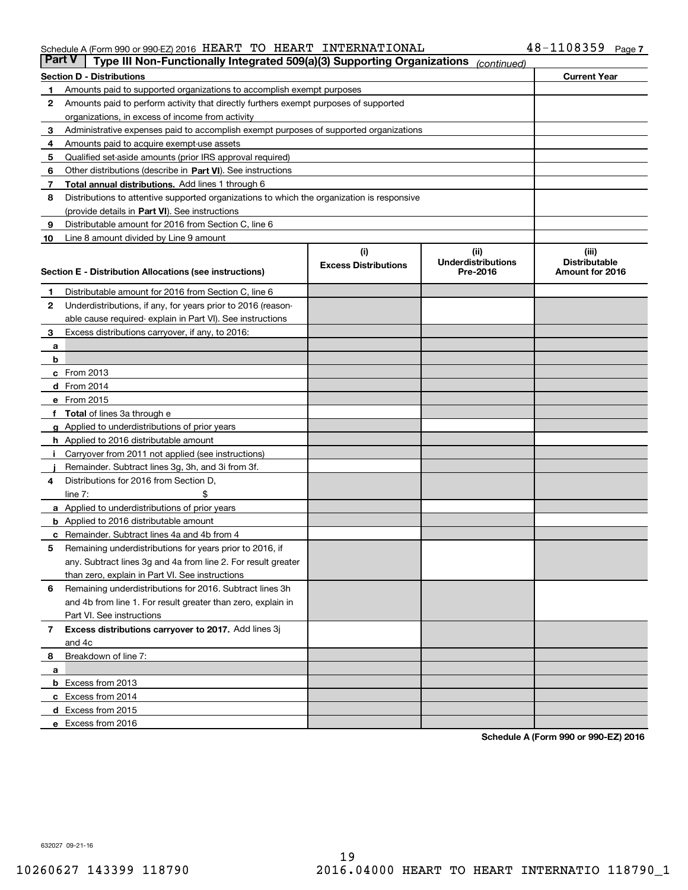Schedule A (Form 990 or 990-EZ) 2016 HEART TO HEART INTERNATIONAL 48-1108359 Page 7

## Part V Type III Non-Functionally Integrated 509(a)(3) Supporting Organizations *(continued)*

| Section D - Distributions | | Current Year |
|---|---|---|
| 1 | Amounts paid to supported organizations to accomplish exempt purposes | |
| 2 | Amounts paid to perform activity that directly furthers exempt purposes of supported organizations, in excess of income from activity | |
| 3 | Administrative expenses paid to accomplish exempt purposes of supported organizations | |
| 4 | Amounts paid to acquire exempt-use assets | |
| 5 | Qualified set-aside amounts (prior IRS approval required) | |
| 6 | Other distributions (describe in **Part VI**). See instructions | |
| 7 | **Total annual distributions.** Add lines 1 through 6 | |
| 8 | Distributions to attentive supported organizations to which the organization is responsive (provide details in **Part VI**). See instructions | |
| 9 | Distributable amount for 2016 from Section C, line 6 | |
| 10 | Line 8 amount divided by Line 9 amount | |

| Section E - Distribution Allocations (see instructions) | (i) Excess Distributions | (ii) Underdistributions Pre-2016 | (iii) Distributable Amount for 2016 |
|---|---|---|---|
| **1** Distributable amount for 2016 from Section C, line 6 | | | |
| **2** Underdistributions, if any, for years prior to 2016 (reasonable cause required- explain in Part VI). See instructions | | | |
| **3** Excess distributions carryover, if any, to 2016: | | | |
| **a** | | | |
| **b** | | | |
| **c** From 2013 | | | |
| **d** From 2014 | | | |
| **e** From 2015 | | | |
| **f** **Total** of lines 3a through e | | | |
| **g** Applied to underdistributions of prior years | | | |
| **h** Applied to 2016 distributable amount | | | |
| **i** Carryover from 2011 not applied (see instructions) | | | |
| **j** Remainder. Subtract lines 3g, 3h, and 3i from 3f. | | | |
| **4** Distributions for 2016 from Section D, line 7: $ | | | |
| **a** Applied to underdistributions of prior years | | | |
| **b** Applied to 2016 distributable amount | | | |
| **c** Remainder. Subtract lines 4a and 4b from 4 | | | |
| **5** Remaining underdistributions for years prior to 2016, if any. Subtract lines 3g and 4a from line 2. For result greater than zero, explain in Part VI. See instructions | | | |
| **6** Remaining underdistributions for 2016. Subtract lines 3h and 4b from line 1. For result greater than zero, explain in Part VI. See instructions | | | |
| **7** **Excess distributions carryover to 2017.** Add lines 3j and 4c | | | |
| **8** Breakdown of line 7: | | | |
| **a** | | | |
| **b** Excess from 2013 | | | |
| **c** Excess from 2014 | | | |
| **d** Excess from 2015 | | | |
| **e** Excess from 2016 | | | |

**Schedule A (Form 990 or 990-EZ) 2016**

632027 09-21-16

10260627 143399 118790 2016.04000 HEART TO HEART INTERNATIO 118790_1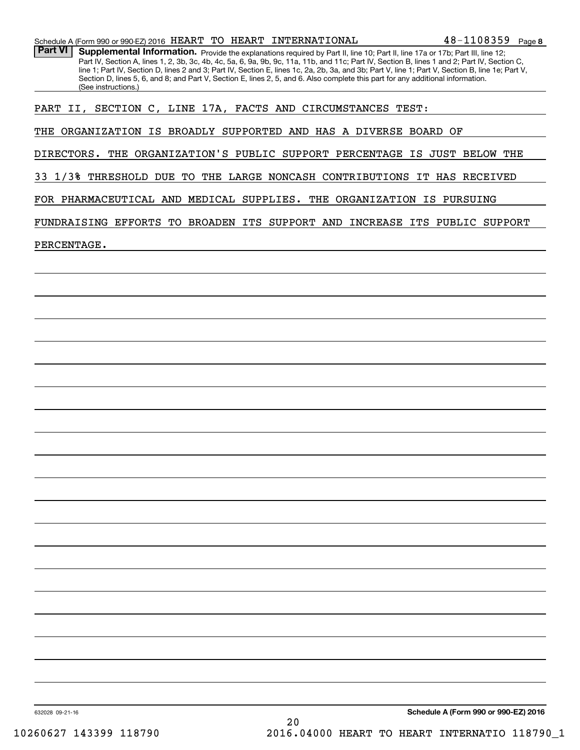**Part VI** **Supplemental Information.** Provide the explanations required by Part II, line 10; Part II, line 17a or 17b; Part III, line 12; Part IV, Section A, lines 1, 2, 3b, 3c, 4b, 4c, 5a, 6, 9a, 9b, 9c, 11a, 11b, and 11c; Part IV, Section B, lines 1 and 2; Part IV, Section C, line 1; Part IV, Section D, lines 2 and 3; Part IV, Section E, lines 1c, 2a, 2b, 3a, and 3b; Part V, line 1; Part V, Section B, line 1e; Part V, Section D, lines 5, 6, and 8; and Part V, Section E, lines 2, 5, and 6. Also complete this part for any additional information. (See instructions.)

PART II, SECTION C, LINE 17A, FACTS AND CIRCUMSTANCES TEST:

THE ORGANIZATION IS BROADLY SUPPORTED AND HAS A DIVERSE BOARD OF DIRECTORS. THE ORGANIZATION'S PUBLIC SUPPORT PERCENTAGE IS JUST BELOW THE 33 1/3% THRESHOLD DUE TO THE LARGE NONCASH CONTRIBUTIONS IT HAS RECEIVED FOR PHARMACEUTICAL AND MEDICAL SUPPLIES. THE ORGANIZATION IS PURSUING FUNDRAISING EFFORTS TO BROADEN ITS SUPPORT AND INCREASE ITS PUBLIC SUPPORT PERCENTAGE.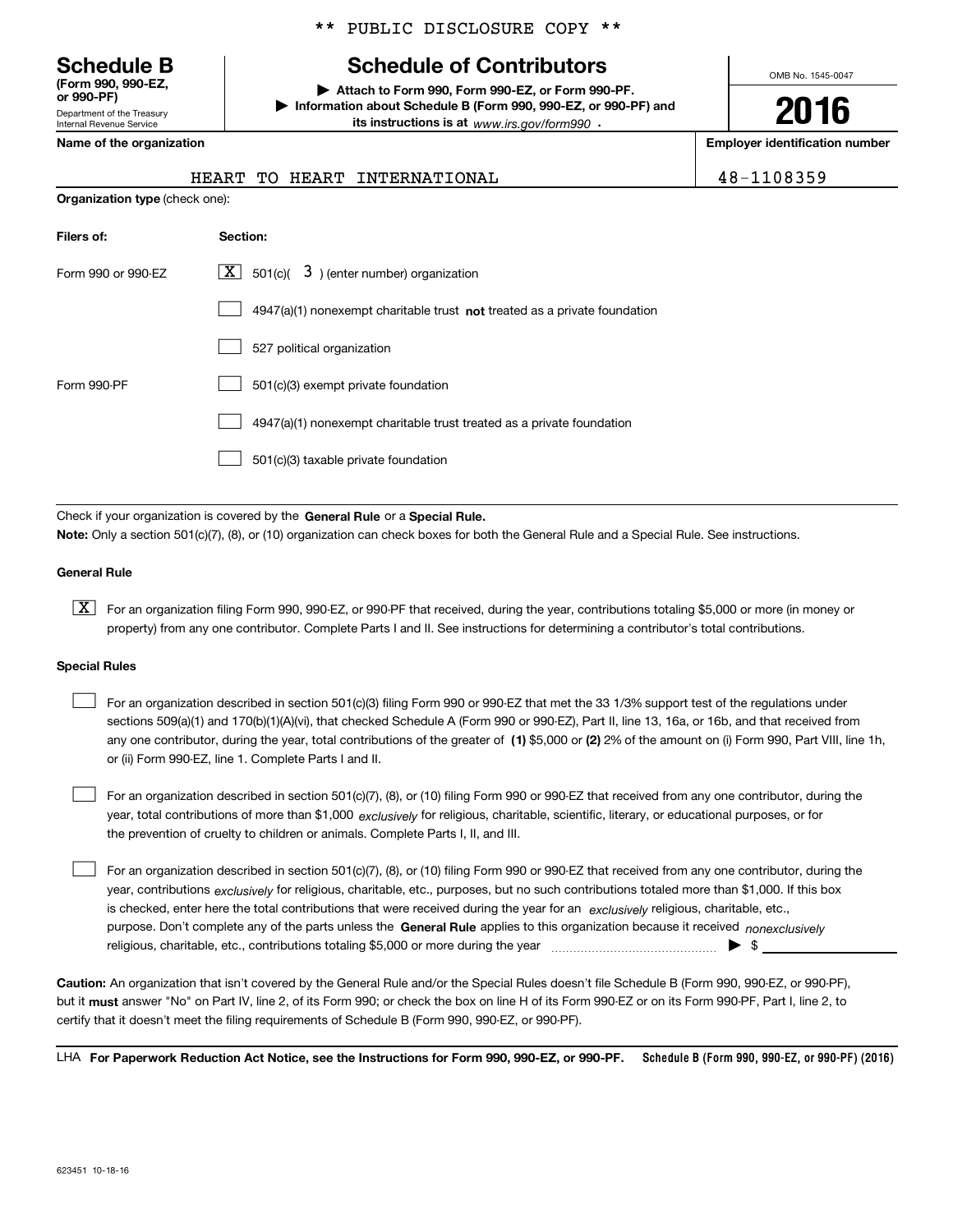** PUBLIC DISCLOSURE COPY **

# Schedule B

**(Form 990, 990-EZ, or 990-PF)**

Department of the Treasury
Internal Revenue Service

# Schedule of Contributors

**▶ Attach to Form 990, Form 990-EZ, or Form 990-PF.**
**▶ Information about Schedule B (Form 990, 990-EZ, or 990-PF) and its instructions is at** *www.irs.gov/form990* **.**

OMB No. 1545-0047

**2016**

| Name of the organization | Employer identification number |
|---|---|
| HEART TO HEART INTERNATIONAL | 48-1108359 |

**Organization type** (check one):

| Filers of: | Section: |
|---|---|
| Form 990 or 990-EZ | [X] 501(c)( 3 ) (enter number) organization |
| | [ ] 4947(a)(1) nonexempt charitable trust **not** treated as a private foundation |
| | [ ] 527 political organization |
| Form 990-PF | [ ] 501(c)(3) exempt private foundation |
| | [ ] 4947(a)(1) nonexempt charitable trust treated as a private foundation |
| | [ ] 501(c)(3) taxable private foundation |

Check if your organization is covered by the **General Rule** or a **Special Rule.**

**Note:** Only a section 501(c)(7), (8), or (10) organization can check boxes for both the General Rule and a Special Rule. See instructions.

**General Rule**

[X] For an organization filing Form 990, 990-EZ, or 990-PF that received, during the year, contributions totaling $5,000 or more (in money or property) from any one contributor. Complete Parts I and II. See instructions for determining a contributor's total contributions.

**Special Rules**

[ ] For an organization described in section 501(c)(3) filing Form 990 or 990-EZ that met the 33 1/3% support test of the regulations under sections 509(a)(1) and 170(b)(1)(A)(vi), that checked Schedule A (Form 990 or 990-EZ), Part II, line 13, 16a, or 16b, and that received from any one contributor, during the year, total contributions of the greater of **(1)** $5,000 or **(2)** 2% of the amount on (i) Form 990, Part VIII, line 1h, or (ii) Form 990-EZ, line 1. Complete Parts I and II.

[ ] For an organization described in section 501(c)(7), (8), or (10) filing Form 990 or 990-EZ that received from any one contributor, during the year, total contributions of more than $1,000 *exclusively* for religious, charitable, scientific, literary, or educational purposes, or for the prevention of cruelty to children or animals. Complete Parts I, II, and III.

[ ] For an organization described in section 501(c)(7), (8), or (10) filing Form 990 or 990-EZ that received from any one contributor, during the year, contributions *exclusively* for religious, charitable, etc., purposes, but no such contributions totaled more than $1,000. If this box is checked, enter here the total contributions that were received during the year for an *exclusively* religious, charitable, etc., purpose. Don't complete any of the parts unless the **General Rule** applies to this organization because it received *nonexclusively* religious, charitable, etc., contributions totaling $5,000 or more during the year ▶ $ \_\_\_\_\_\_\_\_\_\_

**Caution:** An organization that isn't covered by the General Rule and/or the Special Rules doesn't file Schedule B (Form 990, 990-EZ, or 990-PF), but it **must** answer "No" on Part IV, line 2, of its Form 990; or check the box on line H of its Form 990-EZ or on its Form 990-PF, Part I, line 2, to certify that it doesn't meet the filing requirements of Schedule B (Form 990, 990-EZ, or 990-PF).

LHA **For Paperwork Reduction Act Notice, see the Instructions for Form 990, 990-EZ, or 990-PF.** **Schedule B (Form 990, 990-EZ, or 990-PF) (2016)**

623451 10-18-16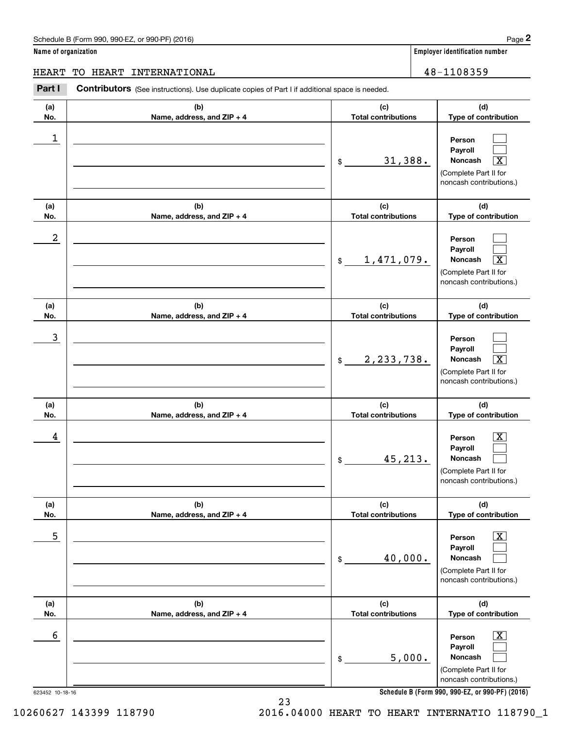Schedule B (Form 990, 990-EZ, or 990-PF) (2016)

**Name of organization**

HEART TO HEART INTERNATIONAL

**Employer identification number**

48-1108359

**Part I — Contributors** (See instructions). Use duplicate copies of Part I if additional space is needed.

| (a) No. | (b) Name, address, and ZIP + 4 | (c) Total contributions | (d) Type of contribution |
|---|---|---|---|
| 1 | | $ 31,388. | Person [ ] Payroll [ ] Noncash [X] (Complete Part II for noncash contributions.) |
| 2 | | $ 1,471,079. | Person [ ] Payroll [ ] Noncash [X] (Complete Part II for noncash contributions.) |
| 3 | | $ 2,233,738. | Person [ ] Payroll [ ] Noncash [X] (Complete Part II for noncash contributions.) |
| 4 | | $ 45,213. | Person [X] Payroll [ ] Noncash [ ] (Complete Part II for noncash contributions.) |
| 5 | | $ 40,000. | Person [X] Payroll [ ] Noncash [ ] (Complete Part II for noncash contributions.) |
| 6 | | $ 5,000. | Person [X] Payroll [ ] Noncash [ ] (Complete Part II for noncash contributions.) |

623452 10-18-16

**Schedule B (Form 990, 990-EZ, or 990-PF) (2016)**

10260627 143399 118790 2016.04000 HEART TO HEART INTERNATIO 118790_1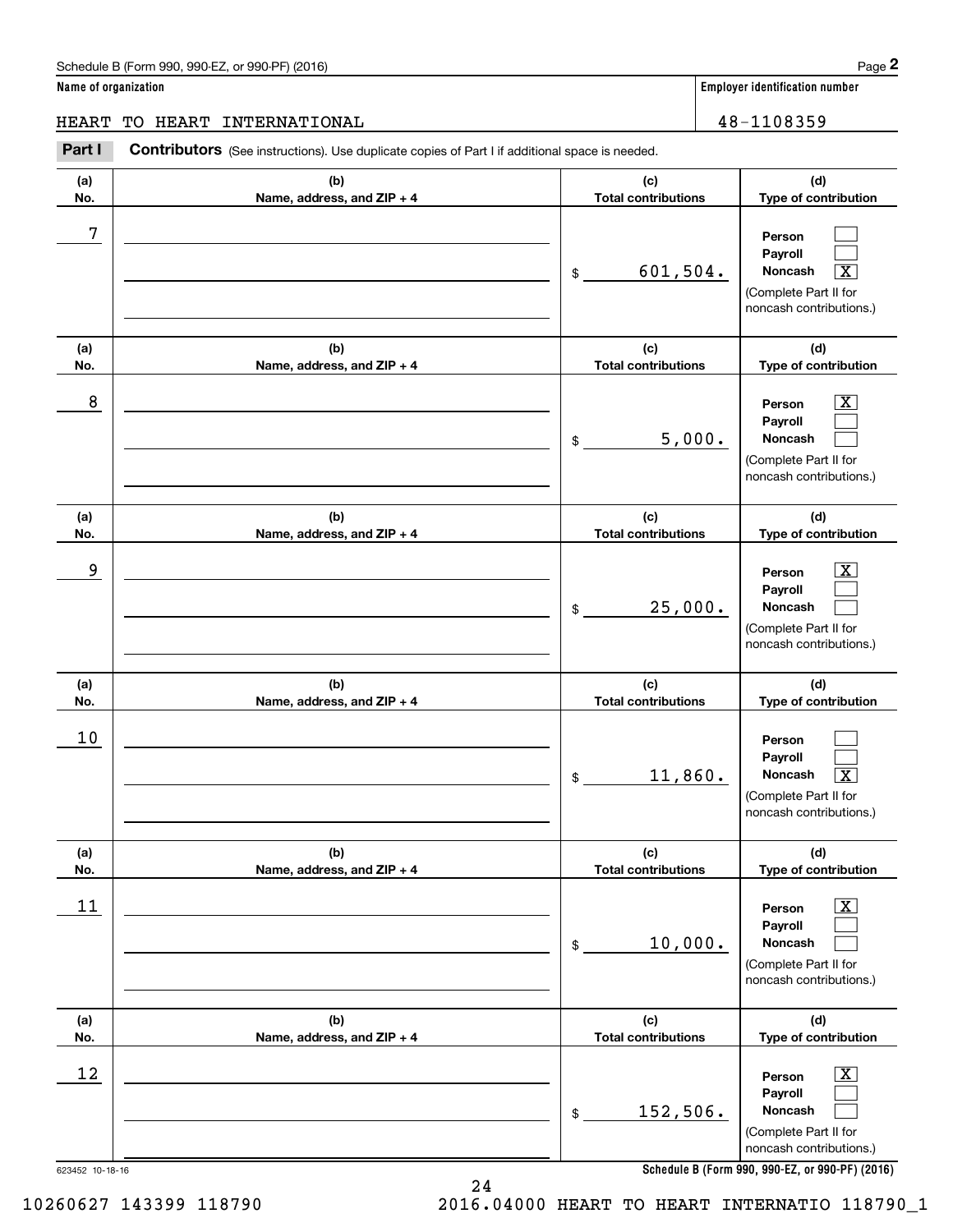Schedule B (Form 990, 990-EZ, or 990-PF) (2016)

**Name of organization**

HEART TO HEART INTERNATIONAL

**Employer identification number**

48-1108359

**Part I** **Contributors** (See instructions). Use duplicate copies of Part I if additional space is needed.

| (a) No. | (b) Name, address, and ZIP + 4 | (c) Total contributions | (d) Type of contribution |
|---|---|---|---|
| 7 | | $ 601,504. | Person [ ] Payroll [ ] Noncash [X] (Complete Part II for noncash contributions.) |
| 8 | | $ 5,000. | Person [X] Payroll [ ] Noncash [ ] (Complete Part II for noncash contributions.) |
| 9 | | $ 25,000. | Person [X] Payroll [ ] Noncash [ ] (Complete Part II for noncash contributions.) |
| 10 | | $ 11,860. | Person [ ] Payroll [ ] Noncash [X] (Complete Part II for noncash contributions.) |
| 11 | | $ 10,000. | Person [X] Payroll [ ] Noncash [ ] (Complete Part II for noncash contributions.) |
| 12 | | $ 152,506. | Person [X] Payroll [ ] Noncash [ ] (Complete Part II for noncash contributions.) |

623452 10-18-16

**Schedule B (Form 990, 990-EZ, or 990-PF) (2016)**

10260627 143399 118790 2016.04000 HEART TO HEART INTERNATIO 118790_1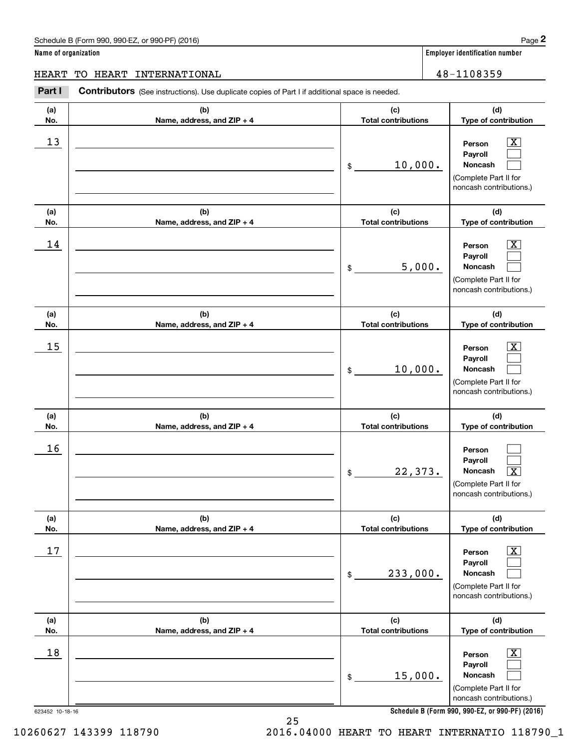Schedule B (Form 990, 990-EZ, or 990-PF) (2016) Page **2**

**Name of organization**: HEART TO HEART INTERNATIONAL

**Employer identification number**: 48-1108359

**Part I** **Contributors** (See instructions). Use duplicate copies of Part I if additional space is needed.

| (a) No. | (b) Name, address, and ZIP + 4 | (c) Total contributions | (d) Type of contribution |
|---|---|---|---|
| 13 | | $ 10,000. | Person [X] Payroll [ ] Noncash [ ] (Complete Part II for noncash contributions.) |
| 14 | | $ 5,000. | Person [X] Payroll [ ] Noncash [ ] (Complete Part II for noncash contributions.) |
| 15 | | $ 10,000. | Person [X] Payroll [ ] Noncash [ ] (Complete Part II for noncash contributions.) |
| 16 | | $ 22,373. | Person [ ] Payroll [ ] Noncash [X] (Complete Part II for noncash contributions.) |
| 17 | | $ 233,000. | Person [X] Payroll [ ] Noncash [ ] (Complete Part II for noncash contributions.) |
| 18 | | $ 15,000. | Person [X] Payroll [ ] Noncash [ ] (Complete Part II for noncash contributions.) |

623452 10-18-16

**Schedule B (Form 990, 990-EZ, or 990-PF) (2016)**

10260627 143399 118790 2016.04000 HEART TO HEART INTERNATIO 118790_1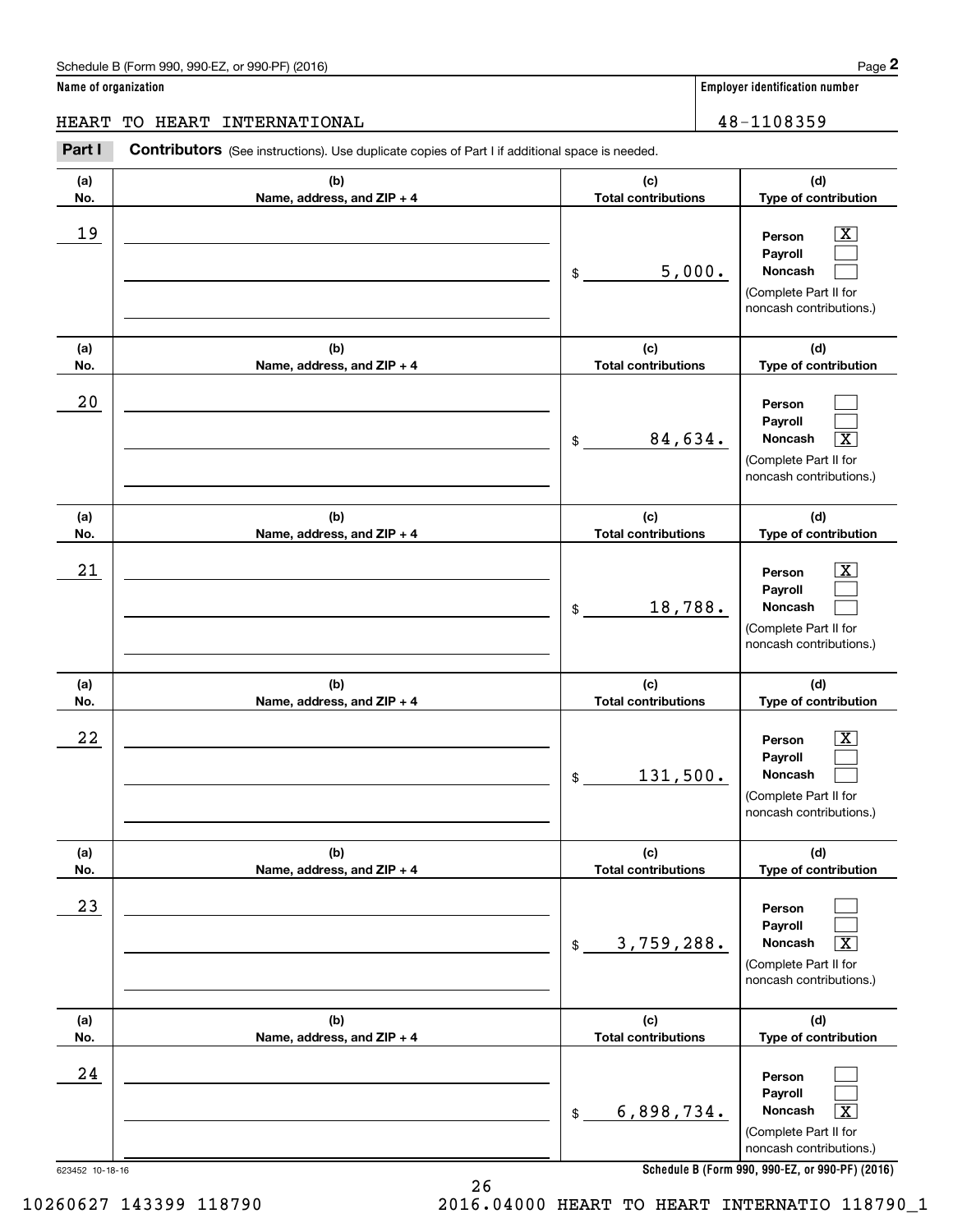**Name of organization**

HEART TO HEART INTERNATIONAL

**Employer identification number**

48-1108359

**Part I** **Contributors** (See instructions). Use duplicate copies of Part I if additional space is needed.

| (a) No. | (b) Name, address, and ZIP + 4 | (c) Total contributions | (d) Type of contribution |
|---|---|---|---|
| 19 | | $ 5,000. | Person [X] Payroll [ ] Noncash [ ] (Complete Part II for noncash contributions.) |
| 20 | | $ 84,634. | Person [ ] Payroll [ ] Noncash [X] (Complete Part II for noncash contributions.) |
| 21 | | $ 18,788. | Person [X] Payroll [ ] Noncash [ ] (Complete Part II for noncash contributions.) |
| 22 | | $ 131,500. | Person [X] Payroll [ ] Noncash [ ] (Complete Part II for noncash contributions.) |
| 23 | | $ 3,759,288. | Person [ ] Payroll [ ] Noncash [X] (Complete Part II for noncash contributions.) |
| 24 | | $ 6,898,734. | Person [ ] Payroll [ ] Noncash [X] (Complete Part II for noncash contributions.) |

623452 10-18-16

**Schedule B (Form 990, 990-EZ, or 990-PF) (2016)**

10260627 143399 118790 2016.04000 HEART TO HEART INTERNATIO 118790_1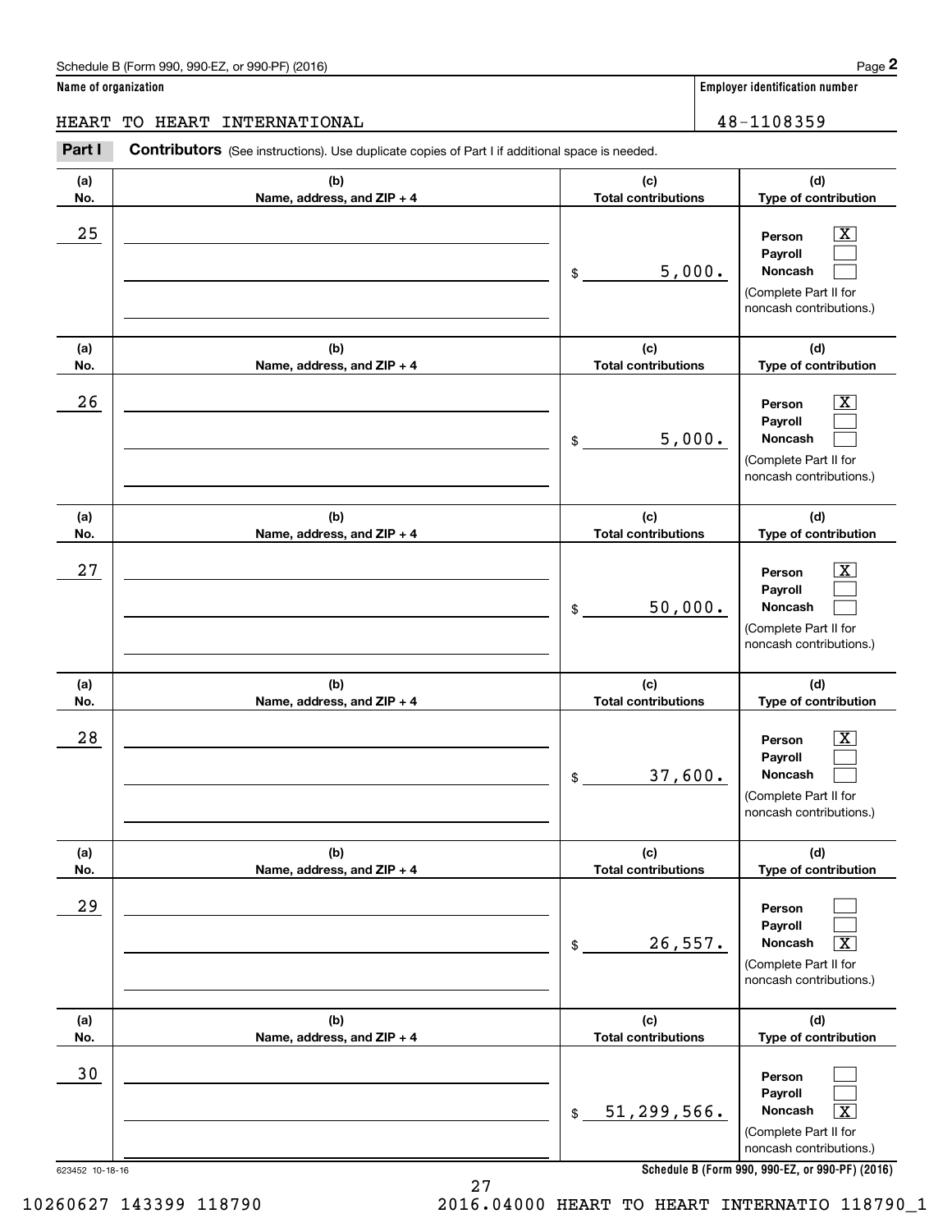Schedule B (Form 990, 990-EZ, or 990-PF) (2016)

**Name of organization**: HEART TO HEART INTERNATIONAL

**Employer identification number**: 48-1108359

## Part I Contributors

(See instructions). Use duplicate copies of Part I if additional space is needed.

| (a) No. | (b) Name, address, and ZIP + 4 | (c) Total contributions | (d) Type of contribution |
|---|---|---|---|
| 25 | | $ 5,000. | Person [X] Payroll [ ] Noncash [ ] (Complete Part II for noncash contributions.) |
| 26 | | $ 5,000. | Person [X] Payroll [ ] Noncash [ ] (Complete Part II for noncash contributions.) |
| 27 | | $ 50,000. | Person [X] Payroll [ ] Noncash [ ] (Complete Part II for noncash contributions.) |
| 28 | | $ 37,600. | Person [X] Payroll [ ] Noncash [ ] (Complete Part II for noncash contributions.) |
| 29 | | $ 26,557. | Person [ ] Payroll [ ] Noncash [X] (Complete Part II for noncash contributions.) |
| 30 | | $ 51,299,566. | Person [ ] Payroll [ ] Noncash [X] (Complete Part II for noncash contributions.) |

623452 10-18-16

Schedule B (Form 990, 990-EZ, or 990-PF) (2016)

10260627 143399 118790 2016.04000 HEART TO HEART INTERNATIO 118790_1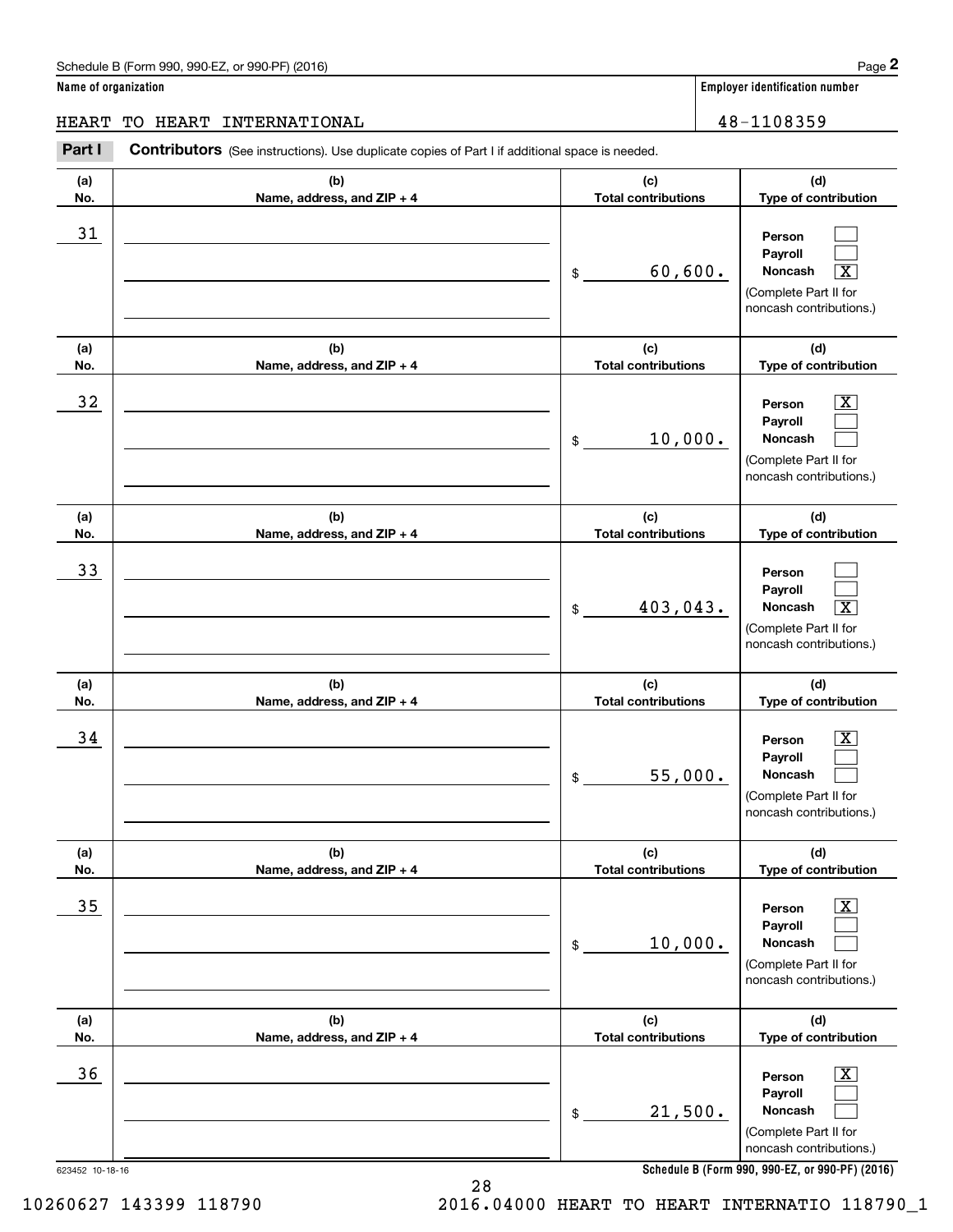Schedule B (Form 990, 990-EZ, or 990-PF) (2016)

**Name of organization**

HEART TO HEART INTERNATIONAL

**Employer identification number**

48-1108359

**Part I** **Contributors** (See instructions). Use duplicate copies of Part I if additional space is needed.

| (a) No. | (b) Name, address, and ZIP + 4 | (c) Total contributions | (d) Type of contribution |
|---|---|---|---|
| 31 | | $ 60,600. | Person [ ] Payroll [ ] Noncash [X] (Complete Part II for noncash contributions.) |
| 32 | | $ 10,000. | Person [X] Payroll [ ] Noncash [ ] (Complete Part II for noncash contributions.) |
| 33 | | $ 403,043. | Person [ ] Payroll [ ] Noncash [X] (Complete Part II for noncash contributions.) |
| 34 | | $ 55,000. | Person [X] Payroll [ ] Noncash [ ] (Complete Part II for noncash contributions.) |
| 35 | | $ 10,000. | Person [X] Payroll [ ] Noncash [ ] (Complete Part II for noncash contributions.) |
| 36 | | $ 21,500. | Person [X] Payroll [ ] Noncash [ ] (Complete Part II for noncash contributions.) |

623452 10-18-16

**Schedule B (Form 990, 990-EZ, or 990-PF) (2016)**

10260627 143399 118790 2016.04000 HEART TO HEART INTERNATIO 118790_1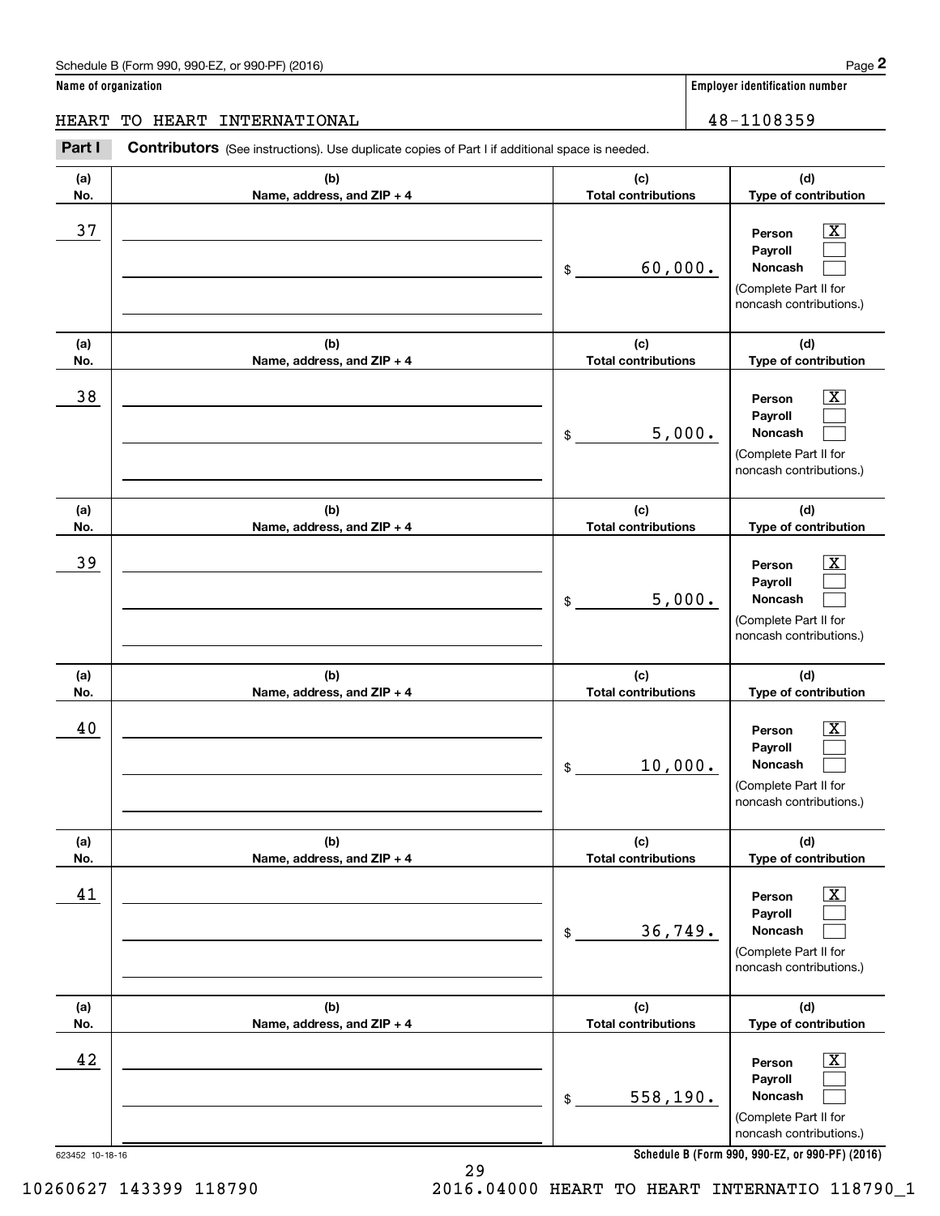Schedule B (Form 990, 990-EZ, or 990-PF) (2016)

**Name of organization**

HEART TO HEART INTERNATIONAL

**Employer identification number**

48-1108359

**Part I Contributors** (See instructions). Use duplicate copies of Part I if additional space is needed.

| (a) No. | (b) Name, address, and ZIP + 4 | (c) Total contributions | (d) Type of contribution |
|---|---|---|---|
| 37 | | $ 60,000. | Person [X] Payroll [ ] Noncash [ ] (Complete Part II for noncash contributions.) |
| 38 | | $ 5,000. | Person [X] Payroll [ ] Noncash [ ] (Complete Part II for noncash contributions.) |
| 39 | | $ 5,000. | Person [X] Payroll [ ] Noncash [ ] (Complete Part II for noncash contributions.) |
| 40 | | $ 10,000. | Person [X] Payroll [ ] Noncash [ ] (Complete Part II for noncash contributions.) |
| 41 | | $ 36,749. | Person [X] Payroll [ ] Noncash [ ] (Complete Part II for noncash contributions.) |
| 42 | | $ 558,190. | Person [X] Payroll [ ] Noncash [ ] (Complete Part II for noncash contributions.) |

623452 10-18-16

**Schedule B (Form 990, 990-EZ, or 990-PF) (2016)**

10260627 143399 118790 2016.04000 HEART TO HEART INTERNATIO 118790_1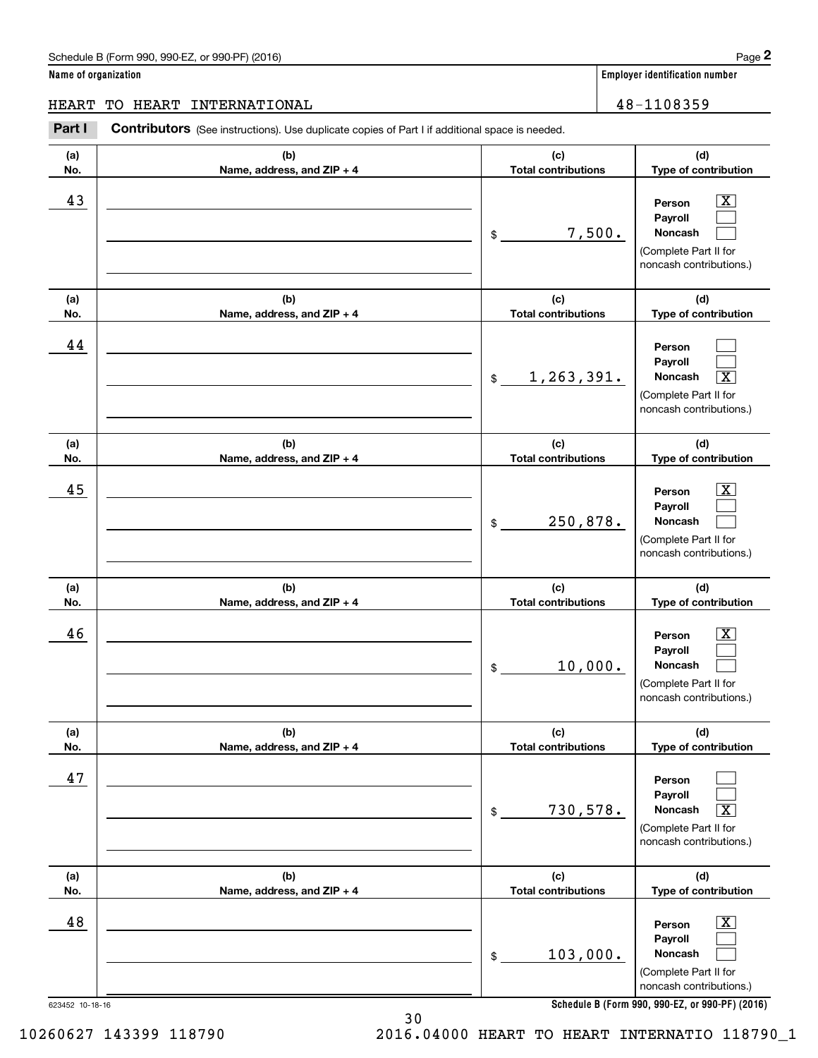Schedule B (Form 990, 990-EZ, or 990-PF) (2016)

**Name of organization**

HEART TO HEART INTERNATIONAL

**Employer identification number**

48-1108359

**Part I** **Contributors** (See instructions). Use duplicate copies of Part I if additional space is needed.

| (a) No. | (b) Name, address, and ZIP + 4 | (c) Total contributions | (d) Type of contribution |
|---|---|---|---|
| 43 | | $ 7,500. | Person [X] Payroll [ ] Noncash [ ] (Complete Part II for noncash contributions.) |
| 44 | | $ 1,263,391. | Person [ ] Payroll [ ] Noncash [X] (Complete Part II for noncash contributions.) |
| 45 | | $ 250,878. | Person [X] Payroll [ ] Noncash [ ] (Complete Part II for noncash contributions.) |
| 46 | | $ 10,000. | Person [X] Payroll [ ] Noncash [ ] (Complete Part II for noncash contributions.) |
| 47 | | $ 730,578. | Person [ ] Payroll [ ] Noncash [X] (Complete Part II for noncash contributions.) |
| 48 | | $ 103,000. | Person [X] Payroll [ ] Noncash [ ] (Complete Part II for noncash contributions.) |

623452 10-18-16

**Schedule B (Form 990, 990-EZ, or 990-PF) (2016)**

10260627 143399 118790 2016.04000 HEART TO HEART INTERNATIO 118790_1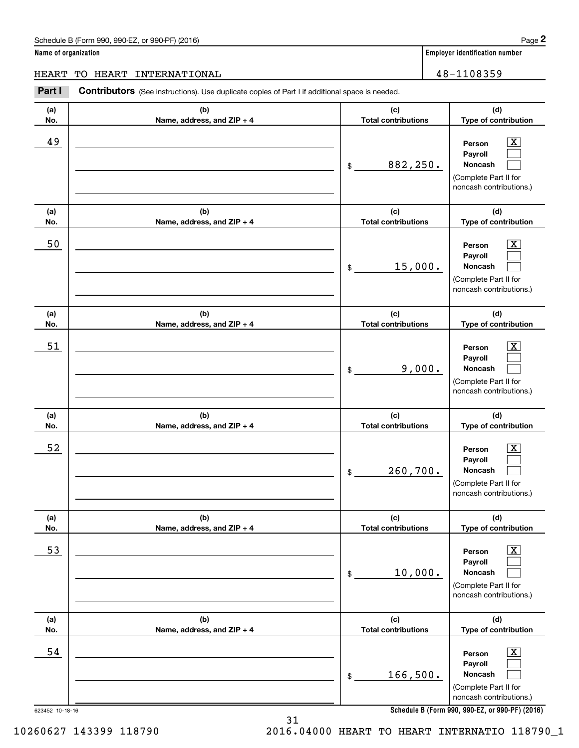Schedule B (Form 990, 990-EZ, or 990-PF) (2016) Page **2**

**Name of organization**

HEART TO HEART INTERNATIONAL

**Employer identification number**

48-1108359

**Part I** **Contributors** (See instructions). Use duplicate copies of Part I if additional space is needed.

| (a) No. | (b) Name, address, and ZIP + 4 | (c) Total contributions | (d) Type of contribution |
|---|---|---|---|
| 49 | | $ 882,250. | Person [X] Payroll [ ] Noncash [ ] (Complete Part II for noncash contributions.) |
| 50 | | $ 15,000. | Person [X] Payroll [ ] Noncash [ ] (Complete Part II for noncash contributions.) |
| 51 | | $ 9,000. | Person [X] Payroll [ ] Noncash [ ] (Complete Part II for noncash contributions.) |
| 52 | | $ 260,700. | Person [X] Payroll [ ] Noncash [ ] (Complete Part II for noncash contributions.) |
| 53 | | $ 10,000. | Person [X] Payroll [ ] Noncash [ ] (Complete Part II for noncash contributions.) |
| 54 | | $ 166,500. | Person [X] Payroll [ ] Noncash [ ] (Complete Part II for noncash contributions.) |

623452 10-18-16

**Schedule B (Form 990, 990-EZ, or 990-PF) (2016)**

10260627 143399 118790 2016.04000 HEART TO HEART INTERNATIO 118790_1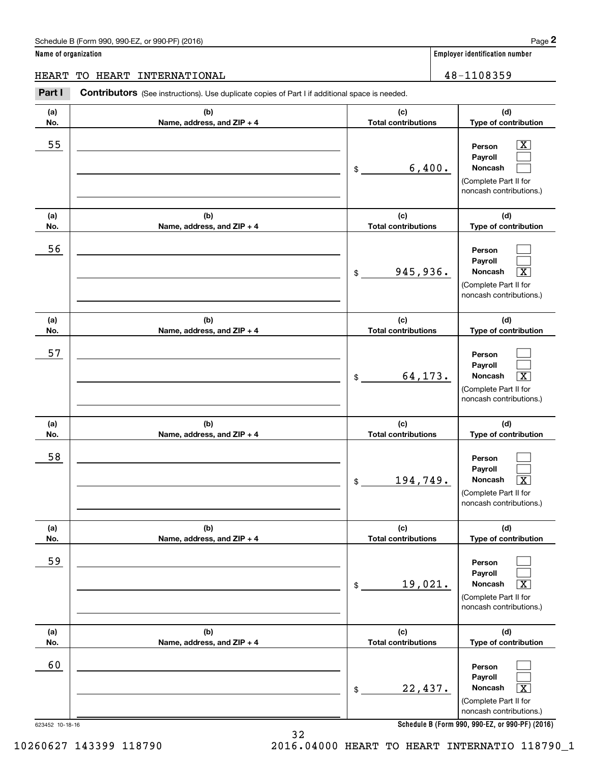Schedule B (Form 990, 990-EZ, or 990-PF) (2016)

**Name of organization**

HEART TO HEART INTERNATIONAL

**Employer identification number**

48-1108359

**Part I** **Contributors** (See instructions). Use duplicate copies of Part I if additional space is needed.

| (a) No. | (b) Name, address, and ZIP + 4 | (c) Total contributions | (d) Type of contribution |
|---|---|---|---|
| 55 | | $ 6,400. | Person [X] Payroll [ ] Noncash [ ] (Complete Part II for noncash contributions.) |
| 56 | | $ 945,936. | Person [ ] Payroll [ ] Noncash [X] (Complete Part II for noncash contributions.) |
| 57 | | $ 64,173. | Person [ ] Payroll [ ] Noncash [X] (Complete Part II for noncash contributions.) |
| 58 | | $ 194,749. | Person [ ] Payroll [ ] Noncash [X] (Complete Part II for noncash contributions.) |
| 59 | | $ 19,021. | Person [ ] Payroll [ ] Noncash [X] (Complete Part II for noncash contributions.) |
| 60 | | $ 22,437. | Person [ ] Payroll [ ] Noncash [X] (Complete Part II for noncash contributions.) |

623452 10-18-16

**Schedule B (Form 990, 990-EZ, or 990-PF) (2016)**

10260627 143399 118790 2016.04000 HEART TO HEART INTERNATIO 118790_1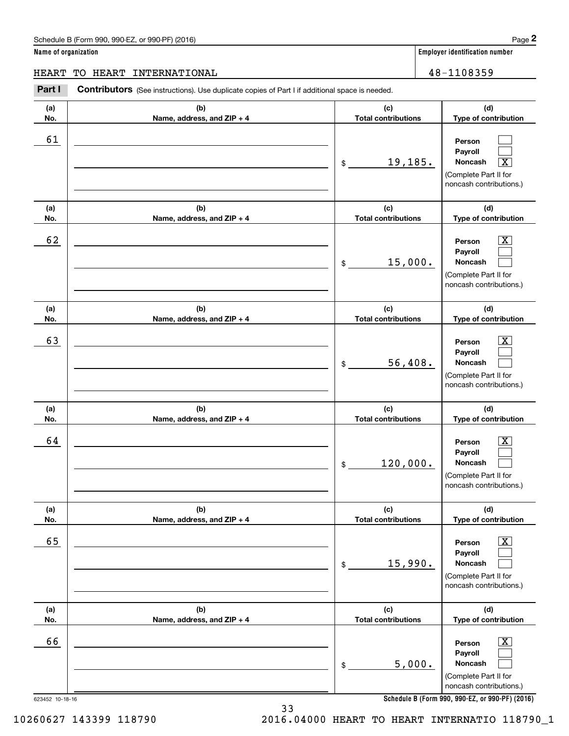Schedule B (Form 990, 990-EZ, or 990-PF) (2016)

**Name of organization**

HEART TO HEART INTERNATIONAL

**Employer identification number**

48-1108359

**Part I** **Contributors** (See instructions). Use duplicate copies of Part I if additional space is needed.

| (a) No. | (b) Name, address, and ZIP + 4 | (c) Total contributions | (d) Type of contribution |
|---|---|---|---|
| 61 | | $ 19,185. | Person [ ] Payroll [ ] Noncash [X] (Complete Part II for noncash contributions.) |
| 62 | | $ 15,000. | Person [X] Payroll [ ] Noncash [ ] (Complete Part II for noncash contributions.) |
| 63 | | $ 56,408. | Person [X] Payroll [ ] Noncash [ ] (Complete Part II for noncash contributions.) |
| 64 | | $ 120,000. | Person [X] Payroll [ ] Noncash [ ] (Complete Part II for noncash contributions.) |
| 65 | | $ 15,990. | Person [X] Payroll [ ] Noncash [ ] (Complete Part II for noncash contributions.) |
| 66 | | $ 5,000. | Person [X] Payroll [ ] Noncash [ ] (Complete Part II for noncash contributions.) |

623452 10-18-16

**Schedule B (Form 990, 990-EZ, or 990-PF) (2016)**

10260627 143399 118790 2016.04000 HEART TO HEART INTERNATIO 118790_1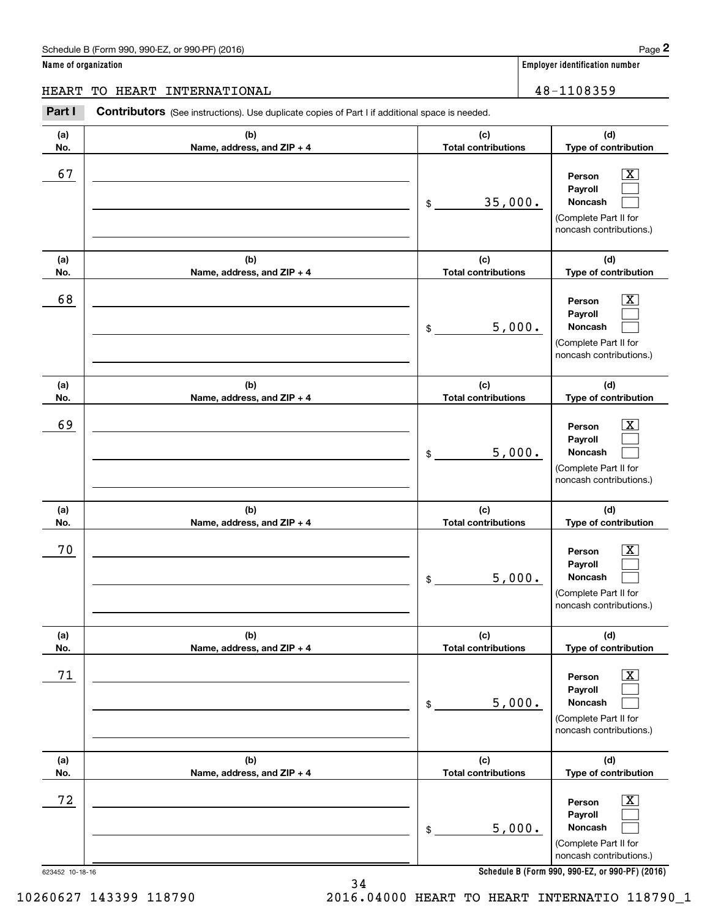Schedule B (Form 990, 990-EZ, or 990-PF) (2016) Page **2**

**Name of organization**

HEART TO HEART INTERNATIONAL

**Employer identification number**

48-1108359

**Part I** **Contributors** (See instructions). Use duplicate copies of Part I if additional space is needed.

| (a) No. | (b) Name, address, and ZIP + 4 | (c) Total contributions | (d) Type of contribution |
|---|---|---|---|
| 67 | | $ 35,000. | Person [X] Payroll [ ] Noncash [ ] (Complete Part II for noncash contributions.) |
| 68 | | $ 5,000. | Person [X] Payroll [ ] Noncash [ ] (Complete Part II for noncash contributions.) |
| 69 | | $ 5,000. | Person [X] Payroll [ ] Noncash [ ] (Complete Part II for noncash contributions.) |
| 70 | | $ 5,000. | Person [X] Payroll [ ] Noncash [ ] (Complete Part II for noncash contributions.) |
| 71 | | $ 5,000. | Person [X] Payroll [ ] Noncash [ ] (Complete Part II for noncash contributions.) |
| 72 | | $ 5,000. | Person [X] Payroll [ ] Noncash [ ] (Complete Part II for noncash contributions.) |

623452 10-18-16 **Schedule B (Form 990, 990-EZ, or 990-PF) (2016)**

10260627 143399 118790 2016.04000 HEART TO HEART INTERNATIO 118790_1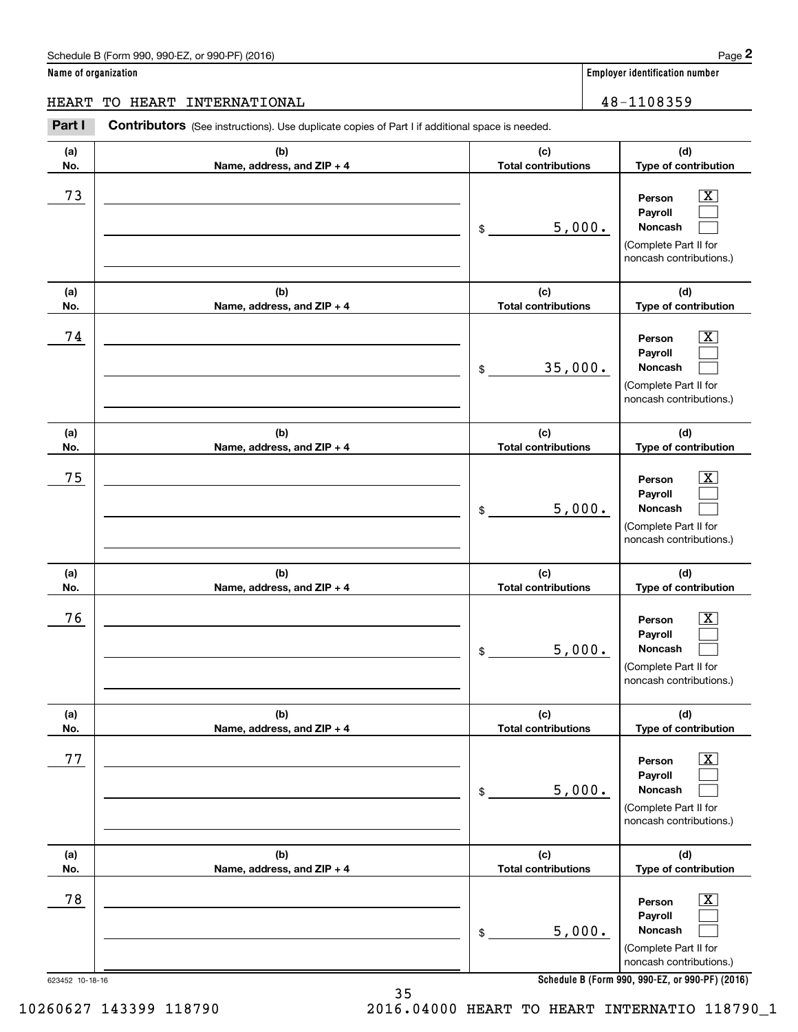Schedule B (Form 990, 990-EZ, or 990-PF) (2016)

**Name of organization**

HEART TO HEART INTERNATIONAL

**Employer identification number**

48-1108359

**Part I** **Contributors** (See instructions). Use duplicate copies of Part I if additional space is needed.

| (a) No. | (b) Name, address, and ZIP + 4 | (c) Total contributions | (d) Type of contribution |
|---|---|---|---|
| 73 | | $ 5,000. | Person [X] Payroll [ ] Noncash [ ] (Complete Part II for noncash contributions.) |
| 74 | | $ 35,000. | Person [X] Payroll [ ] Noncash [ ] (Complete Part II for noncash contributions.) |
| 75 | | $ 5,000. | Person [X] Payroll [ ] Noncash [ ] (Complete Part II for noncash contributions.) |
| 76 | | $ 5,000. | Person [X] Payroll [ ] Noncash [ ] (Complete Part II for noncash contributions.) |
| 77 | | $ 5,000. | Person [X] Payroll [ ] Noncash [ ] (Complete Part II for noncash contributions.) |
| 78 | | $ 5,000. | Person [X] Payroll [ ] Noncash [ ] (Complete Part II for noncash contributions.) |

623452 10-18-16

**Schedule B (Form 990, 990-EZ, or 990-PF) (2016)**

10260627 143399 118790 2016.04000 HEART TO HEART INTERNATIO 118790_1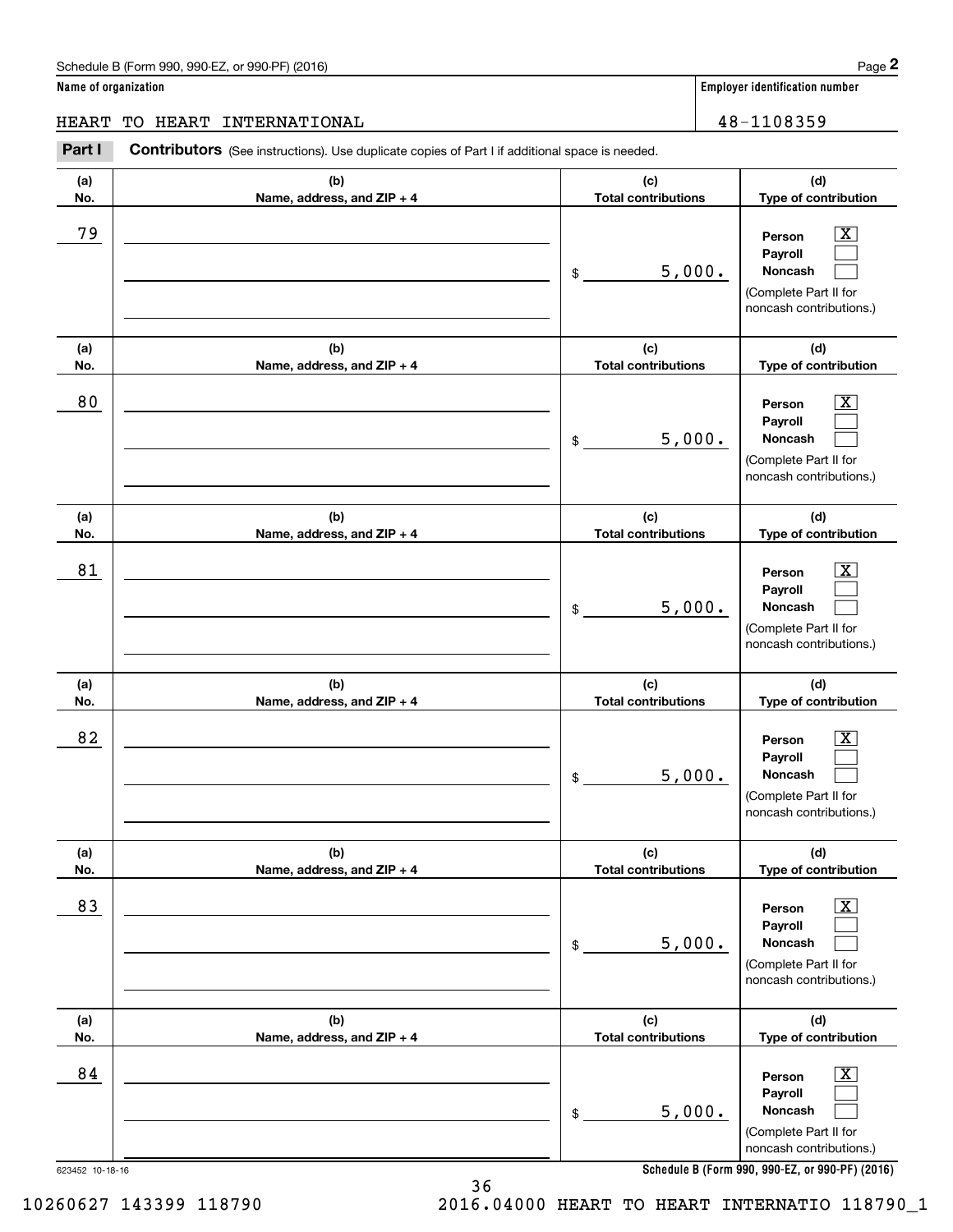Name of organization: HEART TO HEART INTERNATIONAL

Employer identification number: 48-1108359

**Part I** **Contributors** (See instructions). Use duplicate copies of Part I if additional space is needed.

| (a) No. | (b) Name, address, and ZIP + 4 | (c) Total contributions | (d) Type of contribution |
|---|---|---|---|
| 79 | | $ 5,000. | Person [X] Payroll [ ] Noncash [ ] (Complete Part II for noncash contributions.) |
| 80 | | $ 5,000. | Person [X] Payroll [ ] Noncash [ ] (Complete Part II for noncash contributions.) |
| 81 | | $ 5,000. | Person [X] Payroll [ ] Noncash [ ] (Complete Part II for noncash contributions.) |
| 82 | | $ 5,000. | Person [X] Payroll [ ] Noncash [ ] (Complete Part II for noncash contributions.) |
| 83 | | $ 5,000. | Person [X] Payroll [ ] Noncash [ ] (Complete Part II for noncash contributions.) |
| 84 | | $ 5,000. | Person [X] Payroll [ ] Noncash [ ] (Complete Part II for noncash contributions.) |

623452 10-18-16

10260627 143399 118790 2016.04000 HEART TO HEART INTERNATIO 118790_1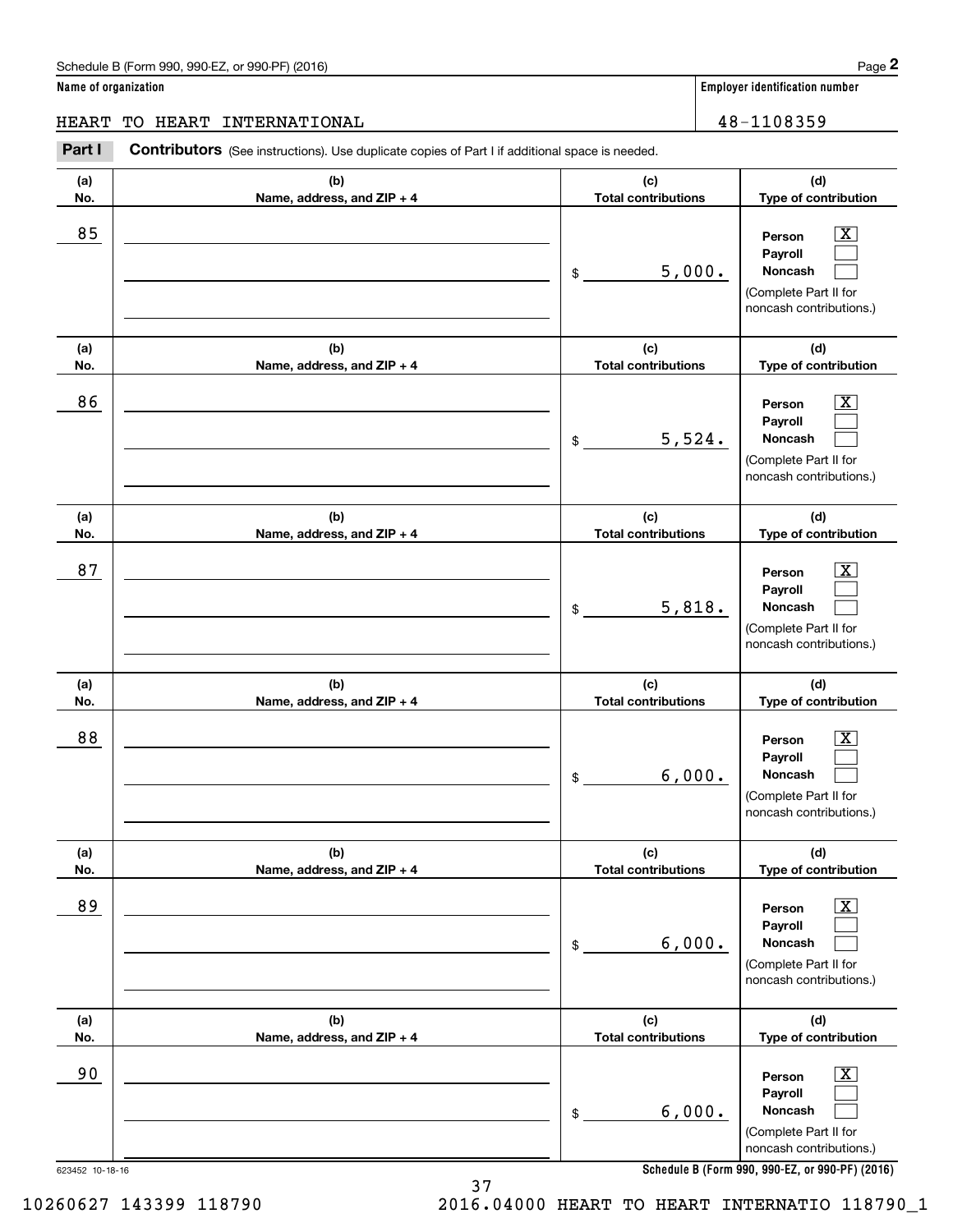Name of organization: HEART TO HEART INTERNATIONAL

Employer identification number: 48-1108359

**Part I** **Contributors** (See instructions). Use duplicate copies of Part I if additional space is needed.

| (a) No. | (b) Name, address, and ZIP + 4 | (c) Total contributions | (d) Type of contribution |
|---|---|---|---|
| 85 | | $ 5,000. | Person [X] Payroll [ ] Noncash [ ] (Complete Part II for noncash contributions.) |
| 86 | | $ 5,524. | Person [X] Payroll [ ] Noncash [ ] (Complete Part II for noncash contributions.) |
| 87 | | $ 5,818. | Person [X] Payroll [ ] Noncash [ ] (Complete Part II for noncash contributions.) |
| 88 | | $ 6,000. | Person [X] Payroll [ ] Noncash [ ] (Complete Part II for noncash contributions.) |
| 89 | | $ 6,000. | Person [X] Payroll [ ] Noncash [ ] (Complete Part II for noncash contributions.) |
| 90 | | $ 6,000. | Person [X] Payroll [ ] Noncash [ ] (Complete Part II for noncash contributions.) |

623452 10-18-16

10260627 143399 118790 2016.04000 HEART TO HEART INTERNATIO 118790_1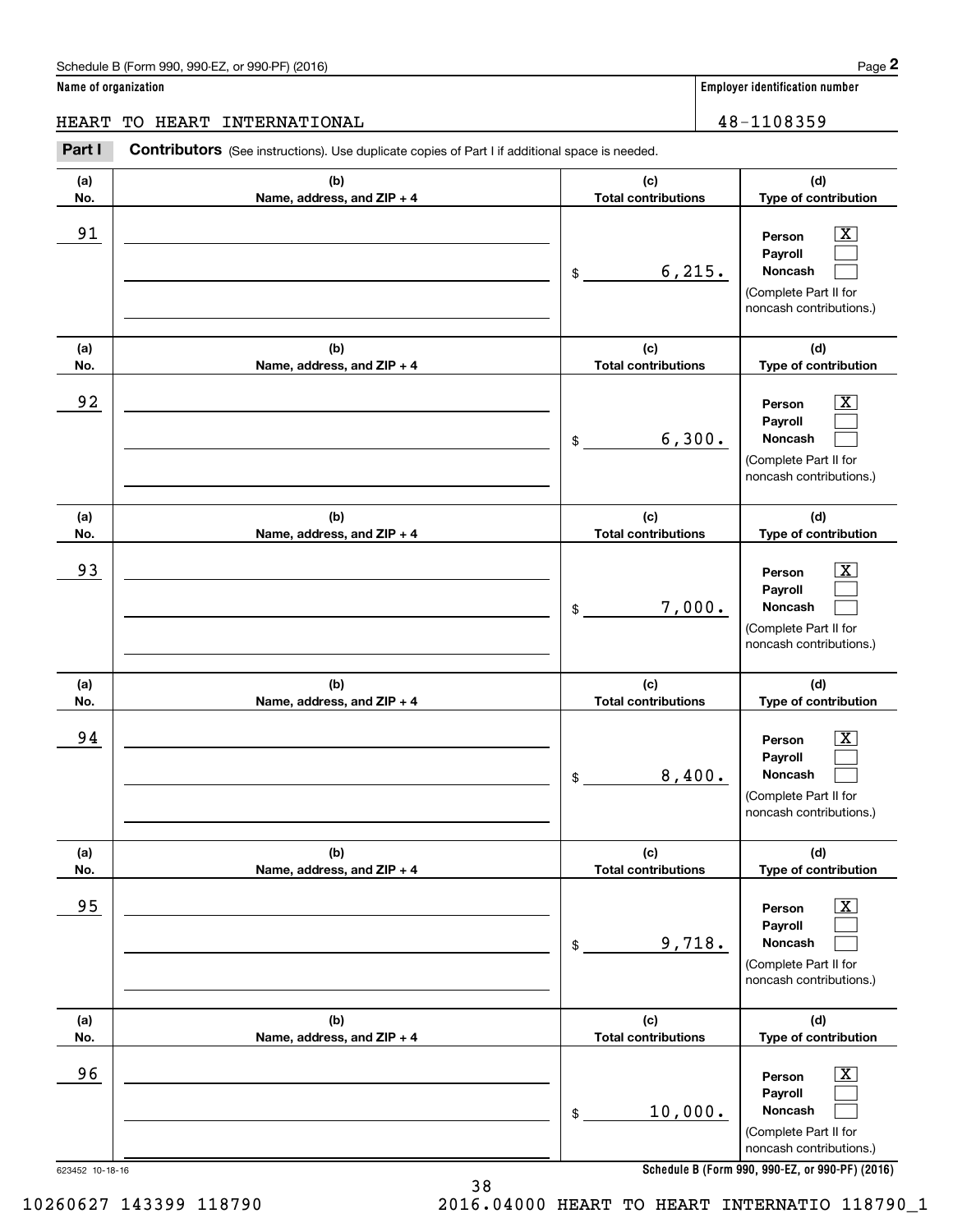Schedule B (Form 990, 990-EZ, or 990-PF) (2016)

**Name of organization**

HEART TO HEART INTERNATIONAL

**Employer identification number**

48-1108359

**Part I** **Contributors** (See instructions). Use duplicate copies of Part I if additional space is needed.

| (a) No. | (b) Name, address, and ZIP + 4 | (c) Total contributions | (d) Type of contribution |
|---|---|---|---|
| 91 | | $ 6,215. | Person [X] Payroll [ ] Noncash [ ] (Complete Part II for noncash contributions.) |
| 92 | | $ 6,300. | Person [X] Payroll [ ] Noncash [ ] (Complete Part II for noncash contributions.) |
| 93 | | $ 7,000. | Person [X] Payroll [ ] Noncash [ ] (Complete Part II for noncash contributions.) |
| 94 | | $ 8,400. | Person [X] Payroll [ ] Noncash [ ] (Complete Part II for noncash contributions.) |
| 95 | | $ 9,718. | Person [X] Payroll [ ] Noncash [ ] (Complete Part II for noncash contributions.) |
| 96 | | $ 10,000. | Person [X] Payroll [ ] Noncash [ ] (Complete Part II for noncash contributions.) |

623452 10-18-16

**Schedule B (Form 990, 990-EZ, or 990-PF) (2016)**

10260627 143399 118790 2016.04000 HEART TO HEART INTERNATIO 118790_1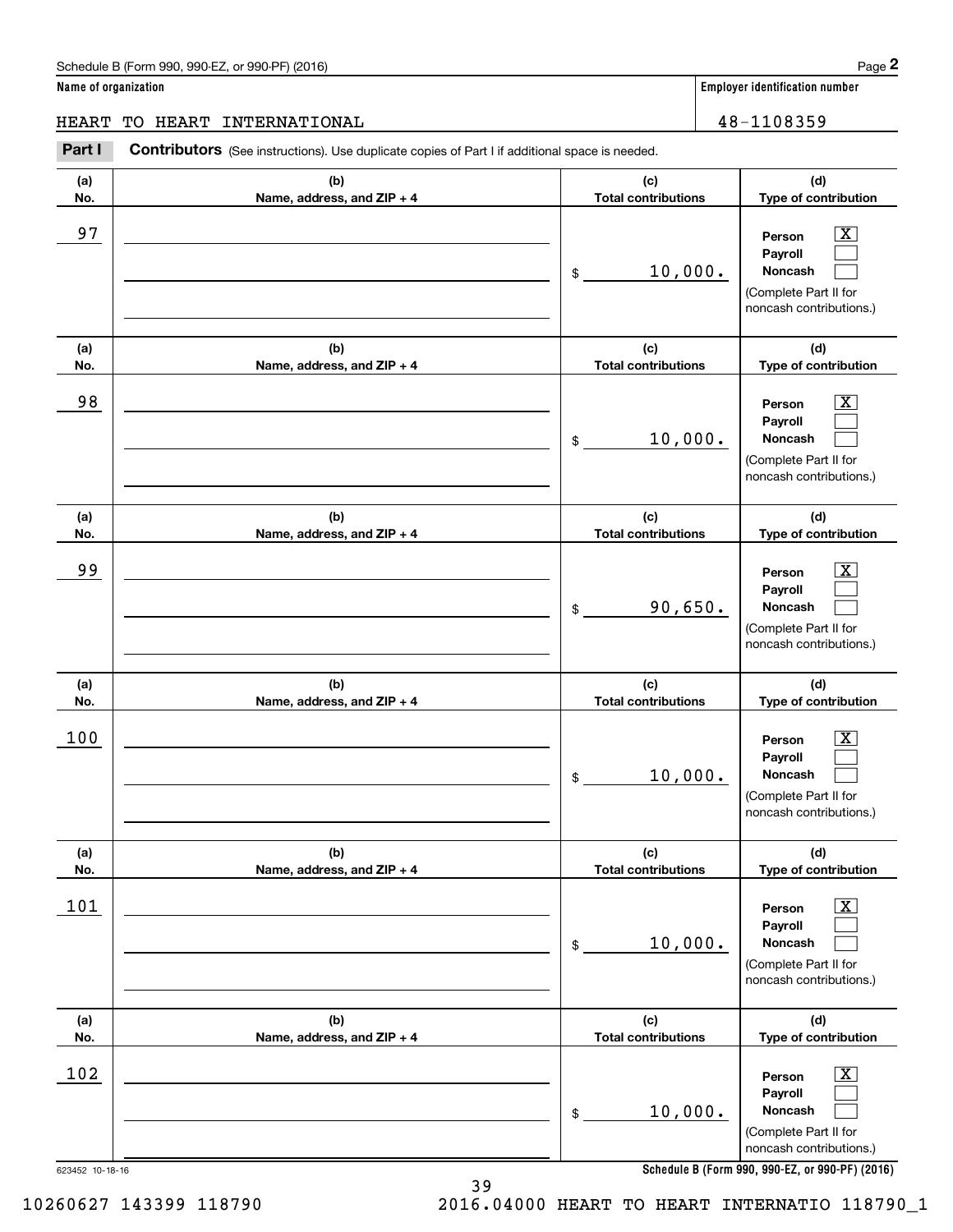Schedule B (Form 990, 990-EZ, or 990-PF) (2016) Page **2**

**Name of organization** | **Employer identification number**

HEART TO HEART INTERNATIONAL | 48-1108359

**Part I** **Contributors** (See instructions). Use duplicate copies of Part I if additional space is needed.

| (a) No. | (b) Name, address, and ZIP + 4 | (c) Total contributions | (d) Type of contribution |
|---|---|---|---|
| 97 | | $ 10,000. | Person [X] Payroll [ ] Noncash [ ] (Complete Part II for noncash contributions.) |
| 98 | | $ 10,000. | Person [X] Payroll [ ] Noncash [ ] (Complete Part II for noncash contributions.) |
| 99 | | $ 90,650. | Person [X] Payroll [ ] Noncash [ ] (Complete Part II for noncash contributions.) |
| 100 | | $ 10,000. | Person [X] Payroll [ ] Noncash [ ] (Complete Part II for noncash contributions.) |
| 101 | | $ 10,000. | Person [X] Payroll [ ] Noncash [ ] (Complete Part II for noncash contributions.) |
| 102 | | $ 10,000. | Person [X] Payroll [ ] Noncash [ ] (Complete Part II for noncash contributions.) |

623452 10-18-16

**Schedule B (Form 990, 990-EZ, or 990-PF) (2016)**

10260627 143399 118790 2016.04000 HEART TO HEART INTERNATIO 118790_1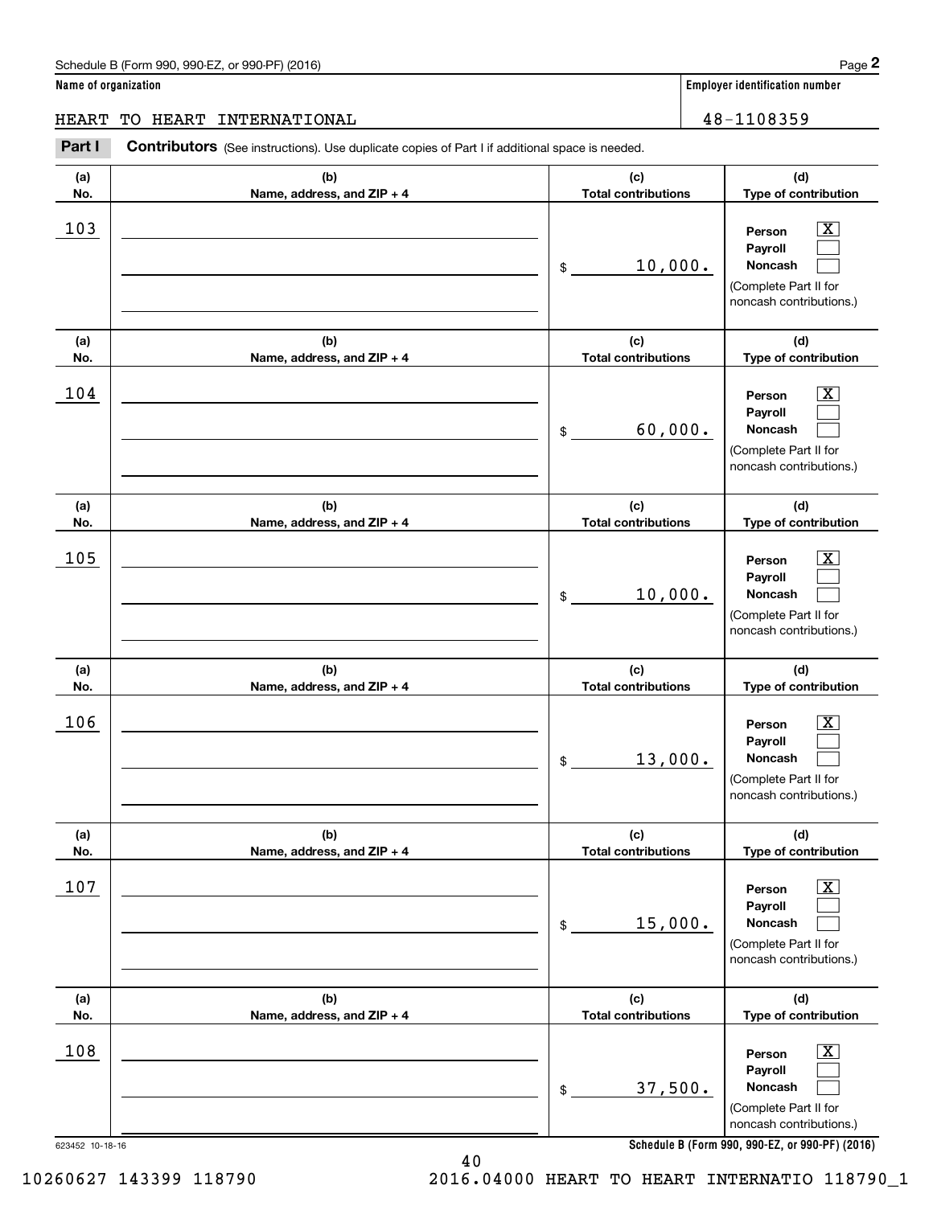Schedule B (Form 990, 990-EZ, or 990-PF) (2016)

**Name of organization**

HEART TO HEART INTERNATIONAL

**Employer identification number**

48-1108359

**Part I** **Contributors** (See instructions). Use duplicate copies of Part I if additional space is needed.

| (a) No. | (b) Name, address, and ZIP + 4 | (c) Total contributions | (d) Type of contribution |
|---|---|---|---|
| 103 | | $ 10,000. | Person [X] Payroll [ ] Noncash [ ] (Complete Part II for noncash contributions.) |
| 104 | | $ 60,000. | Person [X] Payroll [ ] Noncash [ ] (Complete Part II for noncash contributions.) |
| 105 | | $ 10,000. | Person [X] Payroll [ ] Noncash [ ] (Complete Part II for noncash contributions.) |
| 106 | | $ 13,000. | Person [X] Payroll [ ] Noncash [ ] (Complete Part II for noncash contributions.) |
| 107 | | $ 15,000. | Person [X] Payroll [ ] Noncash [ ] (Complete Part II for noncash contributions.) |
| 108 | | $ 37,500. | Person [X] Payroll [ ] Noncash [ ] (Complete Part II for noncash contributions.) |

623452 10-18-16

10260627 143399 118790 2016.04000 HEART TO HEART INTERNATIO 118790_1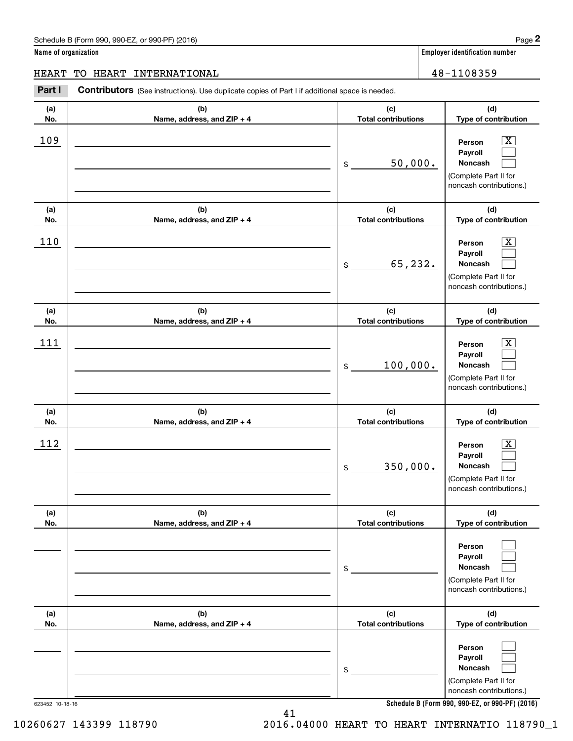Schedule B (Form 990, 990-EZ, or 990-PF) (2016) Page **2**

**Name of organization**

HEART TO HEART INTERNATIONAL

**Employer identification number**

48-1108359

**Part I** **Contributors** (See instructions). Use duplicate copies of Part I if additional space is needed.

| (a) No. | (b) Name, address, and ZIP + 4 | (c) Total contributions | (d) Type of contribution |
|---|---|---|---|
| 109 | | $ 50,000. | Person [X] Payroll [ ] Noncash [ ] (Complete Part II for noncash contributions.) |
| 110 | | $ 65,232. | Person [X] Payroll [ ] Noncash [ ] (Complete Part II for noncash contributions.) |
| 111 | | $ 100,000. | Person [X] Payroll [ ] Noncash [ ] (Complete Part II for noncash contributions.) |
| 112 | | $ 350,000. | Person [X] Payroll [ ] Noncash [ ] (Complete Part II for noncash contributions.) |
| | | $ | Person [ ] Payroll [ ] Noncash [ ] (Complete Part II for noncash contributions.) |
| | | $ | Person [ ] Payroll [ ] Noncash [ ] (Complete Part II for noncash contributions.) |

623452 10-18-16

**Schedule B (Form 990, 990-EZ, or 990-PF) (2016)**

10260627 143399 118790 2016.04000 HEART TO HEART INTERNATIO 118790_1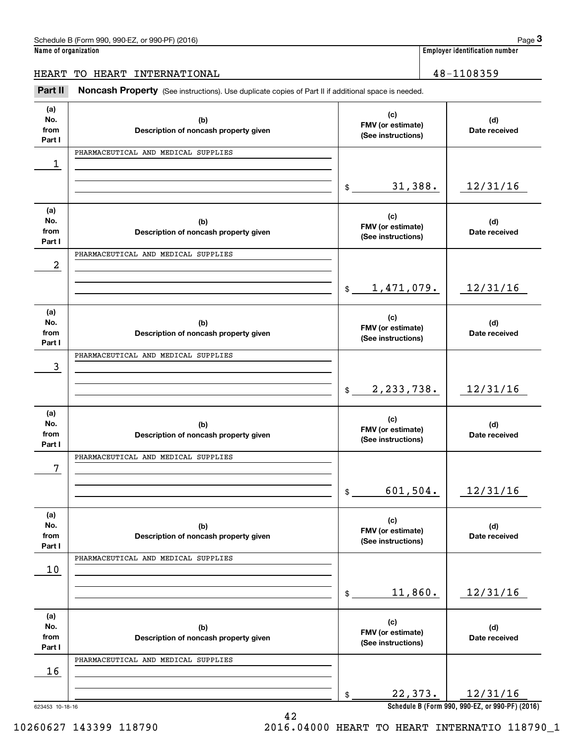Schedule B (Form 990, 990-EZ, or 990-PF) (2016) Page **3**

**Name of organization** HEART TO HEART INTERNATIONAL

**Employer identification number** 48-1108359

**Part II** **Noncash Property** (See instructions). Use duplicate copies of Part II if additional space is needed.

| (a) No. from Part I | (b) Description of noncash property given | (c) FMV (or estimate) (See instructions) | (d) Date received |
|---|---|---|---|
| 1 | PHARMACEUTICAL AND MEDICAL SUPPLIES | $ 31,388. | 12/31/16 |
| 2 | PHARMACEUTICAL AND MEDICAL SUPPLIES | $ 1,471,079. | 12/31/16 |
| 3 | PHARMACEUTICAL AND MEDICAL SUPPLIES | $ 2,233,738. | 12/31/16 |
| 7 | PHARMACEUTICAL AND MEDICAL SUPPLIES | $ 601,504. | 12/31/16 |
| 10 | PHARMACEUTICAL AND MEDICAL SUPPLIES | $ 11,860. | 12/31/16 |
| 16 | PHARMACEUTICAL AND MEDICAL SUPPLIES | $ 22,373. | 12/31/16 |

623453 10-18-16 **Schedule B (Form 990, 990-EZ, or 990-PF) (2016)**

10260627 143399 118790 2016.04000 HEART TO HEART INTERNATIO 118790_1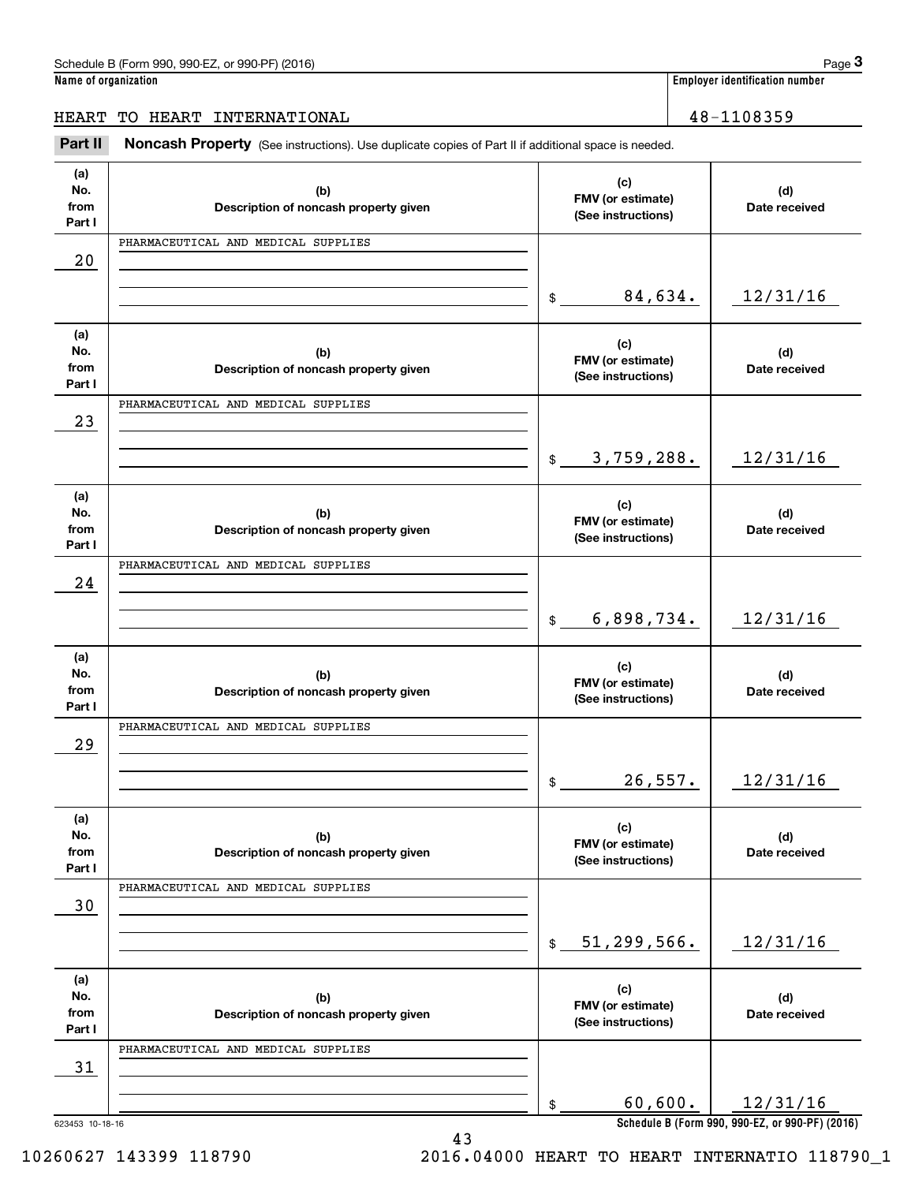Schedule B (Form 990, 990-EZ, or 990-PF) (2016)

**Name of organization**

HEART TO HEART INTERNATIONAL

**Employer identification number**

48-1108359

## Part II Noncash Property

(See instructions). Use duplicate copies of Part II if additional space is needed.

| (a) No. from Part I | (b) Description of noncash property given | (c) FMV (or estimate) (See instructions) | (d) Date received |
|---|---|---|---|
| 20 | PHARMACEUTICAL AND MEDICAL SUPPLIES | $ 84,634. | 12/31/16 |
| 23 | PHARMACEUTICAL AND MEDICAL SUPPLIES | $ 3,759,288. | 12/31/16 |
| 24 | PHARMACEUTICAL AND MEDICAL SUPPLIES | $ 6,898,734. | 12/31/16 |
| 29 | PHARMACEUTICAL AND MEDICAL SUPPLIES | $ 26,557. | 12/31/16 |
| 30 | PHARMACEUTICAL AND MEDICAL SUPPLIES | $ 51,299,566. | 12/31/16 |
| 31 | PHARMACEUTICAL AND MEDICAL SUPPLIES | $ 60,600. | 12/31/16 |

623453 10-18-16

Schedule B (Form 990, 990-EZ, or 990-PF) (2016)

10260627 143399 118790 2016.04000 HEART TO HEART INTERNATIO 118790_1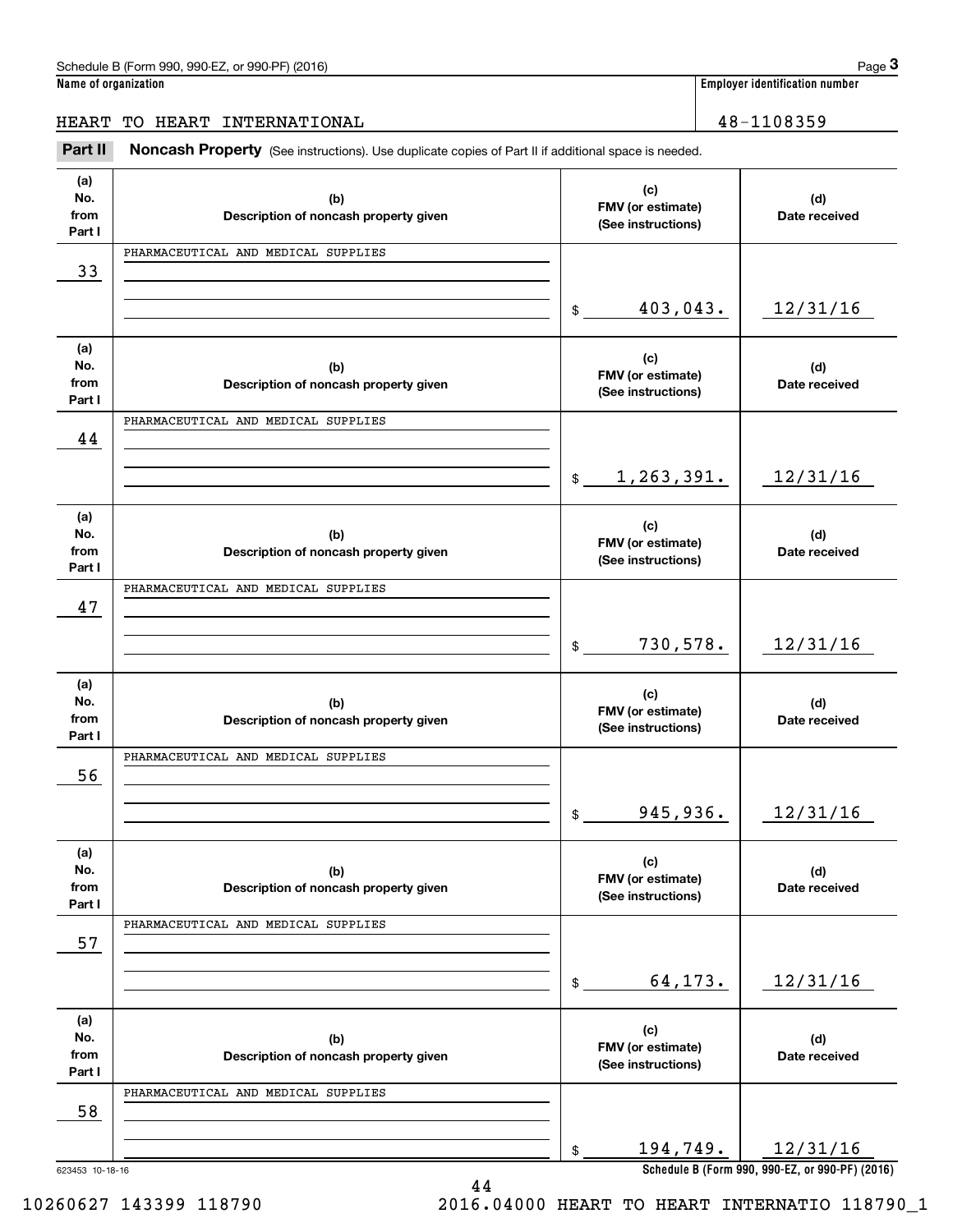Schedule B (Form 990, 990-EZ, or 990-PF) (2016)

**Name of organization**: HEART TO HEART INTERNATIONAL

**Employer identification number**: 48-1108359

## Part II Noncash Property

(See instructions). Use duplicate copies of Part II if additional space is needed.

| (a) No. from Part I | (b) Description of noncash property given | (c) FMV (or estimate) (See instructions) | (d) Date received |
|---|---|---|---|
| 33 | PHARMACEUTICAL AND MEDICAL SUPPLIES | $ 403,043. | 12/31/16 |
| 44 | PHARMACEUTICAL AND MEDICAL SUPPLIES | $ 1,263,391. | 12/31/16 |
| 47 | PHARMACEUTICAL AND MEDICAL SUPPLIES | $ 730,578. | 12/31/16 |
| 56 | PHARMACEUTICAL AND MEDICAL SUPPLIES | $ 945,936. | 12/31/16 |
| 57 | PHARMACEUTICAL AND MEDICAL SUPPLIES | $ 64,173. | 12/31/16 |
| 58 | PHARMACEUTICAL AND MEDICAL SUPPLIES | $ 194,749. | 12/31/16 |

623453 10-18-16

**Schedule B (Form 990, 990-EZ, or 990-PF) (2016)**

10260627 143399 118790 2016.04000 HEART TO HEART INTERNATIO 118790_1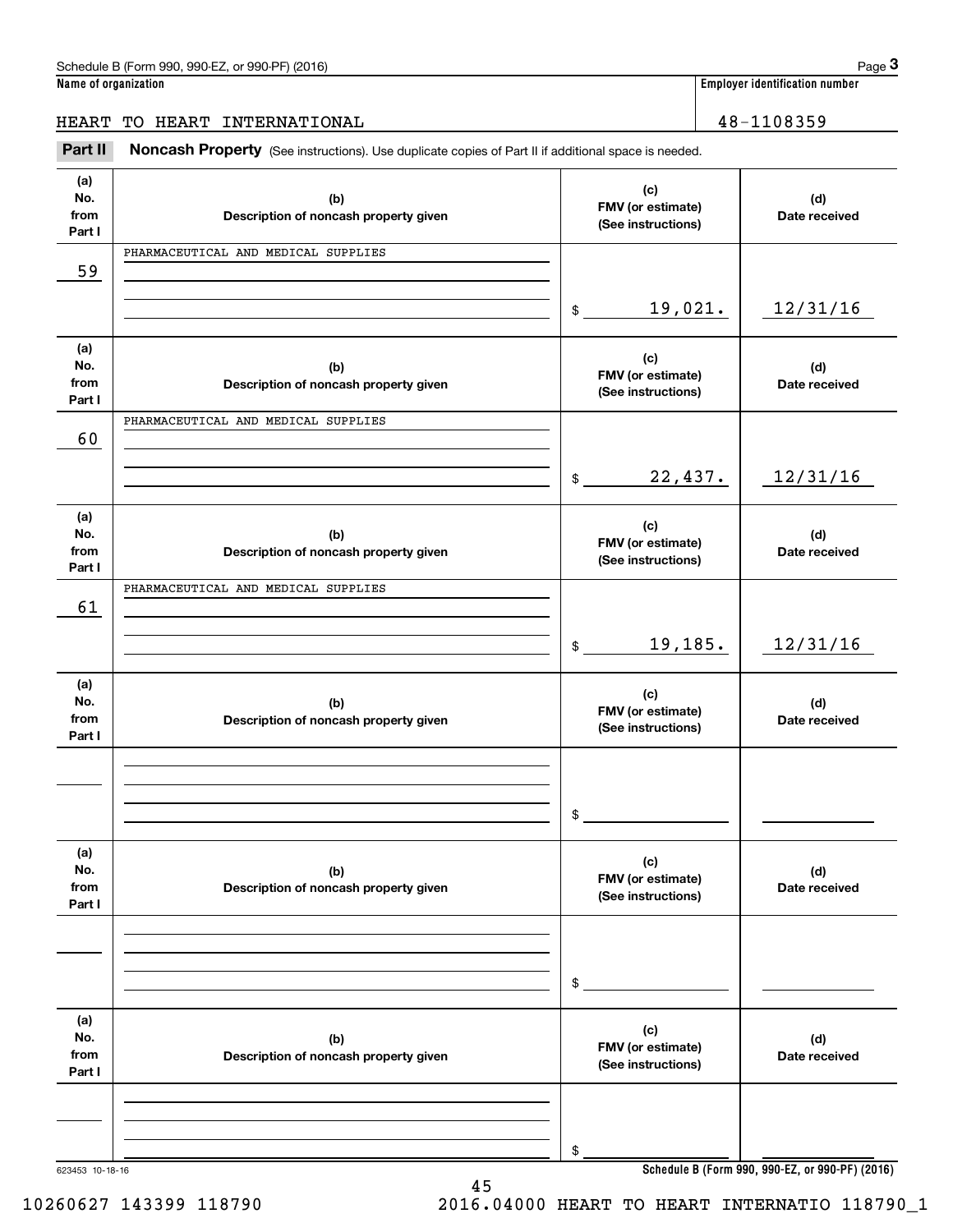Name of organization: HEART TO HEART INTERNATIONAL

Employer identification number: 48-1108359

## Part II Noncash Property

(See instructions). Use duplicate copies of Part II if additional space is needed.

| (a) No. from Part I | (b) Description of noncash property given | (c) FMV (or estimate) (See instructions) | (d) Date received |
|---|---|---|---|
| 59 | PHARMACEUTICAL AND MEDICAL SUPPLIES | $ 19,021. | 12/31/16 |
| 60 | PHARMACEUTICAL AND MEDICAL SUPPLIES | $ 22,437. | 12/31/16 |
| 61 | PHARMACEUTICAL AND MEDICAL SUPPLIES | $ 19,185. | 12/31/16 |
| | | $ | |
| | | $ | |
| | | $ | |

Schedule B (Form 990, 990-EZ, or 990-PF) (2016)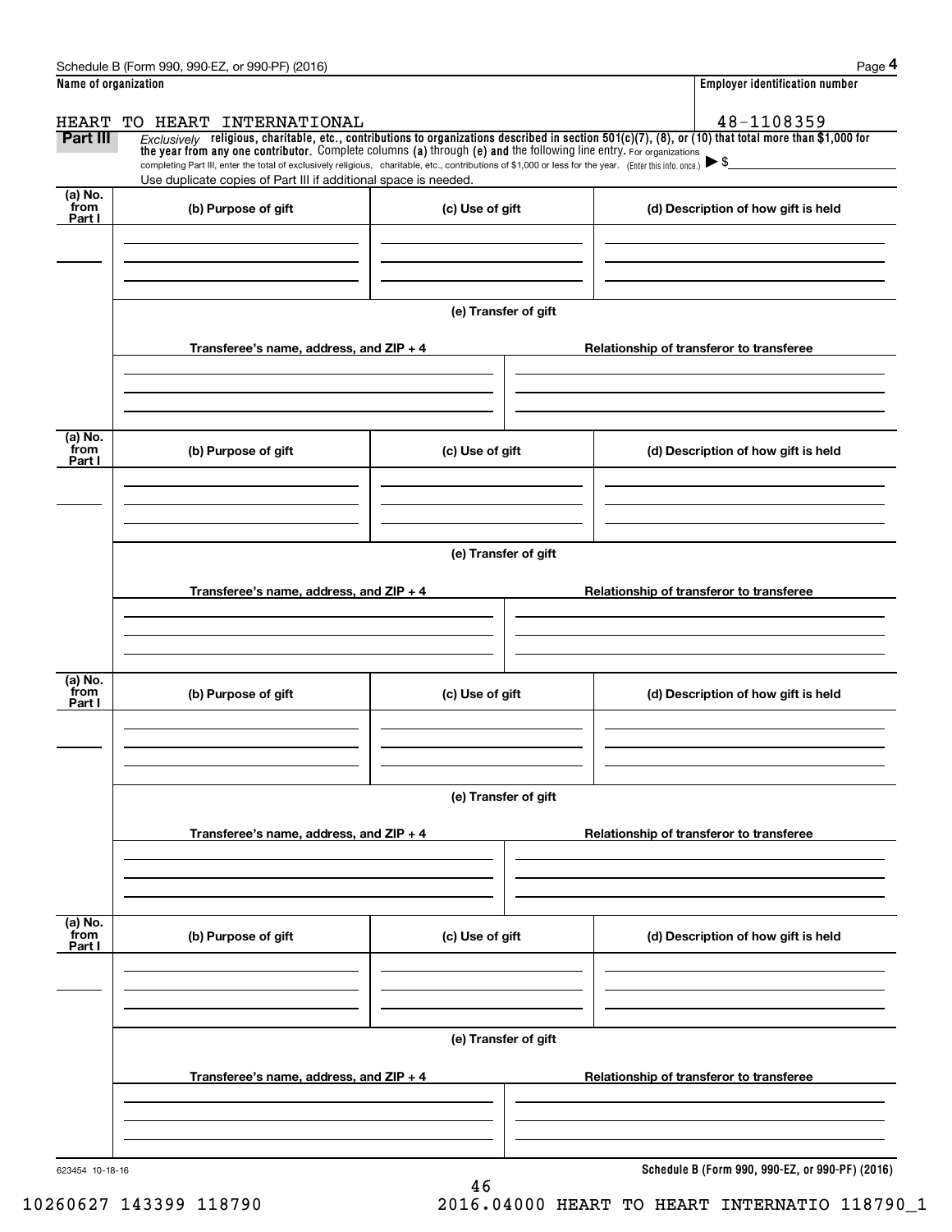Schedule B (Form 990, 990-EZ, or 990-PF) (2016)

**Name of organization**

HEART TO HEART INTERNATIONAL

**Employer identification number**

48-1108359

**Part III** *Exclusively* **religious, charitable, etc., contributions to organizations described in section 501(c)(7), (8), or (10) that total more than $1,000 for the year from any one contributor.** Complete columns **(a)** through **(e)** and the following line entry. For organizations completing Part III, enter the total of exclusively religious, charitable, etc., contributions of $1,000 or less for the year. (Enter this info. once.) ▶ $

Use duplicate copies of Part III if additional space is needed.

| (a) No. from Part I | (b) Purpose of gift | (c) Use of gift | (d) Description of how gift is held |
|---|---|---|---|
| | | | |

**(e) Transfer of gift**

| Transferee's name, address, and ZIP + 4 | Relationship of transferor to transferee |
|---|---|
| | |

| (a) No. from Part I | (b) Purpose of gift | (c) Use of gift | (d) Description of how gift is held |
|---|---|---|---|
| | | | |

**(e) Transfer of gift**

| Transferee's name, address, and ZIP + 4 | Relationship of transferor to transferee |
|---|---|
| | |

| (a) No. from Part I | (b) Purpose of gift | (c) Use of gift | (d) Description of how gift is held |
|---|---|---|---|
| | | | |

**(e) Transfer of gift**

| Transferee's name, address, and ZIP + 4 | Relationship of transferor to transferee |
|---|---|
| | |

| (a) No. from Part I | (b) Purpose of gift | (c) Use of gift | (d) Description of how gift is held |
|---|---|---|---|
| | | | |

**(e) Transfer of gift**

| Transferee's name, address, and ZIP + 4 | Relationship of transferor to transferee |
|---|---|
| | |

623454 10-18-16

**Schedule B (Form 990, 990-EZ, or 990-PF) (2016)**

10260627 143399 118790 2016.04000 HEART TO HEART INTERNATIO 118790_1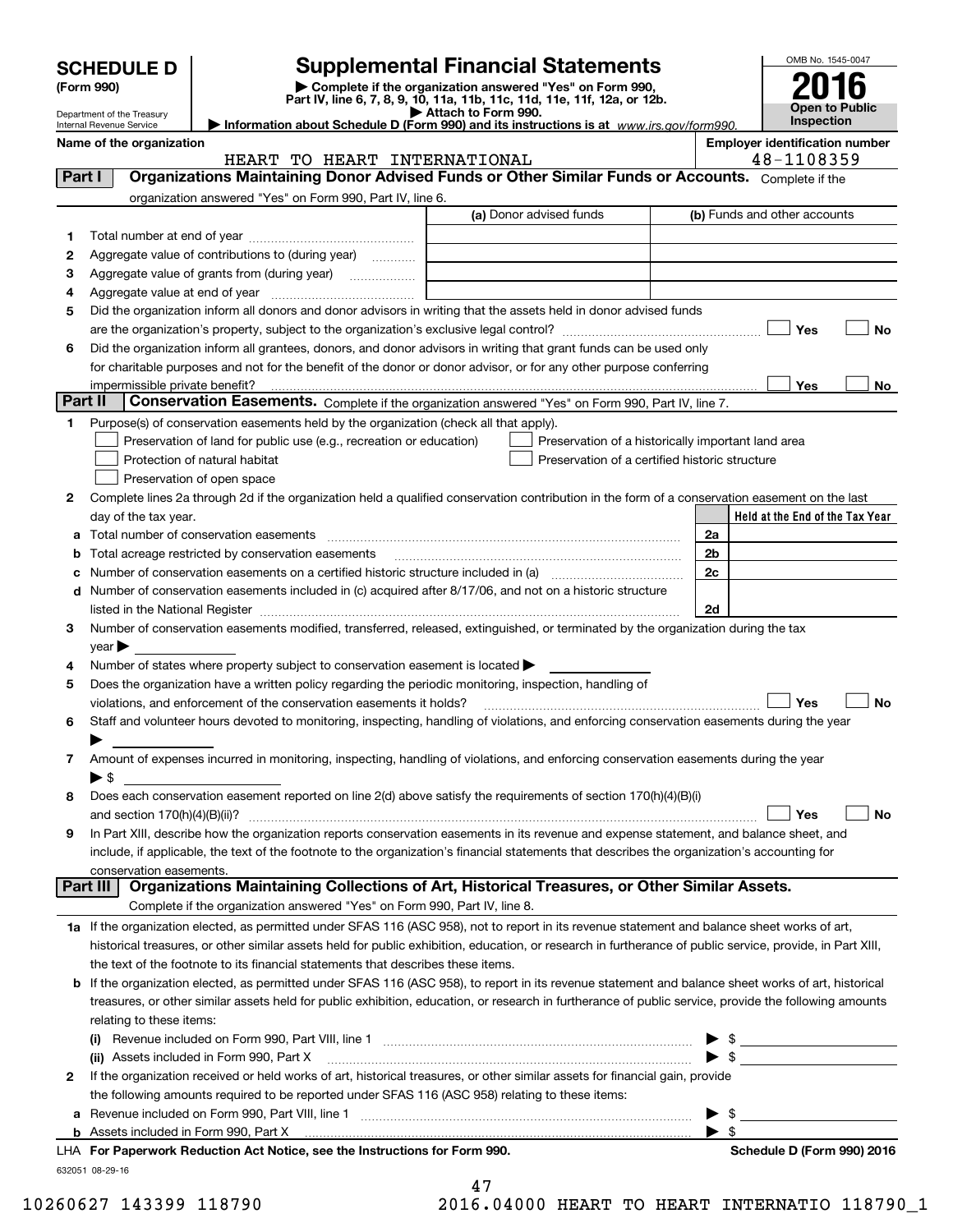# SCHEDULE D (Form 990)

Department of the Treasury
Internal Revenue Service

## Supplemental Financial Statements

▶ Complete if the organization answered "Yes" on Form 990, Part IV, line 6, 7, 8, 9, 10, 11a, 11b, 11c, 11d, 11e, 11f, 12a, or 12b.
▶ Attach to Form 990.
▶ Information about Schedule D (Form 990) and its instructions is at *www.irs.gov/form990.*

OMB No. 1545-0047

**2016**

**Open to Public Inspection**

**Name of the organization:** HEART TO HEART INTERNATIONAL

**Employer identification number:** 48-1108359

### Part I — Organizations Maintaining Donor Advised Funds or Other Similar Funds or Accounts.
Complete if the organization answered "Yes" on Form 990, Part IV, line 6.

| | | (a) Donor advised funds | (b) Funds and other accounts |
|---|---|---|---|
| 1 | Total number at end of year | | |
| 2 | Aggregate value of contributions to (during year) | | |
| 3 | Aggregate value of grants from (during year) | | |
| 4 | Aggregate value at end of year | | |

5 Did the organization inform all donors and donor advisors in writing that the assets held in donor advised funds are the organization's property, subject to the organization's exclusive legal control? ☐ Yes ☐ No

6 Did the organization inform all grantees, donors, and donor advisors in writing that grant funds can be used only for charitable purposes and not for the benefit of the donor or donor advisor, or for any other purpose conferring impermissible private benefit? ☐ Yes ☐ No

### Part II — Conservation Easements.
Complete if the organization answered "Yes" on Form 990, Part IV, line 7.

1 Purpose(s) of conservation easements held by the organization (check all that apply).

- ☐ Preservation of land for public use (e.g., recreation or education)
- ☐ Protection of natural habitat
- ☐ Preservation of open space
- ☐ Preservation of a historically important land area
- ☐ Preservation of a certified historic structure

2 Complete lines 2a through 2d if the organization held a qualified conservation contribution in the form of a conservation easement on the last day of the tax year.

| | | | Held at the End of the Tax Year |
|---|---|---|---|
| a | Total number of conservation easements | 2a | |
| b | Total acreage restricted by conservation easements | 2b | |
| c | Number of conservation easements on a certified historic structure included in (a) | 2c | |
| d | Number of conservation easements included in (c) acquired after 8/17/06, and not on a historic structure listed in the National Register | 2d | |

3 Number of conservation easements modified, transferred, released, extinguished, or terminated by the organization during the tax year ▶

4 Number of states where property subject to conservation easement is located ▶

5 Does the organization have a written policy regarding the periodic monitoring, inspection, handling of violations, and enforcement of the conservation easements it holds? ☐ Yes ☐ No

6 Staff and volunteer hours devoted to monitoring, inspecting, handling of violations, and enforcing conservation easements during the year ▶

7 Amount of expenses incurred in monitoring, inspecting, handling of violations, and enforcing conservation easements during the year ▶ $

8 Does each conservation easement reported on line 2(d) above satisfy the requirements of section 170(h)(4)(B)(i) and section 170(h)(4)(B)(ii)? ☐ Yes ☐ No

9 In Part XIII, describe how the organization reports conservation easements in its revenue and expense statement, and balance sheet, and include, if applicable, the text of the footnote to the organization's financial statements that describes the organization's accounting for conservation easements.

### Part III — Organizations Maintaining Collections of Art, Historical Treasures, or Other Similar Assets.
Complete if the organization answered "Yes" on Form 990, Part IV, line 8.

1a If the organization elected, as permitted under SFAS 116 (ASC 958), not to report in its revenue statement and balance sheet works of art, historical treasures, or other similar assets held for public exhibition, education, or research in furtherance of public service, provide, in Part XIII, the text of the footnote to its financial statements that describes these items.

b If the organization elected, as permitted under SFAS 116 (ASC 958), to report in its revenue statement and balance sheet works of art, historical treasures, or other similar assets held for public exhibition, education, or research in furtherance of public service, provide the following amounts relating to these items:

(i) Revenue included on Form 990, Part VIII, line 1 ▶ $

(ii) Assets included in Form 990, Part X ▶ $

2 If the organization received or held works of art, historical treasures, or other similar assets for financial gain, provide the following amounts required to be reported under SFAS 116 (ASC 958) relating to these items:

a Revenue included on Form 990, Part VIII, line 1 ▶ $

b Assets included in Form 990, Part X ▶ $

LHA **For Paperwork Reduction Act Notice, see the Instructions for Form 990.** **Schedule D (Form 990) 2016**

632051 08-29-16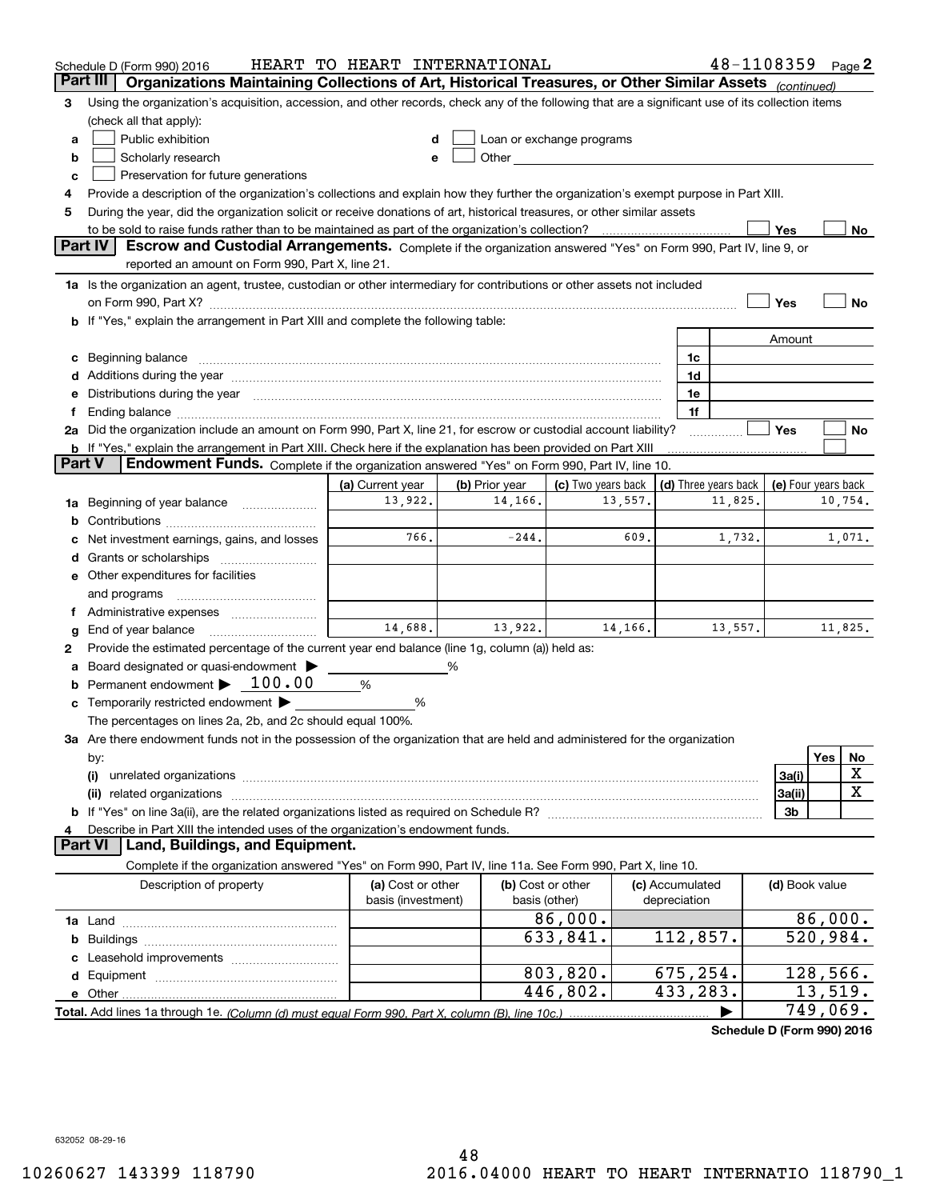Schedule D (Form 990) 2016 HEART TO HEART INTERNATIONAL 48-1108359 Page 2

## Part III Organizations Maintaining Collections of Art, Historical Treasures, or Other Similar Assets *(continued)*

3 Using the organization's acquisition, accession, and other records, check any of the following that are a significant use of its collection items (check all that apply):

a ☐ Public exhibition
b ☐ Scholarly research
c ☐ Preservation for future generations
d ☐ Loan or exchange programs
e ☐ Other

4 Provide a description of the organization's collections and explain how they further the organization's exempt purpose in Part XIII.

5 During the year, did the organization solicit or receive donations of art, historical treasures, or other similar assets to be sold to raise funds rather than to be maintained as part of the organization's collection? ☐ Yes ☐ No

## Part IV Escrow and Custodial Arrangements.

Complete if the organization answered "Yes" on Form 990, Part IV, line 9, or reported an amount on Form 990, Part X, line 21.

1a Is the organization an agent, trustee, custodian or other intermediary for contributions or other assets not included on Form 990, Part X? ☐ Yes ☐ No

b If "Yes," explain the arrangement in Part XIII and complete the following table:

| | | Amount |
|---|---|---|
| c Beginning balance | 1c | |
| d Additions during the year | 1d | |
| e Distributions during the year | 1e | |
| f Ending balance | 1f | |

2a Did the organization include an amount on Form 990, Part X, line 21, for escrow or custodial account liability? ☐ Yes ☐ No

b If "Yes," explain the arrangement in Part XIII. Check here if the explanation has been provided on Part XIII ☐

## Part V Endowment Funds.

Complete if the organization answered "Yes" on Form 990, Part IV, line 10.

| | (a) Current year | (b) Prior year | (c) Two years back | (d) Three years back | (e) Four years back |
|---|---|---|---|---|---|
| 1a Beginning of year balance | 13,922. | 14,166. | 13,557. | 11,825. | 10,754. |
| b Contributions | | | | | |
| c Net investment earnings, gains, and losses | 766. | -244. | 609. | 1,732. | 1,071. |
| d Grants or scholarships | | | | | |
| e Other expenditures for facilities and programs | | | | | |
| f Administrative expenses | | | | | |
| g End of year balance | 14,688. | 13,922. | 14,166. | 13,557. | 11,825. |

2 Provide the estimated percentage of the current year end balance (line 1g, column (a)) held as:

a Board designated or quasi-endowment ▶ ______ %
b Permanent endowment ▶ 100.00 %
c Temporarily restricted endowment ▶ ______ %

The percentages on lines 2a, 2b, and 2c should equal 100%.

3a Are there endowment funds not in the possession of the organization that are held and administered for the organization by:

| | | Yes | No |
|---|---|---|---|
| (i) unrelated organizations | 3a(i) | | X |
| (ii) related organizations | 3a(ii) | | X |
| b If "Yes" on line 3a(ii), are the related organizations listed as required on Schedule R? | 3b | | |

4 Describe in Part XIII the intended uses of the organization's endowment funds.

## Part VI Land, Buildings, and Equipment.

Complete if the organization answered "Yes" on Form 990, Part IV, line 11a. See Form 990, Part X, line 10.

| Description of property | (a) Cost or other basis (investment) | (b) Cost or other basis (other) | (c) Accumulated depreciation | (d) Book value |
|---|---|---|---|---|
| 1a Land | | 86,000. | | 86,000. |
| b Buildings | | 633,841. | 112,857. | 520,984. |
| c Leasehold improvements | | | | |
| d Equipment | | 803,820. | 675,254. | 128,566. |
| e Other | | 446,802. | 433,283. | 13,519. |
| **Total.** Add lines 1a through 1e. *(Column (d) must equal Form 990, Part X, column (B), line 10c.)* | | | ▶ | 749,069. |

Schedule D (Form 990) 2016

632052 08-29-16

10260627 143399 118790 2016.04000 HEART TO HEART INTERNATIO 118790_1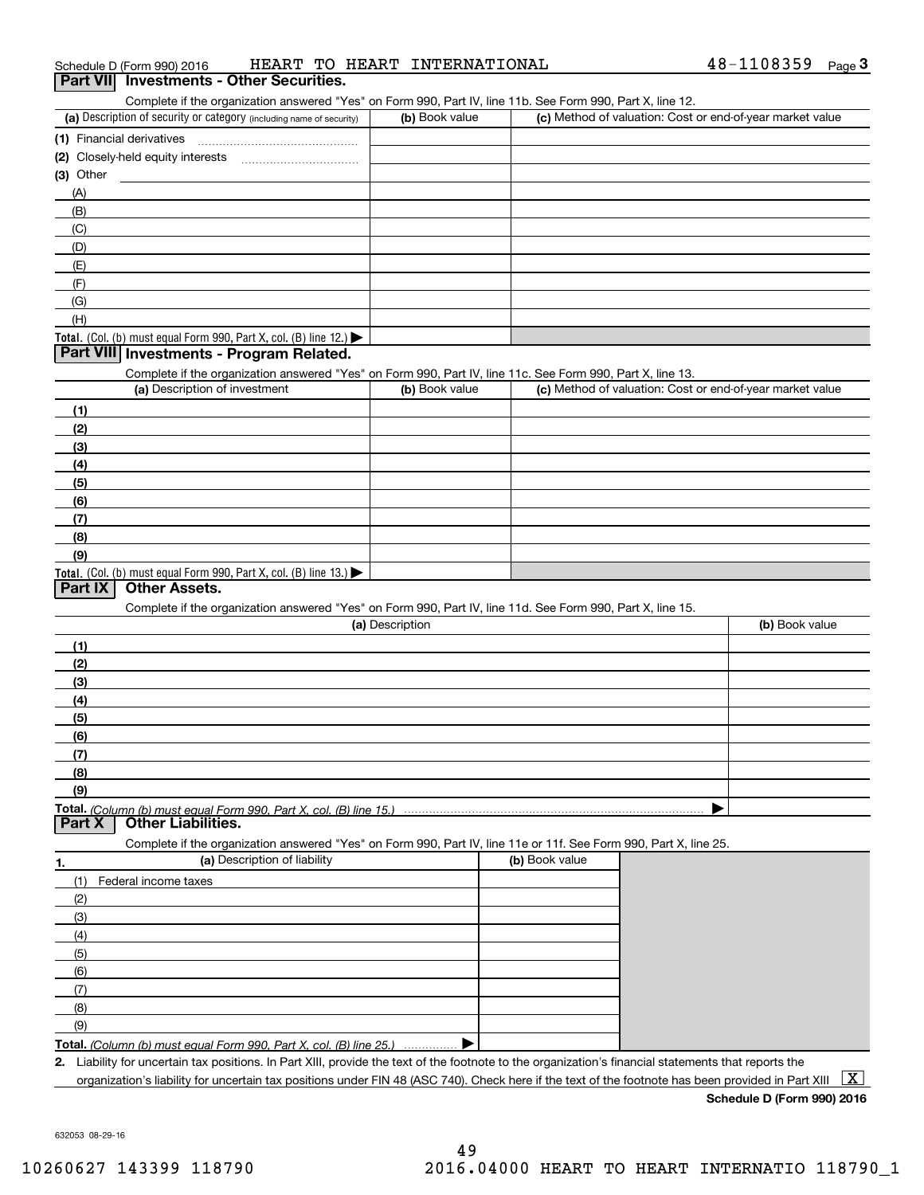Schedule D (Form 990) 2016 HEART TO HEART INTERNATIONAL 48-1108359

## Part VII Investments - Other Securities.

Complete if the organization answered "Yes" on Form 990, Part IV, line 11b. See Form 990, Part X, line 12.

| (a) Description of security or category (including name of security) | (b) Book value | (c) Method of valuation: Cost or end-of-year market value |
|---|---|---|
| (1) Financial derivatives | | |
| (2) Closely-held equity interests | | |
| (3) Other | | |
| (A) | | |
| (B) | | |
| (C) | | |
| (D) | | |
| (E) | | |
| (F) | | |
| (G) | | |
| (H) | | |
| **Total.** (Col. (b) must equal Form 990, Part X, col. (B) line 12.) ▶ | | |

## Part VIII Investments - Program Related.

Complete if the organization answered "Yes" on Form 990, Part IV, line 11c. See Form 990, Part X, line 13.

| (a) Description of investment | (b) Book value | (c) Method of valuation: Cost or end-of-year market value |
|---|---|---|
| (1) | | |
| (2) | | |
| (3) | | |
| (4) | | |
| (5) | | |
| (6) | | |
| (7) | | |
| (8) | | |
| (9) | | |
| **Total.** (Col. (b) must equal Form 990, Part X, col. (B) line 13.) ▶ | | |

## Part IX Other Assets.

Complete if the organization answered "Yes" on Form 990, Part IV, line 11d. See Form 990, Part X, line 15.

| (a) Description | (b) Book value |
|---|---|
| (1) | |
| (2) | |
| (3) | |
| (4) | |
| (5) | |
| (6) | |
| (7) | |
| (8) | |
| (9) | |
| **Total.** *(Column (b) must equal Form 990, Part X, col. (B) line 15.)* ▶ | |

## Part X Other Liabilities.

Complete if the organization answered "Yes" on Form 990, Part IV, line 11e or 11f. See Form 990, Part X, line 25.

| 1. (a) Description of liability | (b) Book value |
|---|---|
| (1) Federal income taxes | |
| (2) | |
| (3) | |
| (4) | |
| (5) | |
| (6) | |
| (7) | |
| (8) | |
| (9) | |
| **Total.** *(Column (b) must equal Form 990, Part X, col. (B) line 25.)* ▶ | |

**2.** Liability for uncertain tax positions. In Part XIII, provide the text of the footnote to the organization's financial statements that reports the organization's liability for uncertain tax positions under FIN 48 (ASC 740). Check here if the text of the footnote has been provided in Part XIII [X]

**Schedule D (Form 990) 2016**

632053 08-29-16

10260627 143399 118790 2016.04000 HEART TO HEART INTERNATIO 118790_1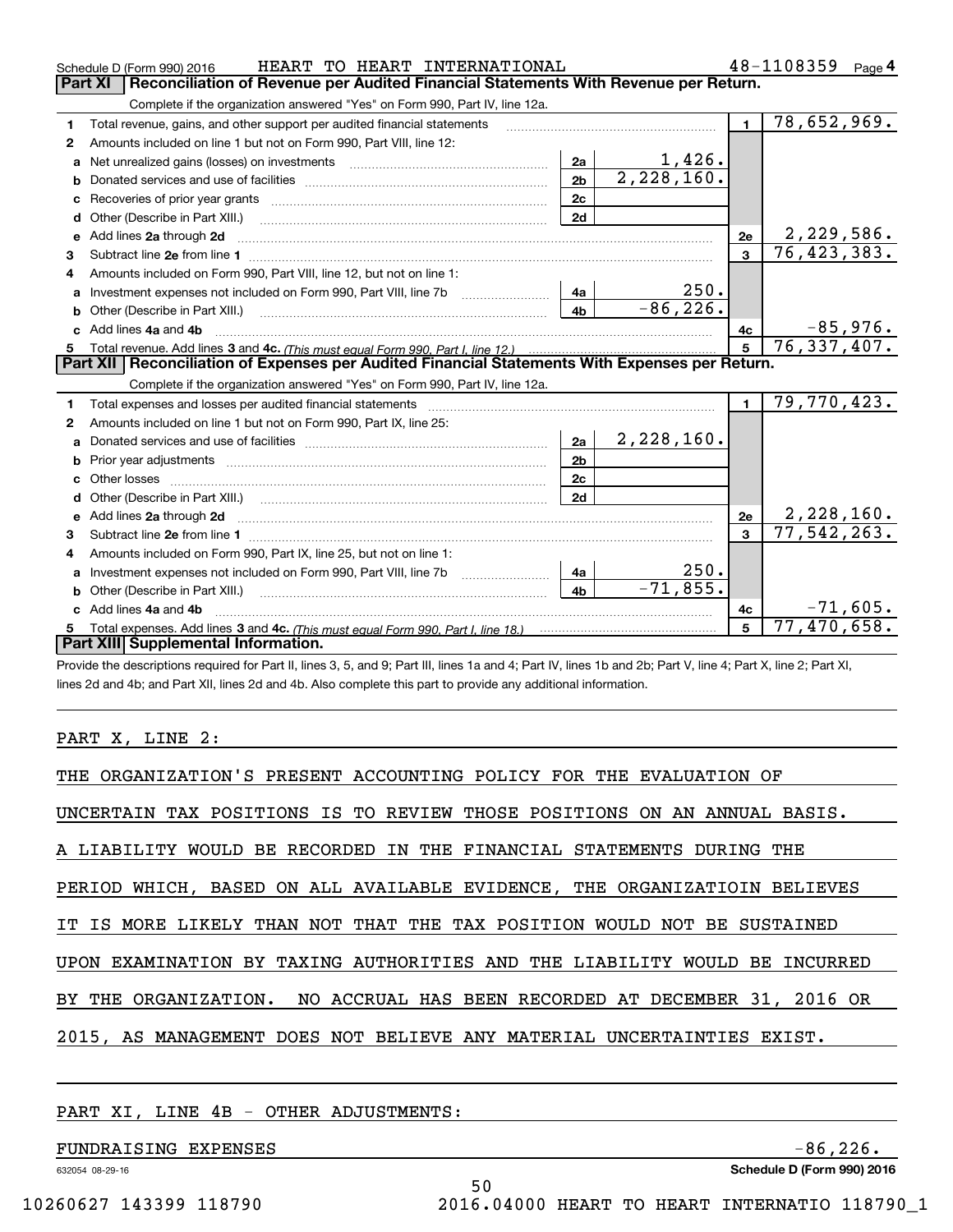Schedule D (Form 990) 2016 HEART TO HEART INTERNATIONAL 48-1108359 Page 4

## Part XI Reconciliation of Revenue per Audited Financial Statements With Revenue per Return.

Complete if the organization answered "Yes" on Form 990, Part IV, line 12a.

| | | | | | |
|---|---|---|---|---|---|
| 1 | Total revenue, gains, and other support per audited financial statements | | | 1 | 78,652,969. |
| 2 | Amounts included on line 1 but not on Form 990, Part VIII, line 12: | | | | |
| a | Net unrealized gains (losses) on investments | 2a | 1,426. | | |
| b | Donated services and use of facilities | 2b | 2,228,160. | | |
| c | Recoveries of prior year grants | 2c | | | |
| d | Other (Describe in Part XIII.) | 2d | | | |
| e | Add lines 2a through 2d | | | 2e | 2,229,586. |
| 3 | Subtract line 2e from line 1 | | | 3 | 76,423,383. |
| 4 | Amounts included on Form 990, Part VIII, line 12, but not on line 1: | | | | |
| a | Investment expenses not included on Form 990, Part VIII, line 7b | 4a | 250. | | |
| b | Other (Describe in Part XIII.) | 4b | -86,226. | | |
| c | Add lines 4a and 4b | | | 4c | -85,976. |
| 5 | Total revenue. Add lines 3 and 4c. *(This must equal Form 990, Part I, line 12.)* | | | 5 | 76,337,407. |

## Part XII Reconciliation of Expenses per Audited Financial Statements With Expenses per Return.

Complete if the organization answered "Yes" on Form 990, Part IV, line 12a.

| | | | | | |
|---|---|---|---|---|---|
| 1 | Total expenses and losses per audited financial statements | | | 1 | 79,770,423. |
| 2 | Amounts included on line 1 but not on Form 990, Part IX, line 25: | | | | |
| a | Donated services and use of facilities | 2a | 2,228,160. | | |
| b | Prior year adjustments | 2b | | | |
| c | Other losses | 2c | | | |
| d | Other (Describe in Part XIII.) | 2d | | | |
| e | Add lines 2a through 2d | | | 2e | 2,228,160. |
| 3 | Subtract line 2e from line 1 | | | 3 | 77,542,263. |
| 4 | Amounts included on Form 990, Part IX, line 25, but not on line 1: | | | | |
| a | Investment expenses not included on Form 990, Part VIII, line 7b | 4a | 250. | | |
| b | Other (Describe in Part XIII.) | 4b | -71,855. | | |
| c | Add lines 4a and 4b | | | 4c | -71,605. |
| 5 | Total expenses. Add lines 3 and 4c. *(This must equal Form 990, Part I, line 18.)* | | | 5 | 77,470,658. |

## Part XIII Supplemental Information.

Provide the descriptions required for Part II, lines 3, 5, and 9; Part III, lines 1a and 4; Part IV, lines 1b and 2b; Part V, line 4; Part X, line 2; Part XI, lines 2d and 4b; and Part XII, lines 2d and 4b. Also complete this part to provide any additional information.

PART X, LINE 2:

THE ORGANIZATION'S PRESENT ACCOUNTING POLICY FOR THE EVALUATION OF UNCERTAIN TAX POSITIONS IS TO REVIEW THOSE POSITIONS ON AN ANNUAL BASIS. A LIABILITY WOULD BE RECORDED IN THE FINANCIAL STATEMENTS DURING THE PERIOD WHICH, BASED ON ALL AVAILABLE EVIDENCE, THE ORGANIZATIOIN BELIEVES IT IS MORE LIKELY THAN NOT THAT THE TAX POSITION WOULD NOT BE SUSTAINED UPON EXAMINATION BY TAXING AUTHORITIES AND THE LIABILITY WOULD BE INCURRED BY THE ORGANIZATION. NO ACCRUAL HAS BEEN RECORDED AT DECEMBER 31, 2016 OR 2015, AS MANAGEMENT DOES NOT BELIEVE ANY MATERIAL UNCERTAINTIES EXIST.

PART XI, LINE 4B - OTHER ADJUSTMENTS:

FUNDRAISING EXPENSES -86,226.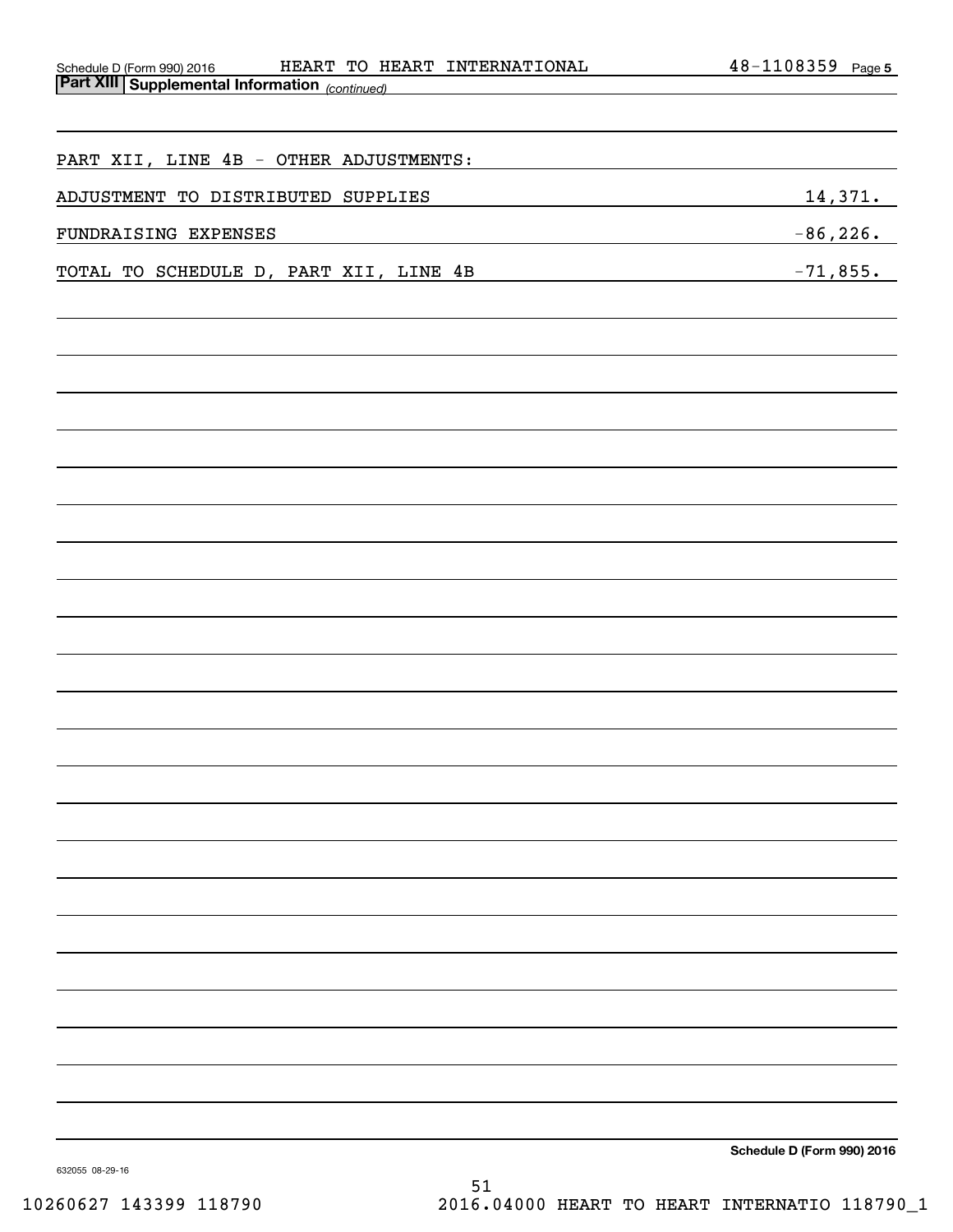Schedule D (Form 990) 2016 HEART TO HEART INTERNATIONAL 48-1108359 Page 5

**Part XIII Supplemental Information** *(continued)*

PART XII, LINE 4B - OTHER ADJUSTMENTS:

| | |
|---|---|
| ADJUSTMENT TO DISTRIBUTED SUPPLIES | 14,371. |
| FUNDRAISING EXPENSES | -86,226. |
| TOTAL TO SCHEDULE D, PART XII, LINE 4B | -71,855. |

**Schedule D (Form 990) 2016**

632055 08-29-16

10260627 143399 118790 2016.04000 HEART TO HEART INTERNATIO 118790_1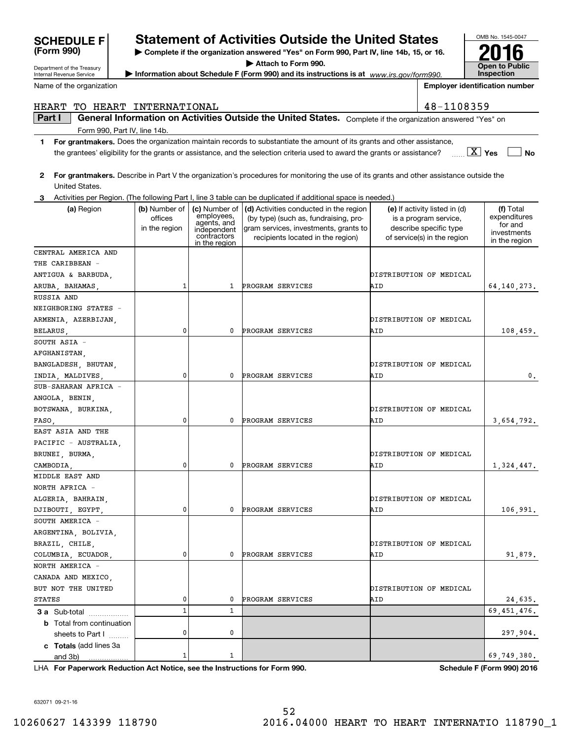# SCHEDULE F (Form 990)

## Statement of Activities Outside the United States

▶ Complete if the organization answered "Yes" on Form 990, Part IV, line 14b, 15, or 16.

▶ Attach to Form 990.

▶ Information about Schedule F (Form 990) and its instructions is at www.irs.gov/form990.

Department of the Treasury
Internal Revenue Service

OMB No. 1545-0047

**2016**

**Open to Public Inspection**

Name of the organization: HEART TO HEART INTERNATIONAL

Employer identification number: 48-1108359

**Part I — General Information on Activities Outside the United States.** Complete if the organization answered "Yes" on Form 990, Part IV, line 14b.

**1 For grantmakers.** Does the organization maintain records to substantiate the amount of its grants and other assistance, the grantees' eligibility for the grants or assistance, and the selection criteria used to award the grants or assistance? [X] Yes [ ] No

**2 For grantmakers.** Describe in Part V the organization's procedures for monitoring the use of its grants and other assistance outside the United States.

**3** Activities per Region. (The following Part I, line 3 table can be duplicated if additional space is needed.)

| (a) Region | (b) Number of offices in the region | (c) Number of employees, agents, and independent contractors in the region | (d) Activities conducted in the region (by type) (such as, fundraising, program services, investments, grants to recipients located in the region) | (e) If activity listed in (d) is a program service, describe specific type of service(s) in the region | (f) Total expenditures for and investments in the region |
|---|---|---|---|---|---|
| CENTRAL AMERICA AND THE CARIBBEAN - ANTIGUA & BARBUDA, ARUBA, BAHAMAS, | 1 | 1 | PROGRAM SERVICES | DISTRIBUTION OF MEDICAL AID | 64,140,273. |
| RUSSIA AND NEIGHBORING STATES - ARMENIA, AZERBIJAN, BELARUS, | 0 | 0 | PROGRAM SERVICES | DISTRIBUTION OF MEDICAL AID | 108,459. |
| SOUTH ASIA - AFGHANISTAN, BANGLADESH, BHUTAN, INDIA, MALDIVES, | 0 | 0 | PROGRAM SERVICES | DISTRIBUTION OF MEDICAL AID | 0. |
| SUB-SAHARAN AFRICA - ANGOLA, BENIN, BOTSWANA, BURKINA, FASO, | 0 | 0 | PROGRAM SERVICES | DISTRIBUTION OF MEDICAL AID | 3,654,792. |
| EAST ASIA AND THE PACIFIC - AUSTRALIA, BRUNEI, BURMA, CAMBODIA, | 0 | 0 | PROGRAM SERVICES | DISTRIBUTION OF MEDICAL AID | 1,324,447. |
| MIDDLE EAST AND NORTH AFRICA - ALGERIA, BAHRAIN, DJIBOUTI, EGYPT, | 0 | 0 | PROGRAM SERVICES | DISTRIBUTION OF MEDICAL AID | 106,991. |
| SOUTH AMERICA - ARGENTINA, BOLIVIA, BRAZIL, CHILE, COLUMBIA, ECUADOR, | 0 | 0 | PROGRAM SERVICES | DISTRIBUTION OF MEDICAL AID | 91,879. |
| NORTH AMERICA - CANADA AND MEXICO, BUT NOT THE UNITED STATES | 0 | 0 | PROGRAM SERVICES | DISTRIBUTION OF MEDICAL AID | 24,635. |
| **3 a** Sub-total | 1 | 1 | | | 69,451,476. |
| **b** Total from continuation sheets to Part I | 0 | 0 | | | 297,904. |
| **c Totals** (add lines 3a and 3b) | 1 | 1 | | | 69,749,380. |

LHA **For Paperwork Reduction Act Notice, see the Instructions for Form 990.** **Schedule F (Form 990) 2016**

632071 09-21-16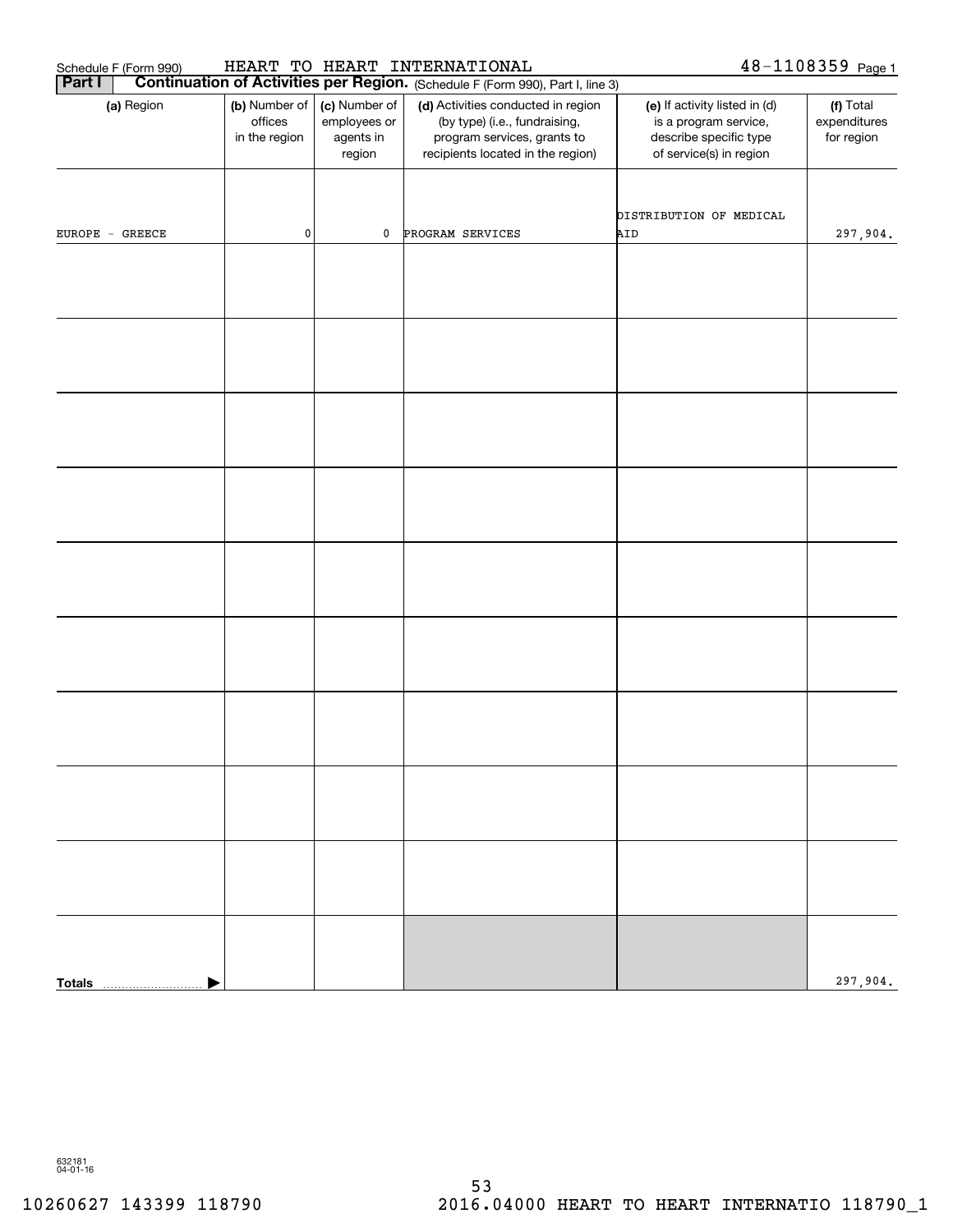Schedule F (Form 990) HEART TO HEART INTERNATIONAL 48-1108359

**Part I** **Continuation of Activities per Region.** (Schedule F (Form 990), Part I, line 3)

| (a) Region | (b) Number of offices in the region | (c) Number of employees or agents in region | (d) Activities conducted in region (by type) (i.e., fundraising, program services, grants to recipients located in the region) | (e) If activity listed in (d) is a program service, describe specific type of service(s) in region | (f) Total expenditures for region |
|---|---|---|---|---|---|
| EUROPE - GREECE | 0 | 0 | PROGRAM SERVICES | DISTRIBUTION OF MEDICAL AID | 297,904. |
| | | | | | |
| | | | | | |
| | | | | | |
| | | | | | |
| | | | | | |
| | | | | | |
| | | | | | |
| | | | | | |
| | | | | | |
| **Totals** | | | | | 297,904. |

632181
04-01-16

10260627 143399 118790 2016.04000 HEART TO HEART INTERNATIO 118790_1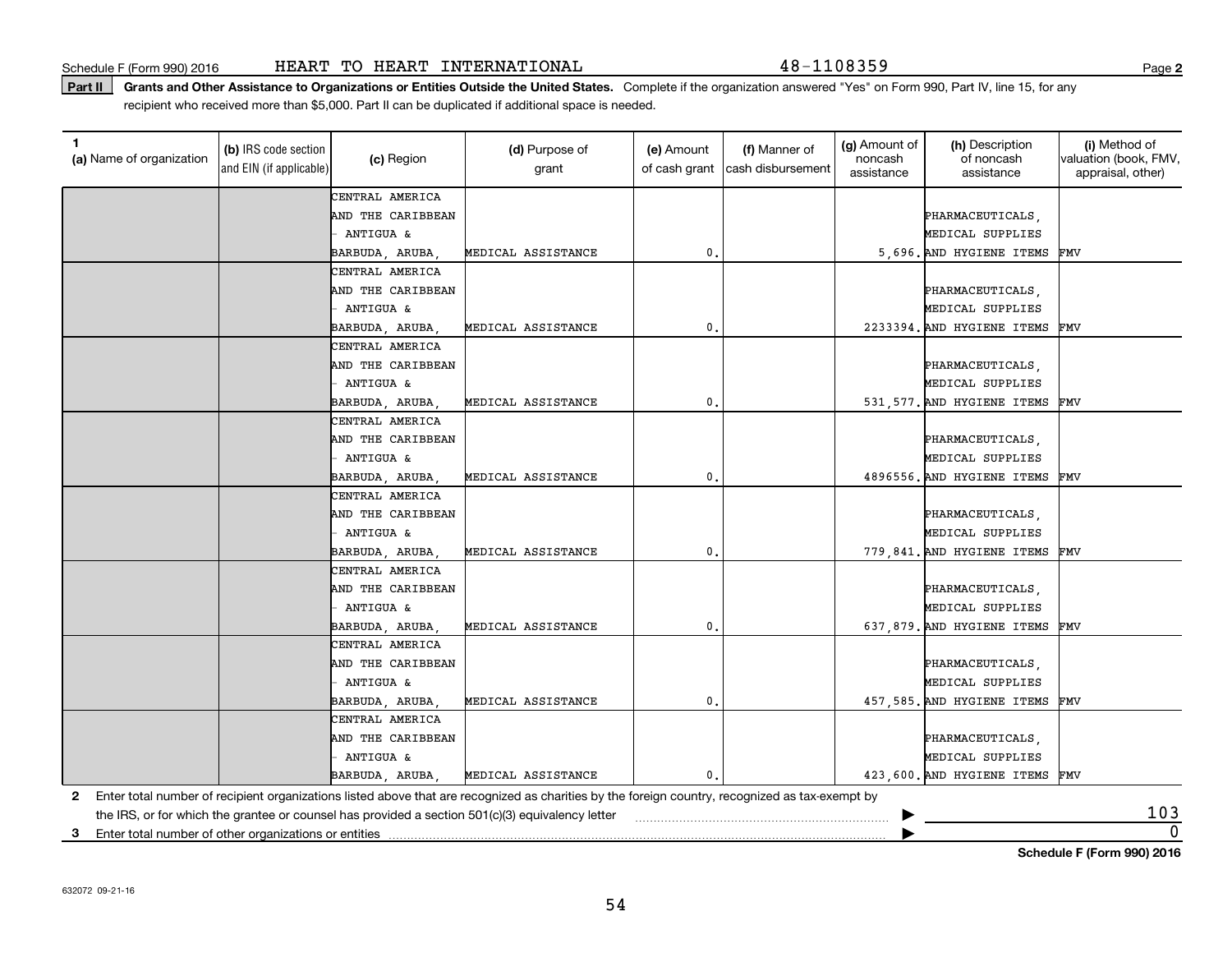Schedule F (Form 990) 2016 HEART TO HEART INTERNATIONAL 48-1108359

**Part II** **Grants and Other Assistance to Organizations or Entities Outside the United States.** Complete if the organization answered "Yes" on Form 990, Part IV, line 15, for any recipient who received more than $5,000. Part II can be duplicated if additional space is needed.

| 1 (a) Name of organization | (b) IRS code section and EIN (if applicable) | (c) Region | (d) Purpose of grant | (e) Amount of cash grant | (f) Manner of cash disbursement | (g) Amount of noncash assistance | (h) Description of noncash assistance | (i) Method of valuation (book, FMV, appraisal, other) |
|---|---|---|---|---|---|---|---|---|
| | | CENTRAL AMERICA AND THE CARIBBEAN - ANTIGUA & BARBUDA, ARUBA, | MEDICAL ASSISTANCE | 0. | | 5,696. | PHARMACEUTICALS, MEDICAL SUPPLIES AND HYGIENE ITEMS | FMV |
| | | CENTRAL AMERICA AND THE CARIBBEAN - ANTIGUA & BARBUDA, ARUBA, | MEDICAL ASSISTANCE | 0. | | 2233394. | PHARMACEUTICALS, MEDICAL SUPPLIES AND HYGIENE ITEMS | FMV |
| | | CENTRAL AMERICA AND THE CARIBBEAN - ANTIGUA & BARBUDA, ARUBA, | MEDICAL ASSISTANCE | 0. | | 531,577. | PHARMACEUTICALS, MEDICAL SUPPLIES AND HYGIENE ITEMS | FMV |
| | | CENTRAL AMERICA AND THE CARIBBEAN - ANTIGUA & BARBUDA, ARUBA, | MEDICAL ASSISTANCE | 0. | | 4896556. | PHARMACEUTICALS, MEDICAL SUPPLIES AND HYGIENE ITEMS | FMV |
| | | CENTRAL AMERICA AND THE CARIBBEAN - ANTIGUA & BARBUDA, ARUBA, | MEDICAL ASSISTANCE | 0. | | 779,841. | PHARMACEUTICALS, MEDICAL SUPPLIES AND HYGIENE ITEMS | FMV |
| | | CENTRAL AMERICA AND THE CARIBBEAN - ANTIGUA & BARBUDA, ARUBA, | MEDICAL ASSISTANCE | 0. | | 637,879. | PHARMACEUTICALS, MEDICAL SUPPLIES AND HYGIENE ITEMS | FMV |
| | | CENTRAL AMERICA AND THE CARIBBEAN - ANTIGUA & BARBUDA, ARUBA, | MEDICAL ASSISTANCE | 0. | | 457,585. | PHARMACEUTICALS, MEDICAL SUPPLIES AND HYGIENE ITEMS | FMV |
| | | CENTRAL AMERICA AND THE CARIBBEAN - ANTIGUA & BARBUDA, ARUBA, | MEDICAL ASSISTANCE | 0. | | 423,600. | PHARMACEUTICALS, MEDICAL SUPPLIES AND HYGIENE ITEMS | FMV |

**2** Enter total number of recipient organizations listed above that are recognized as charities by the foreign country, recognized as tax-exempt by the IRS, or for which the grantee or counsel has provided a section 501(c)(3) equivalency letter ▶ 103

**3** Enter total number of other organizations or entities ▶ 0

**Schedule F (Form 990) 2016**

632072 09-21-16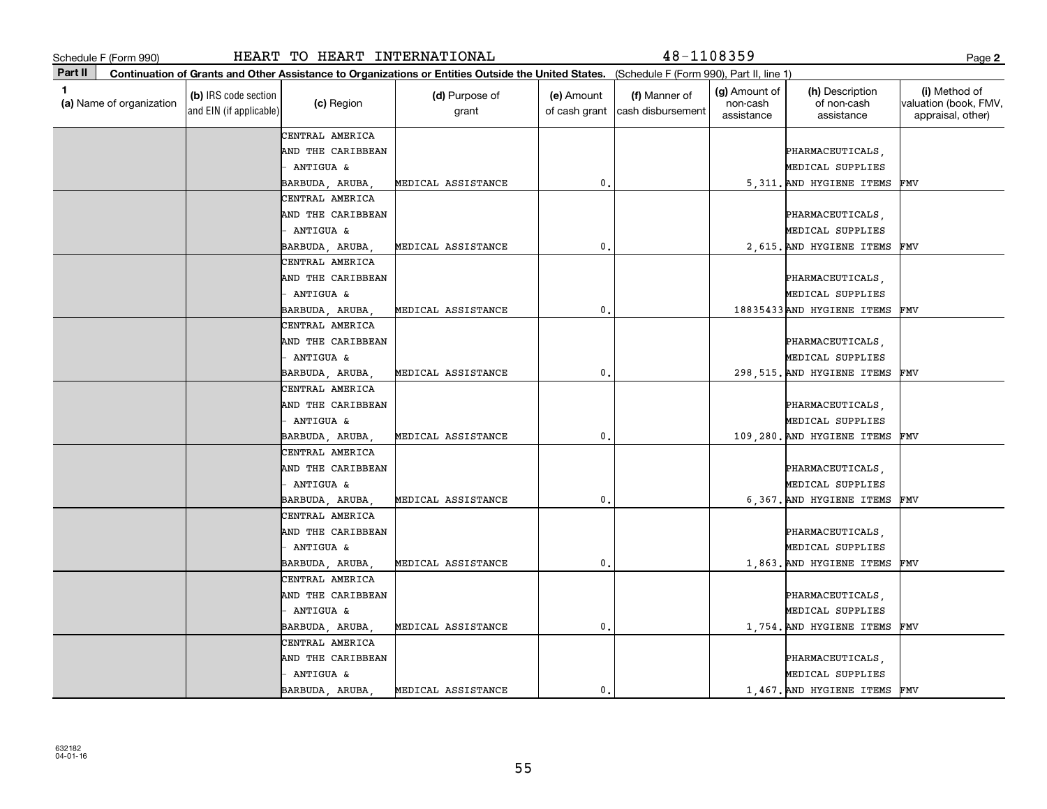Schedule F (Form 990) HEART TO HEART INTERNATIONAL 48-1108359

**Part II** **Continuation of Grants and Other Assistance to Organizations or Entities Outside the United States.** (Schedule F (Form 990), Part II, line 1)

| 1 (a) Name of organization | (b) IRS code section and EIN (if applicable) | (c) Region | (d) Purpose of grant | (e) Amount of cash grant | (f) Manner of cash disbursement | (g) Amount of non-cash assistance | (h) Description of non-cash assistance | (i) Method of valuation (book, FMV, appraisal, other) |
|---|---|---|---|---|---|---|---|---|
| | | CENTRAL AMERICA AND THE CARIBBEAN - ANTIGUA & BARBUDA, ARUBA, | MEDICAL ASSISTANCE | 0. | | 5,311. | PHARMACEUTICALS, MEDICAL SUPPLIES AND HYGIENE ITEMS | FMV |
| | | CENTRAL AMERICA AND THE CARIBBEAN - ANTIGUA & BARBUDA, ARUBA, | MEDICAL ASSISTANCE | 0. | | 2,615. | PHARMACEUTICALS, MEDICAL SUPPLIES AND HYGIENE ITEMS | FMV |
| | | CENTRAL AMERICA AND THE CARIBBEAN - ANTIGUA & BARBUDA, ARUBA, | MEDICAL ASSISTANCE | 0. | | 18835433 | PHARMACEUTICALS, MEDICAL SUPPLIES AND HYGIENE ITEMS | FMV |
| | | CENTRAL AMERICA AND THE CARIBBEAN - ANTIGUA & BARBUDA, ARUBA, | MEDICAL ASSISTANCE | 0. | | 298,515. | PHARMACEUTICALS, MEDICAL SUPPLIES AND HYGIENE ITEMS | FMV |
| | | CENTRAL AMERICA AND THE CARIBBEAN - ANTIGUA & BARBUDA, ARUBA, | MEDICAL ASSISTANCE | 0. | | 109,280. | PHARMACEUTICALS, MEDICAL SUPPLIES AND HYGIENE ITEMS | FMV |
| | | CENTRAL AMERICA AND THE CARIBBEAN - ANTIGUA & BARBUDA, ARUBA, | MEDICAL ASSISTANCE | 0. | | 6,367. | PHARMACEUTICALS, MEDICAL SUPPLIES AND HYGIENE ITEMS | FMV |
| | | CENTRAL AMERICA AND THE CARIBBEAN - ANTIGUA & BARBUDA, ARUBA, | MEDICAL ASSISTANCE | 0. | | 1,863. | PHARMACEUTICALS, MEDICAL SUPPLIES AND HYGIENE ITEMS | FMV |
| | | CENTRAL AMERICA AND THE CARIBBEAN - ANTIGUA & BARBUDA, ARUBA, | MEDICAL ASSISTANCE | 0. | | 1,754. | PHARMACEUTICALS, MEDICAL SUPPLIES AND HYGIENE ITEMS | FMV |
| | | CENTRAL AMERICA AND THE CARIBBEAN - ANTIGUA & BARBUDA, ARUBA, | MEDICAL ASSISTANCE | 0. | | 1,467. | PHARMACEUTICALS, MEDICAL SUPPLIES AND HYGIENE ITEMS | FMV |

632182
04-01-16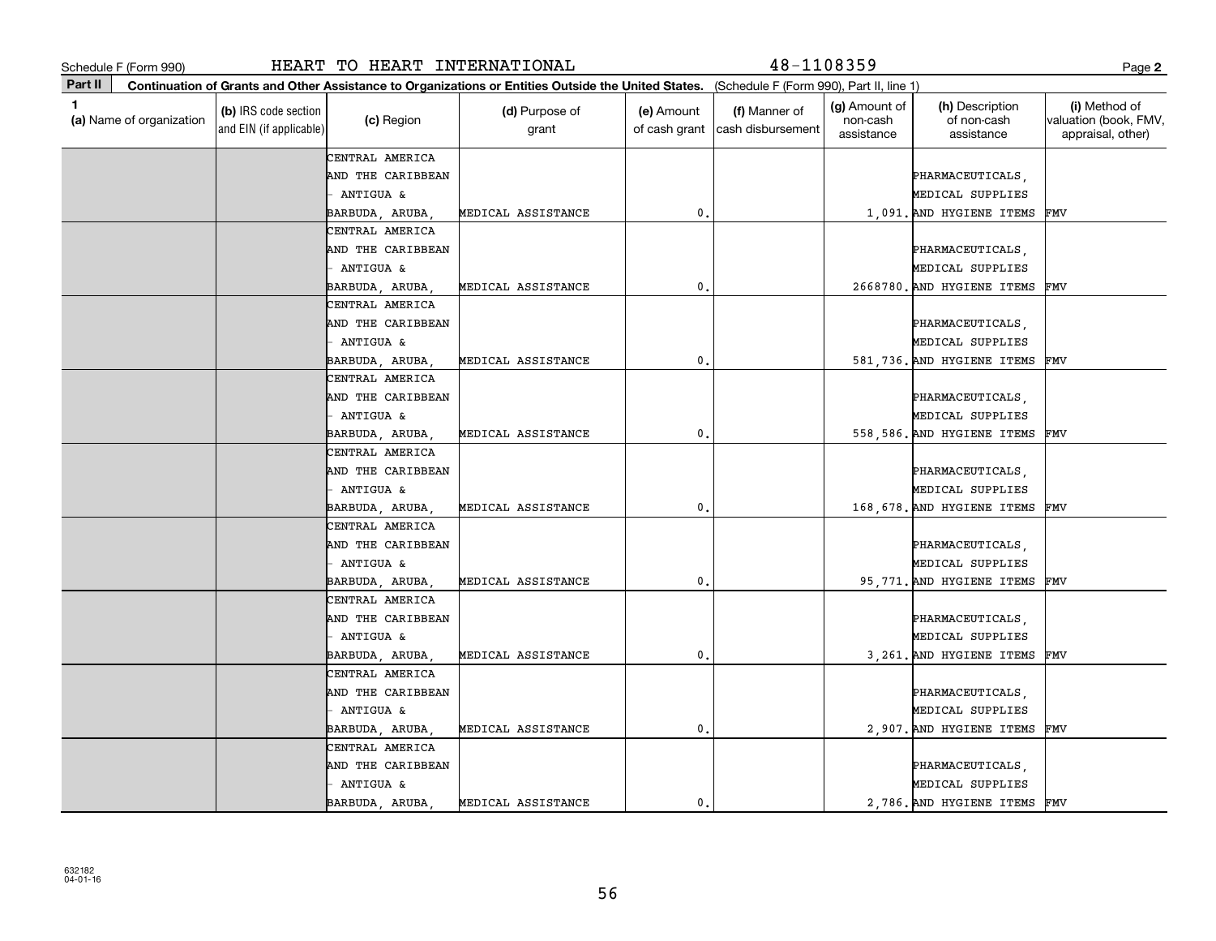Schedule F (Form 990) HEART TO HEART INTERNATIONAL 48-1108359

**Part II** **Continuation of Grants and Other Assistance to Organizations or Entities Outside the United States.** (Schedule F (Form 990), Part II, line 1)

| 1 (a) Name of organization | (b) IRS code section and EIN (if applicable) | (c) Region | (d) Purpose of grant | (e) Amount of cash grant | (f) Manner of cash disbursement | (g) Amount of non-cash assistance | (h) Description of non-cash assistance | (i) Method of valuation (book, FMV, appraisal, other) |
|---|---|---|---|---|---|---|---|---|
| | | CENTRAL AMERICA AND THE CARIBBEAN - ANTIGUA & BARBUDA, ARUBA, | MEDICAL ASSISTANCE | 0. | | 1,091. | PHARMACEUTICALS, MEDICAL SUPPLIES AND HYGIENE ITEMS | FMV |
| | | CENTRAL AMERICA AND THE CARIBBEAN - ANTIGUA & BARBUDA, ARUBA, | MEDICAL ASSISTANCE | 0. | | 2668780. | PHARMACEUTICALS, MEDICAL SUPPLIES AND HYGIENE ITEMS | FMV |
| | | CENTRAL AMERICA AND THE CARIBBEAN - ANTIGUA & BARBUDA, ARUBA, | MEDICAL ASSISTANCE | 0. | | 581,736. | PHARMACEUTICALS, MEDICAL SUPPLIES AND HYGIENE ITEMS | FMV |
| | | CENTRAL AMERICA AND THE CARIBBEAN - ANTIGUA & BARBUDA, ARUBA, | MEDICAL ASSISTANCE | 0. | | 558,586. | PHARMACEUTICALS, MEDICAL SUPPLIES AND HYGIENE ITEMS | FMV |
| | | CENTRAL AMERICA AND THE CARIBBEAN - ANTIGUA & BARBUDA, ARUBA, | MEDICAL ASSISTANCE | 0. | | 168,678. | PHARMACEUTICALS, MEDICAL SUPPLIES AND HYGIENE ITEMS | FMV |
| | | CENTRAL AMERICA AND THE CARIBBEAN - ANTIGUA & BARBUDA, ARUBA, | MEDICAL ASSISTANCE | 0. | | 95,771. | PHARMACEUTICALS, MEDICAL SUPPLIES AND HYGIENE ITEMS | FMV |
| | | CENTRAL AMERICA AND THE CARIBBEAN - ANTIGUA & BARBUDA, ARUBA, | MEDICAL ASSISTANCE | 0. | | 3,261. | PHARMACEUTICALS, MEDICAL SUPPLIES AND HYGIENE ITEMS | FMV |
| | | CENTRAL AMERICA AND THE CARIBBEAN - ANTIGUA & BARBUDA, ARUBA, | MEDICAL ASSISTANCE | 0. | | 2,907. | PHARMACEUTICALS, MEDICAL SUPPLIES AND HYGIENE ITEMS | FMV |
| | | CENTRAL AMERICA AND THE CARIBBEAN - ANTIGUA & BARBUDA, ARUBA, | MEDICAL ASSISTANCE | 0. | | 2,786. | PHARMACEUTICALS, MEDICAL SUPPLIES AND HYGIENE ITEMS | FMV |

632182
04-01-16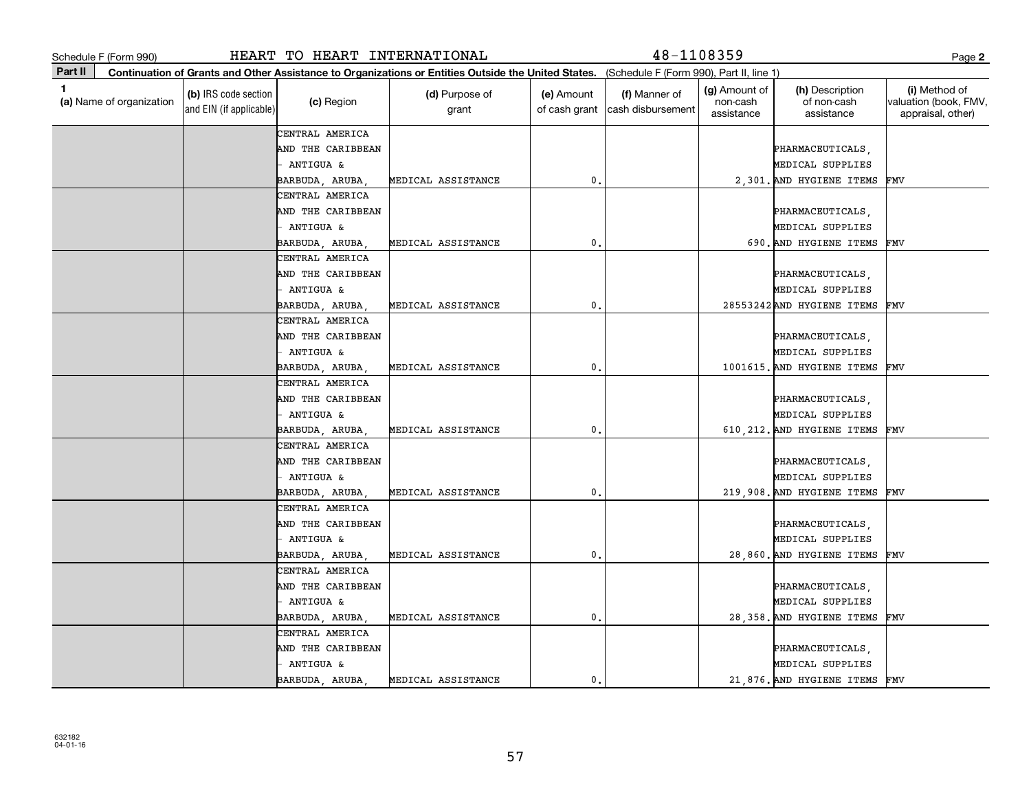Schedule F (Form 990) HEART TO HEART INTERNATIONAL 48-1108359 Page **2**

**Part II** **Continuation of Grants and Other Assistance to Organizations or Entities Outside the United States.** (Schedule F (Form 990), Part II, line 1)

| 1 (a) Name of organization | (b) IRS code section and EIN (if applicable) | (c) Region | (d) Purpose of grant | (e) Amount of cash grant | (f) Manner of cash disbursement | (g) Amount of non-cash assistance | (h) Description of non-cash assistance | (i) Method of valuation (book, FMV, appraisal, other) |
|---|---|---|---|---|---|---|---|---|
| | | CENTRAL AMERICA AND THE CARIBBEAN - ANTIGUA & BARBUDA, ARUBA, | MEDICAL ASSISTANCE | 0. | | 2,301. | PHARMACEUTICALS, MEDICAL SUPPLIES AND HYGIENE ITEMS | FMV |
| | | CENTRAL AMERICA AND THE CARIBBEAN - ANTIGUA & BARBUDA, ARUBA, | MEDICAL ASSISTANCE | 0. | | 690. | PHARMACEUTICALS, MEDICAL SUPPLIES AND HYGIENE ITEMS | FMV |
| | | CENTRAL AMERICA AND THE CARIBBEAN - ANTIGUA & BARBUDA, ARUBA, | MEDICAL ASSISTANCE | 0. | | 28553242 | PHARMACEUTICALS, MEDICAL SUPPLIES AND HYGIENE ITEMS | FMV |
| | | CENTRAL AMERICA AND THE CARIBBEAN - ANTIGUA & BARBUDA, ARUBA, | MEDICAL ASSISTANCE | 0. | | 1001615. | PHARMACEUTICALS, MEDICAL SUPPLIES AND HYGIENE ITEMS | FMV |
| | | CENTRAL AMERICA AND THE CARIBBEAN - ANTIGUA & BARBUDA, ARUBA, | MEDICAL ASSISTANCE | 0. | | 610,212. | PHARMACEUTICALS, MEDICAL SUPPLIES AND HYGIENE ITEMS | FMV |
| | | CENTRAL AMERICA AND THE CARIBBEAN - ANTIGUA & BARBUDA, ARUBA, | MEDICAL ASSISTANCE | 0. | | 219,908. | PHARMACEUTICALS, MEDICAL SUPPLIES AND HYGIENE ITEMS | FMV |
| | | CENTRAL AMERICA AND THE CARIBBEAN - ANTIGUA & BARBUDA, ARUBA, | MEDICAL ASSISTANCE | 0. | | 28,860. | PHARMACEUTICALS, MEDICAL SUPPLIES AND HYGIENE ITEMS | FMV |
| | | CENTRAL AMERICA AND THE CARIBBEAN - ANTIGUA & BARBUDA, ARUBA, | MEDICAL ASSISTANCE | 0. | | 28,358. | PHARMACEUTICALS, MEDICAL SUPPLIES AND HYGIENE ITEMS | FMV |
| | | CENTRAL AMERICA AND THE CARIBBEAN - ANTIGUA & BARBUDA, ARUBA, | MEDICAL ASSISTANCE | 0. | | 21,876. | PHARMACEUTICALS, MEDICAL SUPPLIES AND HYGIENE ITEMS | FMV |

632182
04-01-16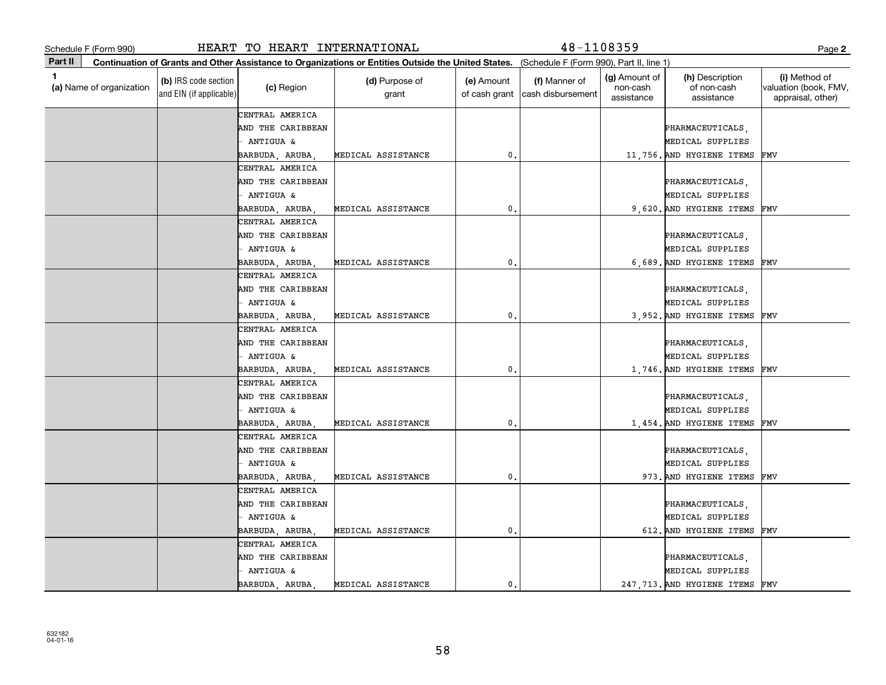Schedule F (Form 990) HEART TO HEART INTERNATIONAL 48-1108359 Page 2

**Part II** **Continuation of Grants and Other Assistance to Organizations or Entities Outside the United States.** (Schedule F (Form 990), Part II, line 1)

| 1 (a) Name of organization | (b) IRS code section and EIN (if applicable) | (c) Region | (d) Purpose of grant | (e) Amount of cash grant | (f) Manner of cash disbursement | (g) Amount of non-cash assistance | (h) Description of non-cash assistance | (i) Method of valuation (book, FMV, appraisal, other) |
|---|---|---|---|---|---|---|---|---|
| | | CENTRAL AMERICA AND THE CARIBBEAN - ANTIGUA & BARBUDA, ARUBA, | MEDICAL ASSISTANCE | 0. | | 11,756. | PHARMACEUTICALS, MEDICAL SUPPLIES AND HYGIENE ITEMS | FMV |
| | | CENTRAL AMERICA AND THE CARIBBEAN - ANTIGUA & BARBUDA, ARUBA, | MEDICAL ASSISTANCE | 0. | | 9,620. | PHARMACEUTICALS, MEDICAL SUPPLIES AND HYGIENE ITEMS | FMV |
| | | CENTRAL AMERICA AND THE CARIBBEAN - ANTIGUA & BARBUDA, ARUBA, | MEDICAL ASSISTANCE | 0. | | 6,689. | PHARMACEUTICALS, MEDICAL SUPPLIES AND HYGIENE ITEMS | FMV |
| | | CENTRAL AMERICA AND THE CARIBBEAN - ANTIGUA & BARBUDA, ARUBA, | MEDICAL ASSISTANCE | 0. | | 3,952. | PHARMACEUTICALS, MEDICAL SUPPLIES AND HYGIENE ITEMS | FMV |
| | | CENTRAL AMERICA AND THE CARIBBEAN - ANTIGUA & BARBUDA, ARUBA, | MEDICAL ASSISTANCE | 0. | | 1,746. | PHARMACEUTICALS, MEDICAL SUPPLIES AND HYGIENE ITEMS | FMV |
| | | CENTRAL AMERICA AND THE CARIBBEAN - ANTIGUA & BARBUDA, ARUBA, | MEDICAL ASSISTANCE | 0. | | 1,454. | PHARMACEUTICALS, MEDICAL SUPPLIES AND HYGIENE ITEMS | FMV |
| | | CENTRAL AMERICA AND THE CARIBBEAN - ANTIGUA & BARBUDA, ARUBA, | MEDICAL ASSISTANCE | 0. | | 973. | PHARMACEUTICALS, MEDICAL SUPPLIES AND HYGIENE ITEMS | FMV |
| | | CENTRAL AMERICA AND THE CARIBBEAN - ANTIGUA & BARBUDA, ARUBA, | MEDICAL ASSISTANCE | 0. | | 612. | PHARMACEUTICALS, MEDICAL SUPPLIES AND HYGIENE ITEMS | FMV |
| | | CENTRAL AMERICA AND THE CARIBBEAN - ANTIGUA & BARBUDA, ARUBA, | MEDICAL ASSISTANCE | 0. | | 247,713. | PHARMACEUTICALS, MEDICAL SUPPLIES AND HYGIENE ITEMS | FMV |

632182
04-01-16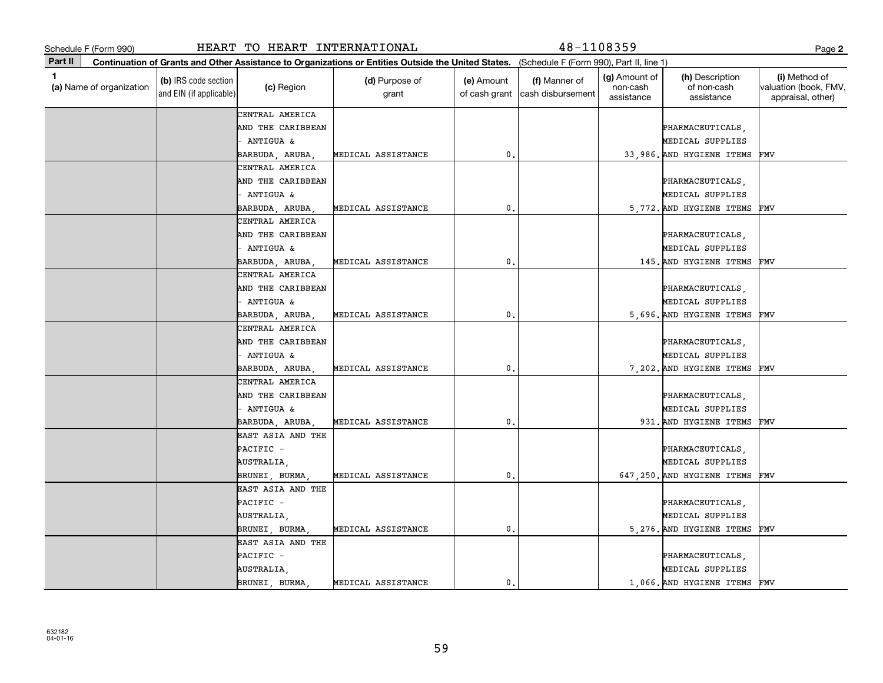Schedule F (Form 990) HEART TO HEART INTERNATIONAL 48-1108359 Page **2**

**Part II** **Continuation of Grants and Other Assistance to Organizations or Entities Outside the United States.** (Schedule F (Form 990), Part II, line 1)

| 1 (a) Name of organization | (b) IRS code section and EIN (if applicable) | (c) Region | (d) Purpose of grant | (e) Amount of cash grant | (f) Manner of cash disbursement | (g) Amount of non-cash assistance | (h) Description of non-cash assistance | (i) Method of valuation (book, FMV, appraisal, other) |
|---|---|---|---|---|---|---|---|---|
| | | CENTRAL AMERICA AND THE CARIBBEAN - ANTIGUA & BARBUDA, ARUBA, | MEDICAL ASSISTANCE | 0. | | 33,986. | PHARMACEUTICALS, MEDICAL SUPPLIES AND HYGIENE ITEMS | FMV |
| | | CENTRAL AMERICA AND THE CARIBBEAN - ANTIGUA & BARBUDA, ARUBA, | MEDICAL ASSISTANCE | 0. | | 5,772. | PHARMACEUTICALS, MEDICAL SUPPLIES AND HYGIENE ITEMS | FMV |
| | | CENTRAL AMERICA AND THE CARIBBEAN - ANTIGUA & BARBUDA, ARUBA, | MEDICAL ASSISTANCE | 0. | | 145. | PHARMACEUTICALS, MEDICAL SUPPLIES AND HYGIENE ITEMS | FMV |
| | | CENTRAL AMERICA AND THE CARIBBEAN - ANTIGUA & BARBUDA, ARUBA, | MEDICAL ASSISTANCE | 0. | | 5,696. | PHARMACEUTICALS, MEDICAL SUPPLIES AND HYGIENE ITEMS | FMV |
| | | CENTRAL AMERICA AND THE CARIBBEAN - ANTIGUA & BARBUDA, ARUBA, | MEDICAL ASSISTANCE | 0. | | 7,202. | PHARMACEUTICALS, MEDICAL SUPPLIES AND HYGIENE ITEMS | FMV |
| | | CENTRAL AMERICA AND THE CARIBBEAN - ANTIGUA & BARBUDA, ARUBA, | MEDICAL ASSISTANCE | 0. | | 931. | PHARMACEUTICALS, MEDICAL SUPPLIES AND HYGIENE ITEMS | FMV |
| | | EAST ASIA AND THE PACIFIC - AUSTRALIA, BRUNEI, BURMA, | MEDICAL ASSISTANCE | 0. | | 647,250. | PHARMACEUTICALS, MEDICAL SUPPLIES AND HYGIENE ITEMS | FMV |
| | | EAST ASIA AND THE PACIFIC - AUSTRALIA, BRUNEI, BURMA, | MEDICAL ASSISTANCE | 0. | | 5,276. | PHARMACEUTICALS, MEDICAL SUPPLIES AND HYGIENE ITEMS | FMV |
| | | EAST ASIA AND THE PACIFIC - AUSTRALIA, BRUNEI, BURMA, | MEDICAL ASSISTANCE | 0. | | 1,066. | PHARMACEUTICALS, MEDICAL SUPPLIES AND HYGIENE ITEMS | FMV |

632182
04-01-16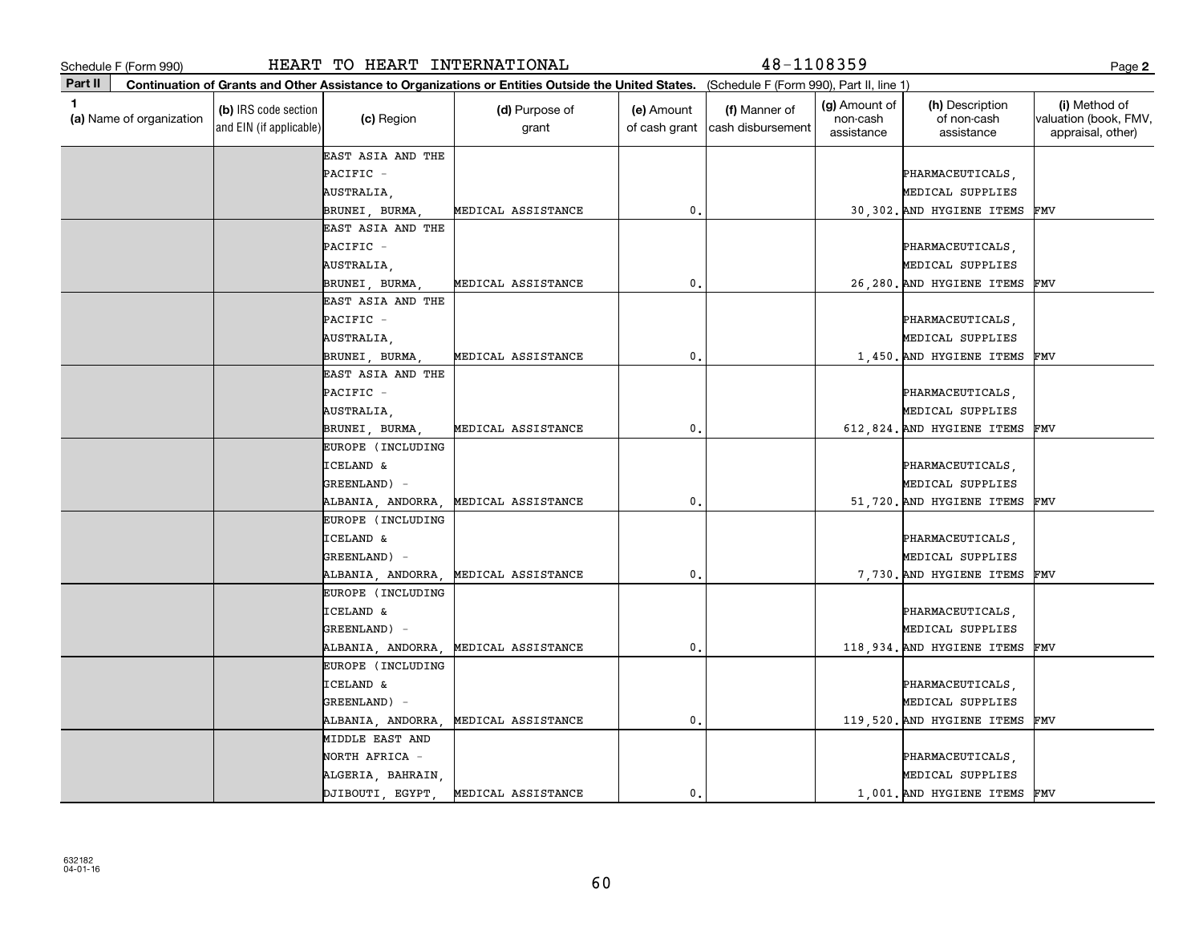Schedule F (Form 990) HEART TO HEART INTERNATIONAL 48-1108359 Page 2

**Part II** **Continuation of Grants and Other Assistance to Organizations or Entities Outside the United States.** (Schedule F (Form 990), Part II, line 1)

| 1 (a) Name of organization | (b) IRS code section and EIN (if applicable) | (c) Region | (d) Purpose of grant | (e) Amount of cash grant | (f) Manner of cash disbursement | (g) Amount of non-cash assistance | (h) Description of non-cash assistance | (i) Method of valuation (book, FMV, appraisal, other) |
|---|---|---|---|---|---|---|---|---|
| | | EAST ASIA AND THE PACIFIC - AUSTRALIA, BRUNEI, BURMA, | MEDICAL ASSISTANCE | 0. | | 30,302. | PHARMACEUTICALS, MEDICAL SUPPLIES AND HYGIENE ITEMS | FMV |
| | | EAST ASIA AND THE PACIFIC - AUSTRALIA, BRUNEI, BURMA, | MEDICAL ASSISTANCE | 0. | | 26,280. | PHARMACEUTICALS, MEDICAL SUPPLIES AND HYGIENE ITEMS | FMV |
| | | EAST ASIA AND THE PACIFIC - AUSTRALIA, BRUNEI, BURMA, | MEDICAL ASSISTANCE | 0. | | 1,450. | PHARMACEUTICALS, MEDICAL SUPPLIES AND HYGIENE ITEMS | FMV |
| | | EAST ASIA AND THE PACIFIC - AUSTRALIA, BRUNEI, BURMA, | MEDICAL ASSISTANCE | 0. | | 612,824. | PHARMACEUTICALS, MEDICAL SUPPLIES AND HYGIENE ITEMS | FMV |
| | | EUROPE (INCLUDING ICELAND & GREENLAND) - ALBANIA, ANDORRA, | MEDICAL ASSISTANCE | 0. | | 51,720. | PHARMACEUTICALS, MEDICAL SUPPLIES AND HYGIENE ITEMS | FMV |
| | | EUROPE (INCLUDING ICELAND & GREENLAND) - ALBANIA, ANDORRA, | MEDICAL ASSISTANCE | 0. | | 7,730. | PHARMACEUTICALS, MEDICAL SUPPLIES AND HYGIENE ITEMS | FMV |
| | | EUROPE (INCLUDING ICELAND & GREENLAND) - ALBANIA, ANDORRA, | MEDICAL ASSISTANCE | 0. | | 118,934. | PHARMACEUTICALS, MEDICAL SUPPLIES AND HYGIENE ITEMS | FMV |
| | | EUROPE (INCLUDING ICELAND & GREENLAND) - ALBANIA, ANDORRA, | MEDICAL ASSISTANCE | 0. | | 119,520. | PHARMACEUTICALS, MEDICAL SUPPLIES AND HYGIENE ITEMS | FMV |
| | | MIDDLE EAST AND NORTH AFRICA - ALGERIA, BAHRAIN, DJIBOUTI, EGYPT, | MEDICAL ASSISTANCE | 0. | | 1,001. | PHARMACEUTICALS, MEDICAL SUPPLIES AND HYGIENE ITEMS | FMV |

632182
04-01-16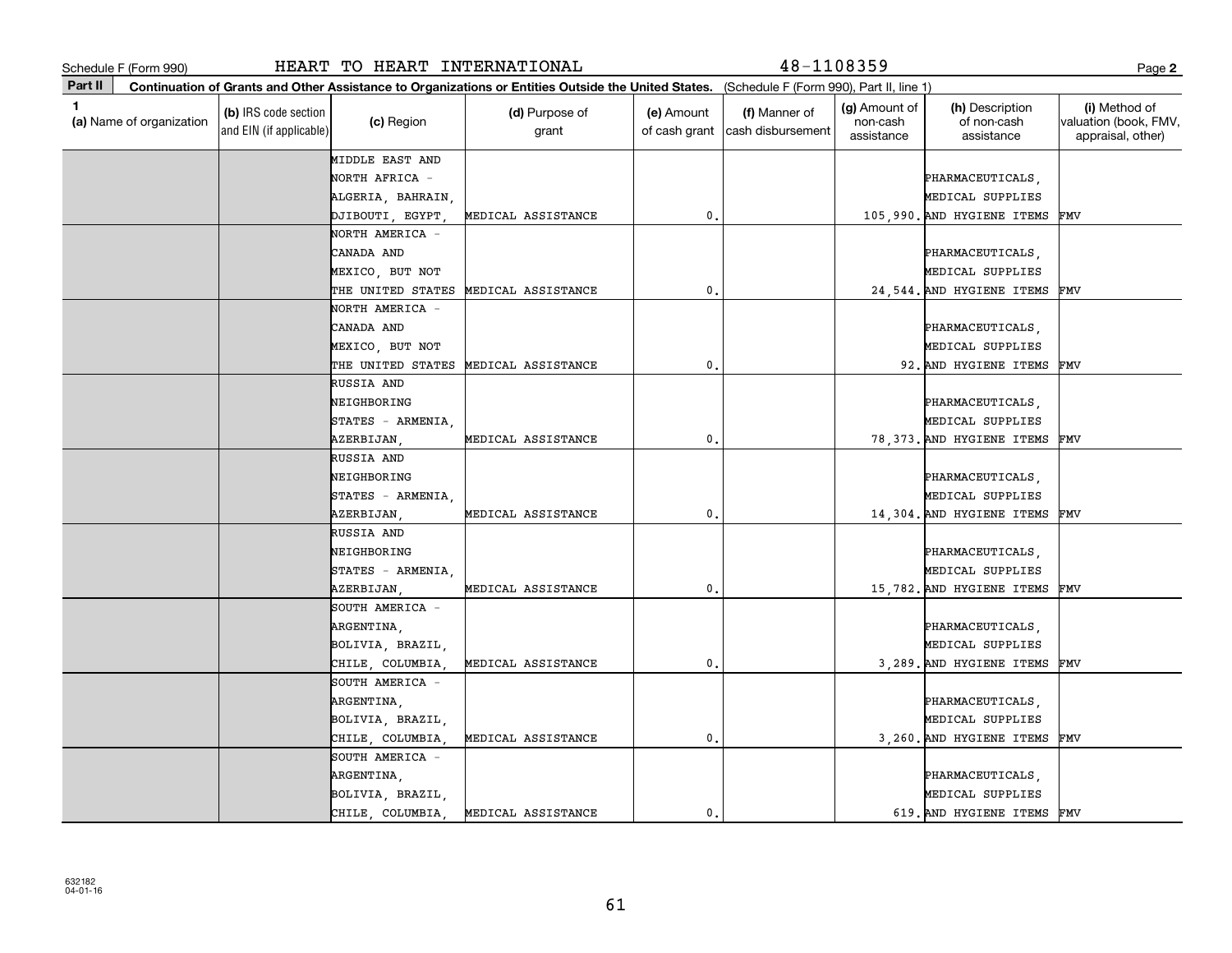Schedule F (Form 990) HEART TO HEART INTERNATIONAL 48-1108359

**Part II Continuation of Grants and Other Assistance to Organizations or Entities Outside the United States.** (Schedule F (Form 990), Part II, line 1)

| 1 (a) Name of organization | (b) IRS code section and EIN (if applicable) | (c) Region | (d) Purpose of grant | (e) Amount of cash grant | (f) Manner of cash disbursement | (g) Amount of non-cash assistance | (h) Description of non-cash assistance | (i) Method of valuation (book, FMV, appraisal, other) |
|---|---|---|---|---|---|---|---|---|
| | | MIDDLE EAST AND NORTH AFRICA - ALGERIA, BAHRAIN, DJIBOUTI, EGYPT, | MEDICAL ASSISTANCE | 0. | | 105,990. | PHARMACEUTICALS, MEDICAL SUPPLIES AND HYGIENE ITEMS | FMV |
| | | NORTH AMERICA - CANADA AND MEXICO, BUT NOT THE UNITED STATES | MEDICAL ASSISTANCE | 0. | | 24,544. | PHARMACEUTICALS, MEDICAL SUPPLIES AND HYGIENE ITEMS | FMV |
| | | NORTH AMERICA - CANADA AND MEXICO, BUT NOT THE UNITED STATES | MEDICAL ASSISTANCE | 0. | | 92. | PHARMACEUTICALS, MEDICAL SUPPLIES AND HYGIENE ITEMS | FMV |
| | | RUSSIA AND NEIGHBORING STATES - ARMENIA, AZERBIJAN, | MEDICAL ASSISTANCE | 0. | | 78,373. | PHARMACEUTICALS, MEDICAL SUPPLIES AND HYGIENE ITEMS | FMV |
| | | RUSSIA AND NEIGHBORING STATES - ARMENIA, AZERBIJAN, | MEDICAL ASSISTANCE | 0. | | 14,304. | PHARMACEUTICALS, MEDICAL SUPPLIES AND HYGIENE ITEMS | FMV |
| | | RUSSIA AND NEIGHBORING STATES - ARMENIA, AZERBIJAN, | MEDICAL ASSISTANCE | 0. | | 15,782. | PHARMACEUTICALS, MEDICAL SUPPLIES AND HYGIENE ITEMS | FMV |
| | | SOUTH AMERICA - ARGENTINA, BOLIVIA, BRAZIL, CHILE, COLUMBIA, | MEDICAL ASSISTANCE | 0. | | 3,289. | PHARMACEUTICALS, MEDICAL SUPPLIES AND HYGIENE ITEMS | FMV |
| | | SOUTH AMERICA - ARGENTINA, BOLIVIA, BRAZIL, CHILE, COLUMBIA, | MEDICAL ASSISTANCE | 0. | | 3,260. | PHARMACEUTICALS, MEDICAL SUPPLIES AND HYGIENE ITEMS | FMV |
| | | SOUTH AMERICA - ARGENTINA, BOLIVIA, BRAZIL, CHILE, COLUMBIA, | MEDICAL ASSISTANCE | 0. | | 619. | PHARMACEUTICALS, MEDICAL SUPPLIES AND HYGIENE ITEMS | FMV |

632182
04-01-16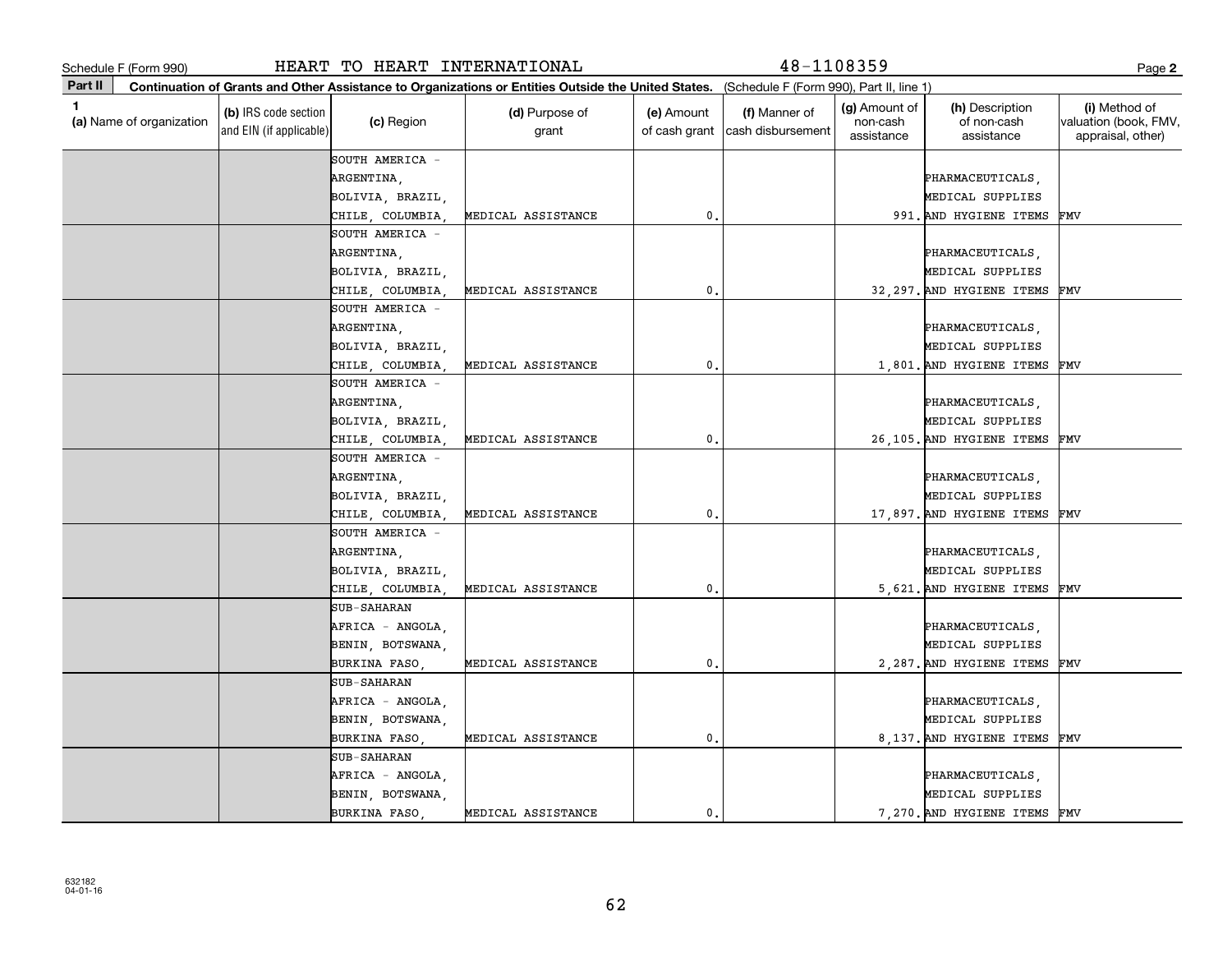Schedule F (Form 990) HEART TO HEART INTERNATIONAL 48-1108359 Page **2**

**Part II** **Continuation of Grants and Other Assistance to Organizations or Entities Outside the United States.** (Schedule F (Form 990), Part II, line 1)

| 1 (a) Name of organization | (b) IRS code section and EIN (if applicable) | (c) Region | (d) Purpose of grant | (e) Amount of cash grant | (f) Manner of cash disbursement | (g) Amount of non-cash assistance | (h) Description of non-cash assistance | (i) Method of valuation (book, FMV, appraisal, other) |
|---|---|---|---|---|---|---|---|---|
| | | SOUTH AMERICA - ARGENTINA, BOLIVIA, BRAZIL, CHILE, COLUMBIA, | MEDICAL ASSISTANCE | 0. | | 991. | PHARMACEUTICALS, MEDICAL SUPPLIES AND HYGIENE ITEMS | FMV |
| | | SOUTH AMERICA - ARGENTINA, BOLIVIA, BRAZIL, CHILE, COLUMBIA, | MEDICAL ASSISTANCE | 0. | | 32,297. | PHARMACEUTICALS, MEDICAL SUPPLIES AND HYGIENE ITEMS | FMV |
| | | SOUTH AMERICA - ARGENTINA, BOLIVIA, BRAZIL, CHILE, COLUMBIA, | MEDICAL ASSISTANCE | 0. | | 1,801. | PHARMACEUTICALS, MEDICAL SUPPLIES AND HYGIENE ITEMS | FMV |
| | | SOUTH AMERICA - ARGENTINA, BOLIVIA, BRAZIL, CHILE, COLUMBIA, | MEDICAL ASSISTANCE | 0. | | 26,105. | PHARMACEUTICALS, MEDICAL SUPPLIES AND HYGIENE ITEMS | FMV |
| | | SOUTH AMERICA - ARGENTINA, BOLIVIA, BRAZIL, CHILE, COLUMBIA, | MEDICAL ASSISTANCE | 0. | | 17,897. | PHARMACEUTICALS, MEDICAL SUPPLIES AND HYGIENE ITEMS | FMV |
| | | SOUTH AMERICA - ARGENTINA, BOLIVIA, BRAZIL, CHILE, COLUMBIA, | MEDICAL ASSISTANCE | 0. | | 5,621. | PHARMACEUTICALS, MEDICAL SUPPLIES AND HYGIENE ITEMS | FMV |
| | | SUB-SAHARAN AFRICA - ANGOLA, BENIN, BOTSWANA, BURKINA FASO, | MEDICAL ASSISTANCE | 0. | | 2,287. | PHARMACEUTICALS, MEDICAL SUPPLIES AND HYGIENE ITEMS | FMV |
| | | SUB-SAHARAN AFRICA - ANGOLA, BENIN, BOTSWANA, BURKINA FASO, | MEDICAL ASSISTANCE | 0. | | 8,137. | PHARMACEUTICALS, MEDICAL SUPPLIES AND HYGIENE ITEMS | FMV |
| | | SUB-SAHARAN AFRICA - ANGOLA, BENIN, BOTSWANA, BURKINA FASO, | MEDICAL ASSISTANCE | 0. | | 7,270. | PHARMACEUTICALS, MEDICAL SUPPLIES AND HYGIENE ITEMS | FMV |

632182 04-01-16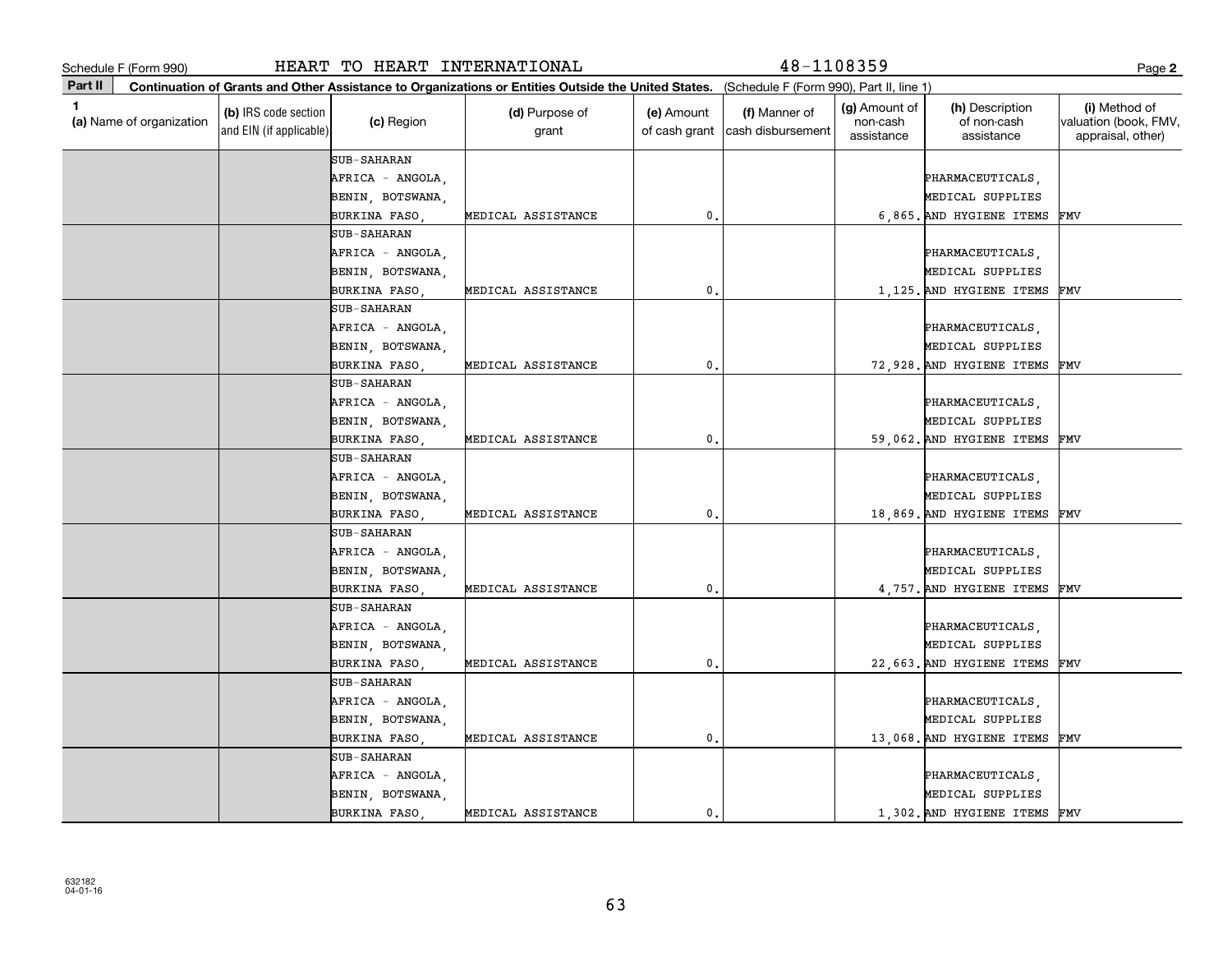Schedule F (Form 990) HEART TO HEART INTERNATIONAL 48-1108359 Page **2**

**Part II** **Continuation of Grants and Other Assistance to Organizations or Entities Outside the United States.** (Schedule F (Form 990), Part II, line 1)

| 1 (a) Name of organization | (b) IRS code section and EIN (if applicable) | (c) Region | (d) Purpose of grant | (e) Amount of cash grant | (f) Manner of cash disbursement | (g) Amount of non-cash assistance | (h) Description of non-cash assistance | (i) Method of valuation (book, FMV, appraisal, other) |
|---|---|---|---|---|---|---|---|---|
| | | SUB-SAHARAN AFRICA - ANGOLA, BENIN, BOTSWANA, BURKINA FASO, | MEDICAL ASSISTANCE | 0. | | 6,865. | PHARMACEUTICALS, MEDICAL SUPPLIES AND HYGIENE ITEMS | FMV |
| | | SUB-SAHARAN AFRICA - ANGOLA, BENIN, BOTSWANA, BURKINA FASO, | MEDICAL ASSISTANCE | 0. | | 1,125. | PHARMACEUTICALS, MEDICAL SUPPLIES AND HYGIENE ITEMS | FMV |
| | | SUB-SAHARAN AFRICA - ANGOLA, BENIN, BOTSWANA, BURKINA FASO, | MEDICAL ASSISTANCE | 0. | | 72,928. | PHARMACEUTICALS, MEDICAL SUPPLIES AND HYGIENE ITEMS | FMV |
| | | SUB-SAHARAN AFRICA - ANGOLA, BENIN, BOTSWANA, BURKINA FASO, | MEDICAL ASSISTANCE | 0. | | 59,062. | PHARMACEUTICALS, MEDICAL SUPPLIES AND HYGIENE ITEMS | FMV |
| | | SUB-SAHARAN AFRICA - ANGOLA, BENIN, BOTSWANA, BURKINA FASO, | MEDICAL ASSISTANCE | 0. | | 18,869. | PHARMACEUTICALS, MEDICAL SUPPLIES AND HYGIENE ITEMS | FMV |
| | | SUB-SAHARAN AFRICA - ANGOLA, BENIN, BOTSWANA, BURKINA FASO, | MEDICAL ASSISTANCE | 0. | | 4,757. | PHARMACEUTICALS, MEDICAL SUPPLIES AND HYGIENE ITEMS | FMV |
| | | SUB-SAHARAN AFRICA - ANGOLA, BENIN, BOTSWANA, BURKINA FASO, | MEDICAL ASSISTANCE | 0. | | 22,663. | PHARMACEUTICALS, MEDICAL SUPPLIES AND HYGIENE ITEMS | FMV |
| | | SUB-SAHARAN AFRICA - ANGOLA, BENIN, BOTSWANA, BURKINA FASO, | MEDICAL ASSISTANCE | 0. | | 13,068. | PHARMACEUTICALS, MEDICAL SUPPLIES AND HYGIENE ITEMS | FMV |
| | | SUB-SAHARAN AFRICA - ANGOLA, BENIN, BOTSWANA, BURKINA FASO, | MEDICAL ASSISTANCE | 0. | | 1,302. | PHARMACEUTICALS, MEDICAL SUPPLIES AND HYGIENE ITEMS | FMV |

632182 04-01-16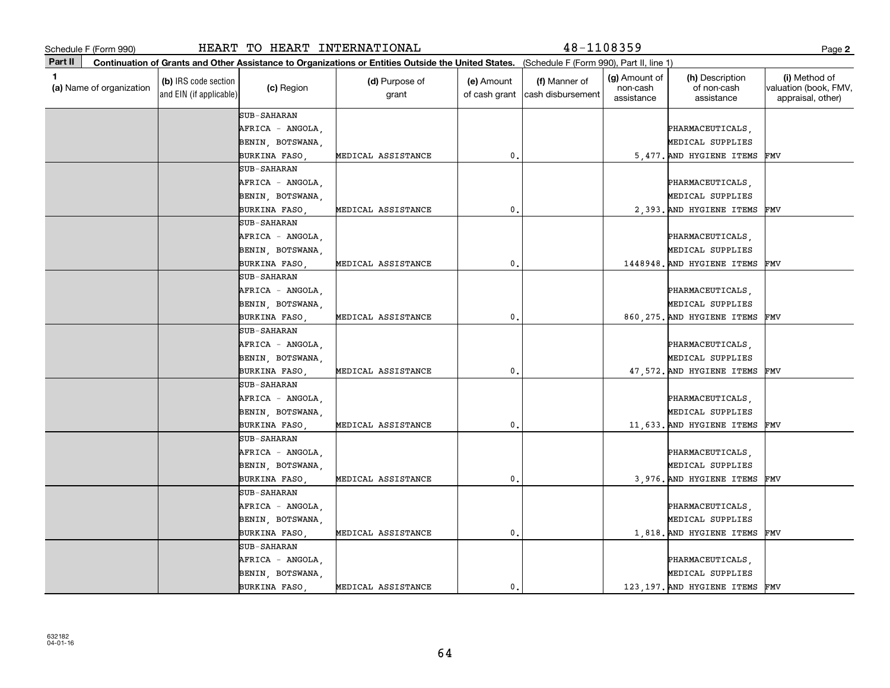Schedule F (Form 990) HEART TO HEART INTERNATIONAL 48-1108359

**Part II** **Continuation of Grants and Other Assistance to Organizations or Entities Outside the United States.** (Schedule F (Form 990), Part II, line 1)

| 1 (a) Name of organization | (b) IRS code section and EIN (if applicable) | (c) Region | (d) Purpose of grant | (e) Amount of cash grant | (f) Manner of cash disbursement | (g) Amount of non-cash assistance | (h) Description of non-cash assistance | (i) Method of valuation (book, FMV, appraisal, other) |
|---|---|---|---|---|---|---|---|---|
| | | SUB-SAHARAN AFRICA - ANGOLA, BENIN, BOTSWANA, BURKINA FASO, | MEDICAL ASSISTANCE | 0. | | 5,477. | PHARMACEUTICALS, MEDICAL SUPPLIES AND HYGIENE ITEMS | FMV |
| | | SUB-SAHARAN AFRICA - ANGOLA, BENIN, BOTSWANA, BURKINA FASO, | MEDICAL ASSISTANCE | 0. | | 2,393. | PHARMACEUTICALS, MEDICAL SUPPLIES AND HYGIENE ITEMS | FMV |
| | | SUB-SAHARAN AFRICA - ANGOLA, BENIN, BOTSWANA, BURKINA FASO, | MEDICAL ASSISTANCE | 0. | | 1448948. | PHARMACEUTICALS, MEDICAL SUPPLIES AND HYGIENE ITEMS | FMV |
| | | SUB-SAHARAN AFRICA - ANGOLA, BENIN, BOTSWANA, BURKINA FASO, | MEDICAL ASSISTANCE | 0. | | 860,275. | PHARMACEUTICALS, MEDICAL SUPPLIES AND HYGIENE ITEMS | FMV |
| | | SUB-SAHARAN AFRICA - ANGOLA, BENIN, BOTSWANA, BURKINA FASO, | MEDICAL ASSISTANCE | 0. | | 47,572. | PHARMACEUTICALS, MEDICAL SUPPLIES AND HYGIENE ITEMS | FMV |
| | | SUB-SAHARAN AFRICA - ANGOLA, BENIN, BOTSWANA, BURKINA FASO, | MEDICAL ASSISTANCE | 0. | | 11,633. | PHARMACEUTICALS, MEDICAL SUPPLIES AND HYGIENE ITEMS | FMV |
| | | SUB-SAHARAN AFRICA - ANGOLA, BENIN, BOTSWANA, BURKINA FASO, | MEDICAL ASSISTANCE | 0. | | 3,976. | PHARMACEUTICALS, MEDICAL SUPPLIES AND HYGIENE ITEMS | FMV |
| | | SUB-SAHARAN AFRICA - ANGOLA, BENIN, BOTSWANA, BURKINA FASO, | MEDICAL ASSISTANCE | 0. | | 1,818. | PHARMACEUTICALS, MEDICAL SUPPLIES AND HYGIENE ITEMS | FMV |
| | | SUB-SAHARAN AFRICA - ANGOLA, BENIN, BOTSWANA, BURKINA FASO, | MEDICAL ASSISTANCE | 0. | | 123,197. | PHARMACEUTICALS, MEDICAL SUPPLIES AND HYGIENE ITEMS | FMV |

632182 04-01-16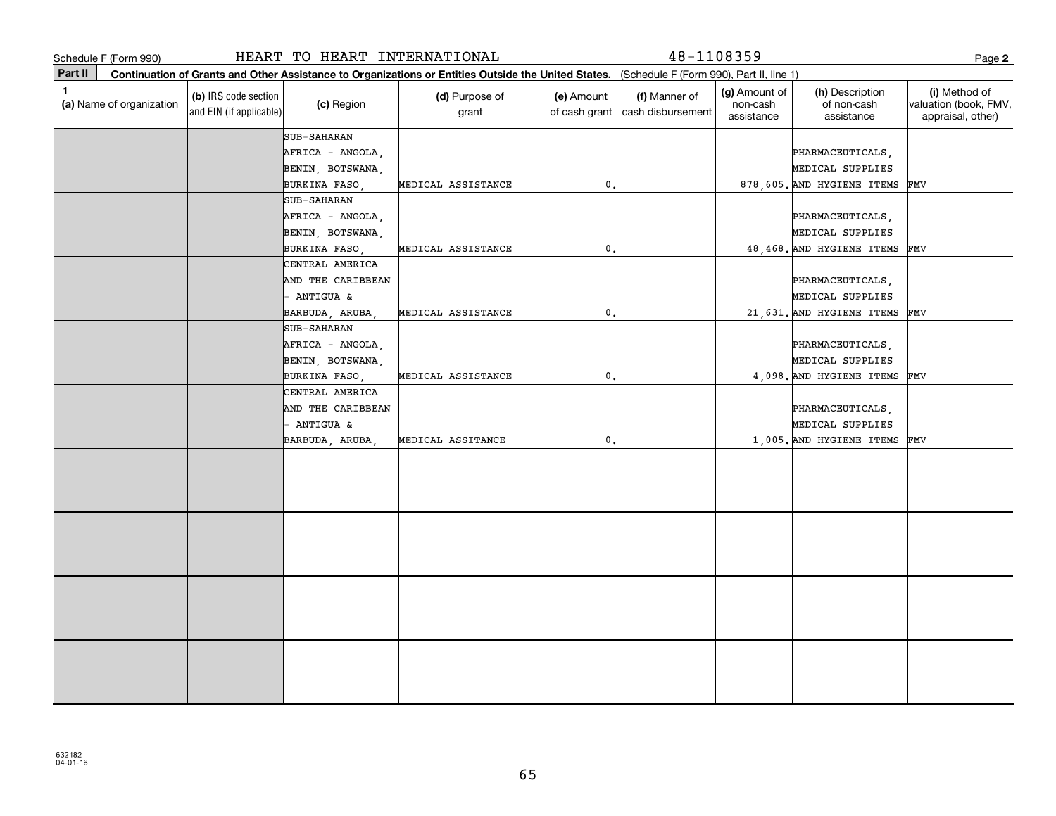Schedule F (Form 990) HEART TO HEART INTERNATIONAL 48-1108359

**Part II** **Continuation of Grants and Other Assistance to Organizations or Entities Outside the United States.** (Schedule F (Form 990), Part II, line 1)

| 1 (a) Name of organization | (b) IRS code section and EIN (if applicable) | (c) Region | (d) Purpose of grant | (e) Amount of cash grant | (f) Manner of cash disbursement | (g) Amount of non-cash assistance | (h) Description of non-cash assistance | (i) Method of valuation (book, FMV, appraisal, other) |
|---|---|---|---|---|---|---|---|---|
| | | SUB-SAHARAN AFRICA - ANGOLA, BENIN, BOTSWANA, BURKINA FASO, | MEDICAL ASSISTANCE | 0. | | 878,605. | PHARMACEUTICALS, MEDICAL SUPPLIES AND HYGIENE ITEMS | FMV |
| | | SUB-SAHARAN AFRICA - ANGOLA, BENIN, BOTSWANA, BURKINA FASO, | MEDICAL ASSISTANCE | 0. | | 48,468. | PHARMACEUTICALS, MEDICAL SUPPLIES AND HYGIENE ITEMS | FMV |
| | | CENTRAL AMERICA AND THE CARIBBEAN - ANTIGUA & BARBUDA, ARUBA, | MEDICAL ASSISTANCE | 0. | | 21,631. | PHARMACEUTICALS, MEDICAL SUPPLIES AND HYGIENE ITEMS | FMV |
| | | SUB-SAHARAN AFRICA - ANGOLA, BENIN, BOTSWANA, BURKINA FASO, | MEDICAL ASSISTANCE | 0. | | 4,098. | PHARMACEUTICALS, MEDICAL SUPPLIES AND HYGIENE ITEMS | FMV |
| | | CENTRAL AMERICA AND THE CARIBBEAN - ANTIGUA & BARBUDA, ARUBA, | MEDICAL ASSITANCE | 0. | | 1,005. | PHARMACEUTICALS, MEDICAL SUPPLIES AND HYGIENE ITEMS | FMV |
| | | | | | | | | |
| | | | | | | | | |
| | | | | | | | | |
| | | | | | | | | |

632182
04-01-16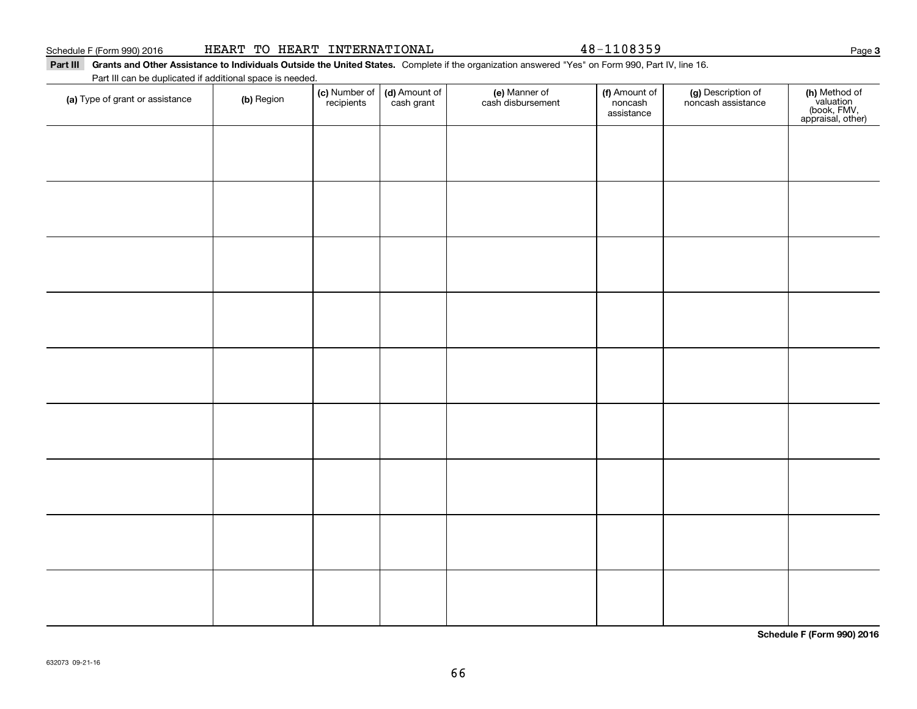Schedule F (Form 990) 2016 HEART TO HEART INTERNATIONAL 48-1108359

**Part III** **Grants and Other Assistance to Individuals Outside the United States.** Complete if the organization answered "Yes" on Form 990, Part IV, line 16.

Part III can be duplicated if additional space is needed.

| (a) Type of grant or assistance | (b) Region | (c) Number of recipients | (d) Amount of cash grant | (e) Manner of cash disbursement | (f) Amount of noncash assistance | (g) Description of noncash assistance | (h) Method of valuation (book, FMV, appraisal, other) |
|---|---|---|---|---|---|---|---|
| | | | | | | | |
| | | | | | | | |
| | | | | | | | |
| | | | | | | | |
| | | | | | | | |
| | | | | | | | |
| | | | | | | | |
| | | | | | | | |
| | | | | | | | |

**Schedule F (Form 990) 2016**

632073 09-21-16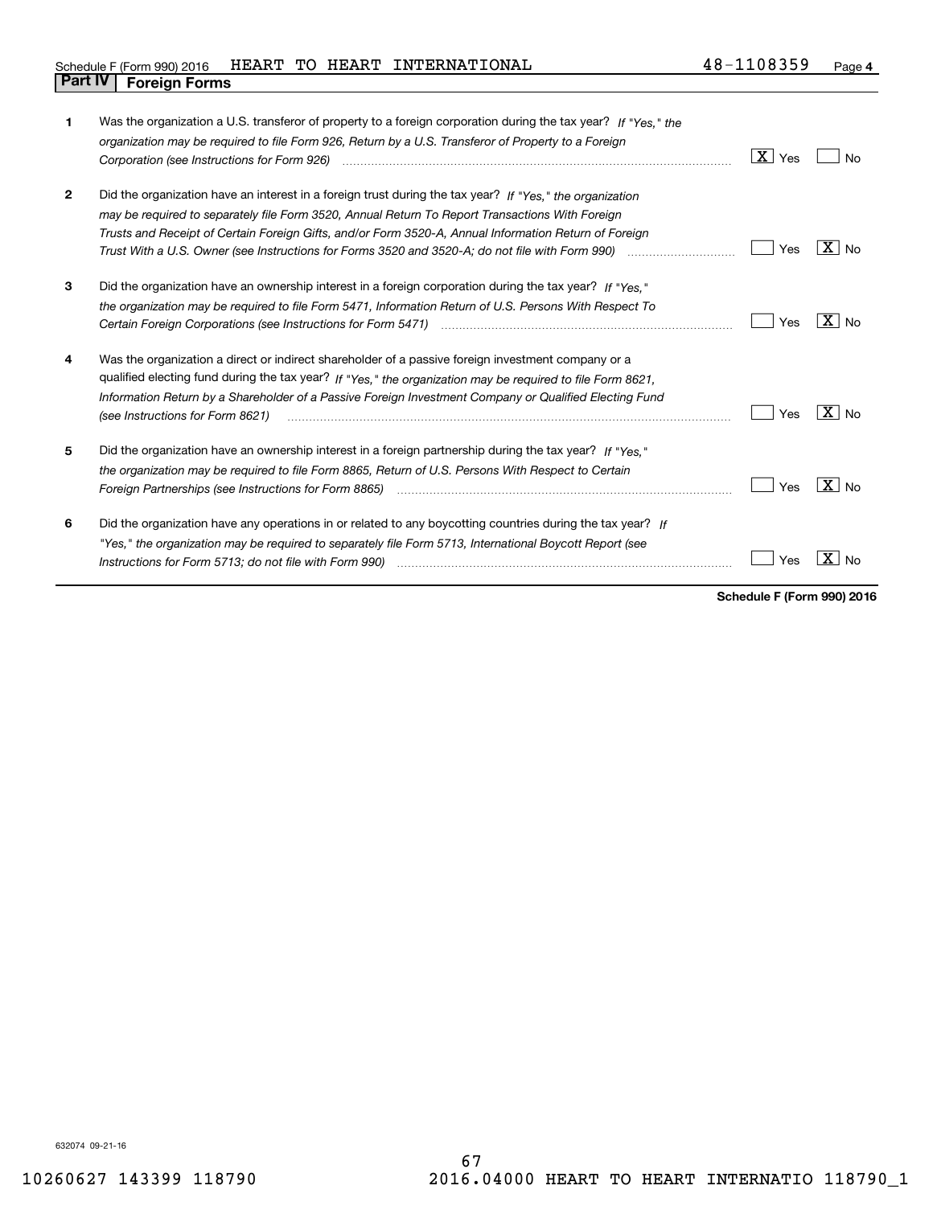Schedule F (Form 990) 2016 HEART TO HEART INTERNATIONAL 48-1108359 Page **4**

## Part IV Foreign Forms

| | | Yes | No |
|---|---|---|---|
| **1** | Was the organization a U.S. transferor of property to a foreign corporation during the tax year? *If "Yes," the organization may be required to file Form 926, Return by a U.S. Transferor of Property to a Foreign Corporation (see Instructions for Form 926)* | X | |
| **2** | Did the organization have an interest in a foreign trust during the tax year? *If "Yes," the organization may be required to separately file Form 3520, Annual Return To Report Transactions With Foreign Trusts and Receipt of Certain Foreign Gifts, and/or Form 3520-A, Annual Information Return of Foreign Trust With a U.S. Owner (see Instructions for Forms 3520 and 3520-A; do not file with Form 990)* | | X |
| **3** | Did the organization have an ownership interest in a foreign corporation during the tax year? *If "Yes," the organization may be required to file Form 5471, Information Return of U.S. Persons With Respect To Certain Foreign Corporations (see Instructions for Form 5471)* | | X |
| **4** | Was the organization a direct or indirect shareholder of a passive foreign investment company or a qualified electing fund during the tax year? *If "Yes," the organization may be required to file Form 8621, Information Return by a Shareholder of a Passive Foreign Investment Company or Qualified Electing Fund (see Instructions for Form 8621)* | | X |
| **5** | Did the organization have an ownership interest in a foreign partnership during the tax year? *If "Yes," the organization may be required to file Form 8865, Return of U.S. Persons With Respect to Certain Foreign Partnerships (see Instructions for Form 8865)* | | X |
| **6** | Did the organization have any operations in or related to any boycotting countries during the tax year? *If "Yes," the organization may be required to separately file Form 5713, International Boycott Report (see Instructions for Form 5713; do not file with Form 990)* | | X |

**Schedule F (Form 990) 2016**

632074 09-21-16

10260627 143399 118790 2016.04000 HEART TO HEART INTERNATIO 118790_1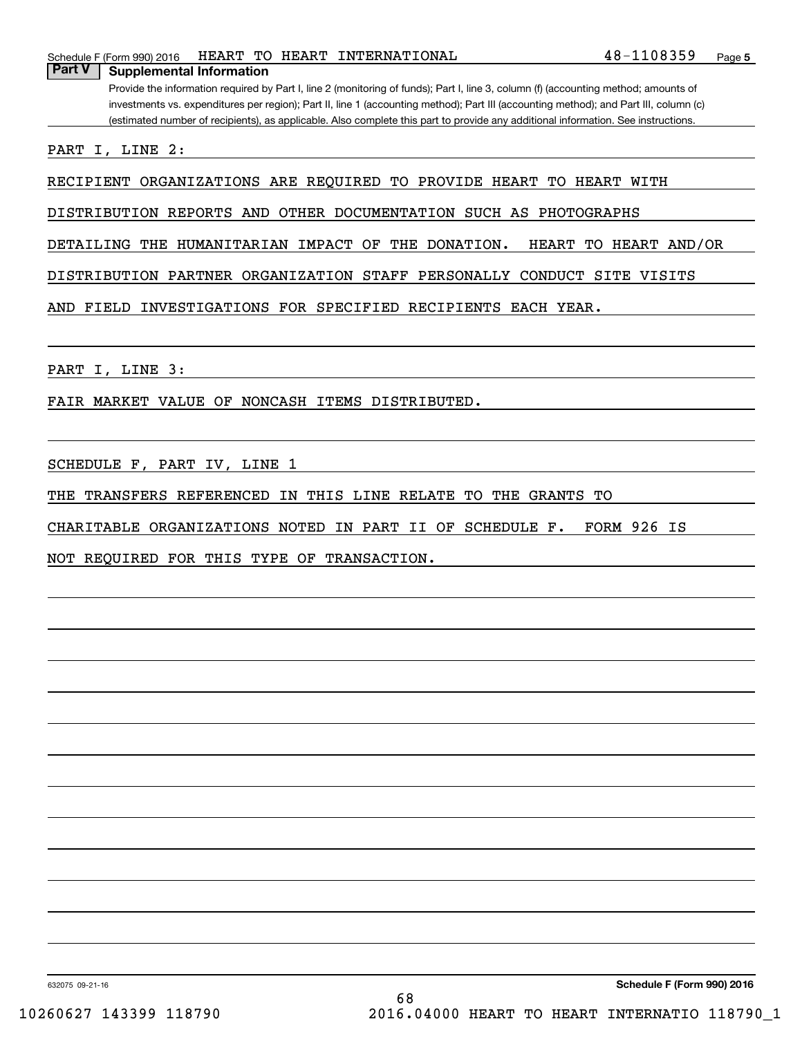Schedule F (Form 990) 2016 HEART TO HEART INTERNATIONAL 48-1108359

## Part V Supplemental Information

Provide the information required by Part I, line 2 (monitoring of funds); Part I, line 3, column (f) (accounting method; amounts of investments vs. expenditures per region); Part II, line 1 (accounting method); Part III (accounting method); and Part III, column (c) (estimated number of recipients), as applicable. Also complete this part to provide any additional information. See instructions.

PART I, LINE 2:

RECIPIENT ORGANIZATIONS ARE REQUIRED TO PROVIDE HEART TO HEART WITH DISTRIBUTION REPORTS AND OTHER DOCUMENTATION SUCH AS PHOTOGRAPHS DETAILING THE HUMANITARIAN IMPACT OF THE DONATION. HEART TO HEART AND/OR DISTRIBUTION PARTNER ORGANIZATION STAFF PERSONALLY CONDUCT SITE VISITS AND FIELD INVESTIGATIONS FOR SPECIFIED RECIPIENTS EACH YEAR.

PART I, LINE 3:

FAIR MARKET VALUE OF NONCASH ITEMS DISTRIBUTED.

SCHEDULE F, PART IV, LINE 1

THE TRANSFERS REFERENCED IN THIS LINE RELATE TO THE GRANTS TO CHARITABLE ORGANIZATIONS NOTED IN PART II OF SCHEDULE F. FORM 926 IS NOT REQUIRED FOR THIS TYPE OF TRANSACTION.

632075 09-21-16 Schedule F (Form 990) 2016

10260627 143399 118790 2016.04000 HEART TO HEART INTERNATIO 118790_1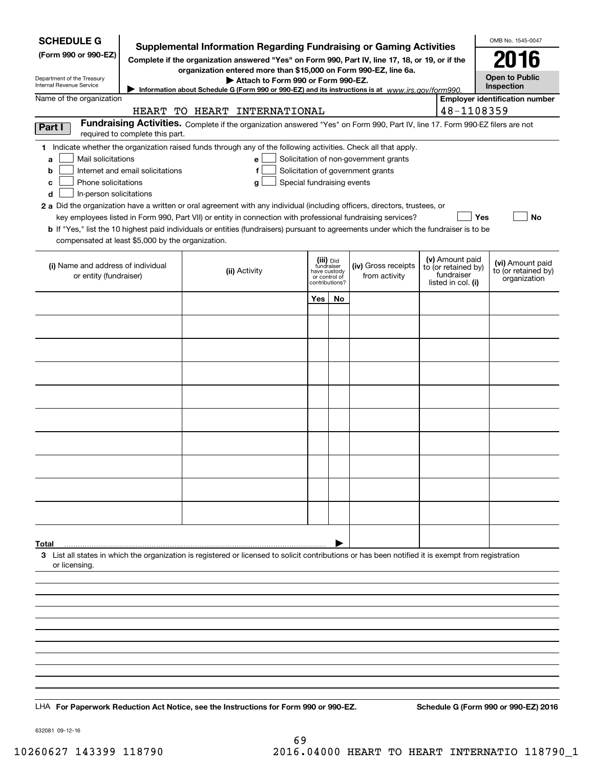**SCHEDULE G**
**(Form 990 or 990-EZ)**

Department of the Treasury
Internal Revenue Service

# Supplemental Information Regarding Fundraising or Gaming Activities

**Complete if the organization answered "Yes" on Form 990, Part IV, line 17, 18, or 19, or if the organization entered more than $15,000 on Form 990-EZ, line 6a.**

**▶ Attach to Form 990 or Form 990-EZ.**

**▶ Information about Schedule G (Form 990 or 990-EZ) and its instructions is at** *www.irs.gov/form990.*

OMB No. 1545-0047

**2016**

**Open to Public Inspection**

Name of the organization: HEART TO HEART INTERNATIONAL

Employer identification number: 48-1108359

**Part I** **Fundraising Activities.** Complete if the organization answered "Yes" on Form 990, Part IV, line 17. Form 990-EZ filers are not required to complete this part.

**1** Indicate whether the organization raised funds through any of the following activities. Check all that apply.

- **a** ☐ Mail solicitations
- **b** ☐ Internet and email solicitations
- **c** ☐ Phone solicitations
- **d** ☐ In-person solicitations
- **e** ☐ Solicitation of non-government grants
- **f** ☐ Solicitation of government grants
- **g** ☐ Special fundraising events

**2 a** Did the organization have a written or oral agreement with any individual (including officers, directors, trustees, or key employees listed in Form 990, Part VII) or entity in connection with professional fundraising services? ☐ **Yes** ☐ **No**

**b** If "Yes," list the 10 highest paid individuals or entities (fundraisers) pursuant to agreements under which the fundraiser is to be compensated at least $5,000 by the organization.

| (i) Name and address of individual or entity (fundraiser) | (ii) Activity | (iii) Did fundraiser have custody or control of contributions? | | (iv) Gross receipts from activity | (v) Amount paid to (or retained by) fundraiser listed in col. (i) | (vi) Amount paid to (or retained by) organization |
|---|---|---|---|---|---|---|
| | | Yes | No | | | |
| | | | | | | |
| | | | | | | |
| | | | | | | |
| | | | | | | |
| | | | | | | |
| | | | | | | |
| | | | | | | |
| | | | | | | |
| | | | | | | |
| **Total** ▶ | | | | | | |

**3** List all states in which the organization is registered or licensed to solicit contributions or has been notified it is exempt from registration or licensing.

LHA **For Paperwork Reduction Act Notice, see the Instructions for Form 990 or 990-EZ.** **Schedule G (Form 990 or 990-EZ) 2016**

632081 09-12-16

10260627 143399 118790 2016.04000 HEART TO HEART INTERNATIO 118790_1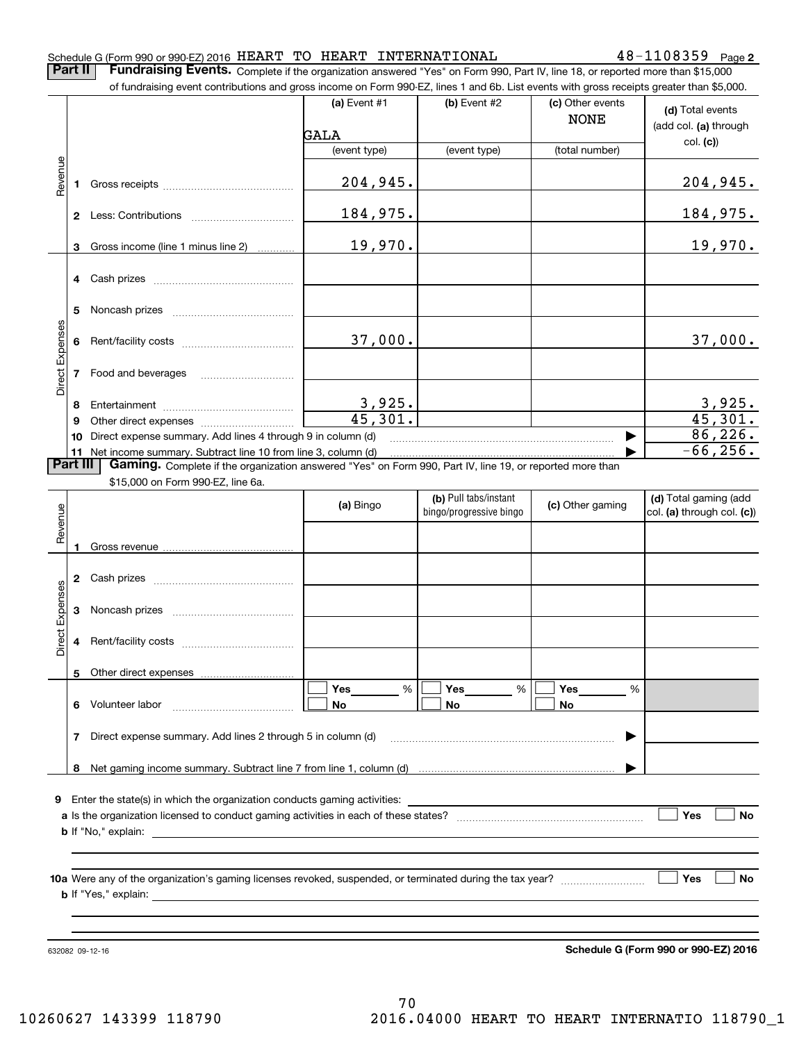Schedule G (Form 990 or 990-EZ) 2016 HEART TO HEART INTERNATIONAL 48-1108359 Page 2

**Part II** **Fundraising Events.** Complete if the organization answered "Yes" on Form 990, Part IV, line 18, or reported more than $15,000 of fundraising event contributions and gross income on Form 990-EZ, lines 1 and 6b. List events with gross receipts greater than $5,000.

| | | (a) Event #1 | (b) Event #2 | (c) Other events | (d) Total events (add col. (a) through col. (c)) |
|---|---|---|---|---|---|
| | | GALA | | NONE | |
| | | (event type) | (event type) | (total number) | |
| Revenue | 1 Gross receipts | 204,945. | | | 204,945. |
| | 2 Less: Contributions | 184,975. | | | 184,975. |
| | 3 Gross income (line 1 minus line 2) | 19,970. | | | 19,970. |
| Direct Expenses | 4 Cash prizes | | | | |
| | 5 Noncash prizes | | | | |
| | 6 Rent/facility costs | 37,000. | | | 37,000. |
| | 7 Food and beverages | | | | |
| | 8 Entertainment | 3,925. | | | 3,925. |
| | 9 Other direct expenses | 45,301. | | | 45,301. |
| | 10 Direct expense summary. Add lines 4 through 9 in column (d) | | | | 86,226. |
| | 11 Net income summary. Subtract line 10 from line 3, column (d) | | | | -66,256. |

**Part III** **Gaming.** Complete if the organization answered "Yes" on Form 990, Part IV, line 19, or reported more than $15,000 on Form 990-EZ, line 6a.

| | | (a) Bingo | (b) Pull tabs/instant bingo/progressive bingo | (c) Other gaming | (d) Total gaming (add col. (a) through col. (c)) |
|---|---|---|---|---|---|
| Revenue | 1 Gross revenue | | | | |
| Direct Expenses | 2 Cash prizes | | | | |
| | 3 Noncash prizes | | | | |
| | 4 Rent/facility costs | | | | |
| | 5 Other direct expenses | | | | |
| | 6 Volunteer labor | ☐ Yes ____ % ☐ No | ☐ Yes ____ % ☐ No | ☐ Yes ____ % ☐ No | |
| | 7 Direct expense summary. Add lines 2 through 5 in column (d) | | | | |
| | 8 Net gaming income summary. Subtract line 7 from line 1, column (d) | | | | |

9 Enter the state(s) in which the organization conducts gaming activities:

a Is the organization licensed to conduct gaming activities in each of these states? ☐ Yes ☐ No

b If "No," explain:

10a Were any of the organization's gaming licenses revoked, suspended, or terminated during the tax year? ☐ Yes ☐ No

b If "Yes," explain:

632082 09-12-16

**Schedule G (Form 990 or 990-EZ) 2016**

10260627 143399 118790 2016.04000 HEART TO HEART INTERNATIO 118790_1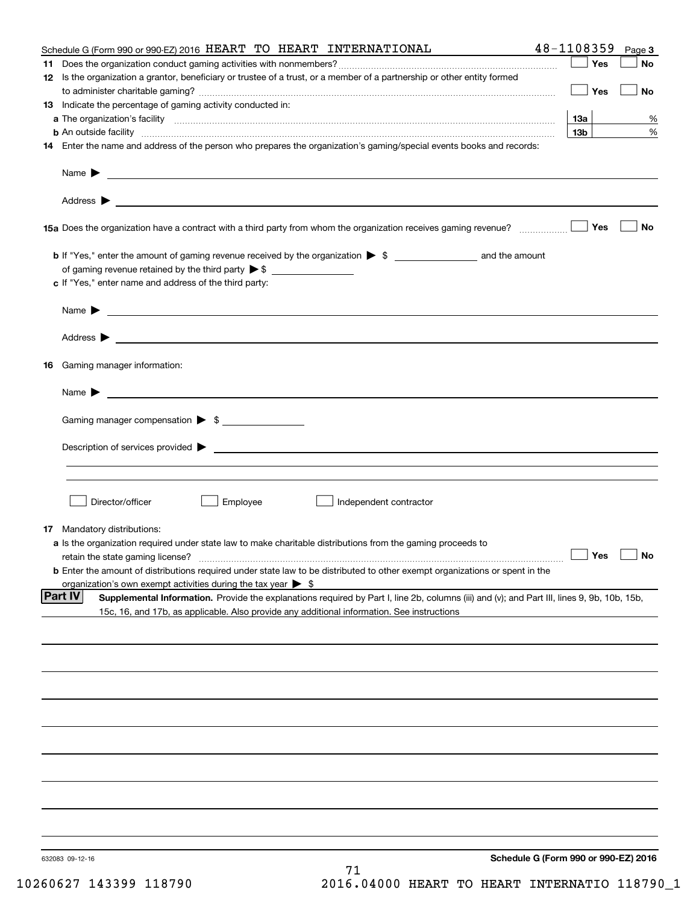Schedule G (Form 990 or 990-EZ) 2016 HEART TO HEART INTERNATIONAL 48-1108359 Page 3

**11** Does the organization conduct gaming activities with nonmembers? ☐ Yes ☐ No

**12** Is the organization a grantor, beneficiary or trustee of a trust, or a member of a partnership or other entity formed to administer charitable gaming? ☐ Yes ☐ No

**13** Indicate the percentage of gaming activity conducted in:

**a** The organization's facility **13a** %

**b** An outside facility **13b** %

**14** Enter the name and address of the person who prepares the organization's gaming/special events books and records:

Name ▶

Address ▶

**15a** Does the organization have a contract with a third party from whom the organization receives gaming revenue? ☐ Yes ☐ No

**b** If "Yes," enter the amount of gaming revenue received by the organization ▶ $ and the amount of gaming revenue retained by the third party ▶ $

**c** If "Yes," enter name and address of the third party:

Name ▶

Address ▶

**16** Gaming manager information:

Name ▶

Gaming manager compensation ▶ $

Description of services provided ▶

☐ Director/officer ☐ Employee ☐ Independent contractor

**17** Mandatory distributions:

**a** Is the organization required under state law to make charitable distributions from the gaming proceeds to retain the state gaming license? ☐ Yes ☐ No

**b** Enter the amount of distributions required under state law to be distributed to other exempt organizations or spent in the organization's own exempt activities during the tax year ▶ $

**Part IV** **Supplemental Information.** Provide the explanations required by Part I, line 2b, columns (iii) and (v); and Part III, lines 9, 9b, 10b, 15b, 15c, 16, and 17b, as applicable. Also provide any additional information. See instructions

632083 09-12-16

**Schedule G (Form 990 or 990-EZ) 2016**

10260627 143399 118790 2016.04000 HEART TO HEART INTERNATIO 118790_1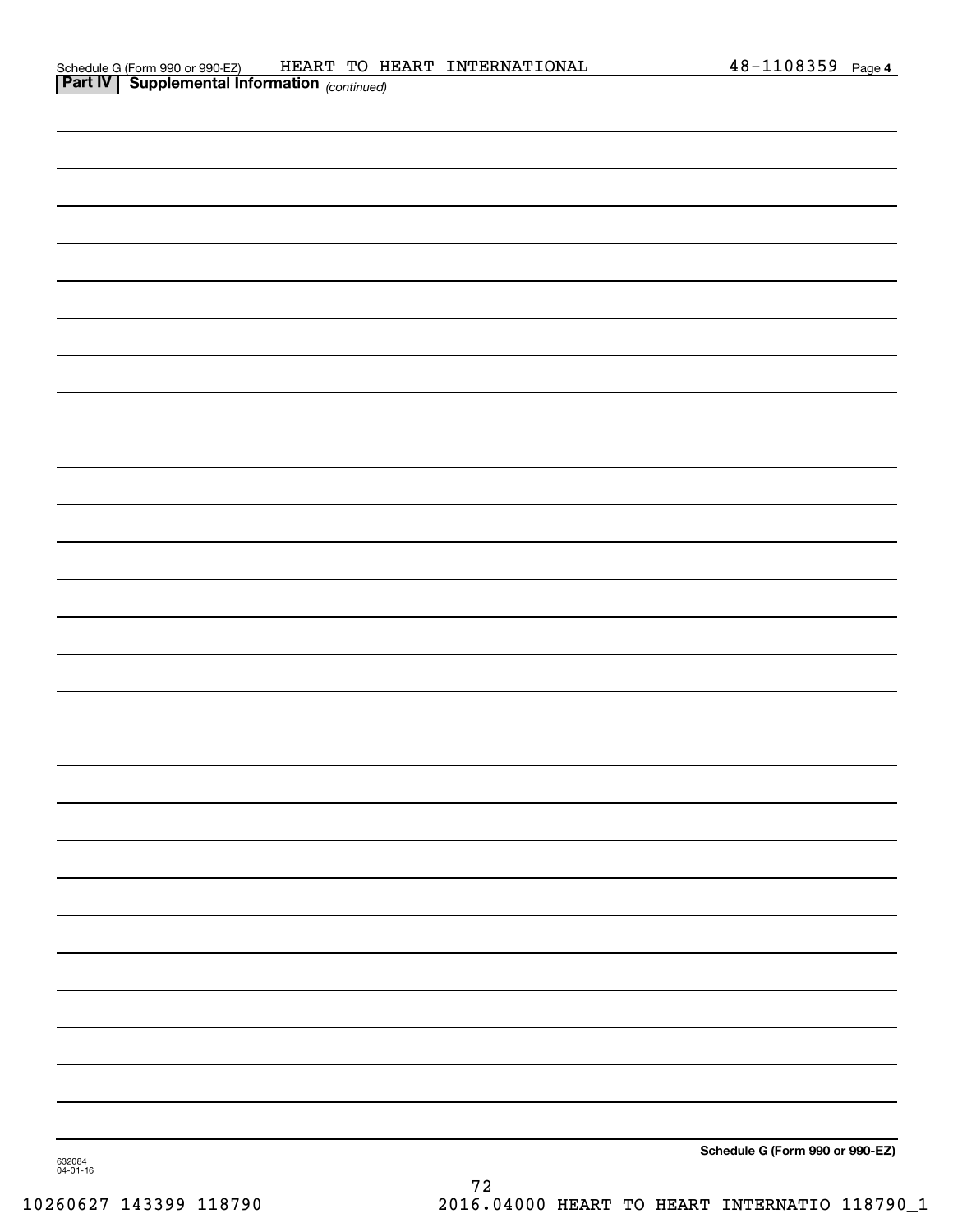Schedule G (Form 990 or 990-EZ)    HEART TO HEART INTERNATIONAL    48-1108359 Page 4

**Part IV | Supplemental Information** *(continued)*

**Schedule G (Form 990 or 990-EZ)**

632084
04-01-16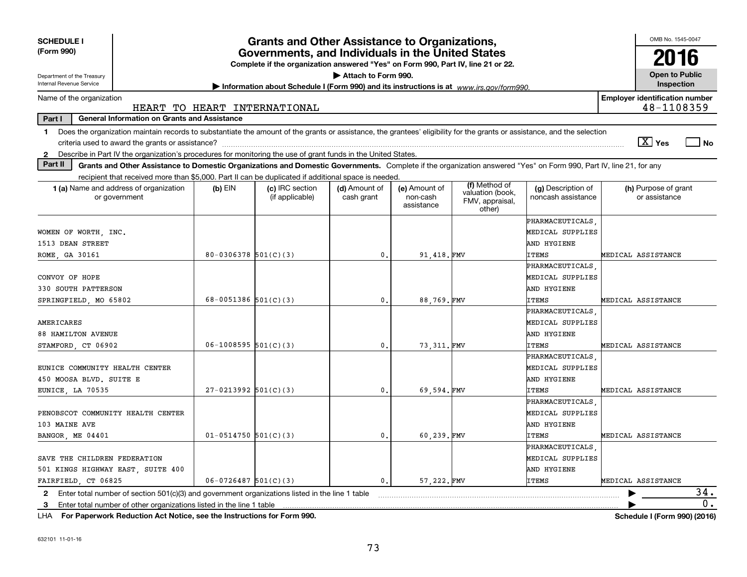**SCHEDULE I**
**(Form 990)**

Department of the Treasury
Internal Revenue Service

# Grants and Other Assistance to Organizations, Governments, and Individuals in the United States

**Complete if the organization answered "Yes" on Form 990, Part IV, line 21 or 22.**

▶ Attach to Form 990.

▶ Information about Schedule I (Form 990) and its instructions is at *www.irs.gov/form990.*

OMB No. 1545-0047

**2016**

**Open to Public Inspection**

Name of the organization: HEART TO HEART INTERNATIONAL

**Employer identification number:** 48-1108359

**Part I — General Information on Grants and Assistance**

1 Does the organization maintain records to substantiate the amount of the grants or assistance, the grantees' eligibility for the grants or assistance, and the selection criteria used to award the grants or assistance? [X] Yes [ ] No

2 Describe in Part IV the organization's procedures for monitoring the use of grant funds in the United States.

**Part II — Grants and Other Assistance to Domestic Organizations and Domestic Governments.** Complete if the organization answered "Yes" on Form 990, Part IV, line 21, for any recipient that received more than $5,000. Part II can be duplicated if additional space is needed.

| 1 (a) Name and address of organization or government | (b) EIN | (c) IRC section (if applicable) | (d) Amount of cash grant | (e) Amount of non-cash assistance | (f) Method of valuation (book, FMV, appraisal, other) | (g) Description of noncash assistance | (h) Purpose of grant or assistance |
|---|---|---|---|---|---|---|---|
| WOMEN OF WORTH, INC. 1513 DEAN STREET ROME, GA 30161 | 80-0306378 | 501(C)(3) | 0. | 91,418. | FMV | PHARMACEUTICALS, MEDICAL SUPPLIES AND HYGIENE ITEMS | MEDICAL ASSISTANCE |
| CONVOY OF HOPE 330 SOUTH PATTERSON SPRINGFIELD, MO 65802 | 68-0051386 | 501(C)(3) | 0. | 88,769. | FMV | PHARMACEUTICALS, MEDICAL SUPPLIES AND HYGIENE ITEMS | MEDICAL ASSISTANCE |
| AMERICARES 88 HAMILTON AVENUE STAMFORD, CT 06902 | 06-1008595 | 501(C)(3) | 0. | 73,311. | FMV | PHARMACEUTICALS, MEDICAL SUPPLIES AND HYGIENE ITEMS | MEDICAL ASSISTANCE |
| EUNICE COMMUNITY HEALTH CENTER 450 MOOSA BLVD. SUITE E EUNICE, LA 70535 | 27-0213992 | 501(C)(3) | 0. | 69,594. | FMV | PHARMACEUTICALS, MEDICAL SUPPLIES AND HYGIENE ITEMS | MEDICAL ASSISTANCE |
| PENOBSCOT COMMUNITY HEALTH CENTER 103 MAINE AVE BANGOR, ME 04401 | 01-0514750 | 501(C)(3) | 0. | 60,239. | FMV | PHARMACEUTICALS, MEDICAL SUPPLIES AND HYGIENE ITEMS | MEDICAL ASSISTANCE |
| SAVE THE CHILDREN FEDERATION 501 KINGS HIGHWAY EAST, SUITE 400 FAIRFIELD, CT 06825 | 06-0726487 | 501(C)(3) | 0. | 57,222. | FMV | PHARMACEUTICALS, MEDICAL SUPPLIES AND HYGIENE ITEMS | MEDICAL ASSISTANCE |

2 Enter total number of section 501(c)(3) and government organizations listed in the line 1 table ▶ 34.

3 Enter total number of other organizations listed in the line 1 table ▶ 0.

LHA **For Paperwork Reduction Act Notice, see the Instructions for Form 990.** **Schedule I (Form 990) (2016)**

632101 11-01-16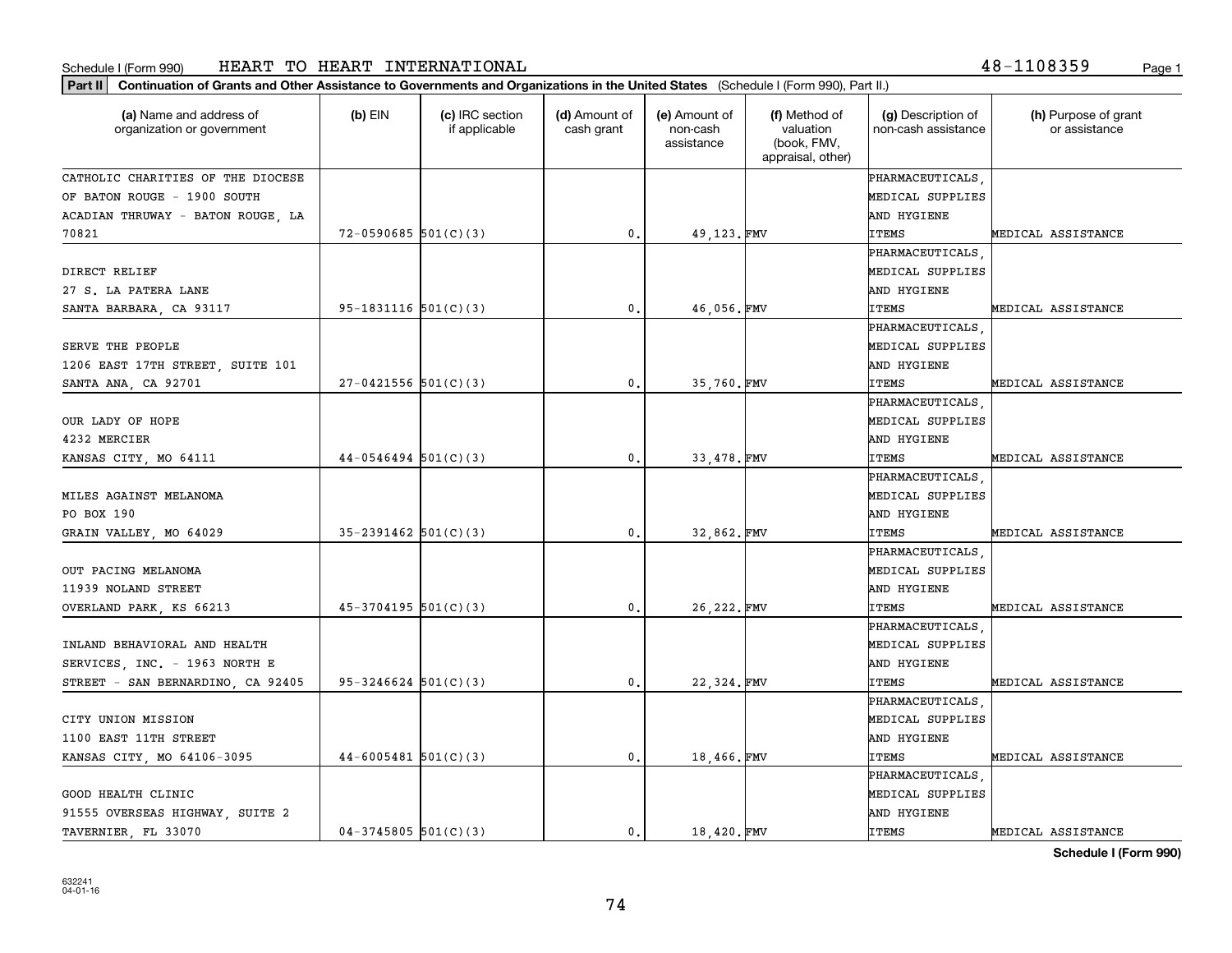Schedule I (Form 990) HEART TO HEART INTERNATIONAL 48-1108359

**Part II** **Continuation of Grants and Other Assistance to Governments and Organizations in the United States** (Schedule I (Form 990), Part II.)

| (a) Name and address of organization or government | (b) EIN | (c) IRC section if applicable | (d) Amount of cash grant | (e) Amount of non-cash assistance | (f) Method of valuation (book, FMV, appraisal, other) | (g) Description of non-cash assistance | (h) Purpose of grant or assistance |
|---|---|---|---|---|---|---|---|
| CATHOLIC CHARITIES OF THE DIOCESE OF BATON ROUGE - 1900 SOUTH ACADIAN THRUWAY - BATON ROUGE, LA 70821 | 72-0590685 | 501(C)(3) | 0. | 49,123. | FMV | PHARMACEUTICALS, MEDICAL SUPPLIES AND HYGIENE ITEMS | MEDICAL ASSISTANCE |
| DIRECT RELIEF 27 S. LA PATERA LANE SANTA BARBARA, CA 93117 | 95-1831116 | 501(C)(3) | 0. | 46,056. | FMV | PHARMACEUTICALS, MEDICAL SUPPLIES AND HYGIENE ITEMS | MEDICAL ASSISTANCE |
| SERVE THE PEOPLE 1206 EAST 17TH STREET, SUITE 101 SANTA ANA, CA 92701 | 27-0421556 | 501(C)(3) | 0. | 35,760. | FMV | PHARMACEUTICALS, MEDICAL SUPPLIES AND HYGIENE ITEMS | MEDICAL ASSISTANCE |
| OUR LADY OF HOPE 4232 MERCIER KANSAS CITY, MO 64111 | 44-0546494 | 501(C)(3) | 0. | 33,478. | FMV | PHARMACEUTICALS, MEDICAL SUPPLIES AND HYGIENE ITEMS | MEDICAL ASSISTANCE |
| MILES AGAINST MELANOMA PO BOX 190 GRAIN VALLEY, MO 64029 | 35-2391462 | 501(C)(3) | 0. | 32,862. | FMV | PHARMACEUTICALS, MEDICAL SUPPLIES AND HYGIENE ITEMS | MEDICAL ASSISTANCE |
| OUT PACING MELANOMA 11939 NOLAND STREET OVERLAND PARK, KS 66213 | 45-3704195 | 501(C)(3) | 0. | 26,222. | FMV | PHARMACEUTICALS, MEDICAL SUPPLIES AND HYGIENE ITEMS | MEDICAL ASSISTANCE |
| INLAND BEHAVIORAL AND HEALTH SERVICES, INC. - 1963 NORTH E STREET - SAN BERNARDINO, CA 92405 | 95-3246624 | 501(C)(3) | 0. | 22,324. | FMV | PHARMACEUTICALS, MEDICAL SUPPLIES AND HYGIENE ITEMS | MEDICAL ASSISTANCE |
| CITY UNION MISSION 1100 EAST 11TH STREET KANSAS CITY, MO 64106-3095 | 44-6005481 | 501(C)(3) | 0. | 18,466. | FMV | PHARMACEUTICALS, MEDICAL SUPPLIES AND HYGIENE ITEMS | MEDICAL ASSISTANCE |
| GOOD HEALTH CLINIC 91555 OVERSEAS HIGHWAY, SUITE 2 TAVERNIER, FL 33070 | 04-3745805 | 501(C)(3) | 0. | 18,420. | FMV | PHARMACEUTICALS, MEDICAL SUPPLIES AND HYGIENE ITEMS | MEDICAL ASSISTANCE |

632241 04-01-16

**Schedule I (Form 990)**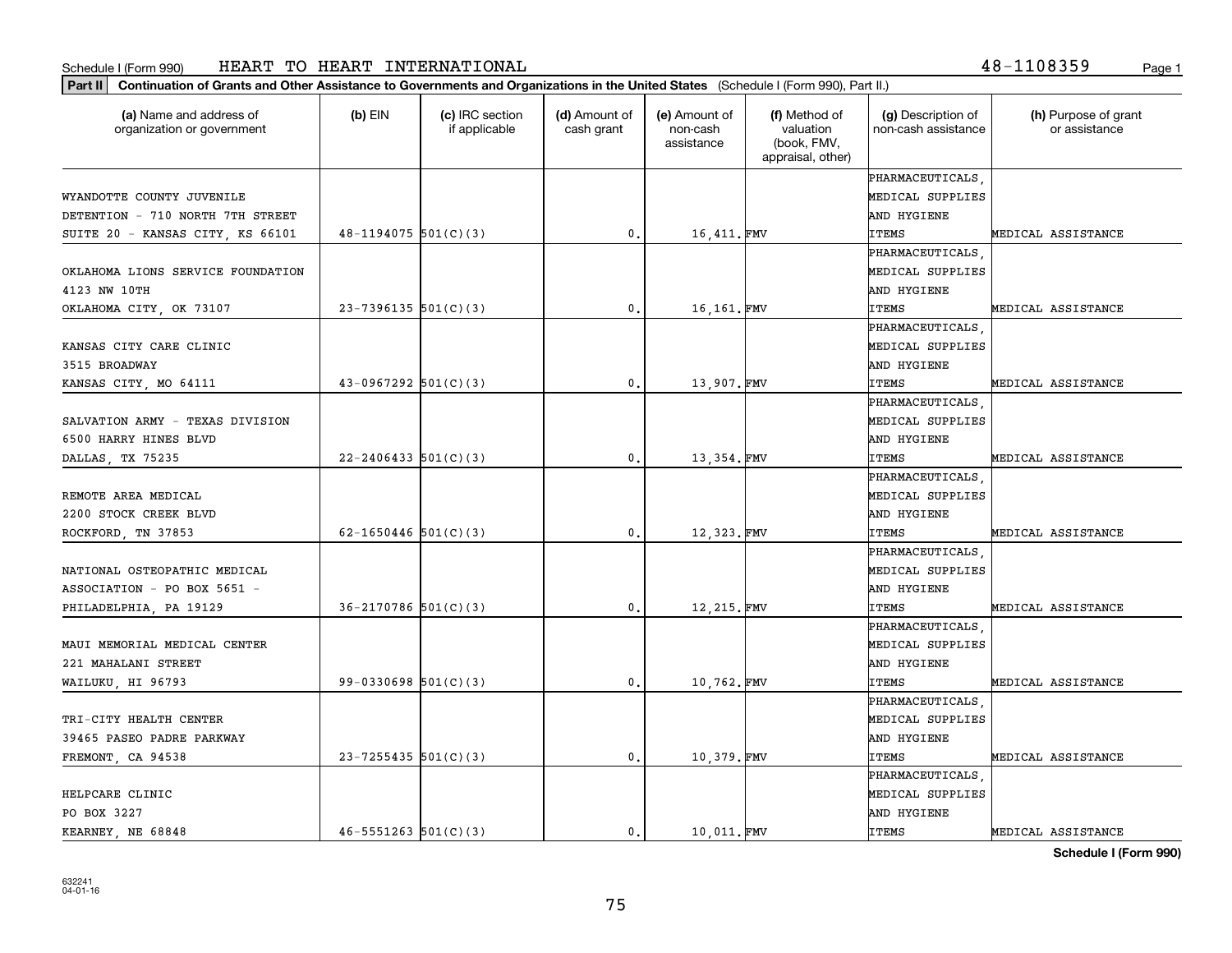Schedule I (Form 990) HEART TO HEART INTERNATIONAL 48-1108359

**Part II** **Continuation of Grants and Other Assistance to Governments and Organizations in the United States** (Schedule I (Form 990), Part II.)

| (a) Name and address of organization or government | (b) EIN | (c) IRC section if applicable | (d) Amount of cash grant | (e) Amount of non-cash assistance | (f) Method of valuation (book, FMV, appraisal, other) | (g) Description of non-cash assistance | (h) Purpose of grant or assistance |
|---|---|---|---|---|---|---|---|
| WYANDOTTE COUNTY JUVENILE DETENTION - 710 NORTH 7TH STREET SUITE 20 - KANSAS CITY, KS 66101 | 48-1194075 | 501(C)(3) | 0. | 16,411. | FMV | PHARMACEUTICALS, MEDICAL SUPPLIES AND HYGIENE ITEMS | MEDICAL ASSISTANCE |
| OKLAHOMA LIONS SERVICE FOUNDATION 4123 NW 10TH OKLAHOMA CITY, OK 73107 | 23-7396135 | 501(C)(3) | 0. | 16,161. | FMV | PHARMACEUTICALS, MEDICAL SUPPLIES AND HYGIENE ITEMS | MEDICAL ASSISTANCE |
| KANSAS CITY CARE CLINIC 3515 BROADWAY KANSAS CITY, MO 64111 | 43-0967292 | 501(C)(3) | 0. | 13,907. | FMV | PHARMACEUTICALS, MEDICAL SUPPLIES AND HYGIENE ITEMS | MEDICAL ASSISTANCE |
| SALVATION ARMY - TEXAS DIVISION 6500 HARRY HINES BLVD DALLAS, TX 75235 | 22-2406433 | 501(C)(3) | 0. | 13,354. | FMV | PHARMACEUTICALS, MEDICAL SUPPLIES AND HYGIENE ITEMS | MEDICAL ASSISTANCE |
| REMOTE AREA MEDICAL 2200 STOCK CREEK BLVD ROCKFORD, TN 37853 | 62-1650446 | 501(C)(3) | 0. | 12,323. | FMV | PHARMACEUTICALS, MEDICAL SUPPLIES AND HYGIENE ITEMS | MEDICAL ASSISTANCE |
| NATIONAL OSTEOPATHIC MEDICAL ASSOCIATION - PO BOX 5651 - PHILADELPHIA, PA 19129 | 36-2170786 | 501(C)(3) | 0. | 12,215. | FMV | PHARMACEUTICALS, MEDICAL SUPPLIES AND HYGIENE ITEMS | MEDICAL ASSISTANCE |
| MAUI MEMORIAL MEDICAL CENTER 221 MAHALANI STREET WAILUKU, HI 96793 | 99-0330698 | 501(C)(3) | 0. | 10,762. | FMV | PHARMACEUTICALS, MEDICAL SUPPLIES AND HYGIENE ITEMS | MEDICAL ASSISTANCE |
| TRI-CITY HEALTH CENTER 39465 PASEO PADRE PARKWAY FREMONT, CA 94538 | 23-7255435 | 501(C)(3) | 0. | 10,379. | FMV | PHARMACEUTICALS, MEDICAL SUPPLIES AND HYGIENE ITEMS | MEDICAL ASSISTANCE |
| HELPCARE CLINIC PO BOX 3227 KEARNEY, NE 68848 | 46-5551263 | 501(C)(3) | 0. | 10,011. | FMV | PHARMACEUTICALS, MEDICAL SUPPLIES AND HYGIENE ITEMS | MEDICAL ASSISTANCE |

**Schedule I (Form 990)**

632241
04-01-16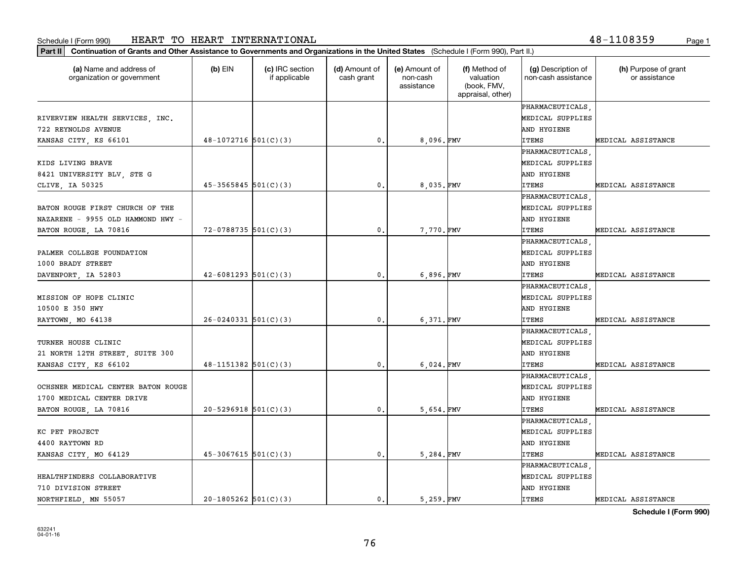Schedule I (Form 990) HEART TO HEART INTERNATIONAL 48-1108359

**Part II** **Continuation of Grants and Other Assistance to Governments and Organizations in the United States** (Schedule I (Form 990), Part II.)

| (a) Name and address of organization or government | (b) EIN | (c) IRC section if applicable | (d) Amount of cash grant | (e) Amount of non-cash assistance | (f) Method of valuation (book, FMV, appraisal, other) | (g) Description of non-cash assistance | (h) Purpose of grant or assistance |
|---|---|---|---|---|---|---|---|
| RIVERVIEW HEALTH SERVICES, INC. 722 REYNOLDS AVENUE KANSAS CITY, KS 66101 | 48-1072716 | 501(C)(3) | 0. | 8,096. | FMV | PHARMACEUTICALS, MEDICAL SUPPLIES AND HYGIENE ITEMS | MEDICAL ASSISTANCE |
| KIDS LIVING BRAVE 8421 UNIVERSITY BLV, STE G CLIVE, IA 50325 | 45-3565845 | 501(C)(3) | 0. | 8,035. | FMV | PHARMACEUTICALS, MEDICAL SUPPLIES AND HYGIENE ITEMS | MEDICAL ASSISTANCE |
| BATON ROUGE FIRST CHURCH OF THE NAZARENE - 9955 OLD HAMMOND HWY - BATON ROUGE, LA 70816 | 72-0788735 | 501(C)(3) | 0. | 7,770. | FMV | PHARMACEUTICALS, MEDICAL SUPPLIES AND HYGIENE ITEMS | MEDICAL ASSISTANCE |
| PALMER COLLEGE FOUNDATION 1000 BRADY STREET DAVENPORT, IA 52803 | 42-6081293 | 501(C)(3) | 0. | 6,896. | FMV | PHARMACEUTICALS, MEDICAL SUPPLIES AND HYGIENE ITEMS | MEDICAL ASSISTANCE |
| MISSION OF HOPE CLINIC 10500 E 350 HWY RAYTOWN, MO 64138 | 26-0240331 | 501(C)(3) | 0. | 6,371. | FMV | PHARMACEUTICALS, MEDICAL SUPPLIES AND HYGIENE ITEMS | MEDICAL ASSISTANCE |
| TURNER HOUSE CLINIC 21 NORTH 12TH STREET, SUITE 300 KANSAS CITY, KS 66102 | 48-1151382 | 501(C)(3) | 0. | 6,024. | FMV | PHARMACEUTICALS, MEDICAL SUPPLIES AND HYGIENE ITEMS | MEDICAL ASSISTANCE |
| OCHSNER MEDICAL CENTER BATON ROUGE 1700 MEDICAL CENTER DRIVE BATON ROUGE, LA 70816 | 20-5296918 | 501(C)(3) | 0. | 5,654. | FMV | PHARMACEUTICALS, MEDICAL SUPPLIES AND HYGIENE ITEMS | MEDICAL ASSISTANCE |
| KC PET PROJECT 4400 RAYTOWN RD KANSAS CITY, MO 64129 | 45-3067615 | 501(C)(3) | 0. | 5,284. | FMV | PHARMACEUTICALS, MEDICAL SUPPLIES AND HYGIENE ITEMS | MEDICAL ASSISTANCE |
| HEALTHFINDERS COLLABORATIVE 710 DIVISION STREET NORTHFIELD, MN 55057 | 20-1805262 | 501(C)(3) | 0. | 5,259. | FMV | PHARMACEUTICALS, MEDICAL SUPPLIES AND HYGIENE ITEMS | MEDICAL ASSISTANCE |

**Schedule I (Form 990)**

632241
04-01-16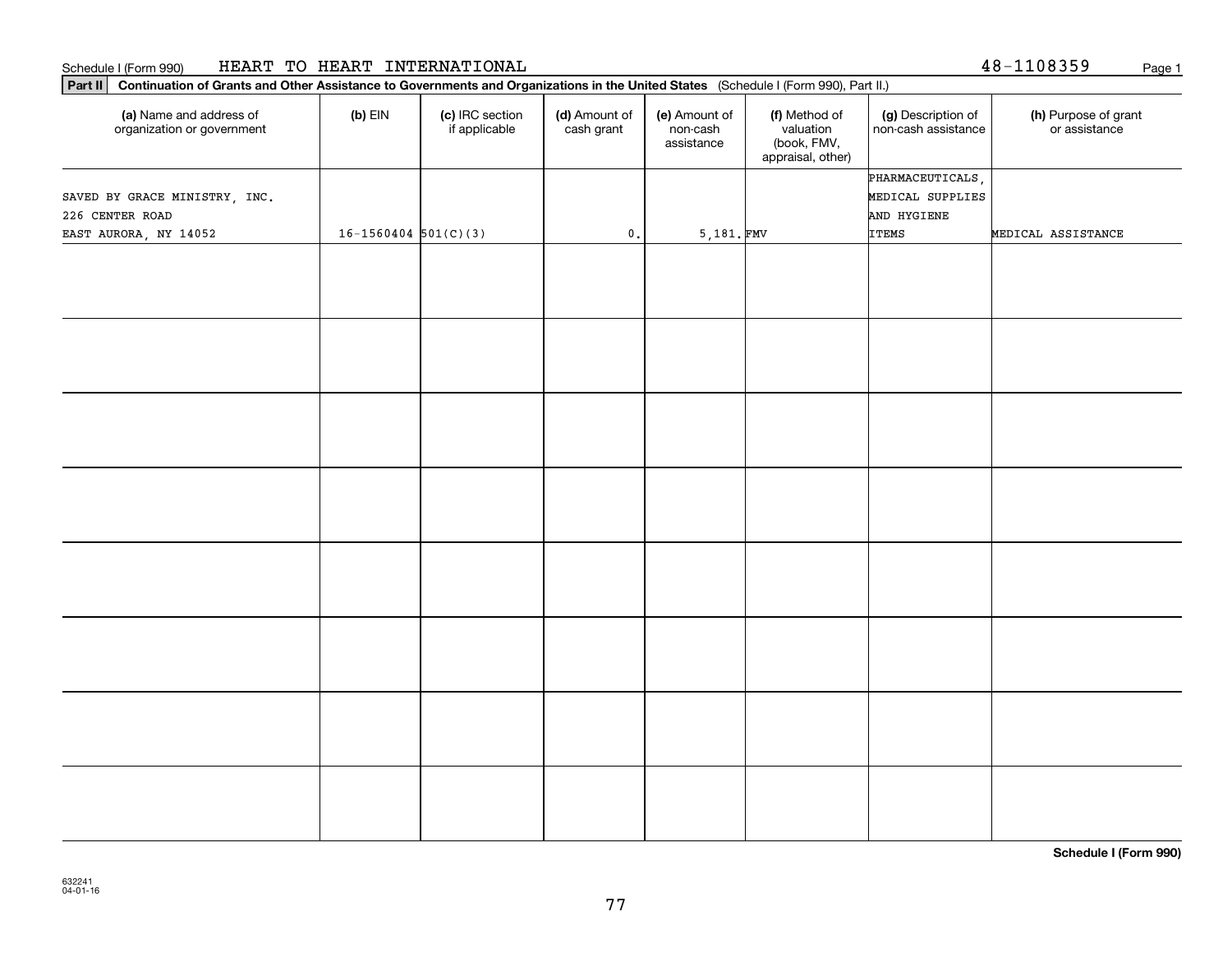Schedule I (Form 990) HEART TO HEART INTERNATIONAL 48-1108359

**Part II** **Continuation of Grants and Other Assistance to Governments and Organizations in the United States** (Schedule I (Form 990), Part II.)

| (a) Name and address of organization or government | (b) EIN | (c) IRC section if applicable | (d) Amount of cash grant | (e) Amount of non-cash assistance | (f) Method of valuation (book, FMV, appraisal, other) | (g) Description of non-cash assistance | (h) Purpose of grant or assistance |
|---|---|---|---|---|---|---|---|
| SAVED BY GRACE MINISTRY, INC.<br>226 CENTER ROAD<br>EAST AURORA, NY 14052 | 16-1560404 | 501(C)(3) | 0. | 5,181. | FMV | PHARMACEUTICALS, MEDICAL SUPPLIES AND HYGIENE ITEMS | MEDICAL ASSISTANCE |
| | | | | | | | |
| | | | | | | | |
| | | | | | | | |
| | | | | | | | |
| | | | | | | | |
| | | | | | | | |
| | | | | | | | |
| | | | | | | | |

**Schedule I (Form 990)**

632241
04-01-16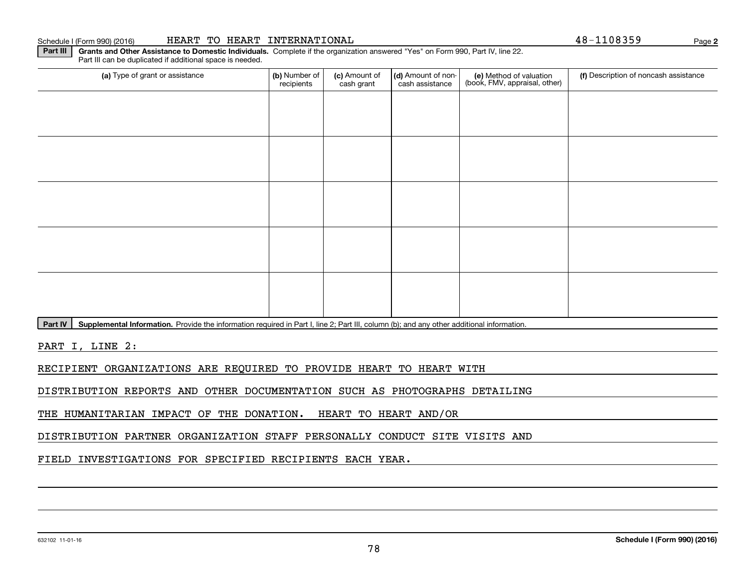Schedule I (Form 990) (2016) HEART TO HEART INTERNATIONAL 48-1108359

**Part III** **Grants and Other Assistance to Domestic Individuals.** Complete if the organization answered "Yes" on Form 990, Part IV, line 22. Part III can be duplicated if additional space is needed.

| (a) Type of grant or assistance | (b) Number of recipients | (c) Amount of cash grant | (d) Amount of non-cash assistance | (e) Method of valuation (book, FMV, appraisal, other) | (f) Description of noncash assistance |
|---|---|---|---|---|---|
| | | | | | |
| | | | | | |
| | | | | | |
| | | | | | |
| | | | | | |

**Part IV** **Supplemental Information.** Provide the information required in Part I, line 2; Part III, column (b); and any other additional information.

PART I, LINE 2:

RECIPIENT ORGANIZATIONS ARE REQUIRED TO PROVIDE HEART TO HEART WITH DISTRIBUTION REPORTS AND OTHER DOCUMENTATION SUCH AS PHOTOGRAPHS DETAILING THE HUMANITARIAN IMPACT OF THE DONATION. HEART TO HEART AND/OR DISTRIBUTION PARTNER ORGANIZATION STAFF PERSONALLY CONDUCT SITE VISITS AND FIELD INVESTIGATIONS FOR SPECIFIED RECIPIENTS EACH YEAR.

632102 11-01-16 **Schedule I (Form 990) (2016)**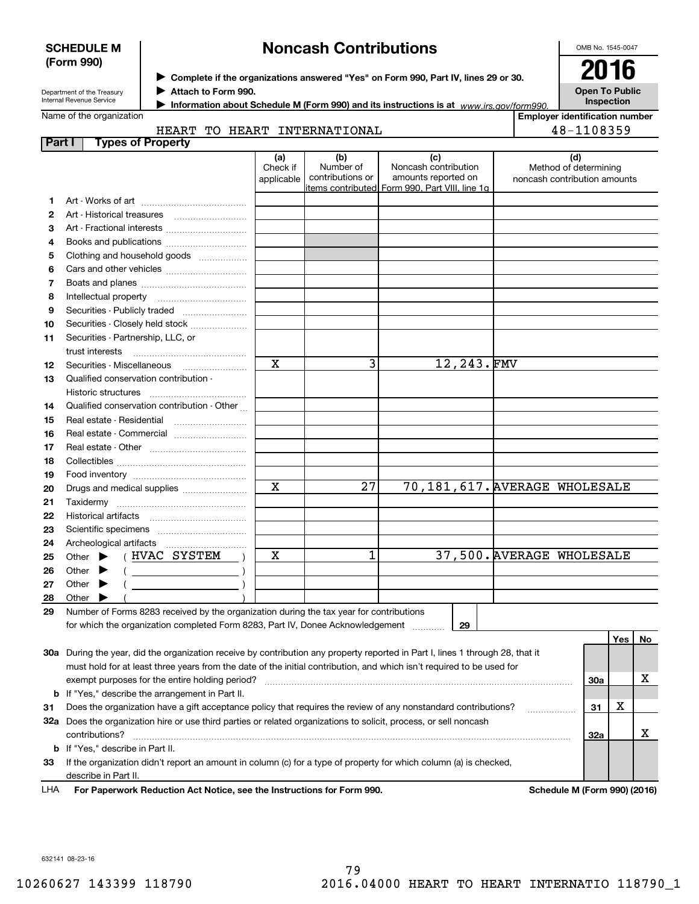**SCHEDULE M (Form 990)**

Department of the Treasury
Internal Revenue Service

# Noncash Contributions

▶ Complete if the organizations answered "Yes" on Form 990, Part IV, lines 29 or 30.
▶ Attach to Form 990.
▶ Information about Schedule M (Form 990) and its instructions is at www.irs.gov/form990.

OMB No. 1545-0047

**2016**

**Open To Public Inspection**

Name of the organization: HEART TO HEART INTERNATIONAL

Employer identification number: 48-1108359

**Part I — Types of Property**

| | | (a) Check if applicable | (b) Number of contributions or items contributed | (c) Noncash contribution amounts reported on Form 990, Part VIII, line 1g | (d) Method of determining noncash contribution amounts |
|---|---|---|---|---|---|
| 1 | Art - Works of art | | | | |
| 2 | Art - Historical treasures | | | | |
| 3 | Art - Fractional interests | | | | |
| 4 | Books and publications | | | | |
| 5 | Clothing and household goods | | | | |
| 6 | Cars and other vehicles | | | | |
| 7 | Boats and planes | | | | |
| 8 | Intellectual property | | | | |
| 9 | Securities - Publicly traded | | | | |
| 10 | Securities - Closely held stock | | | | |
| 11 | Securities - Partnership, LLC, or trust interests | | | | |
| 12 | Securities - Miscellaneous | X | 3 | 12,243. | FMV |
| 13 | Qualified conservation contribution - Historic structures | | | | |
| 14 | Qualified conservation contribution - Other | | | | |
| 15 | Real estate - Residential | | | | |
| 16 | Real estate - Commercial | | | | |
| 17 | Real estate - Other | | | | |
| 18 | Collectibles | | | | |
| 19 | Food inventory | | | | |
| 20 | Drugs and medical supplies | X | 27 | 70,181,617. | AVERAGE WHOLESALE |
| 21 | Taxidermy | | | | |
| 22 | Historical artifacts | | | | |
| 23 | Scientific specimens | | | | |
| 24 | Archeological artifacts | | | | |
| 25 | Other ▶ ( HVAC SYSTEM ) | X | 1 | 37,500. | AVERAGE WHOLESALE |
| 26 | Other ▶ ( ) | | | | |
| 27 | Other ▶ ( ) | | | | |
| 28 | Other ▶ ( ) | | | | |

29 Number of Forms 8283 received by the organization during the tax year for contributions for which the organization completed Form 8283, Part IV, Donee Acknowledgement ..... **29**

| | | | Yes | No |
|---|---|---|---|---|
| 30a | During the year, did the organization receive by contribution any property reported in Part I, lines 1 through 28, that it must hold for at least three years from the date of the initial contribution, and which isn't required to be used for exempt purposes for the entire holding period? | 30a | | X |
| b | If "Yes," describe the arrangement in Part II. | | | |
| 31 | Does the organization have a gift acceptance policy that requires the review of any nonstandard contributions? | 31 | X | |
| 32a | Does the organization hire or use third parties or related organizations to solicit, process, or sell noncash contributions? | 32a | | X |
| b | If "Yes," describe in Part II. | | | |
| 33 | If the organization didn't report an amount in column (c) for a type of property for which column (a) is checked, describe in Part II. | | | |

LHA For Paperwork Reduction Act Notice, see the Instructions for Form 990. Schedule M (Form 990) (2016)

632141 08-23-16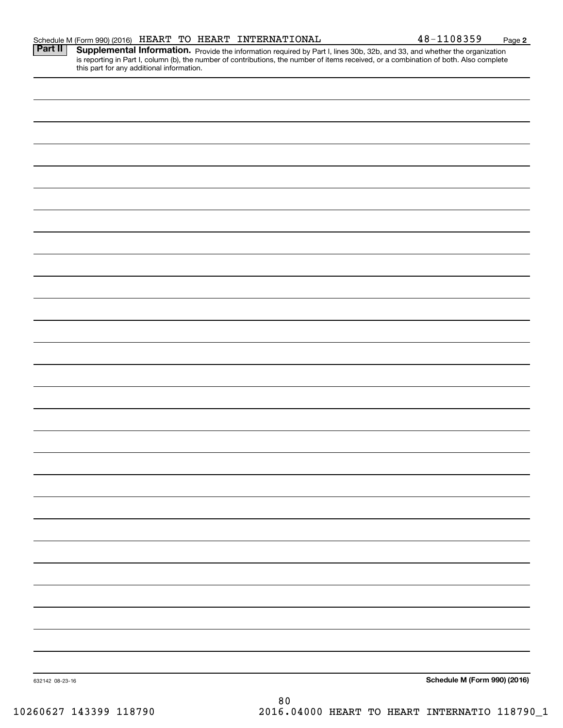Schedule M (Form 990) (2016) HEART TO HEART INTERNATIONAL 48-1108359 Page **2**

**Part II** **Supplemental Information.** Provide the information required by Part I, lines 30b, 32b, and 33, and whether the organization is reporting in Part I, column (b), the number of contributions, the number of items received, or a combination of both. Also complete this part for any additional information.

632142 08-23-16 **Schedule M (Form 990) (2016)**

80

10260627 143399 118790 2016.04000 HEART TO HEART INTERNATIO 118790_1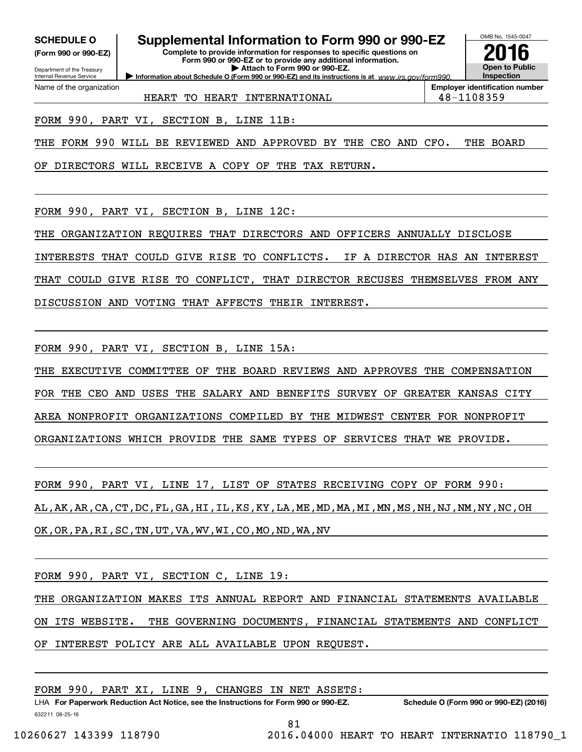**SCHEDULE O**
**(Form 990 or 990-EZ)**

Department of the Treasury
Internal Revenue Service

# Supplemental Information to Form 990 or 990-EZ

**Complete to provide information for responses to specific questions on Form 990 or 990-EZ or to provide any additional information.**
**▶ Attach to Form 990 or 990-EZ.**
**▶ Information about Schedule O (Form 990 or 990-EZ) and its instructions is at** *www.irs.gov/form990.*

OMB No. 1545-0047
**2016**
**Open to Public Inspection**

| Name of the organization | Employer identification number |
|---|---|
| HEART TO HEART INTERNATIONAL | 48-1108359 |

FORM 990, PART VI, SECTION B, LINE 11B:

THE FORM 990 WILL BE REVIEWED AND APPROVED BY THE CEO AND CFO. THE BOARD OF DIRECTORS WILL RECEIVE A COPY OF THE TAX RETURN.

FORM 990, PART VI, SECTION B, LINE 12C:

THE ORGANIZATION REQUIRES THAT DIRECTORS AND OFFICERS ANNUALLY DISCLOSE INTERESTS THAT COULD GIVE RISE TO CONFLICTS. IF A DIRECTOR HAS AN INTEREST THAT COULD GIVE RISE TO CONFLICT, THAT DIRECTOR RECUSES THEMSELVES FROM ANY DISCUSSION AND VOTING THAT AFFECTS THEIR INTEREST.

FORM 990, PART VI, SECTION B, LINE 15A:

THE EXECUTIVE COMMITTEE OF THE BOARD REVIEWS AND APPROVES THE COMPENSATION FOR THE CEO AND USES THE SALARY AND BENEFITS SURVEY OF GREATER KANSAS CITY AREA NONPROFIT ORGANIZATIONS COMPILED BY THE MIDWEST CENTER FOR NONPROFIT ORGANIZATIONS WHICH PROVIDE THE SAME TYPES OF SERVICES THAT WE PROVIDE.

FORM 990, PART VI, LINE 17, LIST OF STATES RECEIVING COPY OF FORM 990:

AL,AK,AR,CA,CT,DC,FL,GA,HI,IL,KS,KY,LA,ME,MD,MA,MI,MN,MS,NH,NJ,NM,NY,NC,OH OK,OR,PA,RI,SC,TN,UT,VA,WV,WI,CO,MO,ND,WA,NV

FORM 990, PART VI, SECTION C, LINE 19:

THE ORGANIZATION MAKES ITS ANNUAL REPORT AND FINANCIAL STATEMENTS AVAILABLE ON ITS WEBSITE. THE GOVERNING DOCUMENTS, FINANCIAL STATEMENTS AND CONFLICT OF INTEREST POLICY ARE ALL AVAILABLE UPON REQUEST.

FORM 990, PART XI, LINE 9, CHANGES IN NET ASSETS:

LHA **For Paperwork Reduction Act Notice, see the Instructions for Form 990 or 990-EZ.** **Schedule O (Form 990 or 990-EZ) (2016)**
632211 08-25-16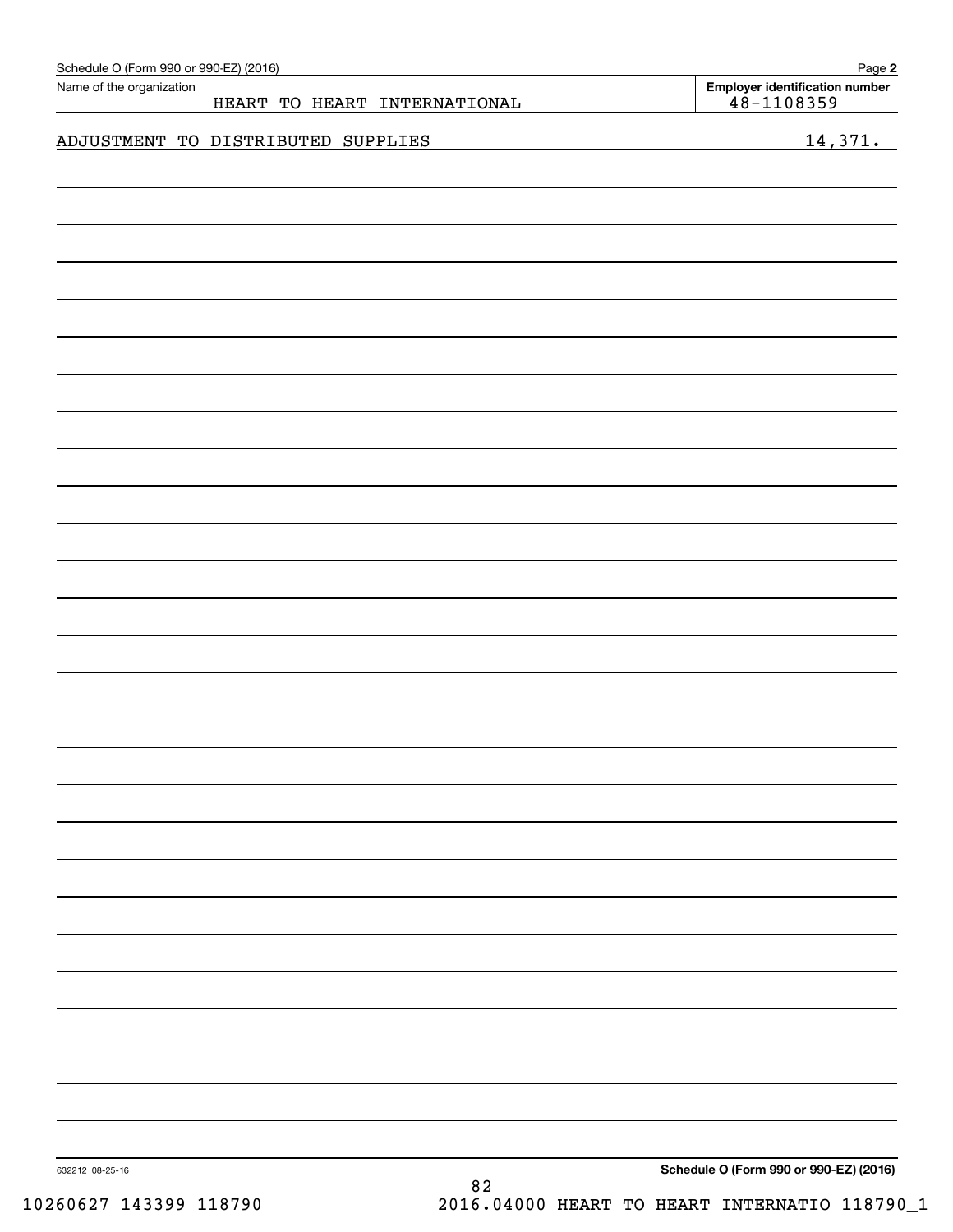Schedule O (Form 990 or 990-EZ) (2016)

| Name of the organization | Employer identification number |
|---|---|
| HEART TO HEART INTERNATIONAL | 48-1108359 |

| | |
|---|---|
| ADJUSTMENT TO DISTRIBUTED SUPPLIES | 14,371. |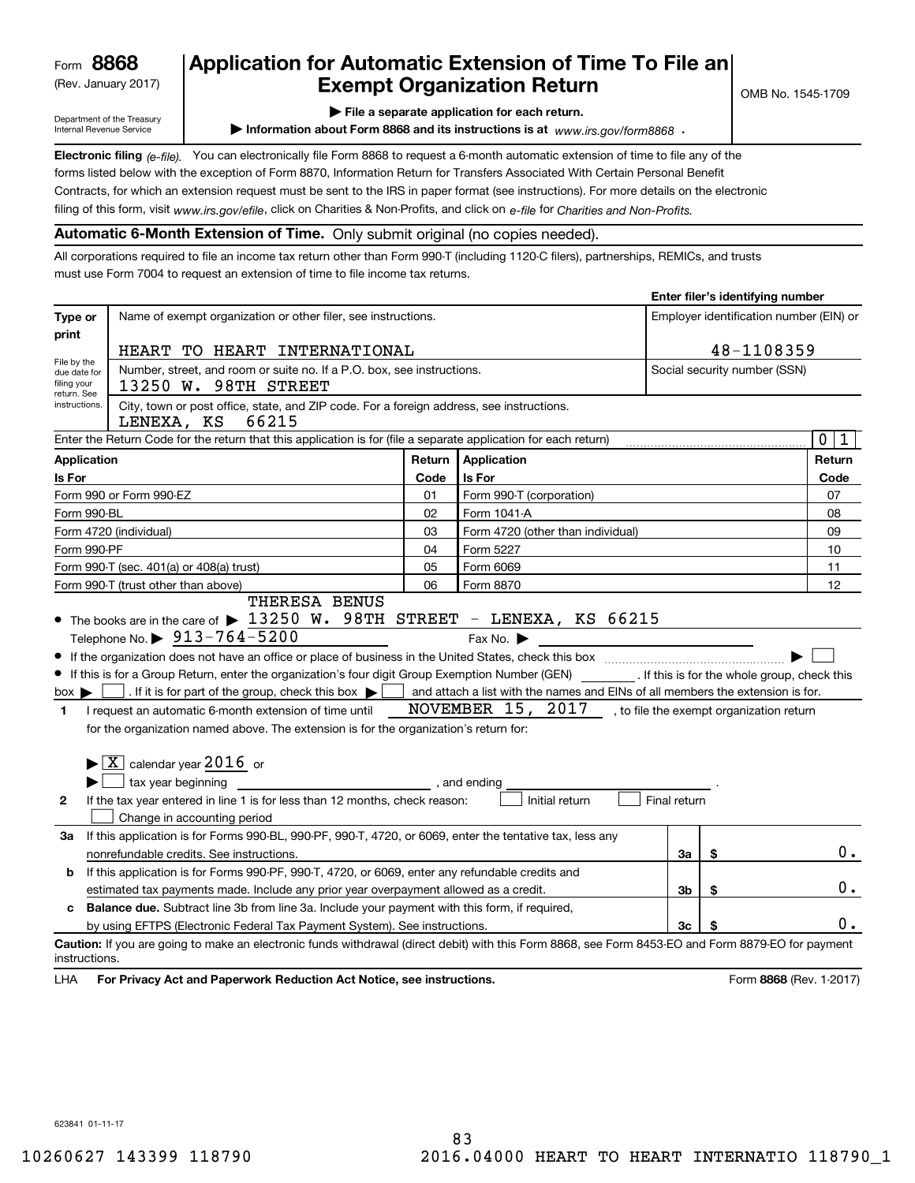Form **8868**
(Rev. January 2017)

Department of the Treasury
Internal Revenue Service

# Application for Automatic Extension of Time To File an Exempt Organization Return

OMB No. 1545-1709

▶ **File a separate application for each return.**

▶ **Information about Form 8868 and its instructions is at** *www.irs.gov/form8868* .

**Electronic filing** *(e-file).* You can electronically file Form 8868 to request a 6-month automatic extension of time to file any of the forms listed below with the exception of Form 8870, Information Return for Transfers Associated With Certain Personal Benefit Contracts, for which an extension request must be sent to the IRS in paper format (see instructions). For more details on the electronic filing of this form, visit *www.irs.gov/efile*, click on Charities & Non-Profits, and click on *e-file* for *Charities and Non-Profits.*

## Automatic 6-Month Extension of Time. Only submit original (no copies needed).

All corporations required to file an income tax return other than Form 990-T (including 1120-C filers), partnerships, REMICs, and trusts must use Form 7004 to request an extension of time to file income tax returns.

| Type or print | | Enter filer's identifying number |
|---|---|---|
| File by the due date for filing your return. See instructions. | Name of exempt organization or other filer, see instructions.<br>HEART TO HEART INTERNATIONAL | Employer identification number (EIN) or<br>48-1108359 |
| | Number, street, and room or suite no. If a P.O. box, see instructions.<br>13250 W. 98TH STREET | Social security number (SSN) |
| | City, town or post office, state, and ZIP code. For a foreign address, see instructions.<br>LENEXA, KS 66215 | |

Enter the Return Code for the return that this application is for (file a separate application for each return) ..... 0 1

| Application Is For | Return Code | Application Is For | Return Code |
|---|---|---|---|
| Form 990 or Form 990-EZ | 01 | Form 990-T (corporation) | 07 |
| Form 990-BL | 02 | Form 1041-A | 08 |
| Form 4720 (individual) | 03 | Form 4720 (other than individual) | 09 |
| Form 990-PF | 04 | Form 5227 | 10 |
| Form 990-T (sec. 401(a) or 408(a) trust) | 05 | Form 6069 | 11 |
| Form 990-T (trust other than above) | 06 | Form 8870 | 12 |

- The books are in the care of ▶ THERESA BENUS 13250 W. 98TH STREET - LENEXA, KS 66215
  Telephone No. ▶ 913-764-5200 Fax No. ▶
- If the organization does not have an office or place of business in the United States, check this box ..... ▶ ☐
- If this is for a Group Return, enter the organization's four digit Group Exemption Number (GEN) ______ . If this is for the whole group, check this box ▶ ☐ . If it is for part of the group, check this box ▶ ☐ and attach a list with the names and EINs of all members the extension is for.

**1** I request an automatic 6-month extension of time until NOVEMBER 15, 2017 , to file the exempt organization return for the organization named above. The extension is for the organization's return for:

▶ ☒ calendar year 2016 or
▶ ☐ tax year beginning ____________ , and ending ____________ .

**2** If the tax year entered in line 1 is for less than 12 months, check reason: ☐ Initial return ☐ Final return ☐ Change in accounting period

| | | | |
|---|---|---|---|
| **3a** | If this application is for Forms 990-BL, 990-PF, 990-T, 4720, or 6069, enter the tentative tax, less any nonrefundable credits. See instructions. | 3a | $ 0. |
| **b** | If this application is for Forms 990-PF, 990-T, 4720, or 6069, enter any refundable credits and estimated tax payments made. Include any prior year overpayment allowed as a credit. | 3b | $ 0. |
| **c** | **Balance due.** Subtract line 3b from line 3a. Include your payment with this form, if required, by using EFTPS (Electronic Federal Tax Payment System). See instructions. | 3c | $ 0. |

**Caution:** If you are going to make an electronic funds withdrawal (direct debit) with this Form 8868, see Form 8453-EO and Form 8879-EO for payment instructions.

LHA **For Privacy Act and Paperwork Reduction Act Notice, see instructions.** Form **8868** (Rev. 1-2017)

623841 01-11-17